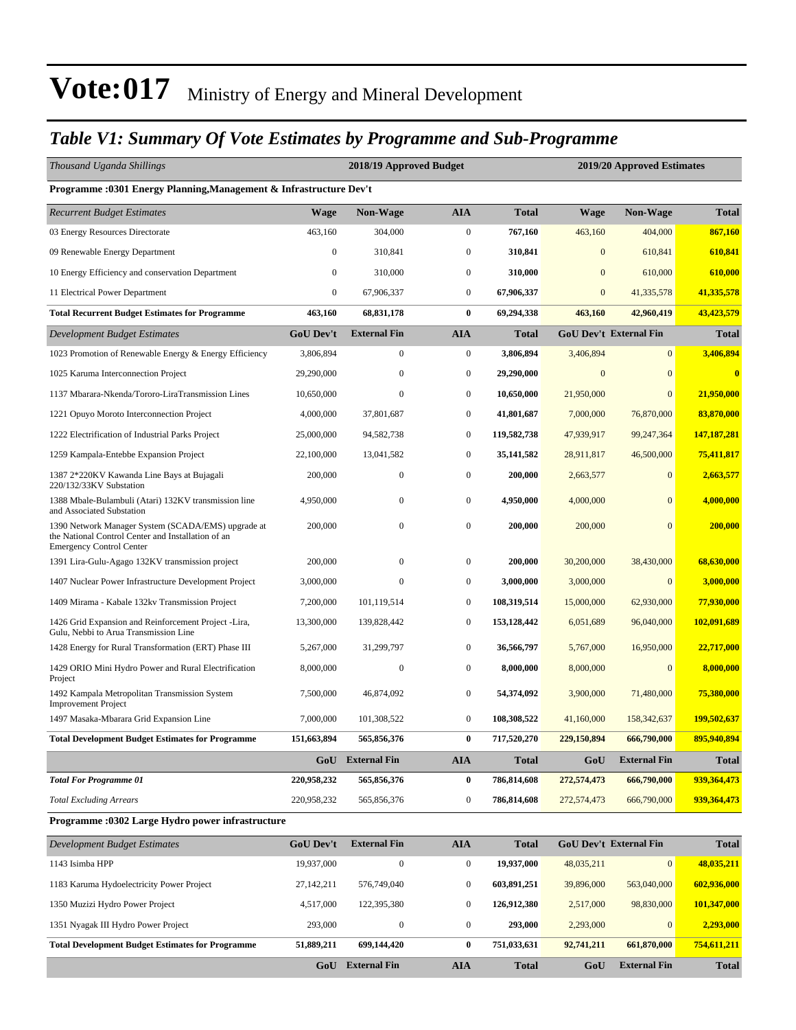# Vote:017 Ministry of Energy and Mineral Development

## *Table V1: Summary Of Vote Estimates by Programme and Sub-Programme*

| *Thousand Uganda Shillings* | 2018/19 Approved Budget | | | | 2019/20 Approved Estimates | | |
|---|---|---|---|---|---|---|---|
| **Programme :0301 Energy Planning,Management & Infrastructure Dev't** | | | | | | | |
| *Recurrent Budget Estimates* | **Wage** | **Non-Wage** | **AIA** | **Total** | **Wage** | **Non-Wage** | **Total** |
| 03 Energy Resources Directorate | 463,160 | 304,000 | 0 | **767,160** | 463,160 | 404,000 | **867,160** |
| 09 Renewable Energy Department | 0 | 310,841 | 0 | **310,841** | 0 | 610,841 | **610,841** |
| 10 Energy Efficiency and conservation Department | 0 | 310,000 | 0 | **310,000** | 0 | 610,000 | **610,000** |
| 11 Electrical Power Department | 0 | 67,906,337 | 0 | **67,906,337** | 0 | 41,335,578 | **41,335,578** |
| **Total Recurrent Budget Estimates for Programme** | **463,160** | **68,831,178** | **0** | **69,294,338** | **463,160** | **42,960,419** | **43,423,579** |
| *Development Budget Estimates* | **GoU Dev't** | **External Fin** | **AIA** | **Total** | **GoU Dev't** | **External Fin** | **Total** |
| 1023 Promotion of Renewable Energy & Energy Efficiency | 3,806,894 | 0 | 0 | **3,806,894** | 3,406,894 | 0 | **3,406,894** |
| 1025 Karuma Interconnection Project | 29,290,000 | 0 | 0 | **29,290,000** | 0 | 0 | **0** |
| 1137 Mbarara-Nkenda/Tororo-LiraTransmission Lines | 10,650,000 | 0 | 0 | **10,650,000** | 21,950,000 | 0 | **21,950,000** |
| 1221 Opuyo Moroto Interconnection Project | 4,000,000 | 37,801,687 | 0 | **41,801,687** | 7,000,000 | 76,870,000 | **83,870,000** |
| 1222 Electrification of Industrial Parks Project | 25,000,000 | 94,582,738 | 0 | **119,582,738** | 47,939,917 | 99,247,364 | **147,187,281** |
| 1259 Kampala-Entebbe Expansion Project | 22,100,000 | 13,041,582 | 0 | **35,141,582** | 28,911,817 | 46,500,000 | **75,411,817** |
| 1387 2*220KV Kawanda Line Bays at Bujagali 220/132/33KV Substation | 200,000 | 0 | 0 | **200,000** | 2,663,577 | 0 | **2,663,577** |
| 1388 Mbale-Bulambuli (Atari) 132KV transmission line and Associated Substation | 4,950,000 | 0 | 0 | **4,950,000** | 4,000,000 | 0 | **4,000,000** |
| 1390 Network Manager System (SCADA/EMS) upgrade at the National Control Center and Installation of an Emergency Control Center | 200,000 | 0 | 0 | **200,000** | 200,000 | 0 | **200,000** |
| 1391 Lira-Gulu-Agago 132KV transmission project | 200,000 | 0 | 0 | **200,000** | 30,200,000 | 38,430,000 | **68,630,000** |
| 1407 Nuclear Power Infrastructure Development Project | 3,000,000 | 0 | 0 | **3,000,000** | 3,000,000 | 0 | **3,000,000** |
| 1409 Mirama - Kabale 132kv Transmission Project | 7,200,000 | 101,119,514 | 0 | **108,319,514** | 15,000,000 | 62,930,000 | **77,930,000** |
| 1426 Grid Expansion and Reinforcement Project -Lira, Gulu, Nebbi to Arua Transmission Line | 13,300,000 | 139,828,442 | 0 | **153,128,442** | 6,051,689 | 96,040,000 | **102,091,689** |
| 1428 Energy for Rural Transformation (ERT) Phase III | 5,267,000 | 31,299,797 | 0 | **36,566,797** | 5,767,000 | 16,950,000 | **22,717,000** |
| 1429 ORIO Mini Hydro Power and Rural Electrification Project | 8,000,000 | 0 | 0 | **8,000,000** | 8,000,000 | 0 | **8,000,000** |
| 1492 Kampala Metropolitan Transmission System Improvement Project | 7,500,000 | 46,874,092 | 0 | **54,374,092** | 3,900,000 | 71,480,000 | **75,380,000** |
| 1497 Masaka-Mbarara Grid Expansion Line | 7,000,000 | 101,308,522 | 0 | **108,308,522** | 41,160,000 | 158,342,637 | **199,502,637** |
| **Total Development Budget Estimates for Programme** | **151,663,894** | **565,856,376** | **0** | **717,520,270** | **229,150,894** | **666,790,000** | **895,940,894** |
| | **GoU** | **External Fin** | **AIA** | **Total** | **GoU** | **External Fin** | **Total** |
| ***Total For Programme 01*** | **220,958,232** | **565,856,376** | **0** | **786,814,608** | **272,574,473** | **666,790,000** | **939,364,473** |
| *Total Excluding Arrears* | 220,958,232 | 565,856,376 | 0 | 786,814,608 | 272,574,473 | 666,790,000 | 939,364,473 |
| **Programme :0302 Large Hydro power infrastructure** | | | | | | | |
| *Development Budget Estimates* | **GoU Dev't** | **External Fin** | **AIA** | **Total** | **GoU Dev't** | **External Fin** | **Total** |
| 1143 Isimba HPP | 19,937,000 | 0 | 0 | **19,937,000** | 48,035,211 | 0 | **48,035,211** |
| 1183 Karuma Hydoelectricity Power Project | 27,142,211 | 576,749,040 | 0 | **603,891,251** | 39,896,000 | 563,040,000 | **602,936,000** |
| 1350 Muzizi Hydro Power Project | 4,517,000 | 122,395,380 | 0 | **126,912,380** | 2,517,000 | 98,830,000 | **101,347,000** |
| 1351 Nyagak III Hydro Power Project | 293,000 | 0 | 0 | **293,000** | 2,293,000 | 0 | **2,293,000** |
| **Total Development Budget Estimates for Programme** | **51,889,211** | **699,144,420** | **0** | **751,033,631** | **92,741,211** | **661,870,000** | **754,611,211** |
| | **GoU** | **External Fin** | **AIA** | **Total** | **GoU** | **External Fin** | **Total** |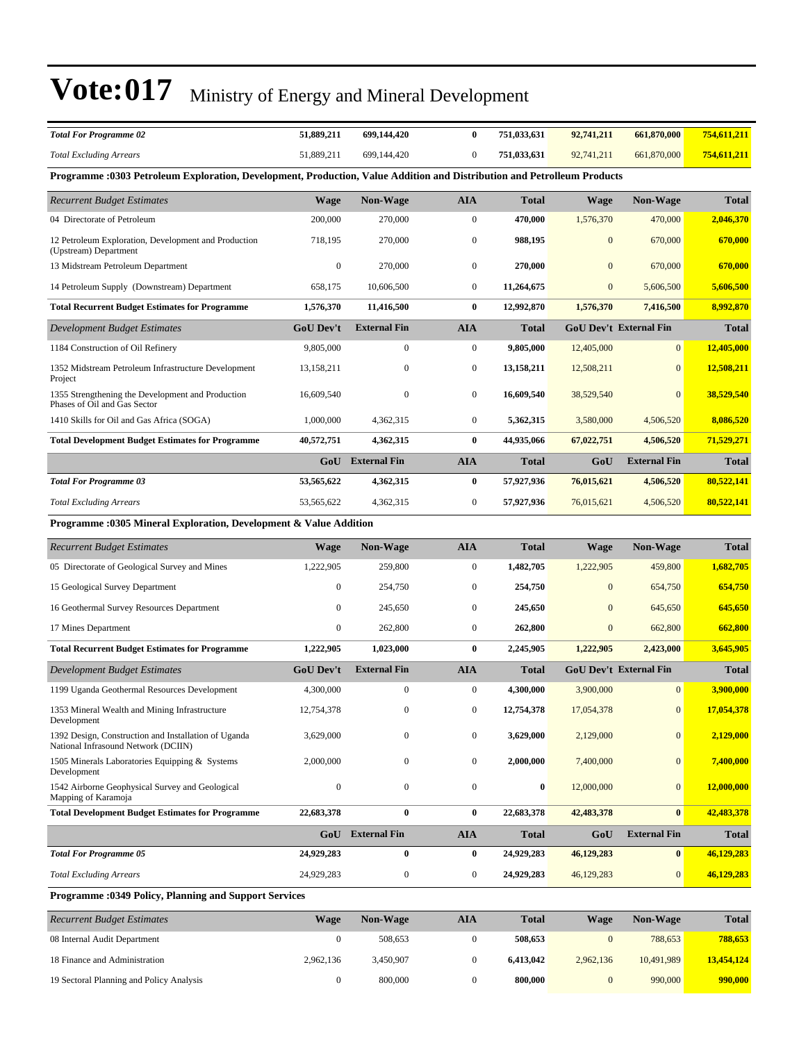# Vote:017 Ministry of Energy and Mineral Development

| | | | | | | | |
|---|---|---|---|---|---|---|---|
| ***Total For Programme 02*** | **51,889,211** | **699,144,420** | **0** | **751,033,631** | **92,741,211** | **661,870,000** | **754,611,211** |
| *Total Excluding Arrears* | 51,889,211 | 699,144,420 | 0 | **751,033,631** | 92,741,211 | 661,870,000 | **754,611,211** |

**Programme :0303 Petroleum Exploration, Development, Production, Value Addition and Distribution and Petrolleum Products**

| *Recurrent Budget Estimates* | Wage | Non-Wage | AIA | Total | Wage | Non-Wage | Total |
|---|---|---|---|---|---|---|---|
| 04 Directorate of Petroleum | 200,000 | 270,000 | 0 | **470,000** | 1,576,370 | 470,000 | **2,046,370** |
| 12 Petroleum Exploration, Development and Production (Upstream) Department | 718,195 | 270,000 | 0 | **988,195** | 0 | 670,000 | **670,000** |
| 13 Midstream Petroleum Department | 0 | 270,000 | 0 | **270,000** | 0 | 670,000 | **670,000** |
| 14 Petroleum Supply (Downstream) Department | 658,175 | 10,606,500 | 0 | **11,264,675** | 0 | 5,606,500 | **5,606,500** |
| **Total Recurrent Budget Estimates for Programme** | **1,576,370** | **11,416,500** | **0** | **12,992,870** | **1,576,370** | **7,416,500** | **8,992,870** |
| *Development Budget Estimates* | **GoU Dev't** | **External Fin** | **AIA** | **Total** | **GoU Dev't** | **External Fin** | **Total** |
| 1184 Construction of Oil Refinery | 9,805,000 | 0 | 0 | **9,805,000** | 12,405,000 | 0 | **12,405,000** |
| 1352 Midstream Petroleum Infrastructure Development Project | 13,158,211 | 0 | 0 | **13,158,211** | 12,508,211 | 0 | **12,508,211** |
| 1355 Strengthening the Development and Production Phases of Oil and Gas Sector | 16,609,540 | 0 | 0 | **16,609,540** | 38,529,540 | 0 | **38,529,540** |
| 1410 Skills for Oil and Gas Africa (SOGA) | 1,000,000 | 4,362,315 | 0 | **5,362,315** | 3,580,000 | 4,506,520 | **8,086,520** |
| **Total Development Budget Estimates for Programme** | **40,572,751** | **4,362,315** | **0** | **44,935,066** | **67,022,751** | **4,506,520** | **71,529,271** |
| | **GoU** | **External Fin** | **AIA** | **Total** | **GoU** | **External Fin** | **Total** |
| ***Total For Programme 03*** | **53,565,622** | **4,362,315** | **0** | **57,927,936** | **76,015,621** | **4,506,520** | **80,522,141** |
| *Total Excluding Arrears* | 53,565,622 | 4,362,315 | 0 | **57,927,936** | 76,015,621 | 4,506,520 | **80,522,141** |

**Programme :0305 Mineral Exploration, Development & Value Addition**

| *Recurrent Budget Estimates* | Wage | Non-Wage | AIA | Total | Wage | Non-Wage | Total |
|---|---|---|---|---|---|---|---|
| 05 Directorate of Geological Survey and Mines | 1,222,905 | 259,800 | 0 | **1,482,705** | 1,222,905 | 459,800 | **1,682,705** |
| 15 Geological Survey Department | 0 | 254,750 | 0 | **254,750** | 0 | 654,750 | **654,750** |
| 16 Geothermal Survey Resources Department | 0 | 245,650 | 0 | **245,650** | 0 | 645,650 | **645,650** |
| 17 Mines Department | 0 | 262,800 | 0 | **262,800** | 0 | 662,800 | **662,800** |
| **Total Recurrent Budget Estimates for Programme** | **1,222,905** | **1,023,000** | **0** | **2,245,905** | **1,222,905** | **2,423,000** | **3,645,905** |
| *Development Budget Estimates* | **GoU Dev't** | **External Fin** | **AIA** | **Total** | **GoU Dev't** | **External Fin** | **Total** |
| 1199 Uganda Geothermal Resources Development | 4,300,000 | 0 | 0 | **4,300,000** | 3,900,000 | 0 | **3,900,000** |
| 1353 Mineral Wealth and Mining Infrastructure Development | 12,754,378 | 0 | 0 | **12,754,378** | 17,054,378 | 0 | **17,054,378** |
| 1392 Design, Construction and Installation of Uganda National Infrasound Network (DCIIN) | 3,629,000 | 0 | 0 | **3,629,000** | 2,129,000 | 0 | **2,129,000** |
| 1505 Minerals Laboratories Equipping & Systems Development | 2,000,000 | 0 | 0 | **2,000,000** | 7,400,000 | 0 | **7,400,000** |
| 1542 Airborne Geophysical Survey and Geological Mapping of Karamoja | 0 | 0 | 0 | **0** | 12,000,000 | 0 | **12,000,000** |
| **Total Development Budget Estimates for Programme** | **22,683,378** | **0** | **0** | **22,683,378** | **42,483,378** | **0** | **42,483,378** |
| | **GoU** | **External Fin** | **AIA** | **Total** | **GoU** | **External Fin** | **Total** |
| ***Total For Programme 05*** | **24,929,283** | **0** | **0** | **24,929,283** | **46,129,283** | **0** | **46,129,283** |
| *Total Excluding Arrears* | 24,929,283 | 0 | 0 | **24,929,283** | 46,129,283 | 0 | **46,129,283** |

**Programme :0349 Policy, Planning and Support Services**

| *Recurrent Budget Estimates* | Wage | Non-Wage | AIA | Total | Wage | Non-Wage | Total |
|---|---|---|---|---|---|---|---|
| 08 Internal Audit Department | 0 | 508,653 | 0 | **508,653** | 0 | 788,653 | **788,653** |
| 18 Finance and Administration | 2,962,136 | 3,450,907 | 0 | **6,413,042** | 2,962,136 | 10,491,989 | **13,454,124** |
| 19 Sectoral Planning and Policy Analysis | 0 | 800,000 | 0 | **800,000** | 0 | 990,000 | **990,000** |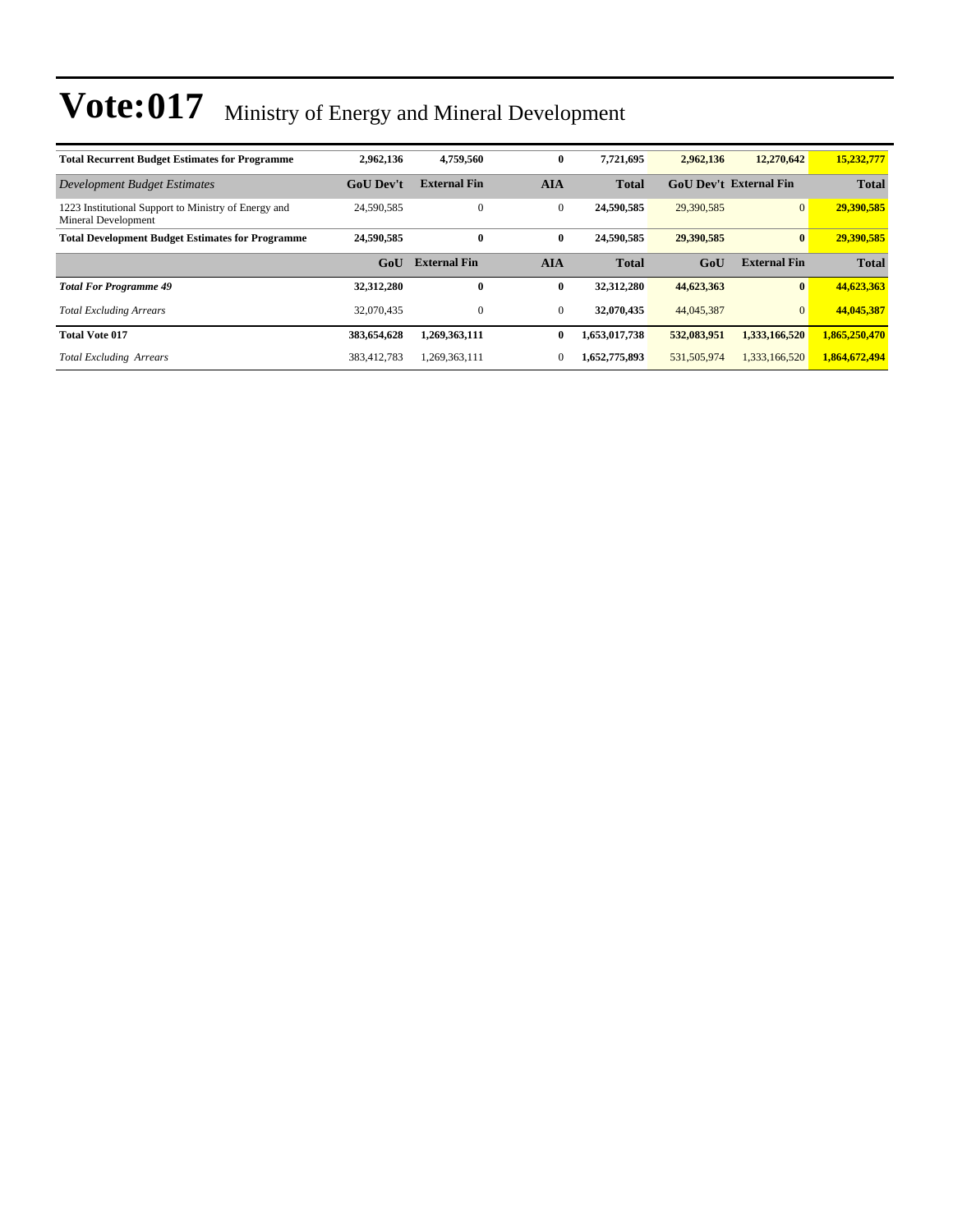# Vote:017 Ministry of Energy and Mineral Development

| | | | | | | | |
|---|---|---|---|---|---|---|---|
| **Total Recurrent Budget Estimates for Programme** | **2,962,136** | **4,759,560** | **0** | **7,721,695** | **2,962,136** | **12,270,642** | **15,232,777** |
| *Development Budget Estimates* | **GoU Dev't** | **External Fin** | **AIA** | **Total** | **GoU Dev't** | **External Fin** | **Total** |
| 1223 Institutional Support to Ministry of Energy and Mineral Development | 24,590,585 | 0 | 0 | **24,590,585** | 29,390,585 | 0 | **29,390,585** |
| **Total Development Budget Estimates for Programme** | **24,590,585** | **0** | **0** | **24,590,585** | **29,390,585** | **0** | **29,390,585** |
| | **GoU** | **External Fin** | **AIA** | **Total** | **GoU** | **External Fin** | **Total** |
| ***Total For Programme 49*** | **32,312,280** | **0** | **0** | **32,312,280** | **44,623,363** | **0** | **44,623,363** |
| *Total Excluding Arrears* | 32,070,435 | 0 | 0 | **32,070,435** | 44,045,387 | 0 | **44,045,387** |
| **Total Vote 017** | **383,654,628** | **1,269,363,111** | **0** | **1,653,017,738** | **532,083,951** | **1,333,166,520** | **1,865,250,470** |
| *Total Excluding Arrears* | 383,412,783 | 1,269,363,111 | 0 | **1,652,775,893** | 531,505,974 | 1,333,166,520 | **1,864,672,494** |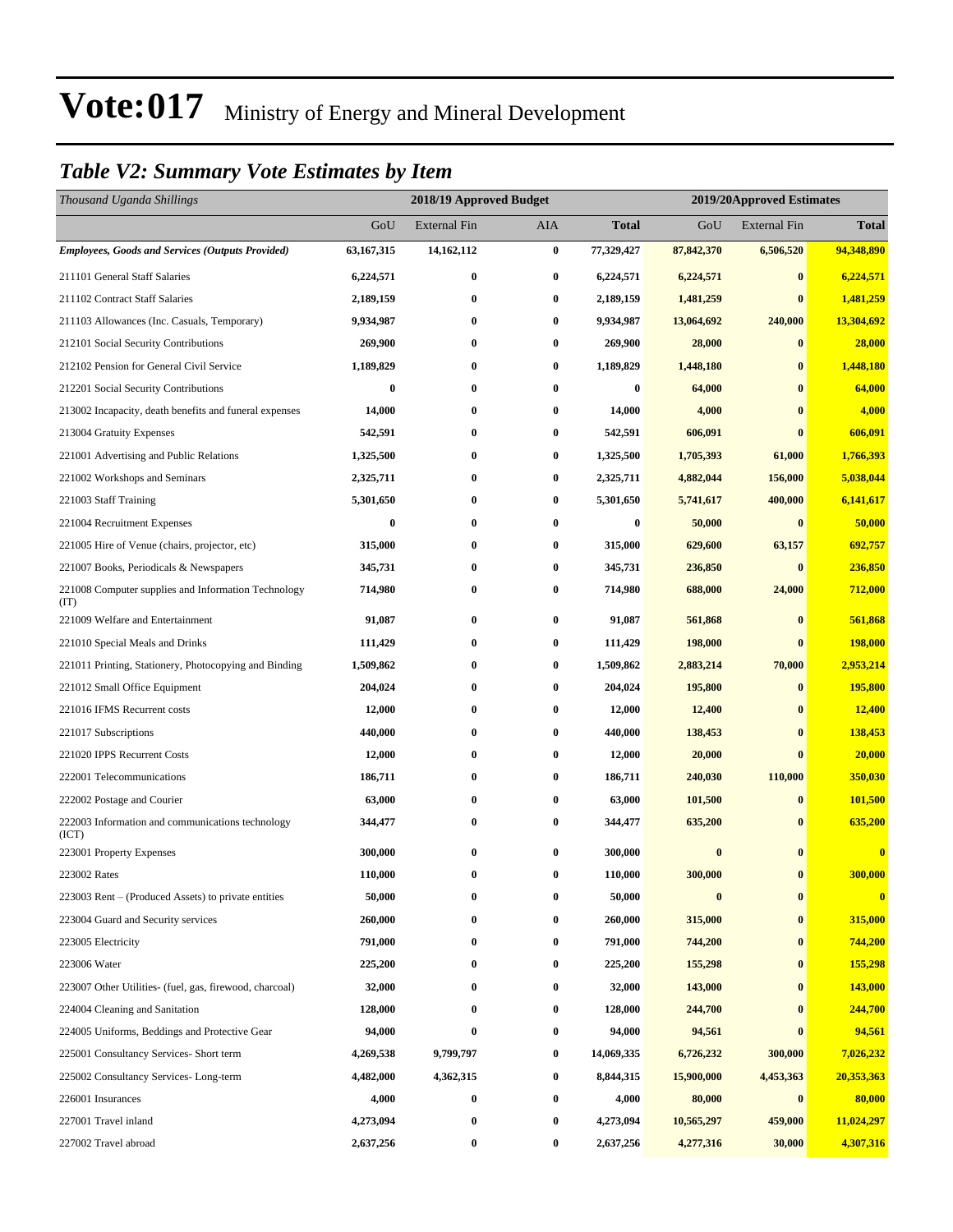# Vote:017 Ministry of Energy and Mineral Development

## *Table V2: Summary Vote Estimates by Item*

| *Thousand Uganda Shillings* | 2018/19 Approved Budget | | | | 2019/20Approved Estimates | | |
|---|---|---|---|---|---|---|---|
| | GoU | External Fin | AIA | **Total** | GoU | External Fin | **Total** |
| ***Employees, Goods and Services (Outputs Provided)*** | **63,167,315** | **14,162,112** | **0** | **77,329,427** | **87,842,370** | **6,506,520** | **94,348,890** |
| 211101 General Staff Salaries | **6,224,571** | **0** | **0** | **6,224,571** | **6,224,571** | **0** | **6,224,571** |
| 211102 Contract Staff Salaries | **2,189,159** | **0** | **0** | **2,189,159** | **1,481,259** | **0** | **1,481,259** |
| 211103 Allowances (Inc. Casuals, Temporary) | **9,934,987** | **0** | **0** | **9,934,987** | **13,064,692** | **240,000** | **13,304,692** |
| 212101 Social Security Contributions | **269,900** | **0** | **0** | **269,900** | **28,000** | **0** | **28,000** |
| 212102 Pension for General Civil Service | **1,189,829** | **0** | **0** | **1,189,829** | **1,448,180** | **0** | **1,448,180** |
| 212201 Social Security Contributions | **0** | **0** | **0** | **0** | **64,000** | **0** | **64,000** |
| 213002 Incapacity, death benefits and funeral expenses | **14,000** | **0** | **0** | **14,000** | **4,000** | **0** | **4,000** |
| 213004 Gratuity Expenses | **542,591** | **0** | **0** | **542,591** | **606,091** | **0** | **606,091** |
| 221001 Advertising and Public Relations | **1,325,500** | **0** | **0** | **1,325,500** | **1,705,393** | **61,000** | **1,766,393** |
| 221002 Workshops and Seminars | **2,325,711** | **0** | **0** | **2,325,711** | **4,882,044** | **156,000** | **5,038,044** |
| 221003 Staff Training | **5,301,650** | **0** | **0** | **5,301,650** | **5,741,617** | **400,000** | **6,141,617** |
| 221004 Recruitment Expenses | **0** | **0** | **0** | **0** | **50,000** | **0** | **50,000** |
| 221005 Hire of Venue (chairs, projector, etc) | **315,000** | **0** | **0** | **315,000** | **629,600** | **63,157** | **692,757** |
| 221007 Books, Periodicals & Newspapers | **345,731** | **0** | **0** | **345,731** | **236,850** | **0** | **236,850** |
| 221008 Computer supplies and Information Technology (IT) | **714,980** | **0** | **0** | **714,980** | **688,000** | **24,000** | **712,000** |
| 221009 Welfare and Entertainment | **91,087** | **0** | **0** | **91,087** | **561,868** | **0** | **561,868** |
| 221010 Special Meals and Drinks | **111,429** | **0** | **0** | **111,429** | **198,000** | **0** | **198,000** |
| 221011 Printing, Stationery, Photocopying and Binding | **1,509,862** | **0** | **0** | **1,509,862** | **2,883,214** | **70,000** | **2,953,214** |
| 221012 Small Office Equipment | **204,024** | **0** | **0** | **204,024** | **195,800** | **0** | **195,800** |
| 221016 IFMS Recurrent costs | **12,000** | **0** | **0** | **12,000** | **12,400** | **0** | **12,400** |
| 221017 Subscriptions | **440,000** | **0** | **0** | **440,000** | **138,453** | **0** | **138,453** |
| 221020 IPPS Recurrent Costs | **12,000** | **0** | **0** | **12,000** | **20,000** | **0** | **20,000** |
| 222001 Telecommunications | **186,711** | **0** | **0** | **186,711** | **240,030** | **110,000** | **350,030** |
| 222002 Postage and Courier | **63,000** | **0** | **0** | **63,000** | **101,500** | **0** | **101,500** |
| 222003 Information and communications technology (ICT) | **344,477** | **0** | **0** | **344,477** | **635,200** | **0** | **635,200** |
| 223001 Property Expenses | **300,000** | **0** | **0** | **300,000** | **0** | **0** | **0** |
| 223002 Rates | **110,000** | **0** | **0** | **110,000** | **300,000** | **0** | **300,000** |
| 223003 Rent – (Produced Assets) to private entities | **50,000** | **0** | **0** | **50,000** | **0** | **0** | **0** |
| 223004 Guard and Security services | **260,000** | **0** | **0** | **260,000** | **315,000** | **0** | **315,000** |
| 223005 Electricity | **791,000** | **0** | **0** | **791,000** | **744,200** | **0** | **744,200** |
| 223006 Water | **225,200** | **0** | **0** | **225,200** | **155,298** | **0** | **155,298** |
| 223007 Other Utilities- (fuel, gas, firewood, charcoal) | **32,000** | **0** | **0** | **32,000** | **143,000** | **0** | **143,000** |
| 224004 Cleaning and Sanitation | **128,000** | **0** | **0** | **128,000** | **244,700** | **0** | **244,700** |
| 224005 Uniforms, Beddings and Protective Gear | **94,000** | **0** | **0** | **94,000** | **94,561** | **0** | **94,561** |
| 225001 Consultancy Services- Short term | **4,269,538** | **9,799,797** | **0** | **14,069,335** | **6,726,232** | **300,000** | **7,026,232** |
| 225002 Consultancy Services- Long-term | **4,482,000** | **4,362,315** | **0** | **8,844,315** | **15,900,000** | **4,453,363** | **20,353,363** |
| 226001 Insurances | **4,000** | **0** | **0** | **4,000** | **80,000** | **0** | **80,000** |
| 227001 Travel inland | **4,273,094** | **0** | **0** | **4,273,094** | **10,565,297** | **459,000** | **11,024,297** |
| 227002 Travel abroad | **2,637,256** | **0** | **0** | **2,637,256** | **4,277,316** | **30,000** | **4,307,316** |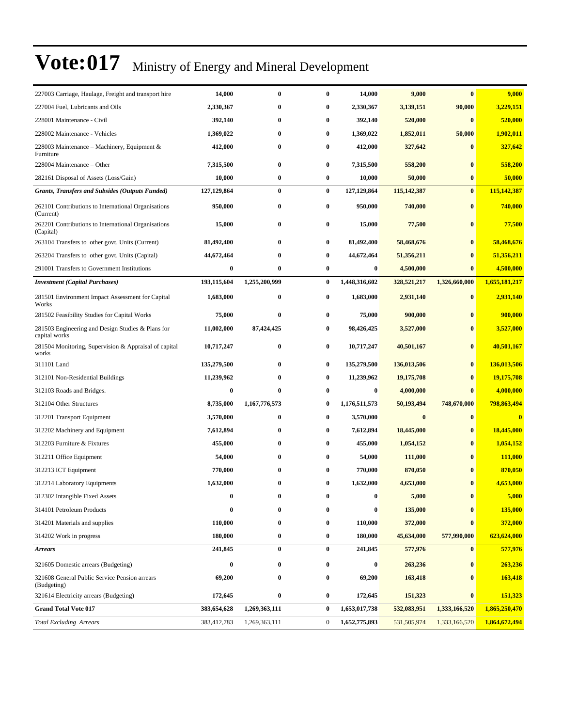# Vote:017 Ministry of Energy and Mineral Development

| | | | | | | | |
|---|---|---|---|---|---|---|---|
| 227003 Carriage, Haulage, Freight and transport hire | **14,000** | **0** | **0** | **14,000** | **9,000** | **0** | **9,000** |
| 227004 Fuel, Lubricants and Oils | **2,330,367** | **0** | **0** | **2,330,367** | **3,139,151** | **90,000** | **3,229,151** |
| 228001 Maintenance - Civil | **392,140** | **0** | **0** | **392,140** | **520,000** | **0** | **520,000** |
| 228002 Maintenance - Vehicles | **1,369,022** | **0** | **0** | **1,369,022** | **1,852,011** | **50,000** | **1,902,011** |
| 228003 Maintenance – Machinery, Equipment & Furniture | **412,000** | **0** | **0** | **412,000** | **327,642** | **0** | **327,642** |
| 228004 Maintenance – Other | **7,315,500** | **0** | **0** | **7,315,500** | **558,200** | **0** | **558,200** |
| 282161 Disposal of Assets (Loss/Gain) | **10,000** | **0** | **0** | **10,000** | **50,000** | **0** | **50,000** |
| ***Grants, Transfers and Subsides (Outputs Funded)*** | **127,129,864** | **0** | **0** | **127,129,864** | **115,142,387** | **0** | **115,142,387** |
| 262101 Contributions to International Organisations (Current) | **950,000** | **0** | **0** | **950,000** | **740,000** | **0** | **740,000** |
| 262201 Contributions to International Organisations (Capital) | **15,000** | **0** | **0** | **15,000** | **77,500** | **0** | **77,500** |
| 263104 Transfers to other govt. Units (Current) | **81,492,400** | **0** | **0** | **81,492,400** | **58,468,676** | **0** | **58,468,676** |
| 263204 Transfers to other govt. Units (Capital) | **44,672,464** | **0** | **0** | **44,672,464** | **51,356,211** | **0** | **51,356,211** |
| 291001 Transfers to Government Institutions | **0** | **0** | **0** | **0** | **4,500,000** | **0** | **4,500,000** |
| ***Investment (Capital Purchases)*** | **193,115,604** | **1,255,200,999** | **0** | **1,448,316,602** | **328,521,217** | **1,326,660,000** | **1,655,181,217** |
| 281501 Environment Impact Assessment for Capital Works | **1,683,000** | **0** | **0** | **1,683,000** | **2,931,140** | **0** | **2,931,140** |
| 281502 Feasibility Studies for Capital Works | **75,000** | **0** | **0** | **75,000** | **900,000** | **0** | **900,000** |
| 281503 Engineering and Design Studies & Plans for capital works | **11,002,000** | **87,424,425** | **0** | **98,426,425** | **3,527,000** | **0** | **3,527,000** |
| 281504 Monitoring, Supervision & Appraisal of capital works | **10,717,247** | **0** | **0** | **10,717,247** | **40,501,167** | **0** | **40,501,167** |
| 311101 Land | **135,279,500** | **0** | **0** | **135,279,500** | **136,013,506** | **0** | **136,013,506** |
| 312101 Non-Residential Buildings | **11,239,962** | **0** | **0** | **11,239,962** | **19,175,708** | **0** | **19,175,708** |
| 312103 Roads and Bridges. | **0** | **0** | **0** | **0** | **4,000,000** | **0** | **4,000,000** |
| 312104 Other Structures | **8,735,000** | **1,167,776,573** | **0** | **1,176,511,573** | **50,193,494** | **748,670,000** | **798,863,494** |
| 312201 Transport Equipment | **3,570,000** | **0** | **0** | **3,570,000** | **0** | **0** | **0** |
| 312202 Machinery and Equipment | **7,612,894** | **0** | **0** | **7,612,894** | **18,445,000** | **0** | **18,445,000** |
| 312203 Furniture & Fixtures | **455,000** | **0** | **0** | **455,000** | **1,054,152** | **0** | **1,054,152** |
| 312211 Office Equipment | **54,000** | **0** | **0** | **54,000** | **111,000** | **0** | **111,000** |
| 312213 ICT Equipment | **770,000** | **0** | **0** | **770,000** | **870,050** | **0** | **870,050** |
| 312214 Laboratory Equipments | **1,632,000** | **0** | **0** | **1,632,000** | **4,653,000** | **0** | **4,653,000** |
| 312302 Intangible Fixed Assets | **0** | **0** | **0** | **0** | **5,000** | **0** | **5,000** |
| 314101 Petroleum Products | **0** | **0** | **0** | **0** | **135,000** | **0** | **135,000** |
| 314201 Materials and supplies | **110,000** | **0** | **0** | **110,000** | **372,000** | **0** | **372,000** |
| 314202 Work in progress | **180,000** | **0** | **0** | **180,000** | **45,634,000** | **577,990,000** | **623,624,000** |
| ***Arrears*** | **241,845** | **0** | **0** | **241,845** | **577,976** | **0** | **577,976** |
| 321605 Domestic arrears (Budgeting) | **0** | **0** | **0** | **0** | **263,236** | **0** | **263,236** |
| 321608 General Public Service Pension arrears (Budgeting) | **69,200** | **0** | **0** | **69,200** | **163,418** | **0** | **163,418** |
| 321614 Electricity arrears (Budgeting) | **172,645** | **0** | **0** | **172,645** | **151,323** | **0** | **151,323** |
| **Grand Total Vote 017** | **383,654,628** | **1,269,363,111** | **0** | **1,653,017,738** | **532,083,951** | **1,333,166,520** | **1,865,250,470** |
| *Total Excluding Arrears* | 383,412,783 | 1,269,363,111 | 0 | **1,652,775,893** | 531,505,974 | 1,333,166,520 | **1,864,672,494** |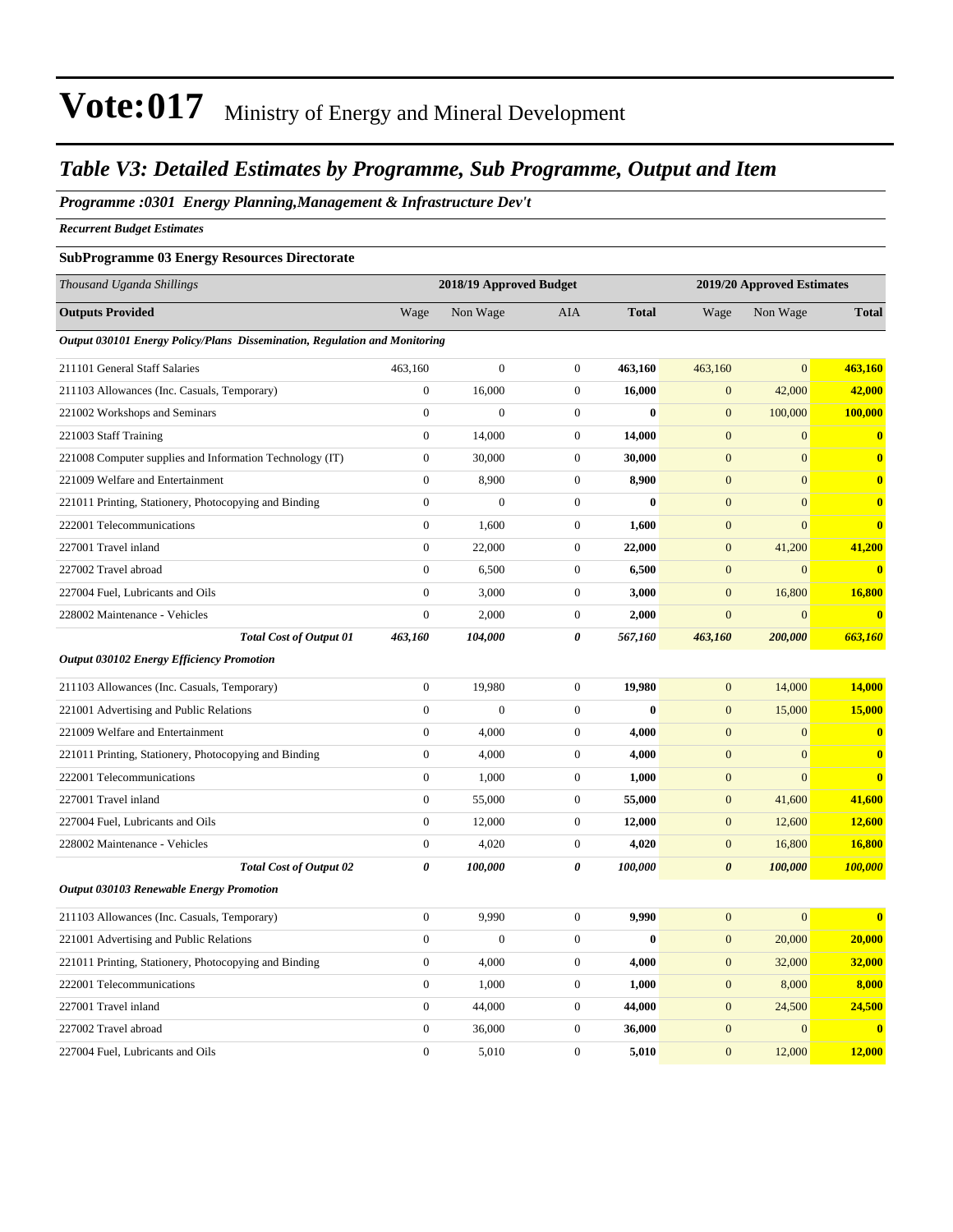# Vote:017 Ministry of Energy and Mineral Development

## *Table V3: Detailed Estimates by Programme, Sub Programme, Output and Item*

***Programme :0301 Energy Planning,Management & Infrastructure Dev't***

***Recurrent Budget Estimates***

**SubProgramme 03 Energy Resources Directorate**

| *Thousand Uganda Shillings* | 2018/19 Approved Budget | | | | 2019/20 Approved Estimates | | |
|---|---|---|---|---|---|---|---|
| **Outputs Provided** | Wage | Non Wage | AIA | **Total** | Wage | Non Wage | **Total** |
| ***Output 030101 Energy Policy/Plans Dissemination, Regulation and Monitoring*** | | | | | | | |
| 211101 General Staff Salaries | 463,160 | 0 | 0 | **463,160** | 463,160 | 0 | **463,160** |
| 211103 Allowances (Inc. Casuals, Temporary) | 0 | 16,000 | 0 | **16,000** | 0 | 42,000 | **42,000** |
| 221002 Workshops and Seminars | 0 | 0 | 0 | **0** | 0 | 100,000 | **100,000** |
| 221003 Staff Training | 0 | 14,000 | 0 | **14,000** | 0 | 0 | **0** |
| 221008 Computer supplies and Information Technology (IT) | 0 | 30,000 | 0 | **30,000** | 0 | 0 | **0** |
| 221009 Welfare and Entertainment | 0 | 8,900 | 0 | **8,900** | 0 | 0 | **0** |
| 221011 Printing, Stationery, Photocopying and Binding | 0 | 0 | 0 | **0** | 0 | 0 | **0** |
| 222001 Telecommunications | 0 | 1,600 | 0 | **1,600** | 0 | 0 | **0** |
| 227001 Travel inland | 0 | 22,000 | 0 | **22,000** | 0 | 41,200 | **41,200** |
| 227002 Travel abroad | 0 | 6,500 | 0 | **6,500** | 0 | 0 | **0** |
| 227004 Fuel, Lubricants and Oils | 0 | 3,000 | 0 | **3,000** | 0 | 16,800 | **16,800** |
| 228002 Maintenance - Vehicles | 0 | 2,000 | 0 | **2,000** | 0 | 0 | **0** |
| ***Total Cost of Output 01*** | ***463,160*** | ***104,000*** | ***0*** | ***567,160*** | ***463,160*** | ***200,000*** | ***663,160*** |
| ***Output 030102 Energy Efficiency Promotion*** | | | | | | | |
| 211103 Allowances (Inc. Casuals, Temporary) | 0 | 19,980 | 0 | **19,980** | 0 | 14,000 | **14,000** |
| 221001 Advertising and Public Relations | 0 | 0 | 0 | **0** | 0 | 15,000 | **15,000** |
| 221009 Welfare and Entertainment | 0 | 4,000 | 0 | **4,000** | 0 | 0 | **0** |
| 221011 Printing, Stationery, Photocopying and Binding | 0 | 4,000 | 0 | **4,000** | 0 | 0 | **0** |
| 222001 Telecommunications | 0 | 1,000 | 0 | **1,000** | 0 | 0 | **0** |
| 227001 Travel inland | 0 | 55,000 | 0 | **55,000** | 0 | 41,600 | **41,600** |
| 227004 Fuel, Lubricants and Oils | 0 | 12,000 | 0 | **12,000** | 0 | 12,600 | **12,600** |
| 228002 Maintenance - Vehicles | 0 | 4,020 | 0 | **4,020** | 0 | 16,800 | **16,800** |
| ***Total Cost of Output 02*** | ***0*** | ***100,000*** | ***0*** | ***100,000*** | ***0*** | ***100,000*** | ***100,000*** |
| ***Output 030103 Renewable Energy Promotion*** | | | | | | | |
| 211103 Allowances (Inc. Casuals, Temporary) | 0 | 9,990 | 0 | **9,990** | 0 | 0 | **0** |
| 221001 Advertising and Public Relations | 0 | 0 | 0 | **0** | 0 | 20,000 | **20,000** |
| 221011 Printing, Stationery, Photocopying and Binding | 0 | 4,000 | 0 | **4,000** | 0 | 32,000 | **32,000** |
| 222001 Telecommunications | 0 | 1,000 | 0 | **1,000** | 0 | 8,000 | **8,000** |
| 227001 Travel inland | 0 | 44,000 | 0 | **44,000** | 0 | 24,500 | **24,500** |
| 227002 Travel abroad | 0 | 36,000 | 0 | **36,000** | 0 | 0 | **0** |
| 227004 Fuel, Lubricants and Oils | 0 | 5,010 | 0 | **5,010** | 0 | 12,000 | **12,000** |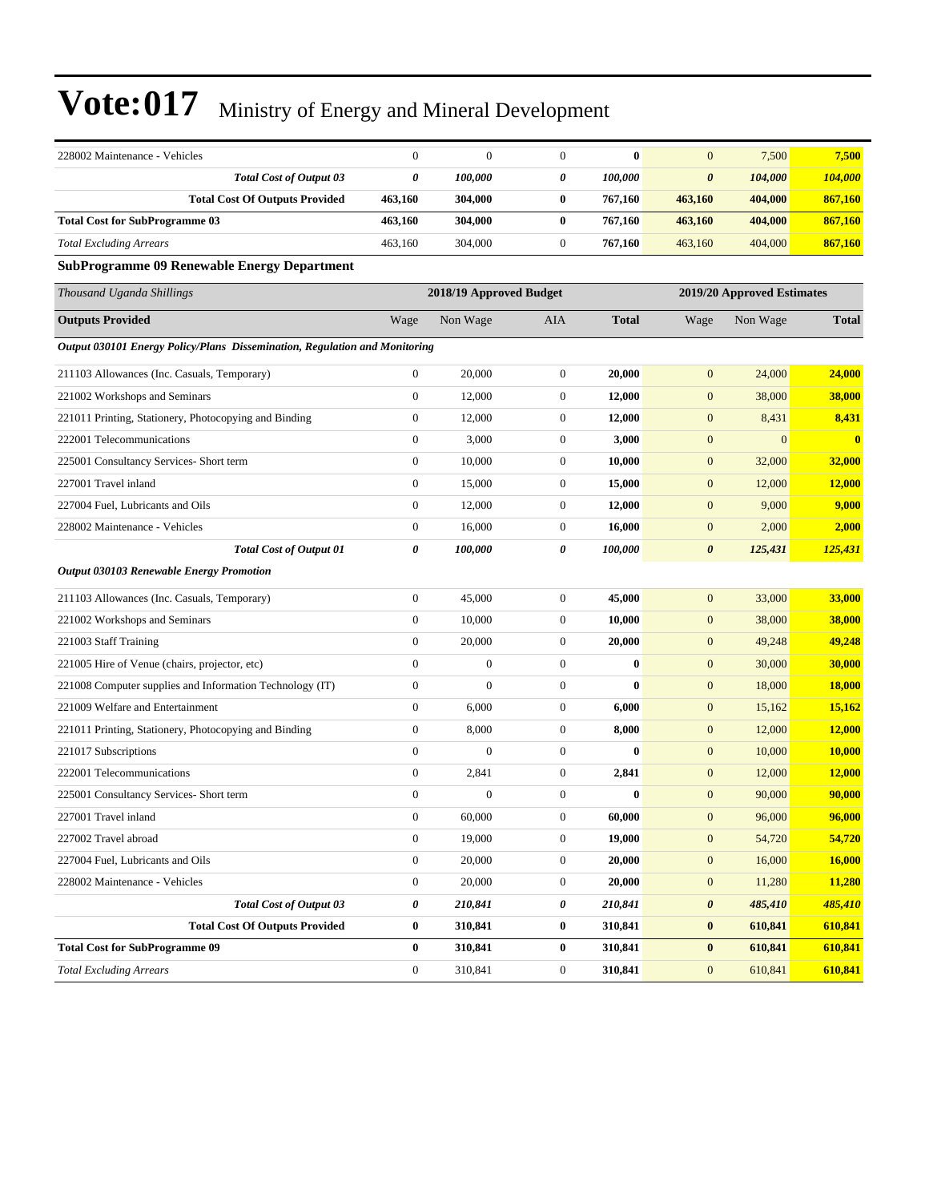# Vote:017 Ministry of Energy and Mineral Development

| | | | | | | | |
|---|---|---|---|---|---|---|---|
| 228002 Maintenance - Vehicles | 0 | 0 | 0 | **0** | 0 | 7,500 | **7,500** |
| ***Total Cost of Output 03*** | ***0*** | ***100,000*** | ***0*** | ***100,000*** | ***0*** | ***104,000*** | ***104,000*** |
| **Total Cost Of Outputs Provided** | **463,160** | **304,000** | **0** | **767,160** | **463,160** | **404,000** | **867,160** |
| **Total Cost for SubProgramme 03** | **463,160** | **304,000** | **0** | **767,160** | **463,160** | **404,000** | **867,160** |
| *Total Excluding Arrears* | 463,160 | 304,000 | 0 | **767,160** | 463,160 | 404,000 | **867,160** |

### SubProgramme 09 Renewable Energy Department

| *Thousand Uganda Shillings* | 2018/19 Approved Budget | | | | 2019/20 Approved Estimates | | |
|---|---|---|---|---|---|---|---|
| **Outputs Provided** | Wage | Non Wage | AIA | **Total** | Wage | Non Wage | **Total** |
| ***Output 030101 Energy Policy/Plans Dissemination, Regulation and Monitoring*** | | | | | | | |
| 211103 Allowances (Inc. Casuals, Temporary) | 0 | 20,000 | 0 | **20,000** | 0 | 24,000 | **24,000** |
| 221002 Workshops and Seminars | 0 | 12,000 | 0 | **12,000** | 0 | 38,000 | **38,000** |
| 221011 Printing, Stationery, Photocopying and Binding | 0 | 12,000 | 0 | **12,000** | 0 | 8,431 | **8,431** |
| 222001 Telecommunications | 0 | 3,000 | 0 | **3,000** | 0 | 0 | **0** |
| 225001 Consultancy Services- Short term | 0 | 10,000 | 0 | **10,000** | 0 | 32,000 | **32,000** |
| 227001 Travel inland | 0 | 15,000 | 0 | **15,000** | 0 | 12,000 | **12,000** |
| 227004 Fuel, Lubricants and Oils | 0 | 12,000 | 0 | **12,000** | 0 | 9,000 | **9,000** |
| 228002 Maintenance - Vehicles | 0 | 16,000 | 0 | **16,000** | 0 | 2,000 | **2,000** |
| ***Total Cost of Output 01*** | ***0*** | ***100,000*** | ***0*** | ***100,000*** | ***0*** | ***125,431*** | ***125,431*** |
| ***Output 030103 Renewable Energy Promotion*** | | | | | | | |
| 211103 Allowances (Inc. Casuals, Temporary) | 0 | 45,000 | 0 | **45,000** | 0 | 33,000 | **33,000** |
| 221002 Workshops and Seminars | 0 | 10,000 | 0 | **10,000** | 0 | 38,000 | **38,000** |
| 221003 Staff Training | 0 | 20,000 | 0 | **20,000** | 0 | 49,248 | **49,248** |
| 221005 Hire of Venue (chairs, projector, etc) | 0 | 0 | 0 | **0** | 0 | 30,000 | **30,000** |
| 221008 Computer supplies and Information Technology (IT) | 0 | 0 | 0 | **0** | 0 | 18,000 | **18,000** |
| 221009 Welfare and Entertainment | 0 | 6,000 | 0 | **6,000** | 0 | 15,162 | **15,162** |
| 221011 Printing, Stationery, Photocopying and Binding | 0 | 8,000 | 0 | **8,000** | 0 | 12,000 | **12,000** |
| 221017 Subscriptions | 0 | 0 | 0 | **0** | 0 | 10,000 | **10,000** |
| 222001 Telecommunications | 0 | 2,841 | 0 | **2,841** | 0 | 12,000 | **12,000** |
| 225001 Consultancy Services- Short term | 0 | 0 | 0 | **0** | 0 | 90,000 | **90,000** |
| 227001 Travel inland | 0 | 60,000 | 0 | **60,000** | 0 | 96,000 | **96,000** |
| 227002 Travel abroad | 0 | 19,000 | 0 | **19,000** | 0 | 54,720 | **54,720** |
| 227004 Fuel, Lubricants and Oils | 0 | 20,000 | 0 | **20,000** | 0 | 16,000 | **16,000** |
| 228002 Maintenance - Vehicles | 0 | 20,000 | 0 | **20,000** | 0 | 11,280 | **11,280** |
| ***Total Cost of Output 03*** | ***0*** | ***210,841*** | ***0*** | ***210,841*** | ***0*** | ***485,410*** | ***485,410*** |
| **Total Cost Of Outputs Provided** | **0** | **310,841** | **0** | **310,841** | **0** | **610,841** | **610,841** |
| **Total Cost for SubProgramme 09** | **0** | **310,841** | **0** | **310,841** | **0** | **610,841** | **610,841** |
| *Total Excluding Arrears* | 0 | 310,841 | 0 | **310,841** | 0 | 610,841 | **610,841** |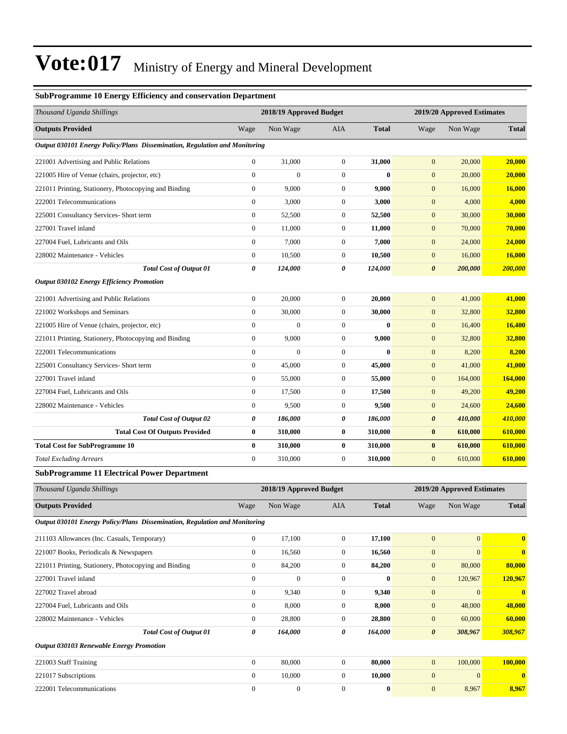# Vote:017 Ministry of Energy and Mineral Development

### SubProgramme 10 Energy Efficiency and conservation Department

| *Thousand Uganda Shillings* | 2018/19 Approved Budget | | | | 2019/20 Approved Estimates | | |
|---|---|---|---|---|---|---|---|
| **Outputs Provided** | Wage | Non Wage | AIA | **Total** | Wage | Non Wage | **Total** |
| ***Output 030101 Energy Policy/Plans Dissemination, Regulation and Monitoring*** | | | | | | | |
| 221001 Advertising and Public Relations | 0 | 31,000 | 0 | **31,000** | 0 | 20,000 | **20,000** |
| 221005 Hire of Venue (chairs, projector, etc) | 0 | 0 | 0 | **0** | 0 | 20,000 | **20,000** |
| 221011 Printing, Stationery, Photocopying and Binding | 0 | 9,000 | 0 | **9,000** | 0 | 16,000 | **16,000** |
| 222001 Telecommunications | 0 | 3,000 | 0 | **3,000** | 0 | 4,000 | **4,000** |
| 225001 Consultancy Services- Short term | 0 | 52,500 | 0 | **52,500** | 0 | 30,000 | **30,000** |
| 227001 Travel inland | 0 | 11,000 | 0 | **11,000** | 0 | 70,000 | **70,000** |
| 227004 Fuel, Lubricants and Oils | 0 | 7,000 | 0 | **7,000** | 0 | 24,000 | **24,000** |
| 228002 Maintenance - Vehicles | 0 | 10,500 | 0 | **10,500** | 0 | 16,000 | **16,000** |
| ***Total Cost of Output 01*** | ***0*** | ***124,000*** | ***0*** | ***124,000*** | ***0*** | ***200,000*** | ***200,000*** |
| ***Output 030102 Energy Efficiency Promotion*** | | | | | | | |
| 221001 Advertising and Public Relations | 0 | 20,000 | 0 | **20,000** | 0 | 41,000 | **41,000** |
| 221002 Workshops and Seminars | 0 | 30,000 | 0 | **30,000** | 0 | 32,800 | **32,800** |
| 221005 Hire of Venue (chairs, projector, etc) | 0 | 0 | 0 | **0** | 0 | 16,400 | **16,400** |
| 221011 Printing, Stationery, Photocopying and Binding | 0 | 9,000 | 0 | **9,000** | 0 | 32,800 | **32,800** |
| 222001 Telecommunications | 0 | 0 | 0 | **0** | 0 | 8,200 | **8,200** |
| 225001 Consultancy Services- Short term | 0 | 45,000 | 0 | **45,000** | 0 | 41,000 | **41,000** |
| 227001 Travel inland | 0 | 55,000 | 0 | **55,000** | 0 | 164,000 | **164,000** |
| 227004 Fuel, Lubricants and Oils | 0 | 17,500 | 0 | **17,500** | 0 | 49,200 | **49,200** |
| 228002 Maintenance - Vehicles | 0 | 9,500 | 0 | **9,500** | 0 | 24,600 | **24,600** |
| ***Total Cost of Output 02*** | ***0*** | ***186,000*** | ***0*** | ***186,000*** | ***0*** | ***410,000*** | ***410,000*** |
| **Total Cost Of Outputs Provided** | **0** | **310,000** | **0** | **310,000** | **0** | **610,000** | **610,000** |
| **Total Cost for SubProgramme 10** | **0** | **310,000** | **0** | **310,000** | **0** | **610,000** | **610,000** |
| *Total Excluding Arrears* | 0 | 310,000 | 0 | **310,000** | 0 | 610,000 | **610,000** |

### SubProgramme 11 Electrical Power Department

| *Thousand Uganda Shillings* | 2018/19 Approved Budget | | | | 2019/20 Approved Estimates | | |
|---|---|---|---|---|---|---|---|
| **Outputs Provided** | Wage | Non Wage | AIA | **Total** | Wage | Non Wage | **Total** |
| ***Output 030101 Energy Policy/Plans Dissemination, Regulation and Monitoring*** | | | | | | | |
| 211103 Allowances (Inc. Casuals, Temporary) | 0 | 17,100 | 0 | **17,100** | 0 | 0 | **0** |
| 221007 Books, Periodicals & Newspapers | 0 | 16,560 | 0 | **16,560** | 0 | 0 | **0** |
| 221011 Printing, Stationery, Photocopying and Binding | 0 | 84,200 | 0 | **84,200** | 0 | 80,000 | **80,000** |
| 227001 Travel inland | 0 | 0 | 0 | **0** | 0 | 120,967 | **120,967** |
| 227002 Travel abroad | 0 | 9,340 | 0 | **9,340** | 0 | 0 | **0** |
| 227004 Fuel, Lubricants and Oils | 0 | 8,000 | 0 | **8,000** | 0 | 48,000 | **48,000** |
| 228002 Maintenance - Vehicles | 0 | 28,800 | 0 | **28,800** | 0 | 60,000 | **60,000** |
| ***Total Cost of Output 01*** | ***0*** | ***164,000*** | ***0*** | ***164,000*** | ***0*** | ***308,967*** | ***308,967*** |
| ***Output 030103 Renewable Energy Promotion*** | | | | | | | |
| 221003 Staff Training | 0 | 80,000 | 0 | **80,000** | 0 | 100,000 | **100,000** |
| 221017 Subscriptions | 0 | 10,000 | 0 | **10,000** | 0 | 0 | **0** |
| 222001 Telecommunications | 0 | 0 | 0 | **0** | 0 | 8,967 | **8,967** |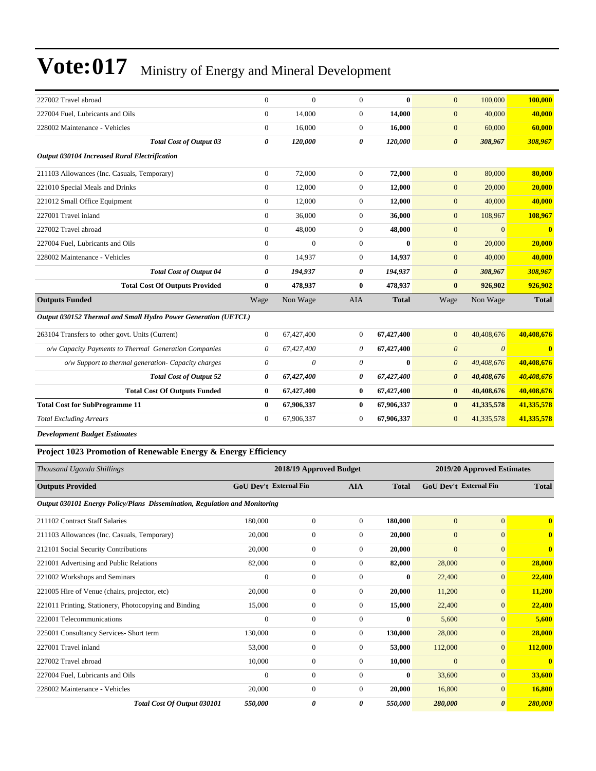# Vote:017 Ministry of Energy and Mineral Development

| | | | | | | | |
|---|---|---|---|---|---|---|---|
| 227002 Travel abroad | 0 | 0 | 0 | **0** | 0 | 100,000 | **100,000** |
| 227004 Fuel, Lubricants and Oils | 0 | 14,000 | 0 | **14,000** | 0 | 40,000 | **40,000** |
| 228002 Maintenance - Vehicles | 0 | 16,000 | 0 | **16,000** | 0 | 60,000 | **60,000** |
| ***Total Cost of Output 03*** | ***0*** | ***120,000*** | ***0*** | ***120,000*** | ***0*** | ***308,967*** | ***308,967*** |
| ***Output 030104 Increased Rural Electrification*** | | | | | | | |
| 211103 Allowances (Inc. Casuals, Temporary) | 0 | 72,000 | 0 | **72,000** | 0 | 80,000 | **80,000** |
| 221010 Special Meals and Drinks | 0 | 12,000 | 0 | **12,000** | 0 | 20,000 | **20,000** |
| 221012 Small Office Equipment | 0 | 12,000 | 0 | **12,000** | 0 | 40,000 | **40,000** |
| 227001 Travel inland | 0 | 36,000 | 0 | **36,000** | 0 | 108,967 | **108,967** |
| 227002 Travel abroad | 0 | 48,000 | 0 | **48,000** | 0 | 0 | **0** |
| 227004 Fuel, Lubricants and Oils | 0 | 0 | 0 | **0** | 0 | 20,000 | **20,000** |
| 228002 Maintenance - Vehicles | 0 | 14,937 | 0 | **14,937** | 0 | 40,000 | **40,000** |
| ***Total Cost of Output 04*** | ***0*** | ***194,937*** | ***0*** | ***194,937*** | ***0*** | ***308,967*** | ***308,967*** |
| **Total Cost Of Outputs Provided** | **0** | **478,937** | **0** | **478,937** | **0** | **926,902** | **926,902** |
| **Outputs Funded** | Wage | Non Wage | AIA | **Total** | Wage | Non Wage | **Total** |
| ***Output 030152 Thermal and Small Hydro Power Generation (UETCL)*** | | | | | | | |
| 263104 Transfers to other govt. Units (Current) | 0 | 67,427,400 | 0 | **67,427,400** | 0 | 40,408,676 | **40,408,676** |
| *o/w Capacity Payments to Thermal Generation Companies* | *0* | *67,427,400* | *0* | **67,427,400** | *0* | *0* | **0** |
| *o/w Support to thermal generation- Capacity charges* | *0* | *0* | *0* | **0** | *0* | *40,408,676* | **40,408,676** |
| ***Total Cost of Output 52*** | ***0*** | ***67,427,400*** | ***0*** | ***67,427,400*** | ***0*** | ***40,408,676*** | ***40,408,676*** |
| **Total Cost Of Outputs Funded** | **0** | **67,427,400** | **0** | **67,427,400** | **0** | **40,408,676** | **40,408,676** |
| **Total Cost for SubProgramme 11** | **0** | **67,906,337** | **0** | **67,906,337** | **0** | **41,335,578** | **41,335,578** |
| *Total Excluding Arrears* | 0 | 67,906,337 | 0 | **67,906,337** | 0 | 41,335,578 | **41,335,578** |

***Development Budget Estimates***

### Project 1023 Promotion of Renewable Energy & Energy Efficiency

| *Thousand Uganda Shillings* | 2018/19 Approved Budget | | | | 2019/20 Approved Estimates | | |
|---|---|---|---|---|---|---|---|
| **Outputs Provided** | **GoU Dev't** | **External Fin** | **AIA** | **Total** | **GoU Dev't** | **External Fin** | **Total** |
| ***Output 030101 Energy Policy/Plans Dissemination, Regulation and Monitoring*** | | | | | | | |
| 211102 Contract Staff Salaries | 180,000 | 0 | 0 | **180,000** | 0 | 0 | **0** |
| 211103 Allowances (Inc. Casuals, Temporary) | 20,000 | 0 | 0 | **20,000** | 0 | 0 | **0** |
| 212101 Social Security Contributions | 20,000 | 0 | 0 | **20,000** | 0 | 0 | **0** |
| 221001 Advertising and Public Relations | 82,000 | 0 | 0 | **82,000** | 28,000 | 0 | **28,000** |
| 221002 Workshops and Seminars | 0 | 0 | 0 | **0** | 22,400 | 0 | **22,400** |
| 221005 Hire of Venue (chairs, projector, etc) | 20,000 | 0 | 0 | **20,000** | 11,200 | 0 | **11,200** |
| 221011 Printing, Stationery, Photocopying and Binding | 15,000 | 0 | 0 | **15,000** | 22,400 | 0 | **22,400** |
| 222001 Telecommunications | 0 | 0 | 0 | **0** | 5,600 | 0 | **5,600** |
| 225001 Consultancy Services- Short term | 130,000 | 0 | 0 | **130,000** | 28,000 | 0 | **28,000** |
| 227001 Travel inland | 53,000 | 0 | 0 | **53,000** | 112,000 | 0 | **112,000** |
| 227002 Travel abroad | 10,000 | 0 | 0 | **10,000** | 0 | 0 | **0** |
| 227004 Fuel, Lubricants and Oils | 0 | 0 | 0 | **0** | 33,600 | 0 | **33,600** |
| 228002 Maintenance - Vehicles | 20,000 | 0 | 0 | **20,000** | 16,800 | 0 | **16,800** |
| ***Total Cost Of Output 030101*** | ***550,000*** | ***0*** | ***0*** | ***550,000*** | ***280,000*** | ***0*** | ***280,000*** |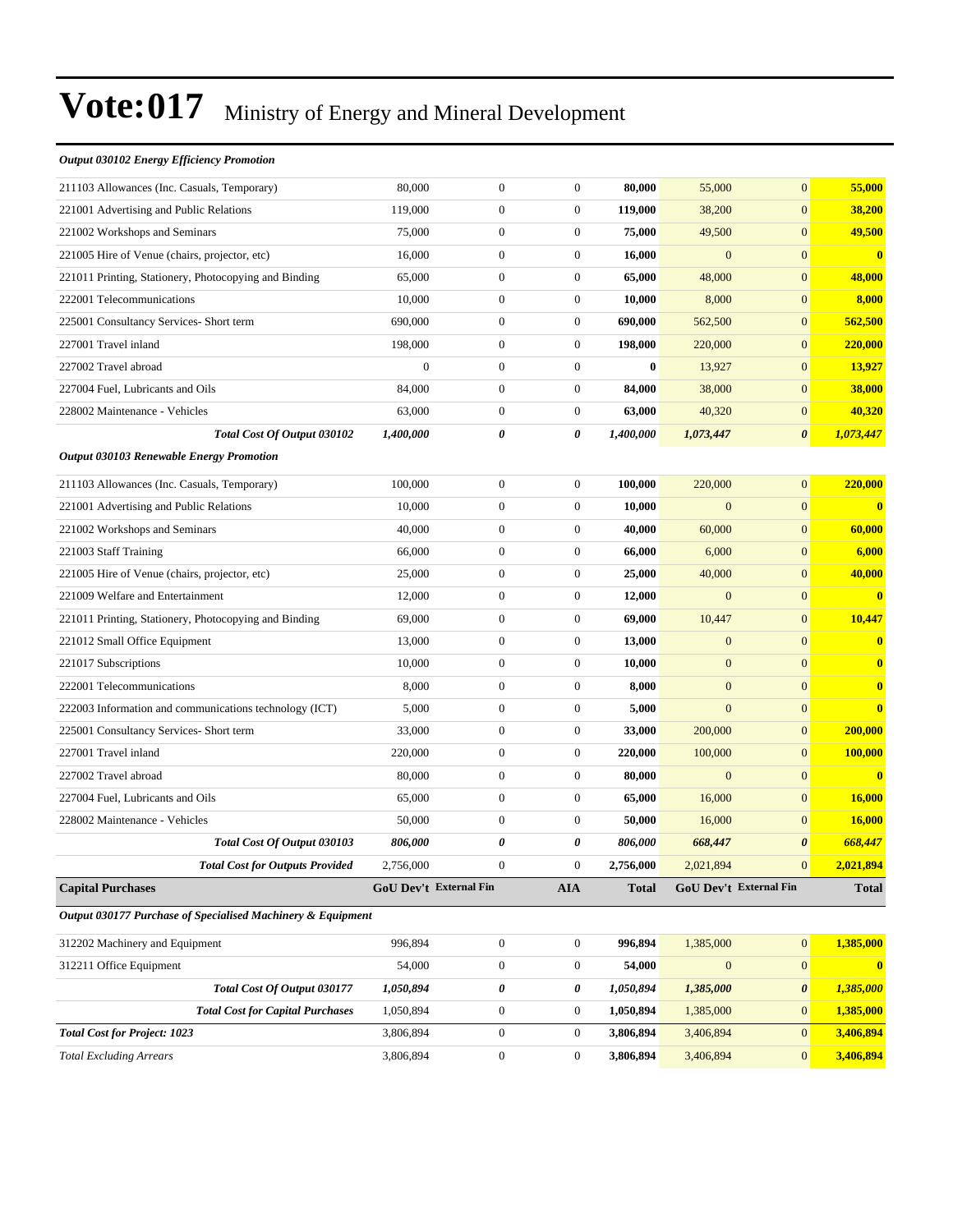# Vote:017 Ministry of Energy and Mineral Development

| *Output 030102 Energy Efficiency Promotion* | | | | | | | |
|---|---|---|---|---|---|---|---|
| 211103 Allowances (Inc. Casuals, Temporary) | 80,000 | 0 | 0 | **80,000** | 55,000 | 0 | **55,000** |
| 221001 Advertising and Public Relations | 119,000 | 0 | 0 | **119,000** | 38,200 | 0 | **38,200** |
| 221002 Workshops and Seminars | 75,000 | 0 | 0 | **75,000** | 49,500 | 0 | **49,500** |
| 221005 Hire of Venue (chairs, projector, etc) | 16,000 | 0 | 0 | **16,000** | 0 | 0 | **0** |
| 221011 Printing, Stationery, Photocopying and Binding | 65,000 | 0 | 0 | **65,000** | 48,000 | 0 | **48,000** |
| 222001 Telecommunications | 10,000 | 0 | 0 | **10,000** | 8,000 | 0 | **8,000** |
| 225001 Consultancy Services- Short term | 690,000 | 0 | 0 | **690,000** | 562,500 | 0 | **562,500** |
| 227001 Travel inland | 198,000 | 0 | 0 | **198,000** | 220,000 | 0 | **220,000** |
| 227002 Travel abroad | 0 | 0 | 0 | **0** | 13,927 | 0 | **13,927** |
| 227004 Fuel, Lubricants and Oils | 84,000 | 0 | 0 | **84,000** | 38,000 | 0 | **38,000** |
| 228002 Maintenance - Vehicles | 63,000 | 0 | 0 | **63,000** | 40,320 | 0 | **40,320** |
| ***Total Cost Of Output 030102*** | ***1,400,000*** | ***0*** | ***0*** | ***1,400,000*** | ***1,073,447*** | ***0*** | ***1,073,447*** |
| ***Output 030103 Renewable Energy Promotion*** | | | | | | | |
| 211103 Allowances (Inc. Casuals, Temporary) | 100,000 | 0 | 0 | **100,000** | 220,000 | 0 | **220,000** |
| 221001 Advertising and Public Relations | 10,000 | 0 | 0 | **10,000** | 0 | 0 | **0** |
| 221002 Workshops and Seminars | 40,000 | 0 | 0 | **40,000** | 60,000 | 0 | **60,000** |
| 221003 Staff Training | 66,000 | 0 | 0 | **66,000** | 6,000 | 0 | **6,000** |
| 221005 Hire of Venue (chairs, projector, etc) | 25,000 | 0 | 0 | **25,000** | 40,000 | 0 | **40,000** |
| 221009 Welfare and Entertainment | 12,000 | 0 | 0 | **12,000** | 0 | 0 | **0** |
| 221011 Printing, Stationery, Photocopying and Binding | 69,000 | 0 | 0 | **69,000** | 10,447 | 0 | **10,447** |
| 221012 Small Office Equipment | 13,000 | 0 | 0 | **13,000** | 0 | 0 | **0** |
| 221017 Subscriptions | 10,000 | 0 | 0 | **10,000** | 0 | 0 | **0** |
| 222001 Telecommunications | 8,000 | 0 | 0 | **8,000** | 0 | 0 | **0** |
| 222003 Information and communications technology (ICT) | 5,000 | 0 | 0 | **5,000** | 0 | 0 | **0** |
| 225001 Consultancy Services- Short term | 33,000 | 0 | 0 | **33,000** | 200,000 | 0 | **200,000** |
| 227001 Travel inland | 220,000 | 0 | 0 | **220,000** | 100,000 | 0 | **100,000** |
| 227002 Travel abroad | 80,000 | 0 | 0 | **80,000** | 0 | 0 | **0** |
| 227004 Fuel, Lubricants and Oils | 65,000 | 0 | 0 | **65,000** | 16,000 | 0 | **16,000** |
| 228002 Maintenance - Vehicles | 50,000 | 0 | 0 | **50,000** | 16,000 | 0 | **16,000** |
| ***Total Cost Of Output 030103*** | ***806,000*** | ***0*** | ***0*** | ***806,000*** | ***668,447*** | ***0*** | ***668,447*** |
| ***Total Cost for Outputs Provided*** | 2,756,000 | 0 | 0 | **2,756,000** | 2,021,894 | 0 | **2,021,894** |
| **Capital Purchases** | **GoU Dev't** | **External Fin** | **AIA** | **Total** | **GoU Dev't** | **External Fin** | **Total** |
| ***Output 030177 Purchase of Specialised Machinery & Equipment*** | | | | | | | |
| 312202 Machinery and Equipment | 996,894 | 0 | 0 | **996,894** | 1,385,000 | 0 | **1,385,000** |
| 312211 Office Equipment | 54,000 | 0 | 0 | **54,000** | 0 | 0 | **0** |
| ***Total Cost Of Output 030177*** | ***1,050,894*** | ***0*** | ***0*** | ***1,050,894*** | ***1,385,000*** | ***0*** | ***1,385,000*** |
| ***Total Cost for Capital Purchases*** | 1,050,894 | 0 | 0 | **1,050,894** | 1,385,000 | 0 | **1,385,000** |
| ***Total Cost for Project: 1023*** | 3,806,894 | 0 | 0 | **3,806,894** | 3,406,894 | 0 | **3,406,894** |
| *Total Excluding Arrears* | 3,806,894 | 0 | 0 | **3,806,894** | 3,406,894 | 0 | **3,406,894** |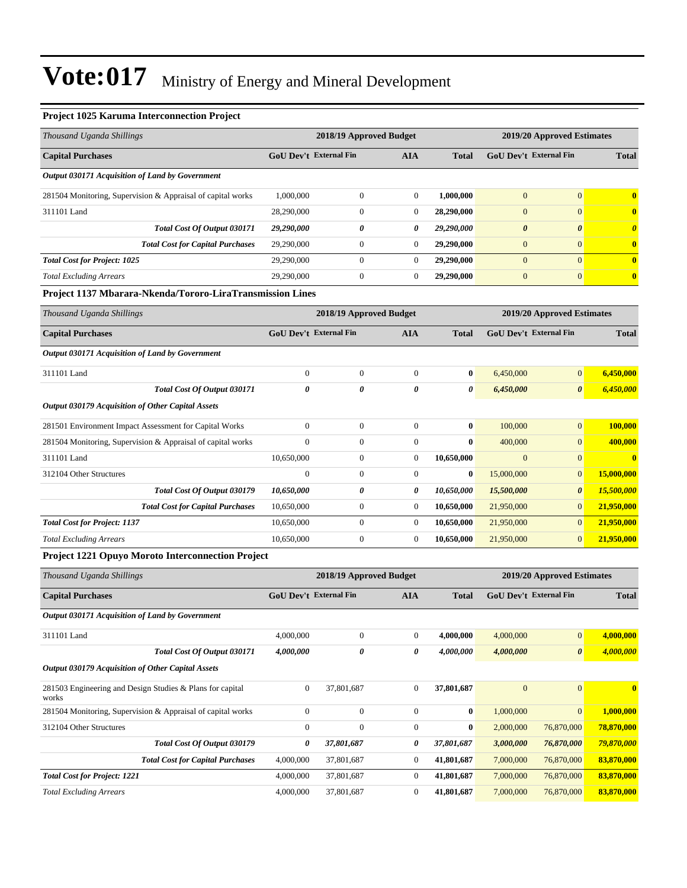# Vote:017 Ministry of Energy and Mineral Development

### Project 1025 Karuma Interconnection Project

| *Thousand Uganda Shillings* | 2018/19 Approved Budget | | | | 2019/20 Approved Estimates | | |
|---|---|---|---|---|---|---|---|
| **Capital Purchases** | **GoU Dev't** | **External Fin** | **AIA** | **Total** | **GoU Dev't** | **External Fin** | **Total** |
| ***Output 030171 Acquisition of Land by Government*** | | | | | | | |
| 281504 Monitoring, Supervision & Appraisal of capital works | 1,000,000 | 0 | 0 | **1,000,000** | 0 | 0 | **0** |
| 311101 Land | 28,290,000 | 0 | 0 | **28,290,000** | 0 | 0 | **0** |
| ***Total Cost Of Output 030171*** | ***29,290,000*** | ***0*** | ***0*** | ***29,290,000*** | ***0*** | ***0*** | ***0*** |
| ***Total Cost for Capital Purchases*** | 29,290,000 | 0 | 0 | **29,290,000** | 0 | 0 | **0** |
| ***Total Cost for Project: 1025*** | 29,290,000 | 0 | 0 | **29,290,000** | 0 | 0 | **0** |
| *Total Excluding Arrears* | 29,290,000 | 0 | 0 | **29,290,000** | 0 | 0 | **0** |

### Project 1137 Mbarara-Nkenda/Tororo-LiraTransmission Lines

| *Thousand Uganda Shillings* | 2018/19 Approved Budget | | | | 2019/20 Approved Estimates | | |
|---|---|---|---|---|---|---|---|
| **Capital Purchases** | **GoU Dev't** | **External Fin** | **AIA** | **Total** | **GoU Dev't** | **External Fin** | **Total** |
| ***Output 030171 Acquisition of Land by Government*** | | | | | | | |
| 311101 Land | 0 | 0 | 0 | **0** | 6,450,000 | 0 | **6,450,000** |
| ***Total Cost Of Output 030171*** | ***0*** | ***0*** | ***0*** | ***0*** | ***6,450,000*** | ***0*** | ***6,450,000*** |
| ***Output 030179 Acquisition of Other Capital Assets*** | | | | | | | |
| 281501 Environment Impact Assessment for Capital Works | 0 | 0 | 0 | **0** | 100,000 | 0 | **100,000** |
| 281504 Monitoring, Supervision & Appraisal of capital works | 0 | 0 | 0 | **0** | 400,000 | 0 | **400,000** |
| 311101 Land | 10,650,000 | 0 | 0 | **10,650,000** | 0 | 0 | **0** |
| 312104 Other Structures | 0 | 0 | 0 | **0** | 15,000,000 | 0 | **15,000,000** |
| ***Total Cost Of Output 030179*** | ***10,650,000*** | ***0*** | ***0*** | ***10,650,000*** | ***15,500,000*** | ***0*** | ***15,500,000*** |
| ***Total Cost for Capital Purchases*** | 10,650,000 | 0 | 0 | **10,650,000** | 21,950,000 | 0 | **21,950,000** |
| ***Total Cost for Project: 1137*** | 10,650,000 | 0 | 0 | **10,650,000** | 21,950,000 | 0 | **21,950,000** |
| *Total Excluding Arrears* | 10,650,000 | 0 | 0 | **10,650,000** | 21,950,000 | 0 | **21,950,000** |

### Project 1221 Opuyo Moroto Interconnection Project

| *Thousand Uganda Shillings* | 2018/19 Approved Budget | | | | 2019/20 Approved Estimates | | |
|---|---|---|---|---|---|---|---|
| **Capital Purchases** | **GoU Dev't** | **External Fin** | **AIA** | **Total** | **GoU Dev't** | **External Fin** | **Total** |
| ***Output 030171 Acquisition of Land by Government*** | | | | | | | |
| 311101 Land | 4,000,000 | 0 | 0 | **4,000,000** | 4,000,000 | 0 | **4,000,000** |
| ***Total Cost Of Output 030171*** | ***4,000,000*** | ***0*** | ***0*** | ***4,000,000*** | ***4,000,000*** | ***0*** | ***4,000,000*** |
| ***Output 030179 Acquisition of Other Capital Assets*** | | | | | | | |
| 281503 Engineering and Design Studies & Plans for capital works | 0 | 37,801,687 | 0 | **37,801,687** | 0 | 0 | **0** |
| 281504 Monitoring, Supervision & Appraisal of capital works | 0 | 0 | 0 | **0** | 1,000,000 | 0 | **1,000,000** |
| 312104 Other Structures | 0 | 0 | 0 | **0** | 2,000,000 | 76,870,000 | **78,870,000** |
| ***Total Cost Of Output 030179*** | ***0*** | ***37,801,687*** | ***0*** | ***37,801,687*** | ***3,000,000*** | ***76,870,000*** | ***79,870,000*** |
| ***Total Cost for Capital Purchases*** | 4,000,000 | 37,801,687 | 0 | **41,801,687** | 7,000,000 | 76,870,000 | **83,870,000** |
| ***Total Cost for Project: 1221*** | 4,000,000 | 37,801,687 | 0 | **41,801,687** | 7,000,000 | 76,870,000 | **83,870,000** |
| *Total Excluding Arrears* | 4,000,000 | 37,801,687 | 0 | **41,801,687** | 7,000,000 | 76,870,000 | **83,870,000** |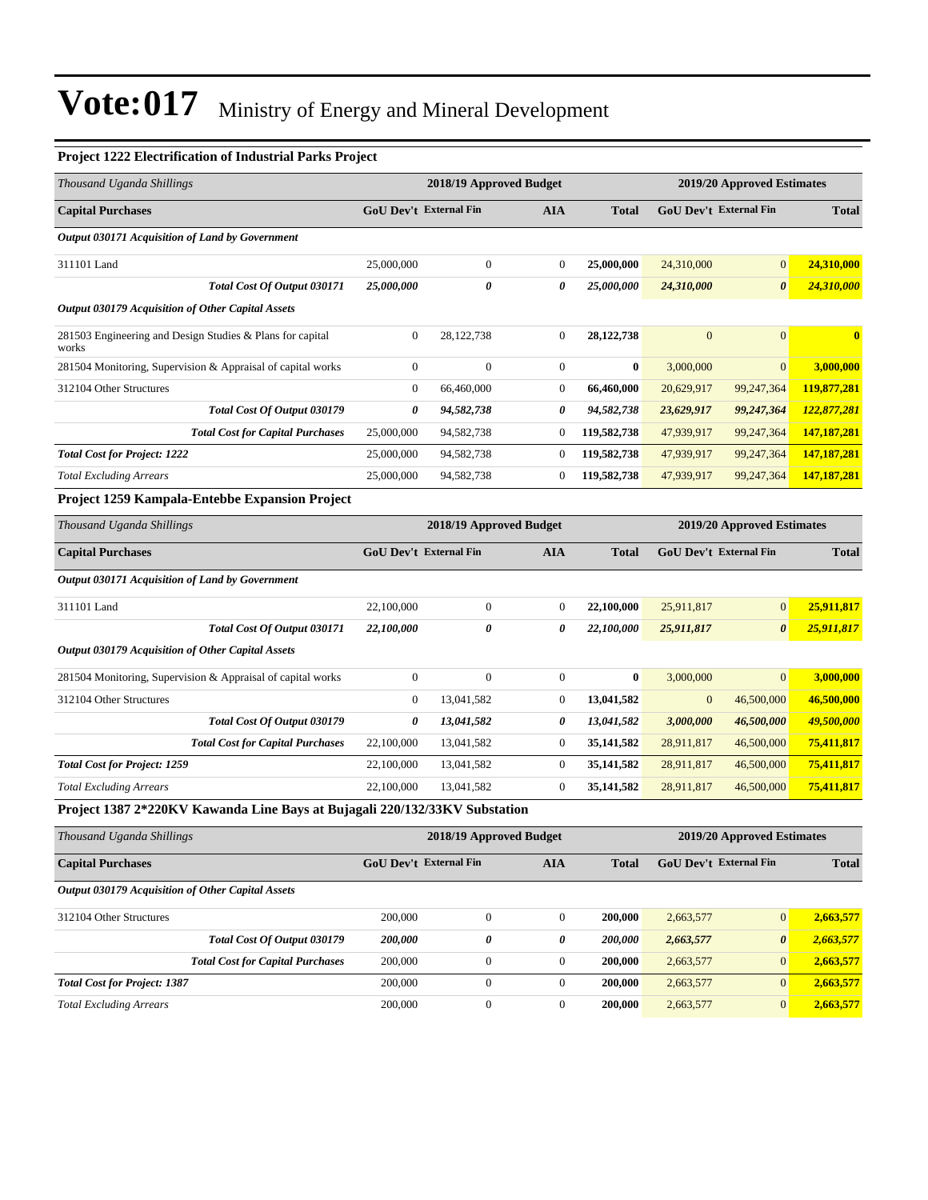# Vote:017 Ministry of Energy and Mineral Development

### Project 1222 Electrification of Industrial Parks Project

| Thousand Uganda Shillings | 2018/19 Approved Budget | | | | 2019/20 Approved Estimates | | |
|---|---|---|---|---|---|---|---|
| **Capital Purchases** | **GoU Dev't** | **External Fin** | **AIA** | **Total** | **GoU Dev't** | **External Fin** | **Total** |
| ***Output 030171 Acquisition of Land by Government*** | | | | | | | |
| 311101 Land | 25,000,000 | 0 | 0 | **25,000,000** | 24,310,000 | 0 | **24,310,000** |
| ***Total Cost Of Output 030171*** | ***25,000,000*** | ***0*** | ***0*** | ***25,000,000*** | ***24,310,000*** | ***0*** | ***24,310,000*** |
| ***Output 030179 Acquisition of Other Capital Assets*** | | | | | | | |
| 281503 Engineering and Design Studies & Plans for capital works | 0 | 28,122,738 | 0 | **28,122,738** | 0 | 0 | **0** |
| 281504 Monitoring, Supervision & Appraisal of capital works | 0 | 0 | 0 | **0** | 3,000,000 | 0 | **3,000,000** |
| 312104 Other Structures | 0 | 66,460,000 | 0 | **66,460,000** | 20,629,917 | 99,247,364 | **119,877,281** |
| ***Total Cost Of Output 030179*** | ***0*** | ***94,582,738*** | ***0*** | ***94,582,738*** | ***23,629,917*** | ***99,247,364*** | ***122,877,281*** |
| ***Total Cost for Capital Purchases*** | 25,000,000 | 94,582,738 | 0 | **119,582,738** | 47,939,917 | 99,247,364 | **147,187,281** |
| ***Total Cost for Project: 1222*** | 25,000,000 | 94,582,738 | 0 | **119,582,738** | 47,939,917 | 99,247,364 | **147,187,281** |
| *Total Excluding Arrears* | 25,000,000 | 94,582,738 | 0 | **119,582,738** | 47,939,917 | 99,247,364 | **147,187,281** |

### Project 1259 Kampala-Entebbe Expansion Project

| Thousand Uganda Shillings | 2018/19 Approved Budget | | | | 2019/20 Approved Estimates | | |
|---|---|---|---|---|---|---|---|
| **Capital Purchases** | **GoU Dev't** | **External Fin** | **AIA** | **Total** | **GoU Dev't** | **External Fin** | **Total** |
| ***Output 030171 Acquisition of Land by Government*** | | | | | | | |
| 311101 Land | 22,100,000 | 0 | 0 | **22,100,000** | 25,911,817 | 0 | **25,911,817** |
| ***Total Cost Of Output 030171*** | ***22,100,000*** | ***0*** | ***0*** | ***22,100,000*** | ***25,911,817*** | ***0*** | ***25,911,817*** |
| ***Output 030179 Acquisition of Other Capital Assets*** | | | | | | | |
| 281504 Monitoring, Supervision & Appraisal of capital works | 0 | 0 | 0 | **0** | 3,000,000 | 0 | **3,000,000** |
| 312104 Other Structures | 0 | 13,041,582 | 0 | **13,041,582** | 0 | 46,500,000 | **46,500,000** |
| ***Total Cost Of Output 030179*** | ***0*** | ***13,041,582*** | ***0*** | ***13,041,582*** | ***3,000,000*** | ***46,500,000*** | ***49,500,000*** |
| ***Total Cost for Capital Purchases*** | 22,100,000 | 13,041,582 | 0 | **35,141,582** | 28,911,817 | 46,500,000 | **75,411,817** |
| ***Total Cost for Project: 1259*** | 22,100,000 | 13,041,582 | 0 | **35,141,582** | 28,911,817 | 46,500,000 | **75,411,817** |
| *Total Excluding Arrears* | 22,100,000 | 13,041,582 | 0 | **35,141,582** | 28,911,817 | 46,500,000 | **75,411,817** |

### Project 1387 2*220KV Kawanda Line Bays at Bujagali 220/132/33KV Substation

| Thousand Uganda Shillings | 2018/19 Approved Budget | | | | 2019/20 Approved Estimates | | |
|---|---|---|---|---|---|---|---|
| **Capital Purchases** | **GoU Dev't** | **External Fin** | **AIA** | **Total** | **GoU Dev't** | **External Fin** | **Total** |
| ***Output 030179 Acquisition of Other Capital Assets*** | | | | | | | |
| 312104 Other Structures | 200,000 | 0 | 0 | **200,000** | 2,663,577 | 0 | **2,663,577** |
| ***Total Cost Of Output 030179*** | ***200,000*** | ***0*** | ***0*** | ***200,000*** | ***2,663,577*** | ***0*** | ***2,663,577*** |
| ***Total Cost for Capital Purchases*** | 200,000 | 0 | 0 | **200,000** | 2,663,577 | 0 | **2,663,577** |
| ***Total Cost for Project: 1387*** | 200,000 | 0 | 0 | **200,000** | 2,663,577 | 0 | **2,663,577** |
| *Total Excluding Arrears* | 200,000 | 0 | 0 | **200,000** | 2,663,577 | 0 | **2,663,577** |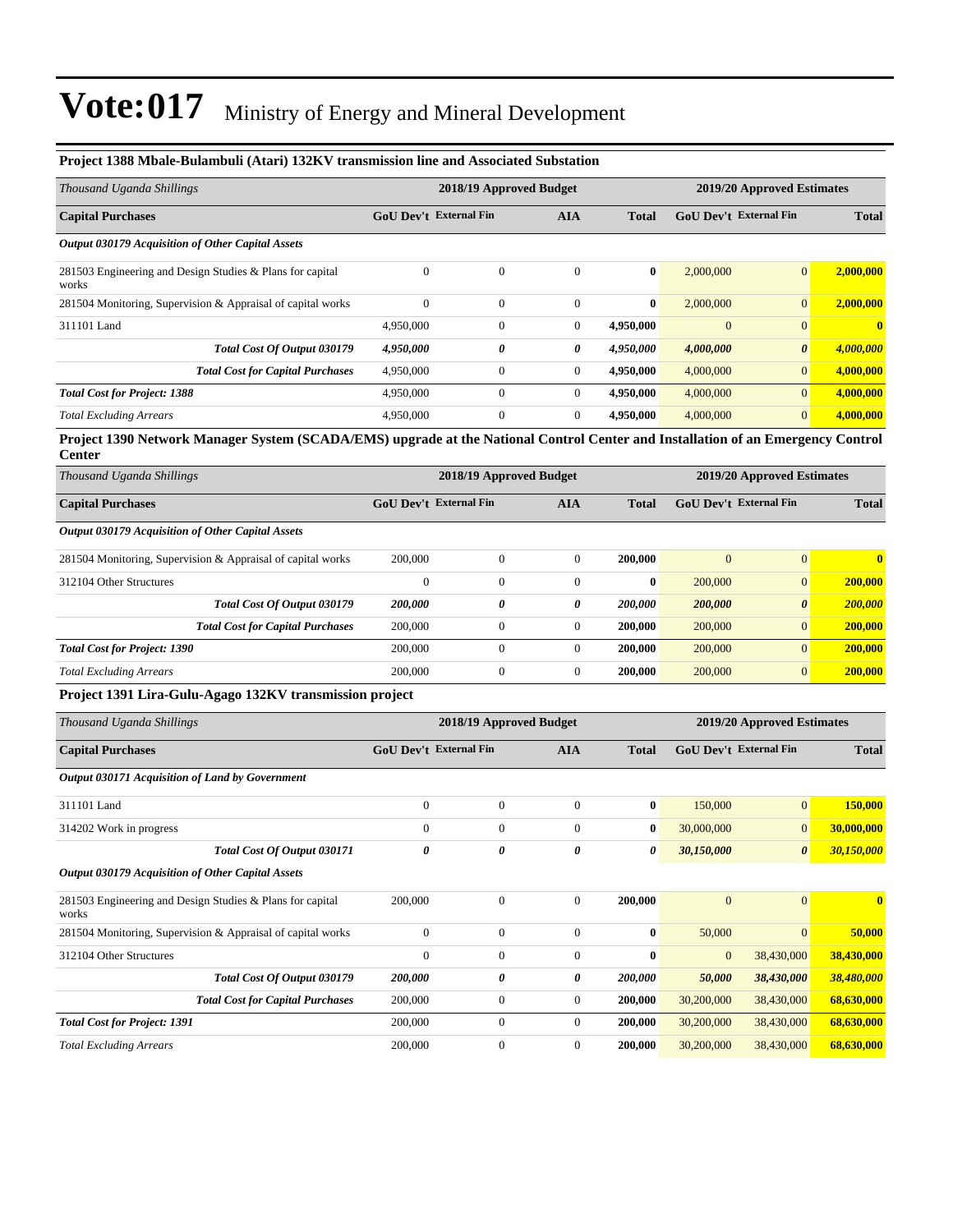# Vote:017 Ministry of Energy and Mineral Development

**Project 1388 Mbale-Bulambuli (Atari) 132KV transmission line and Associated Substation**

| *Thousand Uganda Shillings* | 2018/19 Approved Budget | | | | 2019/20 Approved Estimates | | |
|---|---|---|---|---|---|---|---|
| **Capital Purchases** | **GoU Dev't** | **External Fin** | **AIA** | **Total** | **GoU Dev't** | **External Fin** | **Total** |
| ***Output 030179 Acquisition of Other Capital Assets*** | | | | | | | |
| 281503 Engineering and Design Studies & Plans for capital works | 0 | 0 | 0 | **0** | 2,000,000 | 0 | **2,000,000** |
| 281504 Monitoring, Supervision & Appraisal of capital works | 0 | 0 | 0 | **0** | 2,000,000 | 0 | **2,000,000** |
| 311101 Land | 4,950,000 | 0 | 0 | **4,950,000** | 0 | 0 | **0** |
| ***Total Cost Of Output 030179*** | ***4,950,000*** | ***0*** | ***0*** | ***4,950,000*** | ***4,000,000*** | ***0*** | ***4,000,000*** |
| ***Total Cost for Capital Purchases*** | 4,950,000 | 0 | 0 | **4,950,000** | 4,000,000 | 0 | **4,000,000** |
| ***Total Cost for Project: 1388*** | 4,950,000 | 0 | 0 | **4,950,000** | 4,000,000 | 0 | **4,000,000** |
| *Total Excluding Arrears* | 4,950,000 | 0 | 0 | **4,950,000** | 4,000,000 | 0 | **4,000,000** |

**Project 1390 Network Manager System (SCADA/EMS) upgrade at the National Control Center and Installation of an Emergency Control Center**

| *Thousand Uganda Shillings* | 2018/19 Approved Budget | | | | 2019/20 Approved Estimates | | |
|---|---|---|---|---|---|---|---|
| **Capital Purchases** | **GoU Dev't** | **External Fin** | **AIA** | **Total** | **GoU Dev't** | **External Fin** | **Total** |
| ***Output 030179 Acquisition of Other Capital Assets*** | | | | | | | |
| 281504 Monitoring, Supervision & Appraisal of capital works | 200,000 | 0 | 0 | **200,000** | 0 | 0 | **0** |
| 312104 Other Structures | 0 | 0 | 0 | **0** | 200,000 | 0 | **200,000** |
| ***Total Cost Of Output 030179*** | ***200,000*** | ***0*** | ***0*** | ***200,000*** | ***200,000*** | ***0*** | ***200,000*** |
| ***Total Cost for Capital Purchases*** | 200,000 | 0 | 0 | **200,000** | 200,000 | 0 | **200,000** |
| ***Total Cost for Project: 1390*** | 200,000 | 0 | 0 | **200,000** | 200,000 | 0 | **200,000** |
| *Total Excluding Arrears* | 200,000 | 0 | 0 | **200,000** | 200,000 | 0 | **200,000** |

**Project 1391 Lira-Gulu-Agago 132KV transmission project**

| *Thousand Uganda Shillings* | 2018/19 Approved Budget | | | | 2019/20 Approved Estimates | | |
|---|---|---|---|---|---|---|---|
| **Capital Purchases** | **GoU Dev't** | **External Fin** | **AIA** | **Total** | **GoU Dev't** | **External Fin** | **Total** |
| ***Output 030171 Acquisition of Land by Government*** | | | | | | | |
| 311101 Land | 0 | 0 | 0 | **0** | 150,000 | 0 | **150,000** |
| 314202 Work in progress | 0 | 0 | 0 | **0** | 30,000,000 | 0 | **30,000,000** |
| ***Total Cost Of Output 030171*** | ***0*** | ***0*** | ***0*** | ***0*** | ***30,150,000*** | ***0*** | ***30,150,000*** |
| ***Output 030179 Acquisition of Other Capital Assets*** | | | | | | | |
| 281503 Engineering and Design Studies & Plans for capital works | 200,000 | 0 | 0 | **200,000** | 0 | 0 | **0** |
| 281504 Monitoring, Supervision & Appraisal of capital works | 0 | 0 | 0 | **0** | 50,000 | 0 | **50,000** |
| 312104 Other Structures | 0 | 0 | 0 | **0** | 0 | 38,430,000 | **38,430,000** |
| ***Total Cost Of Output 030179*** | ***200,000*** | ***0*** | ***0*** | ***200,000*** | ***50,000*** | ***38,430,000*** | ***38,480,000*** |
| ***Total Cost for Capital Purchases*** | 200,000 | 0 | 0 | **200,000** | 30,200,000 | 38,430,000 | **68,630,000** |
| ***Total Cost for Project: 1391*** | 200,000 | 0 | 0 | **200,000** | 30,200,000 | 38,430,000 | **68,630,000** |
| *Total Excluding Arrears* | 200,000 | 0 | 0 | **200,000** | 30,200,000 | 38,430,000 | **68,630,000** |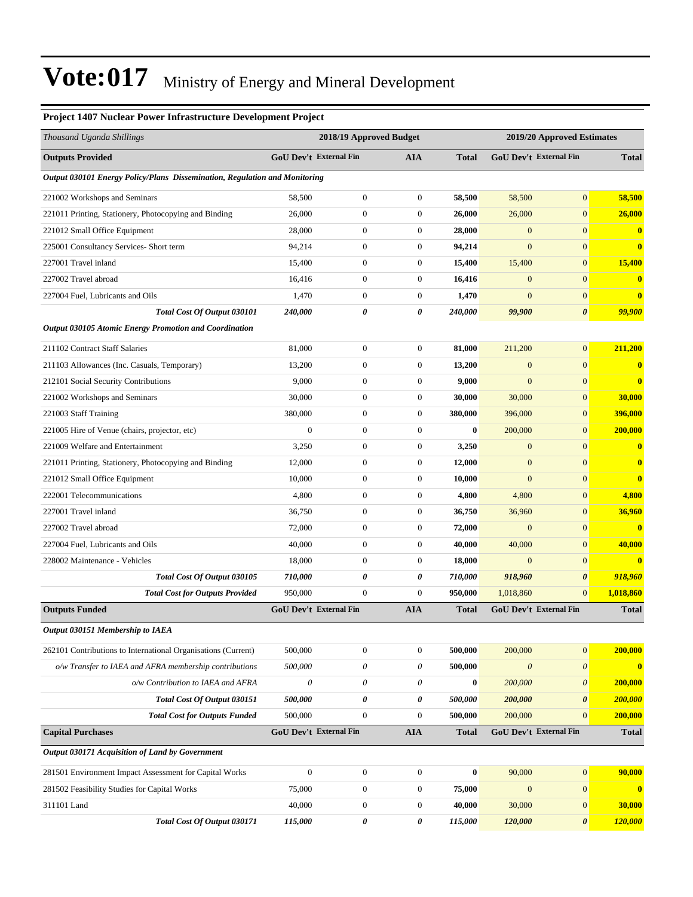# Vote:017 Ministry of Energy and Mineral Development

**Project 1407 Nuclear Power Infrastructure Development Project**

| *Thousand Uganda Shillings* | 2018/19 Approved Budget | | | | 2019/20 Approved Estimates | | |
|---|---|---|---|---|---|---|---|
| **Outputs Provided** | **GoU Dev't** | **External Fin** | **AIA** | **Total** | **GoU Dev't** | **External Fin** | **Total** |
| ***Output 030101 Energy Policy/Plans Dissemination, Regulation and Monitoring*** | | | | | | | |
| 221002 Workshops and Seminars | 58,500 | 0 | 0 | **58,500** | 58,500 | 0 | **58,500** |
| 221011 Printing, Stationery, Photocopying and Binding | 26,000 | 0 | 0 | **26,000** | 26,000 | 0 | **26,000** |
| 221012 Small Office Equipment | 28,000 | 0 | 0 | **28,000** | 0 | 0 | **0** |
| 225001 Consultancy Services- Short term | 94,214 | 0 | 0 | **94,214** | 0 | 0 | **0** |
| 227001 Travel inland | 15,400 | 0 | 0 | **15,400** | 15,400 | 0 | **15,400** |
| 227002 Travel abroad | 16,416 | 0 | 0 | **16,416** | 0 | 0 | **0** |
| 227004 Fuel, Lubricants and Oils | 1,470 | 0 | 0 | **1,470** | 0 | 0 | **0** |
| ***Total Cost Of Output 030101*** | ***240,000*** | ***0*** | ***0*** | ***240,000*** | ***99,900*** | ***0*** | ***99,900*** |
| ***Output 030105 Atomic Energy Promotion and Coordination*** | | | | | | | |
| 211102 Contract Staff Salaries | 81,000 | 0 | 0 | **81,000** | 211,200 | 0 | **211,200** |
| 211103 Allowances (Inc. Casuals, Temporary) | 13,200 | 0 | 0 | **13,200** | 0 | 0 | **0** |
| 212101 Social Security Contributions | 9,000 | 0 | 0 | **9,000** | 0 | 0 | **0** |
| 221002 Workshops and Seminars | 30,000 | 0 | 0 | **30,000** | 30,000 | 0 | **30,000** |
| 221003 Staff Training | 380,000 | 0 | 0 | **380,000** | 396,000 | 0 | **396,000** |
| 221005 Hire of Venue (chairs, projector, etc) | 0 | 0 | 0 | **0** | 200,000 | 0 | **200,000** |
| 221009 Welfare and Entertainment | 3,250 | 0 | 0 | **3,250** | 0 | 0 | **0** |
| 221011 Printing, Stationery, Photocopying and Binding | 12,000 | 0 | 0 | **12,000** | 0 | 0 | **0** |
| 221012 Small Office Equipment | 10,000 | 0 | 0 | **10,000** | 0 | 0 | **0** |
| 222001 Telecommunications | 4,800 | 0 | 0 | **4,800** | 4,800 | 0 | **4,800** |
| 227001 Travel inland | 36,750 | 0 | 0 | **36,750** | 36,960 | 0 | **36,960** |
| 227002 Travel abroad | 72,000 | 0 | 0 | **72,000** | 0 | 0 | **0** |
| 227004 Fuel, Lubricants and Oils | 40,000 | 0 | 0 | **40,000** | 40,000 | 0 | **40,000** |
| 228002 Maintenance - Vehicles | 18,000 | 0 | 0 | **18,000** | 0 | 0 | **0** |
| ***Total Cost Of Output 030105*** | ***710,000*** | ***0*** | ***0*** | ***710,000*** | ***918,960*** | ***0*** | ***918,960*** |
| ***Total Cost for Outputs Provided*** | 950,000 | 0 | 0 | **950,000** | 1,018,860 | 0 | **1,018,860** |
| **Outputs Funded** | **GoU Dev't** | **External Fin** | **AIA** | **Total** | **GoU Dev't** | **External Fin** | **Total** |
| ***Output 030151 Membership to IAEA*** | | | | | | | |
| 262101 Contributions to International Organisations (Current) | 500,000 | 0 | 0 | **500,000** | 200,000 | 0 | **200,000** |
| *o/w Transfer to IAEA and AFRA membership contributions* | *500,000* | *0* | *0* | **500,000** | *0* | *0* | **0** |
| *o/w Contribution to IAEA and AFRA* | *0* | *0* | *0* | **0** | *200,000* | *0* | **200,000** |
| ***Total Cost Of Output 030151*** | ***500,000*** | ***0*** | ***0*** | ***500,000*** | ***200,000*** | ***0*** | ***200,000*** |
| ***Total Cost for Outputs Funded*** | 500,000 | 0 | 0 | **500,000** | 200,000 | 0 | **200,000** |
| **Capital Purchases** | **GoU Dev't** | **External Fin** | **AIA** | **Total** | **GoU Dev't** | **External Fin** | **Total** |
| ***Output 030171 Acquisition of Land by Government*** | | | | | | | |
| 281501 Environment Impact Assessment for Capital Works | 0 | 0 | 0 | **0** | 90,000 | 0 | **90,000** |
| 281502 Feasibility Studies for Capital Works | 75,000 | 0 | 0 | **75,000** | 0 | 0 | **0** |
| 311101 Land | 40,000 | 0 | 0 | **40,000** | 30,000 | 0 | **30,000** |
| ***Total Cost Of Output 030171*** | ***115,000*** | ***0*** | ***0*** | ***115,000*** | ***120,000*** | ***0*** | ***120,000*** |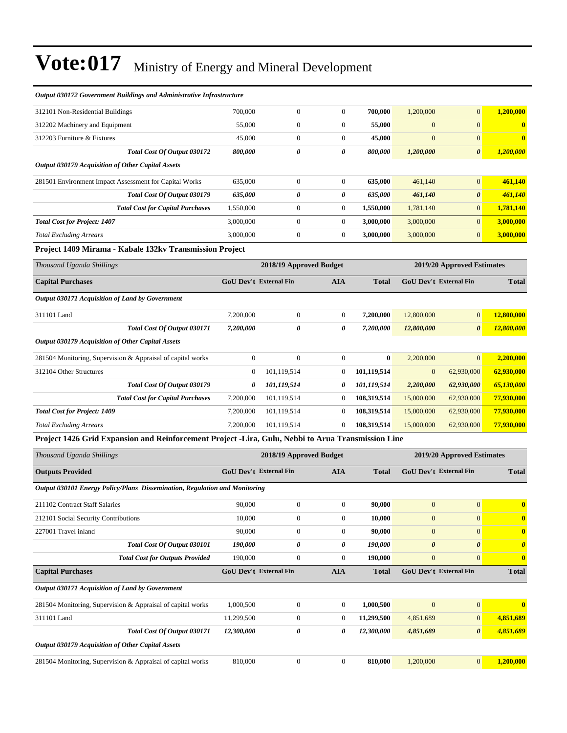# Vote:017 Ministry of Energy and Mineral Development

| | | | | | | | |
|---|---|---|---|---|---|---|---|
| ***Output 030172 Government Buildings and Administrative Infrastructure*** | | | | | | | |
| 312101 Non-Residential Buildings | 700,000 | 0 | 0 | **700,000** | 1,200,000 | 0 | **1,200,000** |
| 312202 Machinery and Equipment | 55,000 | 0 | 0 | **55,000** | 0 | 0 | **0** |
| 312203 Furniture & Fixtures | 45,000 | 0 | 0 | **45,000** | 0 | 0 | **0** |
| ***Total Cost Of Output 030172*** | ***800,000*** | ***0*** | ***0*** | ***800,000*** | ***1,200,000*** | ***0*** | ***1,200,000*** |
| ***Output 030179 Acquisition of Other Capital Assets*** | | | | | | | |
| 281501 Environment Impact Assessment for Capital Works | 635,000 | 0 | 0 | **635,000** | 461,140 | 0 | **461,140** |
| ***Total Cost Of Output 030179*** | ***635,000*** | ***0*** | ***0*** | ***635,000*** | ***461,140*** | ***0*** | ***461,140*** |
| ***Total Cost for Capital Purchases*** | 1,550,000 | 0 | 0 | **1,550,000** | 1,781,140 | 0 | **1,781,140** |
| ***Total Cost for Project: 1407*** | 3,000,000 | 0 | 0 | **3,000,000** | 3,000,000 | 0 | **3,000,000** |
| *Total Excluding Arrears* | 3,000,000 | 0 | 0 | **3,000,000** | 3,000,000 | 0 | **3,000,000** |

### Project 1409 Mirama - Kabale 132kv Transmission Project

| *Thousand Uganda Shillings* | 2018/19 Approved Budget | | | | 2019/20 Approved Estimates | | |
|---|---|---|---|---|---|---|---|
| **Capital Purchases** | **GoU Dev't** | **External Fin** | **AIA** | **Total** | **GoU Dev't** | **External Fin** | **Total** |
| ***Output 030171 Acquisition of Land by Government*** | | | | | | | |
| 311101 Land | 7,200,000 | 0 | 0 | **7,200,000** | 12,800,000 | 0 | **12,800,000** |
| ***Total Cost Of Output 030171*** | ***7,200,000*** | ***0*** | ***0*** | ***7,200,000*** | ***12,800,000*** | ***0*** | ***12,800,000*** |
| ***Output 030179 Acquisition of Other Capital Assets*** | | | | | | | |
| 281504 Monitoring, Supervision & Appraisal of capital works | 0 | 0 | 0 | **0** | 2,200,000 | 0 | **2,200,000** |
| 312104 Other Structures | 0 | 101,119,514 | 0 | **101,119,514** | 0 | 62,930,000 | **62,930,000** |
| ***Total Cost Of Output 030179*** | ***0*** | ***101,119,514*** | ***0*** | ***101,119,514*** | ***2,200,000*** | ***62,930,000*** | ***65,130,000*** |
| ***Total Cost for Capital Purchases*** | 7,200,000 | 101,119,514 | 0 | **108,319,514** | 15,000,000 | 62,930,000 | **77,930,000** |
| ***Total Cost for Project: 1409*** | 7,200,000 | 101,119,514 | 0 | **108,319,514** | 15,000,000 | 62,930,000 | **77,930,000** |
| *Total Excluding Arrears* | 7,200,000 | 101,119,514 | 0 | **108,319,514** | 15,000,000 | 62,930,000 | **77,930,000** |

### Project 1426 Grid Expansion and Reinforcement Project -Lira, Gulu, Nebbi to Arua Transmission Line

| *Thousand Uganda Shillings* | 2018/19 Approved Budget | | | | 2019/20 Approved Estimates | | |
|---|---|---|---|---|---|---|---|
| **Outputs Provided** | **GoU Dev't** | **External Fin** | **AIA** | **Total** | **GoU Dev't** | **External Fin** | **Total** |
| ***Output 030101 Energy Policy/Plans Dissemination, Regulation and Monitoring*** | | | | | | | |
| 211102 Contract Staff Salaries | 90,000 | 0 | 0 | **90,000** | 0 | 0 | **0** |
| 212101 Social Security Contributions | 10,000 | 0 | 0 | **10,000** | 0 | 0 | **0** |
| 227001 Travel inland | 90,000 | 0 | 0 | **90,000** | 0 | 0 | **0** |
| ***Total Cost Of Output 030101*** | ***190,000*** | ***0*** | ***0*** | ***190,000*** | ***0*** | ***0*** | ***0*** |
| ***Total Cost for Outputs Provided*** | 190,000 | 0 | 0 | **190,000** | 0 | 0 | **0** |
| **Capital Purchases** | **GoU Dev't** | **External Fin** | **AIA** | **Total** | **GoU Dev't** | **External Fin** | **Total** |
| ***Output 030171 Acquisition of Land by Government*** | | | | | | | |
| 281504 Monitoring, Supervision & Appraisal of capital works | 1,000,500 | 0 | 0 | **1,000,500** | 0 | 0 | **0** |
| 311101 Land | 11,299,500 | 0 | 0 | **11,299,500** | 4,851,689 | 0 | **4,851,689** |
| ***Total Cost Of Output 030171*** | ***12,300,000*** | ***0*** | ***0*** | ***12,300,000*** | ***4,851,689*** | ***0*** | ***4,851,689*** |
| ***Output 030179 Acquisition of Other Capital Assets*** | | | | | | | |
| 281504 Monitoring, Supervision & Appraisal of capital works | 810,000 | 0 | 0 | **810,000** | 1,200,000 | 0 | **1,200,000** |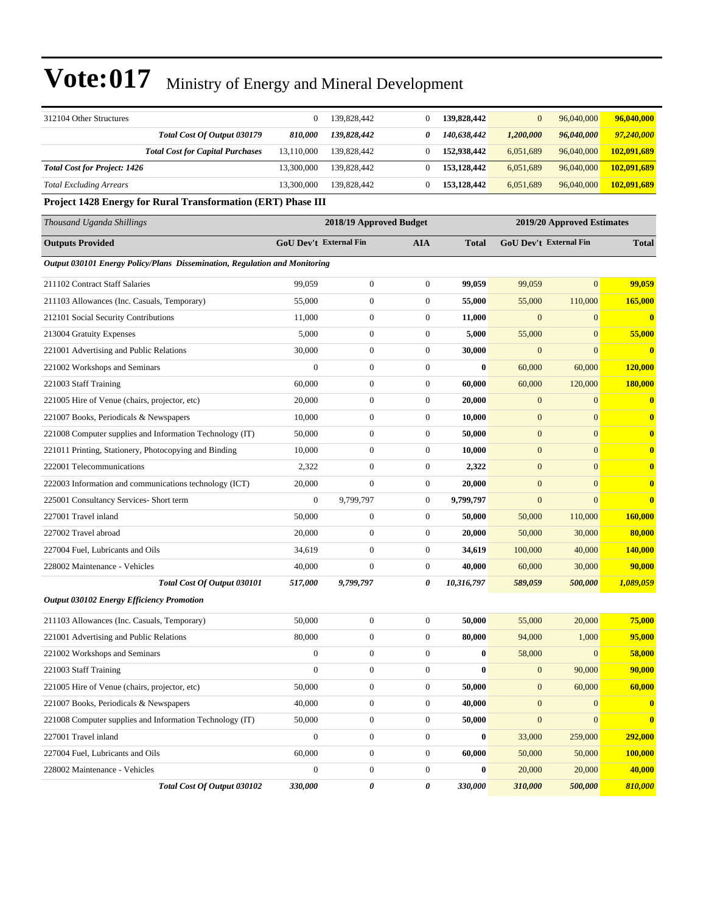# Vote:017 Ministry of Energy and Mineral Development

| | | | | | | | |
|---|---|---|---|---|---|---|---|
| 312104 Other Structures | 0 | 139,828,442 | 0 | **139,828,442** | 0 | 96,040,000 | **96,040,000** |
| ***Total Cost Of Output 030179*** | ***810,000*** | ***139,828,442*** | ***0*** | ***140,638,442*** | ***1,200,000*** | ***96,040,000*** | ***97,240,000*** |
| ***Total Cost for Capital Purchases*** | 13,110,000 | 139,828,442 | 0 | **152,938,442** | 6,051,689 | 96,040,000 | **102,091,689** |
| ***Total Cost for Project: 1426*** | 13,300,000 | 139,828,442 | 0 | **153,128,442** | 6,051,689 | 96,040,000 | **102,091,689** |
| *Total Excluding Arrears* | 13,300,000 | 139,828,442 | 0 | **153,128,442** | 6,051,689 | 96,040,000 | **102,091,689** |

**Project 1428 Energy for Rural Transformation (ERT) Phase III**

| *Thousand Uganda Shillings* | 2018/19 Approved Budget | | | | 2019/20 Approved Estimates | | |
|---|---|---|---|---|---|---|---|
| **Outputs Provided** | **GoU Dev't** | **External Fin** | **AIA** | **Total** | **GoU Dev't** | **External Fin** | **Total** |
| ***Output 030101 Energy Policy/Plans Dissemination, Regulation and Monitoring*** | | | | | | | |
| 211102 Contract Staff Salaries | 99,059 | 0 | 0 | **99,059** | 99,059 | 0 | **99,059** |
| 211103 Allowances (Inc. Casuals, Temporary) | 55,000 | 0 | 0 | **55,000** | 55,000 | 110,000 | **165,000** |
| 212101 Social Security Contributions | 11,000 | 0 | 0 | **11,000** | 0 | 0 | **0** |
| 213004 Gratuity Expenses | 5,000 | 0 | 0 | **5,000** | 55,000 | 0 | **55,000** |
| 221001 Advertising and Public Relations | 30,000 | 0 | 0 | **30,000** | 0 | 0 | **0** |
| 221002 Workshops and Seminars | 0 | 0 | 0 | **0** | 60,000 | 60,000 | **120,000** |
| 221003 Staff Training | 60,000 | 0 | 0 | **60,000** | 60,000 | 120,000 | **180,000** |
| 221005 Hire of Venue (chairs, projector, etc) | 20,000 | 0 | 0 | **20,000** | 0 | 0 | **0** |
| 221007 Books, Periodicals & Newspapers | 10,000 | 0 | 0 | **10,000** | 0 | 0 | **0** |
| 221008 Computer supplies and Information Technology (IT) | 50,000 | 0 | 0 | **50,000** | 0 | 0 | **0** |
| 221011 Printing, Stationery, Photocopying and Binding | 10,000 | 0 | 0 | **10,000** | 0 | 0 | **0** |
| 222001 Telecommunications | 2,322 | 0 | 0 | **2,322** | 0 | 0 | **0** |
| 222003 Information and communications technology (ICT) | 20,000 | 0 | 0 | **20,000** | 0 | 0 | **0** |
| 225001 Consultancy Services- Short term | 0 | 9,799,797 | 0 | **9,799,797** | 0 | 0 | **0** |
| 227001 Travel inland | 50,000 | 0 | 0 | **50,000** | 50,000 | 110,000 | **160,000** |
| 227002 Travel abroad | 20,000 | 0 | 0 | **20,000** | 50,000 | 30,000 | **80,000** |
| 227004 Fuel, Lubricants and Oils | 34,619 | 0 | 0 | **34,619** | 100,000 | 40,000 | **140,000** |
| 228002 Maintenance - Vehicles | 40,000 | 0 | 0 | **40,000** | 60,000 | 30,000 | **90,000** |
| ***Total Cost Of Output 030101*** | ***517,000*** | ***9,799,797*** | ***0*** | ***10,316,797*** | ***589,059*** | ***500,000*** | ***1,089,059*** |
| ***Output 030102 Energy Efficiency Promotion*** | | | | | | | |
| 211103 Allowances (Inc. Casuals, Temporary) | 50,000 | 0 | 0 | **50,000** | 55,000 | 20,000 | **75,000** |
| 221001 Advertising and Public Relations | 80,000 | 0 | 0 | **80,000** | 94,000 | 1,000 | **95,000** |
| 221002 Workshops and Seminars | 0 | 0 | 0 | **0** | 58,000 | 0 | **58,000** |
| 221003 Staff Training | 0 | 0 | 0 | **0** | 0 | 90,000 | **90,000** |
| 221005 Hire of Venue (chairs, projector, etc) | 50,000 | 0 | 0 | **50,000** | 0 | 60,000 | **60,000** |
| 221007 Books, Periodicals & Newspapers | 40,000 | 0 | 0 | **40,000** | 0 | 0 | **0** |
| 221008 Computer supplies and Information Technology (IT) | 50,000 | 0 | 0 | **50,000** | 0 | 0 | **0** |
| 227001 Travel inland | 0 | 0 | 0 | **0** | 33,000 | 259,000 | **292,000** |
| 227004 Fuel, Lubricants and Oils | 60,000 | 0 | 0 | **60,000** | 50,000 | 50,000 | **100,000** |
| 228002 Maintenance - Vehicles | 0 | 0 | 0 | **0** | 20,000 | 20,000 | **40,000** |
| ***Total Cost Of Output 030102*** | ***330,000*** | ***0*** | ***0*** | ***330,000*** | ***310,000*** | ***500,000*** | ***810,000*** |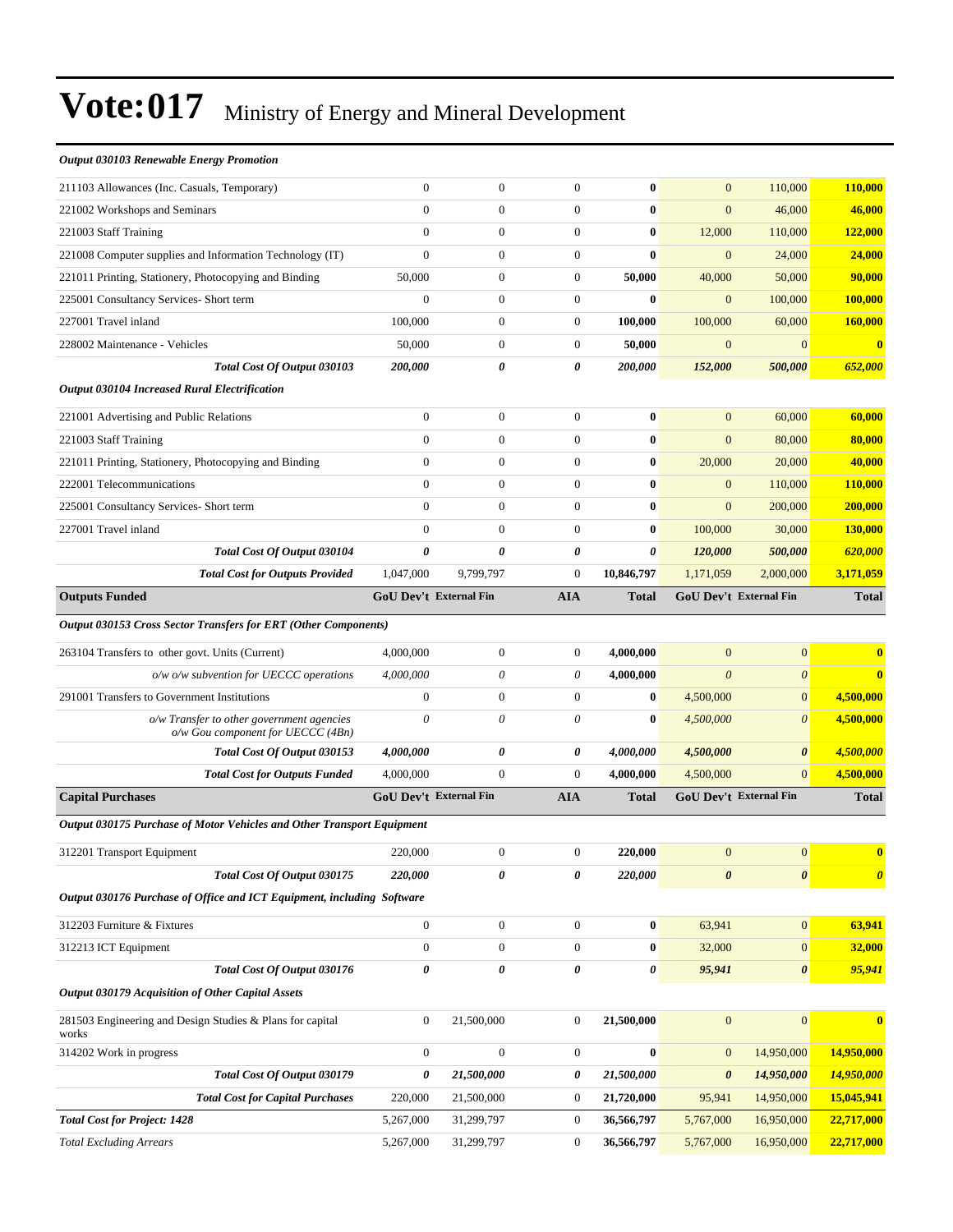# Vote:017 Ministry of Energy and Mineral Development

| | | | | | | | |
|---|---|---|---|---|---|---|---|
| ***Output 030103 Renewable Energy Promotion*** | | | | | | | |
| 211103 Allowances (Inc. Casuals, Temporary) | 0 | 0 | 0 | **0** | 0 | 110,000 | **110,000** |
| 221002 Workshops and Seminars | 0 | 0 | 0 | **0** | 0 | 46,000 | **46,000** |
| 221003 Staff Training | 0 | 0 | 0 | **0** | 12,000 | 110,000 | **122,000** |
| 221008 Computer supplies and Information Technology (IT) | 0 | 0 | 0 | **0** | 0 | 24,000 | **24,000** |
| 221011 Printing, Stationery, Photocopying and Binding | 50,000 | 0 | 0 | **50,000** | 40,000 | 50,000 | **90,000** |
| 225001 Consultancy Services- Short term | 0 | 0 | 0 | **0** | 0 | 100,000 | **100,000** |
| 227001 Travel inland | 100,000 | 0 | 0 | **100,000** | 100,000 | 60,000 | **160,000** |
| 228002 Maintenance - Vehicles | 50,000 | 0 | 0 | **50,000** | 0 | 0 | **0** |
| ***Total Cost Of Output 030103*** | ***200,000*** | ***0*** | ***0*** | ***200,000*** | ***152,000*** | ***500,000*** | ***652,000*** |
| ***Output 030104 Increased Rural Electrification*** | | | | | | | |
| 221001 Advertising and Public Relations | 0 | 0 | 0 | **0** | 0 | 60,000 | **60,000** |
| 221003 Staff Training | 0 | 0 | 0 | **0** | 0 | 80,000 | **80,000** |
| 221011 Printing, Stationery, Photocopying and Binding | 0 | 0 | 0 | **0** | 20,000 | 20,000 | **40,000** |
| 222001 Telecommunications | 0 | 0 | 0 | **0** | 0 | 110,000 | **110,000** |
| 225001 Consultancy Services- Short term | 0 | 0 | 0 | **0** | 0 | 200,000 | **200,000** |
| 227001 Travel inland | 0 | 0 | 0 | **0** | 100,000 | 30,000 | **130,000** |
| ***Total Cost Of Output 030104*** | ***0*** | ***0*** | ***0*** | ***0*** | ***120,000*** | ***500,000*** | ***620,000*** |
| ***Total Cost for Outputs Provided*** | 1,047,000 | 9,799,797 | 0 | **10,846,797** | 1,171,059 | 2,000,000 | **3,171,059** |
| **Outputs Funded** | **GoU Dev't** | **External Fin** | **AIA** | **Total** | **GoU Dev't** | **External Fin** | **Total** |
| ***Output 030153 Cross Sector Transfers for ERT (Other Components)*** | | | | | | | |
| 263104 Transfers to other govt. Units (Current) | 4,000,000 | 0 | 0 | **4,000,000** | 0 | 0 | **0** |
| *o/w o/w subvention for UECCC operations* | *4,000,000* | *0* | *0* | **4,000,000** | *0* | *0* | **0** |
| 291001 Transfers to Government Institutions | 0 | 0 | 0 | **0** | 4,500,000 | 0 | **4,500,000** |
| *o/w Transfer to other government agencies o/w Gou component for UECCC (4Bn)* | *0* | *0* | *0* | **0** | *4,500,000* | *0* | **4,500,000** |
| ***Total Cost Of Output 030153*** | ***4,000,000*** | ***0*** | ***0*** | ***4,000,000*** | ***4,500,000*** | ***0*** | ***4,500,000*** |
| ***Total Cost for Outputs Funded*** | 4,000,000 | 0 | 0 | **4,000,000** | 4,500,000 | 0 | **4,500,000** |
| **Capital Purchases** | **GoU Dev't** | **External Fin** | **AIA** | **Total** | **GoU Dev't** | **External Fin** | **Total** |
| ***Output 030175 Purchase of Motor Vehicles and Other Transport Equipment*** | | | | | | | |
| 312201 Transport Equipment | 220,000 | 0 | 0 | **220,000** | 0 | 0 | **0** |
| ***Total Cost Of Output 030175*** | ***220,000*** | ***0*** | ***0*** | ***220,000*** | ***0*** | ***0*** | ***0*** |
| ***Output 030176 Purchase of Office and ICT Equipment, including Software*** | | | | | | | |
| 312203 Furniture & Fixtures | 0 | 0 | 0 | **0** | 63,941 | 0 | **63,941** |
| 312213 ICT Equipment | 0 | 0 | 0 | **0** | 32,000 | 0 | **32,000** |
| ***Total Cost Of Output 030176*** | ***0*** | ***0*** | ***0*** | ***0*** | ***95,941*** | ***0*** | ***95,941*** |
| ***Output 030179 Acquisition of Other Capital Assets*** | | | | | | | |
| 281503 Engineering and Design Studies & Plans for capital works | 0 | 21,500,000 | 0 | **21,500,000** | 0 | 0 | **0** |
| 314202 Work in progress | 0 | 0 | 0 | **0** | 0 | 14,950,000 | **14,950,000** |
| ***Total Cost Of Output 030179*** | ***0*** | ***21,500,000*** | ***0*** | ***21,500,000*** | ***0*** | ***14,950,000*** | ***14,950,000*** |
| ***Total Cost for Capital Purchases*** | 220,000 | 21,500,000 | 0 | **21,720,000** | 95,941 | 14,950,000 | **15,045,941** |
| ***Total Cost for Project: 1428*** | 5,267,000 | 31,299,797 | 0 | **36,566,797** | 5,767,000 | 16,950,000 | **22,717,000** |
| *Total Excluding Arrears* | 5,267,000 | 31,299,797 | 0 | **36,566,797** | 5,767,000 | 16,950,000 | **22,717,000** |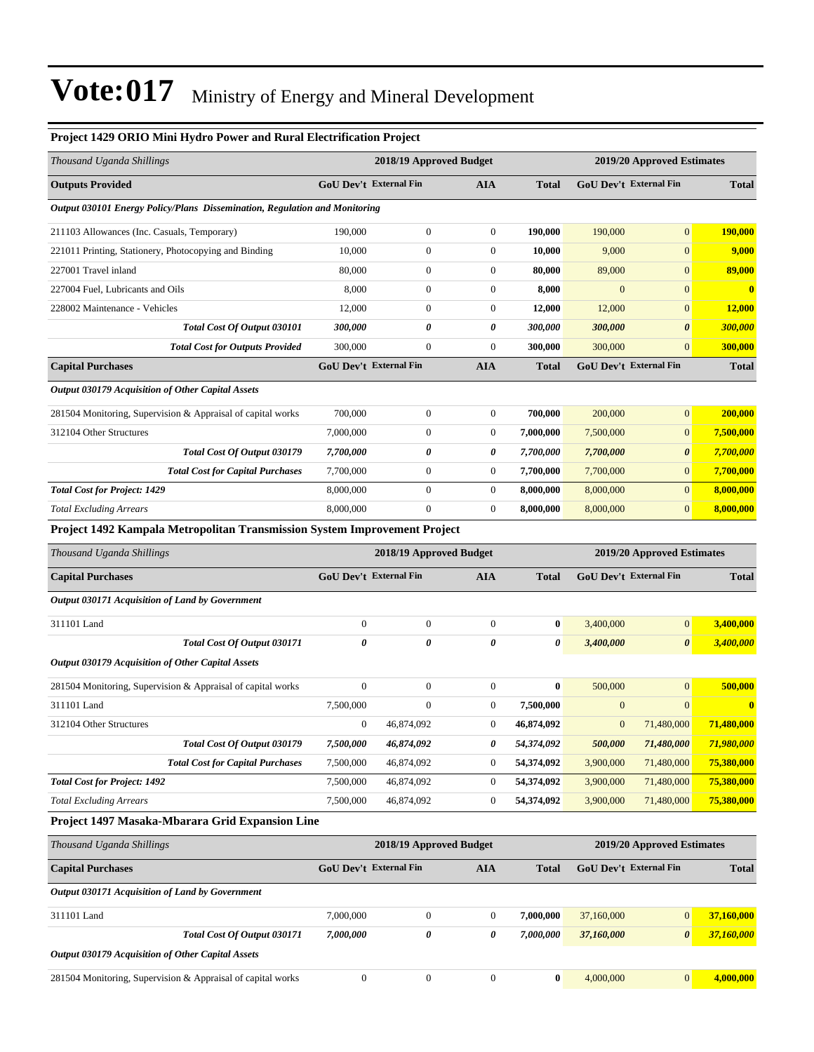# Vote:017 Ministry of Energy and Mineral Development

### Project 1429 ORIO Mini Hydro Power and Rural Electrification Project

| *Thousand Uganda Shillings* | 2018/19 Approved Budget | | | | 2019/20 Approved Estimates | | |
|---|---|---|---|---|---|---|---|
| **Outputs Provided** | **GoU Dev't** | **External Fin** | **AIA** | **Total** | **GoU Dev't** | **External Fin** | **Total** |
| ***Output 030101 Energy Policy/Plans Dissemination, Regulation and Monitoring*** | | | | | | | |
| 211103 Allowances (Inc. Casuals, Temporary) | 190,000 | 0 | 0 | **190,000** | 190,000 | 0 | **190,000** |
| 221011 Printing, Stationery, Photocopying and Binding | 10,000 | 0 | 0 | **10,000** | 9,000 | 0 | **9,000** |
| 227001 Travel inland | 80,000 | 0 | 0 | **80,000** | 89,000 | 0 | **89,000** |
| 227004 Fuel, Lubricants and Oils | 8,000 | 0 | 0 | **8,000** | 0 | 0 | **0** |
| 228002 Maintenance - Vehicles | 12,000 | 0 | 0 | **12,000** | 12,000 | 0 | **12,000** |
| ***Total Cost Of Output 030101*** | ***300,000*** | ***0*** | ***0*** | ***300,000*** | ***300,000*** | ***0*** | ***300,000*** |
| ***Total Cost for Outputs Provided*** | 300,000 | 0 | 0 | **300,000** | 300,000 | 0 | **300,000** |
| **Capital Purchases** | **GoU Dev't** | **External Fin** | **AIA** | **Total** | **GoU Dev't** | **External Fin** | **Total** |
| ***Output 030179 Acquisition of Other Capital Assets*** | | | | | | | |
| 281504 Monitoring, Supervision & Appraisal of capital works | 700,000 | 0 | 0 | **700,000** | 200,000 | 0 | **200,000** |
| 312104 Other Structures | 7,000,000 | 0 | 0 | **7,000,000** | 7,500,000 | 0 | **7,500,000** |
| ***Total Cost Of Output 030179*** | ***7,700,000*** | ***0*** | ***0*** | ***7,700,000*** | ***7,700,000*** | ***0*** | ***7,700,000*** |
| ***Total Cost for Capital Purchases*** | 7,700,000 | 0 | 0 | **7,700,000** | 7,700,000 | 0 | **7,700,000** |
| ***Total Cost for Project: 1429*** | 8,000,000 | 0 | 0 | **8,000,000** | 8,000,000 | 0 | **8,000,000** |
| *Total Excluding Arrears* | 8,000,000 | 0 | 0 | **8,000,000** | 8,000,000 | 0 | **8,000,000** |

### Project 1492 Kampala Metropolitan Transmission System Improvement Project

| *Thousand Uganda Shillings* | 2018/19 Approved Budget | | | | 2019/20 Approved Estimates | | |
|---|---|---|---|---|---|---|---|
| **Capital Purchases** | **GoU Dev't** | **External Fin** | **AIA** | **Total** | **GoU Dev't** | **External Fin** | **Total** |
| ***Output 030171 Acquisition of Land by Government*** | | | | | | | |
| 311101 Land | 0 | 0 | 0 | **0** | 3,400,000 | 0 | **3,400,000** |
| ***Total Cost Of Output 030171*** | ***0*** | ***0*** | ***0*** | ***0*** | ***3,400,000*** | ***0*** | ***3,400,000*** |
| ***Output 030179 Acquisition of Other Capital Assets*** | | | | | | | |
| 281504 Monitoring, Supervision & Appraisal of capital works | 0 | 0 | 0 | **0** | 500,000 | 0 | **500,000** |
| 311101 Land | 7,500,000 | 0 | 0 | **7,500,000** | 0 | 0 | **0** |
| 312104 Other Structures | 0 | 46,874,092 | 0 | **46,874,092** | 0 | 71,480,000 | **71,480,000** |
| ***Total Cost Of Output 030179*** | ***7,500,000*** | ***46,874,092*** | ***0*** | ***54,374,092*** | ***500,000*** | ***71,480,000*** | ***71,980,000*** |
| ***Total Cost for Capital Purchases*** | 7,500,000 | 46,874,092 | 0 | **54,374,092** | 3,900,000 | 71,480,000 | **75,380,000** |
| ***Total Cost for Project: 1492*** | 7,500,000 | 46,874,092 | 0 | **54,374,092** | 3,900,000 | 71,480,000 | **75,380,000** |
| *Total Excluding Arrears* | 7,500,000 | 46,874,092 | 0 | **54,374,092** | 3,900,000 | 71,480,000 | **75,380,000** |

### Project 1497 Masaka-Mbarara Grid Expansion Line

| *Thousand Uganda Shillings* | 2018/19 Approved Budget | | | | 2019/20 Approved Estimates | | |
|---|---|---|---|---|---|---|---|
| **Capital Purchases** | **GoU Dev't** | **External Fin** | **AIA** | **Total** | **GoU Dev't** | **External Fin** | **Total** |
| ***Output 030171 Acquisition of Land by Government*** | | | | | | | |
| 311101 Land | 7,000,000 | 0 | 0 | **7,000,000** | 37,160,000 | 0 | **37,160,000** |
| ***Total Cost Of Output 030171*** | ***7,000,000*** | ***0*** | ***0*** | ***7,000,000*** | ***37,160,000*** | ***0*** | ***37,160,000*** |
| ***Output 030179 Acquisition of Other Capital Assets*** | | | | | | | |
| 281504 Monitoring, Supervision & Appraisal of capital works | 0 | 0 | 0 | **0** | 4,000,000 | 0 | **4,000,000** |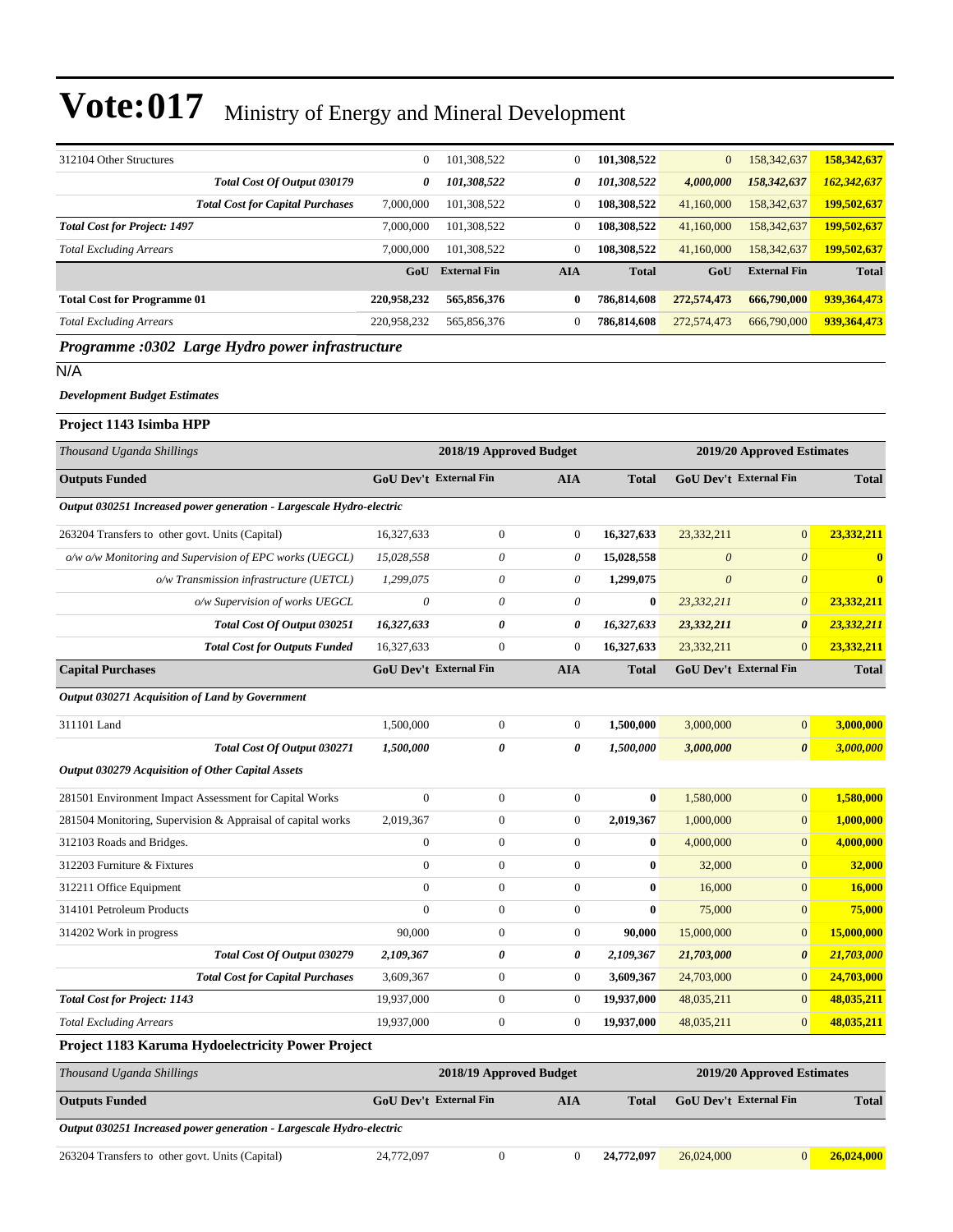| | | | | | | | |
|---|---|---|---|---|---|---|---|
| 312104 Other Structures | 0 | 101,308,522 | 0 | **101,308,522** | 0 | 158,342,637 | **158,342,637** |
| ***Total Cost Of Output 030179*** | ***0*** | ***101,308,522*** | ***0*** | ***101,308,522*** | ***4,000,000*** | ***158,342,637*** | ***162,342,637*** |
| ***Total Cost for Capital Purchases*** | 7,000,000 | 101,308,522 | 0 | **108,308,522** | 41,160,000 | 158,342,637 | **199,502,637** |
| ***Total Cost for Project: 1497*** | 7,000,000 | 101,308,522 | 0 | **108,308,522** | 41,160,000 | 158,342,637 | **199,502,637** |
| *Total Excluding Arrears* | 7,000,000 | 101,308,522 | 0 | **108,308,522** | 41,160,000 | 158,342,637 | **199,502,637** |
| | **GoU** | **External Fin** | **AIA** | **Total** | **GoU** | **External Fin** | **Total** |
| **Total Cost for Programme 01** | **220,958,232** | **565,856,376** | **0** | **786,814,608** | **272,574,473** | **666,790,000** | **939,364,473** |
| *Total Excluding Arrears* | 220,958,232 | 565,856,376 | 0 | **786,814,608** | 272,574,473 | 666,790,000 | **939,364,473** |

## *Programme :0302 Large Hydro power infrastructure*

N/A

***Development Budget Estimates***

### Project 1143 Isimba HPP

| *Thousand Uganda Shillings* | 2018/19 Approved Budget | | | | 2019/20 Approved Estimates | | |
|---|---|---|---|---|---|---|---|
| **Outputs Funded** | **GoU Dev't** | **External Fin** | **AIA** | **Total** | **GoU Dev't** | **External Fin** | **Total** |
| ***Output 030251 Increased power generation - Largescale Hydro-electric*** | | | | | | | |
| 263204 Transfers to other govt. Units (Capital) | 16,327,633 | 0 | 0 | **16,327,633** | 23,332,211 | 0 | **23,332,211** |
| *o/w o/w Monitoring and Supervision of EPC works (UEGCL)* | *15,028,558* | *0* | *0* | **15,028,558** | *0* | *0* | **0** |
| *o/w Transmission infrastructure (UETCL)* | *1,299,075* | *0* | *0* | **1,299,075** | *0* | *0* | **0** |
| *o/w Supervision of works UEGCL* | *0* | *0* | *0* | **0** | *23,332,211* | *0* | **23,332,211** |
| ***Total Cost Of Output 030251*** | ***16,327,633*** | ***0*** | ***0*** | ***16,327,633*** | ***23,332,211*** | ***0*** | ***23,332,211*** |
| ***Total Cost for Outputs Funded*** | 16,327,633 | 0 | 0 | **16,327,633** | 23,332,211 | 0 | **23,332,211** |
| **Capital Purchases** | **GoU Dev't** | **External Fin** | **AIA** | **Total** | **GoU Dev't** | **External Fin** | **Total** |
| ***Output 030271 Acquisition of Land by Government*** | | | | | | | |
| 311101 Land | 1,500,000 | 0 | 0 | **1,500,000** | 3,000,000 | 0 | **3,000,000** |
| ***Total Cost Of Output 030271*** | ***1,500,000*** | ***0*** | ***0*** | ***1,500,000*** | ***3,000,000*** | ***0*** | ***3,000,000*** |
| ***Output 030279 Acquisition of Other Capital Assets*** | | | | | | | |
| 281501 Environment Impact Assessment for Capital Works | 0 | 0 | 0 | **0** | 1,580,000 | 0 | **1,580,000** |
| 281504 Monitoring, Supervision & Appraisal of capital works | 2,019,367 | 0 | 0 | **2,019,367** | 1,000,000 | 0 | **1,000,000** |
| 312103 Roads and Bridges. | 0 | 0 | 0 | **0** | 4,000,000 | 0 | **4,000,000** |
| 312203 Furniture & Fixtures | 0 | 0 | 0 | **0** | 32,000 | 0 | **32,000** |
| 312211 Office Equipment | 0 | 0 | 0 | **0** | 16,000 | 0 | **16,000** |
| 314101 Petroleum Products | 0 | 0 | 0 | **0** | 75,000 | 0 | **75,000** |
| 314202 Work in progress | 90,000 | 0 | 0 | **90,000** | 15,000,000 | 0 | **15,000,000** |
| ***Total Cost Of Output 030279*** | ***2,109,367*** | ***0*** | ***0*** | ***2,109,367*** | ***21,703,000*** | ***0*** | ***21,703,000*** |
| ***Total Cost for Capital Purchases*** | 3,609,367 | 0 | 0 | **3,609,367** | 24,703,000 | 0 | **24,703,000** |
| ***Total Cost for Project: 1143*** | 19,937,000 | 0 | 0 | **19,937,000** | 48,035,211 | 0 | **48,035,211** |
| *Total Excluding Arrears* | 19,937,000 | 0 | 0 | **19,937,000** | 48,035,211 | 0 | **48,035,211** |

### Project 1183 Karuma Hydoelectricity Power Project

| *Thousand Uganda Shillings* | 2018/19 Approved Budget | | | | 2019/20 Approved Estimates | | |
|---|---|---|---|---|---|---|---|
| **Outputs Funded** | **GoU Dev't** | **External Fin** | **AIA** | **Total** | **GoU Dev't** | **External Fin** | **Total** |
| ***Output 030251 Increased power generation - Largescale Hydro-electric*** | | | | | | | |
| 263204 Transfers to other govt. Units (Capital) | 24,772,097 | 0 | 0 | **24,772,097** | 26,024,000 | 0 | **26,024,000** |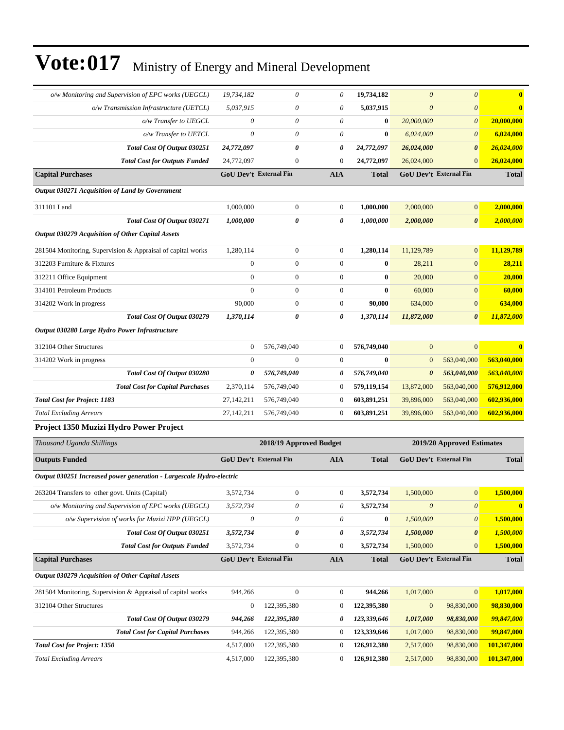| | | | | | | | |
|---|---|---|---|---|---|---|---|
| *o/w Monitoring and Supervision of EPC works (UEGCL)* | *19,734,182* | *0* | *0* | **19,734,182** | *0* | *0* | **0** |
| *o/w Transmission Infrastructure (UETCL)* | *5,037,915* | *0* | *0* | **5,037,915** | *0* | *0* | **0** |
| *o/w Transfer to UEGCL* | *0* | *0* | *0* | **0** | *20,000,000* | *0* | **20,000,000** |
| *o/w Transfer to UETCL* | *0* | *0* | *0* | **0** | *6,024,000* | *0* | **6,024,000** |
| ***Total Cost Of Output 030251*** | ***24,772,097*** | ***0*** | ***0*** | ***24,772,097*** | ***26,024,000*** | ***0*** | ***26,024,000*** |
| ***Total Cost for Outputs Funded*** | 24,772,097 | 0 | 0 | **24,772,097** | 26,024,000 | 0 | **26,024,000** |
| **Capital Purchases** | **GoU Dev't** | **External Fin** | **AIA** | **Total** | **GoU Dev't** | **External Fin** | **Total** |
| ***Output 030271 Acquisition of Land by Government*** | | | | | | | |
| 311101 Land | 1,000,000 | 0 | 0 | **1,000,000** | 2,000,000 | 0 | **2,000,000** |
| ***Total Cost Of Output 030271*** | ***1,000,000*** | ***0*** | ***0*** | ***1,000,000*** | ***2,000,000*** | ***0*** | ***2,000,000*** |
| ***Output 030279 Acquisition of Other Capital Assets*** | | | | | | | |
| 281504 Monitoring, Supervision & Appraisal of capital works | 1,280,114 | 0 | 0 | **1,280,114** | 11,129,789 | 0 | **11,129,789** |
| 312203 Furniture & Fixtures | 0 | 0 | 0 | **0** | 28,211 | 0 | **28,211** |
| 312211 Office Equipment | 0 | 0 | 0 | **0** | 20,000 | 0 | **20,000** |
| 314101 Petroleum Products | 0 | 0 | 0 | **0** | 60,000 | 0 | **60,000** |
| 314202 Work in progress | 90,000 | 0 | 0 | **90,000** | 634,000 | 0 | **634,000** |
| ***Total Cost Of Output 030279*** | ***1,370,114*** | ***0*** | ***0*** | ***1,370,114*** | ***11,872,000*** | ***0*** | ***11,872,000*** |
| ***Output 030280 Large Hydro Power Infrastructure*** | | | | | | | |
| 312104 Other Structures | 0 | 576,749,040 | 0 | **576,749,040** | 0 | 0 | **0** |
| 314202 Work in progress | 0 | 0 | 0 | **0** | 0 | 563,040,000 | **563,040,000** |
| ***Total Cost Of Output 030280*** | ***0*** | ***576,749,040*** | ***0*** | ***576,749,040*** | ***0*** | ***563,040,000*** | ***563,040,000*** |
| ***Total Cost for Capital Purchases*** | 2,370,114 | 576,749,040 | 0 | **579,119,154** | 13,872,000 | 563,040,000 | **576,912,000** |
| ***Total Cost for Project: 1183*** | 27,142,211 | 576,749,040 | 0 | **603,891,251** | 39,896,000 | 563,040,000 | **602,936,000** |
| *Total Excluding Arrears* | 27,142,211 | 576,749,040 | 0 | **603,891,251** | 39,896,000 | 563,040,000 | **602,936,000** |

### Project 1350 Muzizi Hydro Power Project

| *Thousand Uganda Shillings* | **2018/19 Approved Budget** | | | | **2019/20 Approved Estimates** | | |
|---|---|---|---|---|---|---|---|
| **Outputs Funded** | **GoU Dev't** | **External Fin** | **AIA** | **Total** | **GoU Dev't** | **External Fin** | **Total** |
| ***Output 030251 Increased power generation - Largescale Hydro-electric*** | | | | | | | |
| 263204 Transfers to other govt. Units (Capital) | 3,572,734 | 0 | 0 | **3,572,734** | 1,500,000 | 0 | **1,500,000** |
| *o/w Monitoring and Supervision of EPC works (UEGCL)* | *3,572,734* | *0* | *0* | **3,572,734** | *0* | *0* | **0** |
| *o/w Supervision of works for Muzizi HPP (UEGCL)* | *0* | *0* | *0* | **0** | *1,500,000* | *0* | **1,500,000** |
| ***Total Cost Of Output 030251*** | ***3,572,734*** | ***0*** | ***0*** | ***3,572,734*** | ***1,500,000*** | ***0*** | ***1,500,000*** |
| ***Total Cost for Outputs Funded*** | 3,572,734 | 0 | 0 | **3,572,734** | 1,500,000 | 0 | **1,500,000** |
| **Capital Purchases** | **GoU Dev't** | **External Fin** | **AIA** | **Total** | **GoU Dev't** | **External Fin** | **Total** |
| ***Output 030279 Acquisition of Other Capital Assets*** | | | | | | | |
| 281504 Monitoring, Supervision & Appraisal of capital works | 944,266 | 0 | 0 | **944,266** | 1,017,000 | 0 | **1,017,000** |
| 312104 Other Structures | 0 | 122,395,380 | 0 | **122,395,380** | 0 | 98,830,000 | **98,830,000** |
| ***Total Cost Of Output 030279*** | ***944,266*** | ***122,395,380*** | ***0*** | ***123,339,646*** | ***1,017,000*** | ***98,830,000*** | ***99,847,000*** |
| ***Total Cost for Capital Purchases*** | 944,266 | 122,395,380 | 0 | **123,339,646** | 1,017,000 | 98,830,000 | **99,847,000** |
| ***Total Cost for Project: 1350*** | 4,517,000 | 122,395,380 | 0 | **126,912,380** | 2,517,000 | 98,830,000 | **101,347,000** |
| *Total Excluding Arrears* | 4,517,000 | 122,395,380 | 0 | **126,912,380** | 2,517,000 | 98,830,000 | **101,347,000** |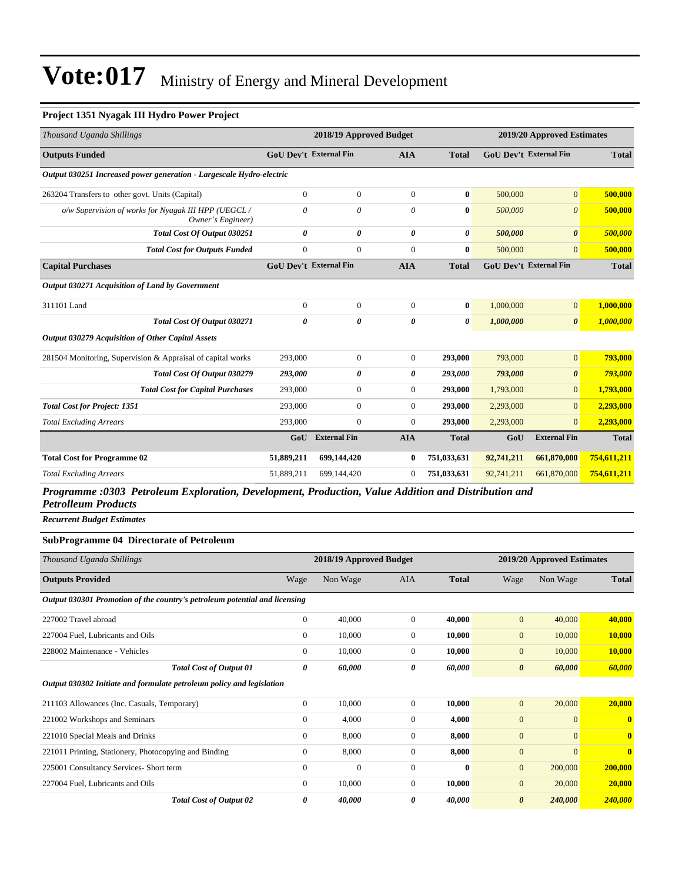# Vote:017 Ministry of Energy and Mineral Development

### Project 1351 Nyagak III Hydro Power Project

| *Thousand Uganda Shillings* | 2018/19 Approved Budget | | | | 2019/20 Approved Estimates | | |
|---|---|---|---|---|---|---|---|
| **Outputs Funded** | **GoU Dev't** | **External Fin** | **AIA** | **Total** | **GoU Dev't** | **External Fin** | **Total** |
| ***Output 030251 Increased power generation - Largescale Hydro-electric*** | | | | | | | |
| 263204 Transfers to other govt. Units (Capital) | 0 | 0 | 0 | **0** | 500,000 | 0 | **500,000** |
| *o/w Supervision of works for Nyagak III HPP (UEGCL / Owner's Engineer)* | *0* | *0* | *0* | **0** | *500,000* | *0* | **500,000** |
| ***Total Cost Of Output 030251*** | ***0*** | ***0*** | ***0*** | ***0*** | ***500,000*** | ***0*** | ***500,000*** |
| ***Total Cost for Outputs Funded*** | 0 | 0 | 0 | **0** | 500,000 | 0 | **500,000** |
| **Capital Purchases** | **GoU Dev't** | **External Fin** | **AIA** | **Total** | **GoU Dev't** | **External Fin** | **Total** |
| ***Output 030271 Acquisition of Land by Government*** | | | | | | | |
| 311101 Land | 0 | 0 | 0 | **0** | 1,000,000 | 0 | **1,000,000** |
| ***Total Cost Of Output 030271*** | ***0*** | ***0*** | ***0*** | ***0*** | ***1,000,000*** | ***0*** | ***1,000,000*** |
| ***Output 030279 Acquisition of Other Capital Assets*** | | | | | | | |
| 281504 Monitoring, Supervision & Appraisal of capital works | 293,000 | 0 | 0 | **293,000** | 793,000 | 0 | **793,000** |
| ***Total Cost Of Output 030279*** | ***293,000*** | ***0*** | ***0*** | ***293,000*** | ***793,000*** | ***0*** | ***793,000*** |
| ***Total Cost for Capital Purchases*** | 293,000 | 0 | 0 | **293,000** | 1,793,000 | 0 | **1,793,000** |
| ***Total Cost for Project: 1351*** | 293,000 | 0 | 0 | **293,000** | 2,293,000 | 0 | **2,293,000** |
| *Total Excluding Arrears* | 293,000 | 0 | 0 | **293,000** | 2,293,000 | 0 | **2,293,000** |
| | **GoU** | **External Fin** | **AIA** | **Total** | **GoU** | **External Fin** | **Total** |
| **Total Cost for Programme 02** | **51,889,211** | **699,144,420** | **0** | **751,033,631** | **92,741,211** | **661,870,000** | **754,611,211** |
| *Total Excluding Arrears* | 51,889,211 | 699,144,420 | 0 | **751,033,631** | 92,741,211 | 661,870,000 | **754,611,211** |

## *Programme :0303 Petroleum Exploration, Development, Production, Value Addition and Distribution and Petrolleum Products*

***Recurrent Budget Estimates***

### SubProgramme 04 Directorate of Petroleum

| *Thousand Uganda Shillings* | 2018/19 Approved Budget | | | | 2019/20 Approved Estimates | | |
|---|---|---|---|---|---|---|---|
| **Outputs Provided** | Wage | Non Wage | AIA | **Total** | Wage | Non Wage | **Total** |
| ***Output 030301 Promotion of the country's petroleum potential and licensing*** | | | | | | | |
| 227002 Travel abroad | 0 | 40,000 | 0 | **40,000** | 0 | 40,000 | **40,000** |
| 227004 Fuel, Lubricants and Oils | 0 | 10,000 | 0 | **10,000** | 0 | 10,000 | **10,000** |
| 228002 Maintenance - Vehicles | 0 | 10,000 | 0 | **10,000** | 0 | 10,000 | **10,000** |
| ***Total Cost of Output 01*** | ***0*** | ***60,000*** | ***0*** | ***60,000*** | ***0*** | ***60,000*** | ***60,000*** |
| ***Output 030302 Initiate and formulate petroleum policy and legislation*** | | | | | | | |
| 211103 Allowances (Inc. Casuals, Temporary) | 0 | 10,000 | 0 | **10,000** | 0 | 20,000 | **20,000** |
| 221002 Workshops and Seminars | 0 | 4,000 | 0 | **4,000** | 0 | 0 | **0** |
| 221010 Special Meals and Drinks | 0 | 8,000 | 0 | **8,000** | 0 | 0 | **0** |
| 221011 Printing, Stationery, Photocopying and Binding | 0 | 8,000 | 0 | **8,000** | 0 | 0 | **0** |
| 225001 Consultancy Services- Short term | 0 | 0 | 0 | **0** | 0 | 200,000 | **200,000** |
| 227004 Fuel, Lubricants and Oils | 0 | 10,000 | 0 | **10,000** | 0 | 20,000 | **20,000** |
| ***Total Cost of Output 02*** | ***0*** | ***40,000*** | ***0*** | ***40,000*** | ***0*** | ***240,000*** | ***240,000*** |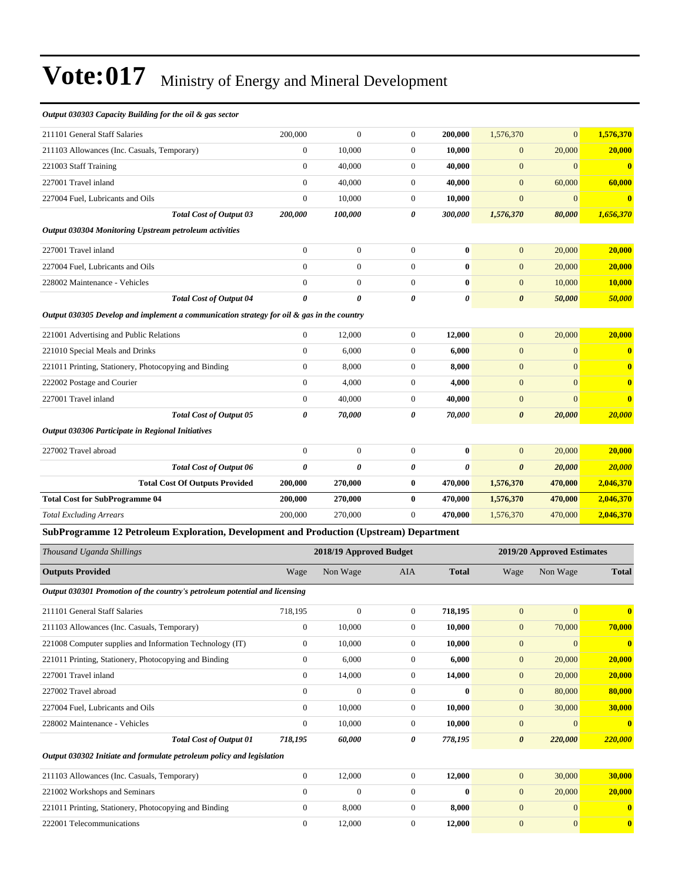# Vote:017 Ministry of Energy and Mineral Development

| | | | | | | | |
|---|---|---|---|---|---|---|---|
| ***Output 030303 Capacity Building for the oil & gas sector*** | | | | | | | |
| 211101 General Staff Salaries | 200,000 | 0 | 0 | **200,000** | 1,576,370 | 0 | **1,576,370** |
| 211103 Allowances (Inc. Casuals, Temporary) | 0 | 10,000 | 0 | **10,000** | 0 | 20,000 | **20,000** |
| 221003 Staff Training | 0 | 40,000 | 0 | **40,000** | 0 | 0 | **0** |
| 227001 Travel inland | 0 | 40,000 | 0 | **40,000** | 0 | 60,000 | **60,000** |
| 227004 Fuel, Lubricants and Oils | 0 | 10,000 | 0 | **10,000** | 0 | 0 | **0** |
| ***Total Cost of Output 03*** | ***200,000*** | ***100,000*** | ***0*** | ***300,000*** | ***1,576,370*** | ***80,000*** | ***1,656,370*** |
| ***Output 030304 Monitoring Upstream petroleum activities*** | | | | | | | |
| 227001 Travel inland | 0 | 0 | 0 | **0** | 0 | 20,000 | **20,000** |
| 227004 Fuel, Lubricants and Oils | 0 | 0 | 0 | **0** | 0 | 20,000 | **20,000** |
| 228002 Maintenance - Vehicles | 0 | 0 | 0 | **0** | 0 | 10,000 | **10,000** |
| ***Total Cost of Output 04*** | ***0*** | ***0*** | ***0*** | ***0*** | ***0*** | ***50,000*** | ***50,000*** |
| ***Output 030305 Develop and implement a communication strategy for oil & gas in the country*** | | | | | | | |
| 221001 Advertising and Public Relations | 0 | 12,000 | 0 | **12,000** | 0 | 20,000 | **20,000** |
| 221010 Special Meals and Drinks | 0 | 6,000 | 0 | **6,000** | 0 | 0 | **0** |
| 221011 Printing, Stationery, Photocopying and Binding | 0 | 8,000 | 0 | **8,000** | 0 | 0 | **0** |
| 222002 Postage and Courier | 0 | 4,000 | 0 | **4,000** | 0 | 0 | **0** |
| 227001 Travel inland | 0 | 40,000 | 0 | **40,000** | 0 | 0 | **0** |
| ***Total Cost of Output 05*** | ***0*** | ***70,000*** | ***0*** | ***70,000*** | ***0*** | ***20,000*** | ***20,000*** |
| ***Output 030306 Participate in Regional Initiatives*** | | | | | | | |
| 227002 Travel abroad | 0 | 0 | 0 | **0** | 0 | 20,000 | **20,000** |
| ***Total Cost of Output 06*** | ***0*** | ***0*** | ***0*** | ***0*** | ***0*** | ***20,000*** | ***20,000*** |
| **Total Cost Of Outputs Provided** | **200,000** | **270,000** | **0** | **470,000** | **1,576,370** | **470,000** | **2,046,370** |
| **Total Cost for SubProgramme 04** | **200,000** | **270,000** | **0** | **470,000** | **1,576,370** | **470,000** | **2,046,370** |
| *Total Excluding Arrears* | 200,000 | 270,000 | 0 | **470,000** | 1,576,370 | 470,000 | **2,046,370** |

**SubProgramme 12 Petroleum Exploration, Development and Production (Upstream) Department**

| *Thousand Uganda Shillings* | 2018/19 Approved Budget | | | | 2019/20 Approved Estimates | | |
|---|---|---|---|---|---|---|---|
| **Outputs Provided** | Wage | Non Wage | AIA | **Total** | Wage | Non Wage | **Total** |
| ***Output 030301 Promotion of the country's petroleum potential and licensing*** | | | | | | | |
| 211101 General Staff Salaries | 718,195 | 0 | 0 | **718,195** | 0 | 0 | **0** |
| 211103 Allowances (Inc. Casuals, Temporary) | 0 | 10,000 | 0 | **10,000** | 0 | 70,000 | **70,000** |
| 221008 Computer supplies and Information Technology (IT) | 0 | 10,000 | 0 | **10,000** | 0 | 0 | **0** |
| 221011 Printing, Stationery, Photocopying and Binding | 0 | 6,000 | 0 | **6,000** | 0 | 20,000 | **20,000** |
| 227001 Travel inland | 0 | 14,000 | 0 | **14,000** | 0 | 20,000 | **20,000** |
| 227002 Travel abroad | 0 | 0 | 0 | **0** | 0 | 80,000 | **80,000** |
| 227004 Fuel, Lubricants and Oils | 0 | 10,000 | 0 | **10,000** | 0 | 30,000 | **30,000** |
| 228002 Maintenance - Vehicles | 0 | 10,000 | 0 | **10,000** | 0 | 0 | **0** |
| ***Total Cost of Output 01*** | ***718,195*** | ***60,000*** | ***0*** | ***778,195*** | ***0*** | ***220,000*** | ***220,000*** |
| ***Output 030302 Initiate and formulate petroleum policy and legislation*** | | | | | | | |
| 211103 Allowances (Inc. Casuals, Temporary) | 0 | 12,000 | 0 | **12,000** | 0 | 30,000 | **30,000** |
| 221002 Workshops and Seminars | 0 | 0 | 0 | **0** | 0 | 20,000 | **20,000** |
| 221011 Printing, Stationery, Photocopying and Binding | 0 | 8,000 | 0 | **8,000** | 0 | 0 | **0** |
| 222001 Telecommunications | 0 | 12,000 | 0 | **12,000** | 0 | 0 | **0** |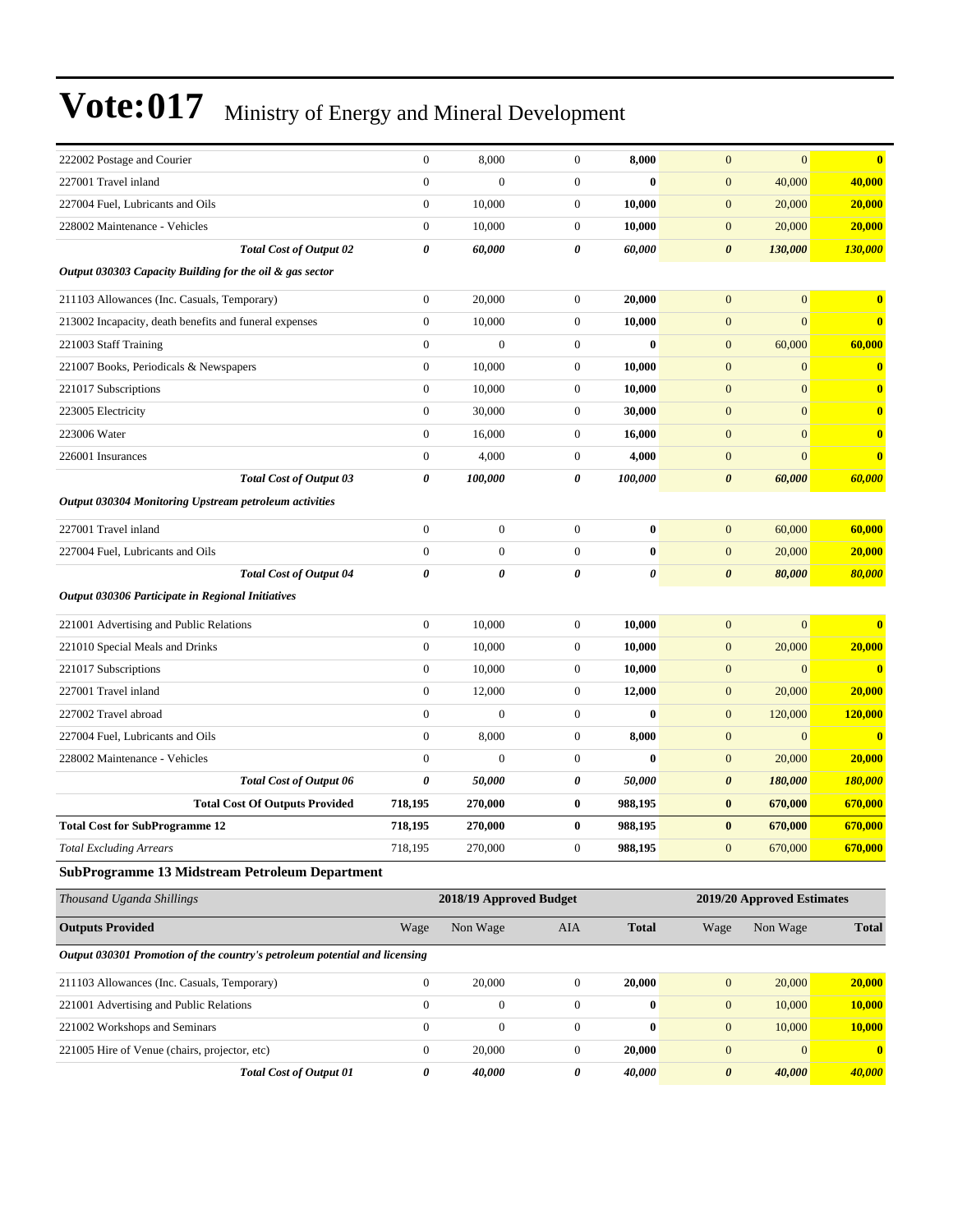| | | | | | | | |
|---|---|---|---|---|---|---|---|
| 222002 Postage and Courier | 0 | 8,000 | 0 | **8,000** | 0 | 0 | **0** |
| 227001 Travel inland | 0 | 0 | 0 | **0** | 0 | 40,000 | **40,000** |
| 227004 Fuel, Lubricants and Oils | 0 | 10,000 | 0 | **10,000** | 0 | 20,000 | **20,000** |
| 228002 Maintenance - Vehicles | 0 | 10,000 | 0 | **10,000** | 0 | 20,000 | **20,000** |
| ***Total Cost of Output 02*** | ***0*** | ***60,000*** | ***0*** | ***60,000*** | ***0*** | ***130,000*** | ***130,000*** |
| ***Output 030303 Capacity Building for the oil & gas sector*** | | | | | | | |
| 211103 Allowances (Inc. Casuals, Temporary) | 0 | 20,000 | 0 | **20,000** | 0 | 0 | **0** |
| 213002 Incapacity, death benefits and funeral expenses | 0 | 10,000 | 0 | **10,000** | 0 | 0 | **0** |
| 221003 Staff Training | 0 | 0 | 0 | **0** | 0 | 60,000 | **60,000** |
| 221007 Books, Periodicals & Newspapers | 0 | 10,000 | 0 | **10,000** | 0 | 0 | **0** |
| 221017 Subscriptions | 0 | 10,000 | 0 | **10,000** | 0 | 0 | **0** |
| 223005 Electricity | 0 | 30,000 | 0 | **30,000** | 0 | 0 | **0** |
| 223006 Water | 0 | 16,000 | 0 | **16,000** | 0 | 0 | **0** |
| 226001 Insurances | 0 | 4,000 | 0 | **4,000** | 0 | 0 | **0** |
| ***Total Cost of Output 03*** | ***0*** | ***100,000*** | ***0*** | ***100,000*** | ***0*** | ***60,000*** | ***60,000*** |
| ***Output 030304 Monitoring Upstream petroleum activities*** | | | | | | | |
| 227001 Travel inland | 0 | 0 | 0 | **0** | 0 | 60,000 | **60,000** |
| 227004 Fuel, Lubricants and Oils | 0 | 0 | 0 | **0** | 0 | 20,000 | **20,000** |
| ***Total Cost of Output 04*** | ***0*** | ***0*** | ***0*** | ***0*** | ***0*** | ***80,000*** | ***80,000*** |
| ***Output 030306 Participate in Regional Initiatives*** | | | | | | | |
| 221001 Advertising and Public Relations | 0 | 10,000 | 0 | **10,000** | 0 | 0 | **0** |
| 221010 Special Meals and Drinks | 0 | 10,000 | 0 | **10,000** | 0 | 20,000 | **20,000** |
| 221017 Subscriptions | 0 | 10,000 | 0 | **10,000** | 0 | 0 | **0** |
| 227001 Travel inland | 0 | 12,000 | 0 | **12,000** | 0 | 20,000 | **20,000** |
| 227002 Travel abroad | 0 | 0 | 0 | **0** | 0 | 120,000 | **120,000** |
| 227004 Fuel, Lubricants and Oils | 0 | 8,000 | 0 | **8,000** | 0 | 0 | **0** |
| 228002 Maintenance - Vehicles | 0 | 0 | 0 | **0** | 0 | 20,000 | **20,000** |
| ***Total Cost of Output 06*** | ***0*** | ***50,000*** | ***0*** | ***50,000*** | ***0*** | ***180,000*** | ***180,000*** |
| **Total Cost Of Outputs Provided** | **718,195** | **270,000** | **0** | **988,195** | **0** | **670,000** | **670,000** |
| **Total Cost for SubProgramme 12** | **718,195** | **270,000** | **0** | **988,195** | **0** | **670,000** | **670,000** |
| *Total Excluding Arrears* | 718,195 | 270,000 | 0 | **988,195** | 0 | 670,000 | **670,000** |

**SubProgramme 13 Midstream Petroleum Department**

| *Thousand Uganda Shillings* | 2018/19 Approved Budget | | | | 2019/20 Approved Estimates | | |
|---|---|---|---|---|---|---|---|
| **Outputs Provided** | Wage | Non Wage | AIA | **Total** | Wage | Non Wage | **Total** |
| ***Output 030301 Promotion of the country's petroleum potential and licensing*** | | | | | | | |
| 211103 Allowances (Inc. Casuals, Temporary) | 0 | 20,000 | 0 | **20,000** | 0 | 20,000 | **20,000** |
| 221001 Advertising and Public Relations | 0 | 0 | 0 | **0** | 0 | 10,000 | **10,000** |
| 221002 Workshops and Seminars | 0 | 0 | 0 | **0** | 0 | 10,000 | **10,000** |
| 221005 Hire of Venue (chairs, projector, etc) | 0 | 20,000 | 0 | **20,000** | 0 | 0 | **0** |
| ***Total Cost of Output 01*** | ***0*** | ***40,000*** | ***0*** | ***40,000*** | ***0*** | ***40,000*** | ***40,000*** |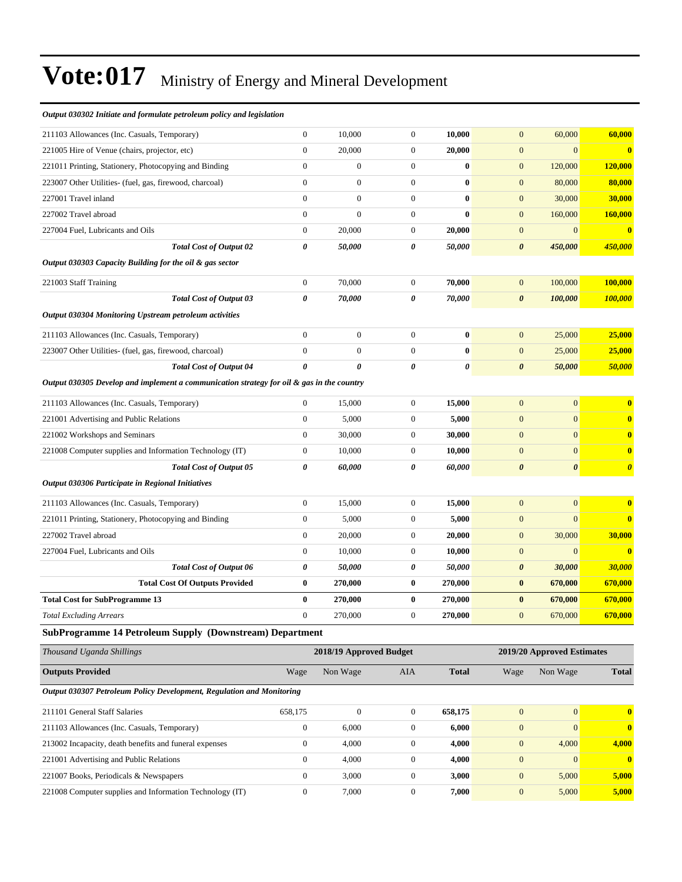# Vote:017 Ministry of Energy and Mineral Development

| | | | | | | | |
|---|---|---|---|---|---|---|---|
| ***Output 030302 Initiate and formulate petroleum policy and legislation*** | | | | | | | |
| 211103 Allowances (Inc. Casuals, Temporary) | 0 | 10,000 | 0 | **10,000** | 0 | 60,000 | **60,000** |
| 221005 Hire of Venue (chairs, projector, etc) | 0 | 20,000 | 0 | **20,000** | 0 | 0 | **0** |
| 221011 Printing, Stationery, Photocopying and Binding | 0 | 0 | 0 | **0** | 0 | 120,000 | **120,000** |
| 223007 Other Utilities- (fuel, gas, firewood, charcoal) | 0 | 0 | 0 | **0** | 0 | 80,000 | **80,000** |
| 227001 Travel inland | 0 | 0 | 0 | **0** | 0 | 30,000 | **30,000** |
| 227002 Travel abroad | 0 | 0 | 0 | **0** | 0 | 160,000 | **160,000** |
| 227004 Fuel, Lubricants and Oils | 0 | 20,000 | 0 | **20,000** | 0 | 0 | **0** |
| ***Total Cost of Output 02*** | ***0*** | ***50,000*** | ***0*** | ***50,000*** | ***0*** | ***450,000*** | ***450,000*** |
| ***Output 030303 Capacity Building for the oil & gas sector*** | | | | | | | |
| 221003 Staff Training | 0 | 70,000 | 0 | **70,000** | 0 | 100,000 | **100,000** |
| ***Total Cost of Output 03*** | ***0*** | ***70,000*** | ***0*** | ***70,000*** | ***0*** | ***100,000*** | ***100,000*** |
| ***Output 030304 Monitoring Upstream petroleum activities*** | | | | | | | |
| 211103 Allowances (Inc. Casuals, Temporary) | 0 | 0 | 0 | **0** | 0 | 25,000 | **25,000** |
| 223007 Other Utilities- (fuel, gas, firewood, charcoal) | 0 | 0 | 0 | **0** | 0 | 25,000 | **25,000** |
| ***Total Cost of Output 04*** | ***0*** | ***0*** | ***0*** | ***0*** | ***0*** | ***50,000*** | ***50,000*** |
| ***Output 030305 Develop and implement a communication strategy for oil & gas in the country*** | | | | | | | |
| 211103 Allowances (Inc. Casuals, Temporary) | 0 | 15,000 | 0 | **15,000** | 0 | 0 | **0** |
| 221001 Advertising and Public Relations | 0 | 5,000 | 0 | **5,000** | 0 | 0 | **0** |
| 221002 Workshops and Seminars | 0 | 30,000 | 0 | **30,000** | 0 | 0 | **0** |
| 221008 Computer supplies and Information Technology (IT) | 0 | 10,000 | 0 | **10,000** | 0 | 0 | **0** |
| ***Total Cost of Output 05*** | ***0*** | ***60,000*** | ***0*** | ***60,000*** | ***0*** | ***0*** | ***0*** |
| ***Output 030306 Participate in Regional Initiatives*** | | | | | | | |
| 211103 Allowances (Inc. Casuals, Temporary) | 0 | 15,000 | 0 | **15,000** | 0 | 0 | **0** |
| 221011 Printing, Stationery, Photocopying and Binding | 0 | 5,000 | 0 | **5,000** | 0 | 0 | **0** |
| 227002 Travel abroad | 0 | 20,000 | 0 | **20,000** | 0 | 30,000 | **30,000** |
| 227004 Fuel, Lubricants and Oils | 0 | 10,000 | 0 | **10,000** | 0 | 0 | **0** |
| ***Total Cost of Output 06*** | ***0*** | ***50,000*** | ***0*** | ***50,000*** | ***0*** | ***30,000*** | ***30,000*** |
| **Total Cost Of Outputs Provided** | **0** | **270,000** | **0** | **270,000** | **0** | **670,000** | **670,000** |
| **Total Cost for SubProgramme 13** | **0** | **270,000** | **0** | **270,000** | **0** | **670,000** | **670,000** |
| *Total Excluding Arrears* | 0 | 270,000 | 0 | **270,000** | 0 | 670,000 | **670,000** |

### SubProgramme 14 Petroleum Supply (Downstream) Department

| *Thousand Uganda Shillings* | 2018/19 Approved Budget | | | | 2019/20 Approved Estimates | | |
|---|---|---|---|---|---|---|---|
| **Outputs Provided** | Wage | Non Wage | AIA | **Total** | Wage | Non Wage | **Total** |
| ***Output 030307 Petroleum Policy Development, Regulation and Monitoring*** | | | | | | | |
| 211101 General Staff Salaries | 658,175 | 0 | 0 | **658,175** | 0 | 0 | **0** |
| 211103 Allowances (Inc. Casuals, Temporary) | 0 | 6,000 | 0 | **6,000** | 0 | 0 | **0** |
| 213002 Incapacity, death benefits and funeral expenses | 0 | 4,000 | 0 | **4,000** | 0 | 4,000 | **4,000** |
| 221001 Advertising and Public Relations | 0 | 4,000 | 0 | **4,000** | 0 | 0 | **0** |
| 221007 Books, Periodicals & Newspapers | 0 | 3,000 | 0 | **3,000** | 0 | 5,000 | **5,000** |
| 221008 Computer supplies and Information Technology (IT) | 0 | 7,000 | 0 | **7,000** | 0 | 5,000 | **5,000** |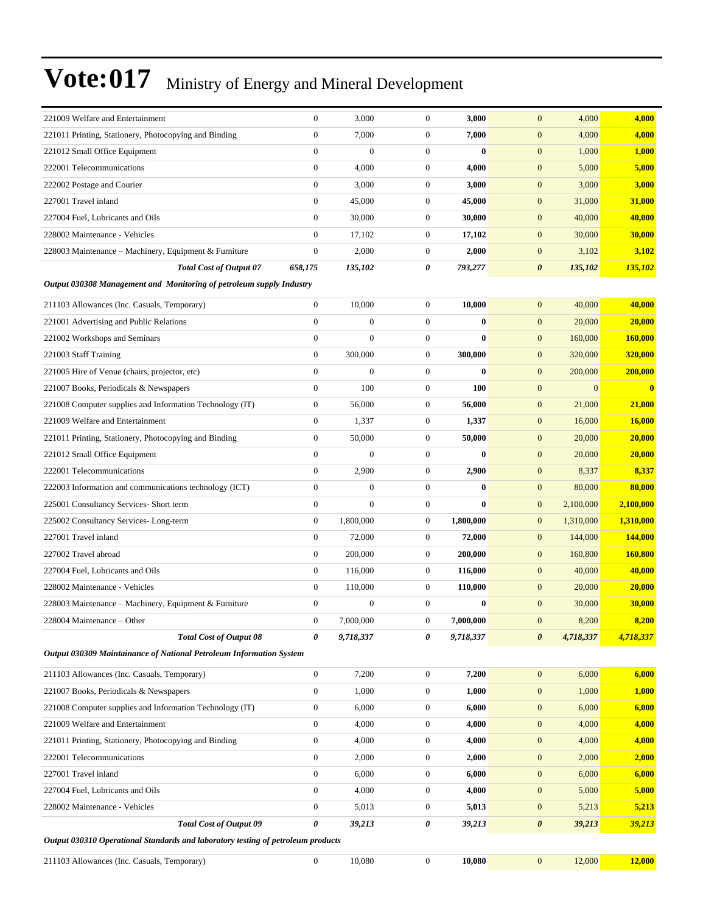# Vote:017 Ministry of Energy and Mineral Development

| | | | | | | | |
|---|---|---|---|---|---|---|---|
| 221009 Welfare and Entertainment | 0 | 3,000 | 0 | **3,000** | 0 | 4,000 | **4,000** |
| 221011 Printing, Stationery, Photocopying and Binding | 0 | 7,000 | 0 | **7,000** | 0 | 4,000 | **4,000** |
| 221012 Small Office Equipment | 0 | 0 | 0 | **0** | 0 | 1,000 | **1,000** |
| 222001 Telecommunications | 0 | 4,000 | 0 | **4,000** | 0 | 5,000 | **5,000** |
| 222002 Postage and Courier | 0 | 3,000 | 0 | **3,000** | 0 | 3,000 | **3,000** |
| 227001 Travel inland | 0 | 45,000 | 0 | **45,000** | 0 | 31,000 | **31,000** |
| 227004 Fuel, Lubricants and Oils | 0 | 30,000 | 0 | **30,000** | 0 | 40,000 | **40,000** |
| 228002 Maintenance - Vehicles | 0 | 17,102 | 0 | **17,102** | 0 | 30,000 | **30,000** |
| 228003 Maintenance – Machinery, Equipment & Furniture | 0 | 2,000 | 0 | **2,000** | 0 | 3,102 | **3,102** |
| ***Total Cost of Output 07*** | ***658,175*** | ***135,102*** | ***0*** | ***793,277*** | ***0*** | ***135,102*** | ***135,102*** |
| ***Output 030308 Management and Monitoring of petroleum supply Industry*** | | | | | | | |
| 211103 Allowances (Inc. Casuals, Temporary) | 0 | 10,000 | 0 | **10,000** | 0 | 40,000 | **40,000** |
| 221001 Advertising and Public Relations | 0 | 0 | 0 | **0** | 0 | 20,000 | **20,000** |
| 221002 Workshops and Seminars | 0 | 0 | 0 | **0** | 0 | 160,000 | **160,000** |
| 221003 Staff Training | 0 | 300,000 | 0 | **300,000** | 0 | 320,000 | **320,000** |
| 221005 Hire of Venue (chairs, projector, etc) | 0 | 0 | 0 | **0** | 0 | 200,000 | **200,000** |
| 221007 Books, Periodicals & Newspapers | 0 | 100 | 0 | **100** | 0 | 0 | **0** |
| 221008 Computer supplies and Information Technology (IT) | 0 | 56,000 | 0 | **56,000** | 0 | 21,000 | **21,000** |
| 221009 Welfare and Entertainment | 0 | 1,337 | 0 | **1,337** | 0 | 16,000 | **16,000** |
| 221011 Printing, Stationery, Photocopying and Binding | 0 | 50,000 | 0 | **50,000** | 0 | 20,000 | **20,000** |
| 221012 Small Office Equipment | 0 | 0 | 0 | **0** | 0 | 20,000 | **20,000** |
| 222001 Telecommunications | 0 | 2,900 | 0 | **2,900** | 0 | 8,337 | **8,337** |
| 222003 Information and communications technology (ICT) | 0 | 0 | 0 | **0** | 0 | 80,000 | **80,000** |
| 225001 Consultancy Services- Short term | 0 | 0 | 0 | **0** | 0 | 2,100,000 | **2,100,000** |
| 225002 Consultancy Services- Long-term | 0 | 1,800,000 | 0 | **1,800,000** | 0 | 1,310,000 | **1,310,000** |
| 227001 Travel inland | 0 | 72,000 | 0 | **72,000** | 0 | 144,000 | **144,000** |
| 227002 Travel abroad | 0 | 200,000 | 0 | **200,000** | 0 | 160,800 | **160,800** |
| 227004 Fuel, Lubricants and Oils | 0 | 116,000 | 0 | **116,000** | 0 | 40,000 | **40,000** |
| 228002 Maintenance - Vehicles | 0 | 110,000 | 0 | **110,000** | 0 | 20,000 | **20,000** |
| 228003 Maintenance – Machinery, Equipment & Furniture | 0 | 0 | 0 | **0** | 0 | 30,000 | **30,000** |
| 228004 Maintenance – Other | 0 | 7,000,000 | 0 | **7,000,000** | 0 | 8,200 | **8,200** |
| ***Total Cost of Output 08*** | ***0*** | ***9,718,337*** | ***0*** | ***9,718,337*** | ***0*** | ***4,718,337*** | ***4,718,337*** |
| ***Output 030309 Maintainance of National Petroleum Information System*** | | | | | | | |
| 211103 Allowances (Inc. Casuals, Temporary) | 0 | 7,200 | 0 | **7,200** | 0 | 6,000 | **6,000** |
| 221007 Books, Periodicals & Newspapers | 0 | 1,000 | 0 | **1,000** | 0 | 1,000 | **1,000** |
| 221008 Computer supplies and Information Technology (IT) | 0 | 6,000 | 0 | **6,000** | 0 | 6,000 | **6,000** |
| 221009 Welfare and Entertainment | 0 | 4,000 | 0 | **4,000** | 0 | 4,000 | **4,000** |
| 221011 Printing, Stationery, Photocopying and Binding | 0 | 4,000 | 0 | **4,000** | 0 | 4,000 | **4,000** |
| 222001 Telecommunications | 0 | 2,000 | 0 | **2,000** | 0 | 2,000 | **2,000** |
| 227001 Travel inland | 0 | 6,000 | 0 | **6,000** | 0 | 6,000 | **6,000** |
| 227004 Fuel, Lubricants and Oils | 0 | 4,000 | 0 | **4,000** | 0 | 5,000 | **5,000** |
| 228002 Maintenance - Vehicles | 0 | 5,013 | 0 | **5,013** | 0 | 5,213 | **5,213** |
| ***Total Cost of Output 09*** | ***0*** | ***39,213*** | ***0*** | ***39,213*** | ***0*** | ***39,213*** | ***39,213*** |
| ***Output 030310 Operational Standards and laboratory testing of petroleum products*** | | | | | | | |
| 211103 Allowances (Inc. Casuals, Temporary) | 0 | 10,080 | 0 | **10,080** | 0 | 12,000 | **12,000** |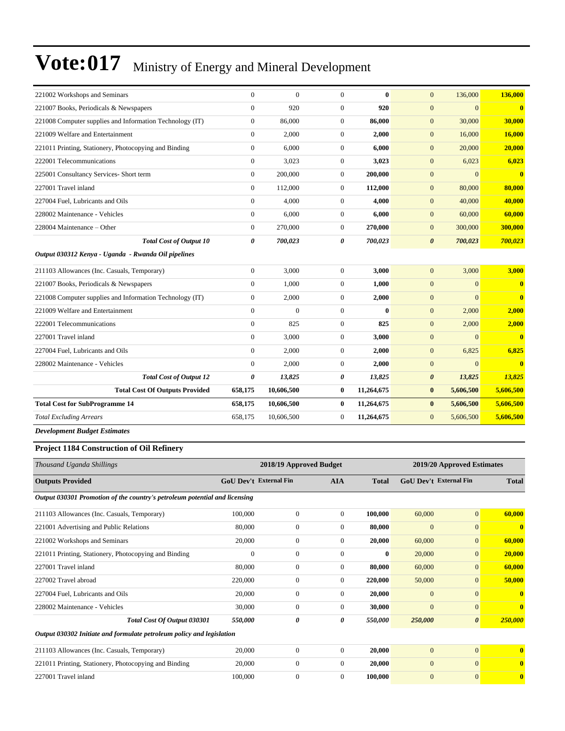# Vote:017 Ministry of Energy and Mineral Development

| | | | | | | | |
|---|---|---|---|---|---|---|---|
| 221002 Workshops and Seminars | 0 | 0 | 0 | **0** | 0 | 136,000 | **136,000** |
| 221007 Books, Periodicals & Newspapers | 0 | 920 | 0 | **920** | 0 | 0 | **0** |
| 221008 Computer supplies and Information Technology (IT) | 0 | 86,000 | 0 | **86,000** | 0 | 30,000 | **30,000** |
| 221009 Welfare and Entertainment | 0 | 2,000 | 0 | **2,000** | 0 | 16,000 | **16,000** |
| 221011 Printing, Stationery, Photocopying and Binding | 0 | 6,000 | 0 | **6,000** | 0 | 20,000 | **20,000** |
| 222001 Telecommunications | 0 | 3,023 | 0 | **3,023** | 0 | 6,023 | **6,023** |
| 225001 Consultancy Services- Short term | 0 | 200,000 | 0 | **200,000** | 0 | 0 | **0** |
| 227001 Travel inland | 0 | 112,000 | 0 | **112,000** | 0 | 80,000 | **80,000** |
| 227004 Fuel, Lubricants and Oils | 0 | 4,000 | 0 | **4,000** | 0 | 40,000 | **40,000** |
| 228002 Maintenance - Vehicles | 0 | 6,000 | 0 | **6,000** | 0 | 60,000 | **60,000** |
| 228004 Maintenance – Other | 0 | 270,000 | 0 | **270,000** | 0 | 300,000 | **300,000** |
| ***Total Cost of Output 10*** | ***0*** | ***700,023*** | ***0*** | ***700,023*** | ***0*** | ***700,023*** | ***700,023*** |
| ***Output 030312 Kenya - Uganda - Rwanda Oil pipelines*** | | | | | | | |
| 211103 Allowances (Inc. Casuals, Temporary) | 0 | 3,000 | 0 | **3,000** | 0 | 3,000 | **3,000** |
| 221007 Books, Periodicals & Newspapers | 0 | 1,000 | 0 | **1,000** | 0 | 0 | **0** |
| 221008 Computer supplies and Information Technology (IT) | 0 | 2,000 | 0 | **2,000** | 0 | 0 | **0** |
| 221009 Welfare and Entertainment | 0 | 0 | 0 | **0** | 0 | 2,000 | **2,000** |
| 222001 Telecommunications | 0 | 825 | 0 | **825** | 0 | 2,000 | **2,000** |
| 227001 Travel inland | 0 | 3,000 | 0 | **3,000** | 0 | 0 | **0** |
| 227004 Fuel, Lubricants and Oils | 0 | 2,000 | 0 | **2,000** | 0 | 6,825 | **6,825** |
| 228002 Maintenance - Vehicles | 0 | 2,000 | 0 | **2,000** | 0 | 0 | **0** |
| ***Total Cost of Output 12*** | ***0*** | ***13,825*** | ***0*** | ***13,825*** | ***0*** | ***13,825*** | ***13,825*** |
| **Total Cost Of Outputs Provided** | **658,175** | **10,606,500** | **0** | **11,264,675** | **0** | **5,606,500** | **5,606,500** |
| **Total Cost for SubProgramme 14** | **658,175** | **10,606,500** | **0** | **11,264,675** | **0** | **5,606,500** | **5,606,500** |
| *Total Excluding Arrears* | 658,175 | 10,606,500 | 0 | **11,264,675** | 0 | 5,606,500 | **5,606,500** |

***Development Budget Estimates***

### Project 1184 Construction of Oil Refinery

| *Thousand Uganda Shillings* | 2018/19 Approved Budget | | | | 2019/20 Approved Estimates | | |
|---|---|---|---|---|---|---|---|
| **Outputs Provided** | **GoU Dev't** | **External Fin** | **AIA** | **Total** | **GoU Dev't** | **External Fin** | **Total** |
| ***Output 030301 Promotion of the country's petroleum potential and licensing*** | | | | | | | |
| 211103 Allowances (Inc. Casuals, Temporary) | 100,000 | 0 | 0 | **100,000** | 60,000 | 0 | **60,000** |
| 221001 Advertising and Public Relations | 80,000 | 0 | 0 | **80,000** | 0 | 0 | **0** |
| 221002 Workshops and Seminars | 20,000 | 0 | 0 | **20,000** | 60,000 | 0 | **60,000** |
| 221011 Printing, Stationery, Photocopying and Binding | 0 | 0 | 0 | **0** | 20,000 | 0 | **20,000** |
| 227001 Travel inland | 80,000 | 0 | 0 | **80,000** | 60,000 | 0 | **60,000** |
| 227002 Travel abroad | 220,000 | 0 | 0 | **220,000** | 50,000 | 0 | **50,000** |
| 227004 Fuel, Lubricants and Oils | 20,000 | 0 | 0 | **20,000** | 0 | 0 | **0** |
| 228002 Maintenance - Vehicles | 30,000 | 0 | 0 | **30,000** | 0 | 0 | **0** |
| ***Total Cost Of Output 030301*** | ***550,000*** | ***0*** | ***0*** | ***550,000*** | ***250,000*** | ***0*** | ***250,000*** |
| ***Output 030302 Initiate and formulate petroleum policy and legislation*** | | | | | | | |
| 211103 Allowances (Inc. Casuals, Temporary) | 20,000 | 0 | 0 | **20,000** | 0 | 0 | **0** |
| 221011 Printing, Stationery, Photocopying and Binding | 20,000 | 0 | 0 | **20,000** | 0 | 0 | **0** |
| 227001 Travel inland | 100,000 | 0 | 0 | **100,000** | 0 | 0 | **0** |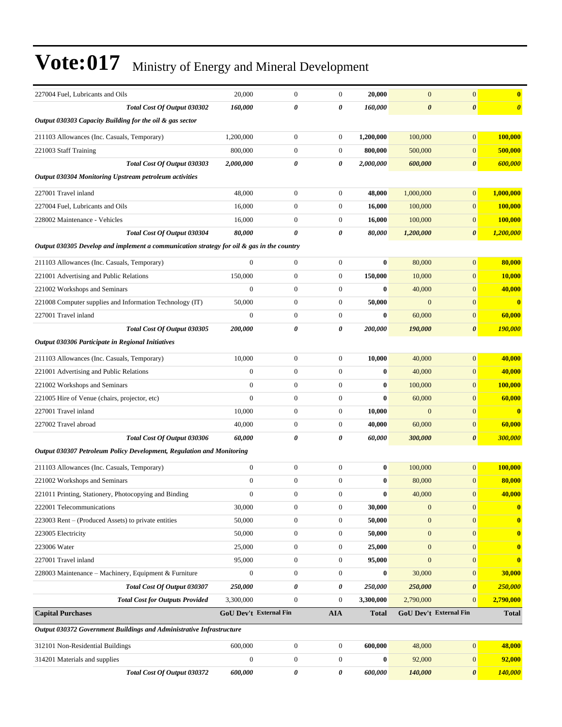# Vote:017 Ministry of Energy and Mineral Development

| | | | | | | | |
|---|---|---|---|---|---|---|---|
| 227004 Fuel, Lubricants and Oils | 20,000 | 0 | 0 | **20,000** | 0 | 0 | **0** |
| ***Total Cost Of Output 030302*** | ***160,000*** | ***0*** | ***0*** | ***160,000*** | ***0*** | ***0*** | ***0*** |
| ***Output 030303 Capacity Building for the oil & gas sector*** | | | | | | | |
| 211103 Allowances (Inc. Casuals, Temporary) | 1,200,000 | 0 | 0 | **1,200,000** | 100,000 | 0 | **100,000** |
| 221003 Staff Training | 800,000 | 0 | 0 | **800,000** | 500,000 | 0 | **500,000** |
| ***Total Cost Of Output 030303*** | ***2,000,000*** | ***0*** | ***0*** | ***2,000,000*** | ***600,000*** | ***0*** | ***600,000*** |
| ***Output 030304 Monitoring Upstream petroleum activities*** | | | | | | | |
| 227001 Travel inland | 48,000 | 0 | 0 | **48,000** | 1,000,000 | 0 | **1,000,000** |
| 227004 Fuel, Lubricants and Oils | 16,000 | 0 | 0 | **16,000** | 100,000 | 0 | **100,000** |
| 228002 Maintenance - Vehicles | 16,000 | 0 | 0 | **16,000** | 100,000 | 0 | **100,000** |
| ***Total Cost Of Output 030304*** | ***80,000*** | ***0*** | ***0*** | ***80,000*** | ***1,200,000*** | ***0*** | ***1,200,000*** |
| ***Output 030305 Develop and implement a communication strategy for oil & gas in the country*** | | | | | | | |
| 211103 Allowances (Inc. Casuals, Temporary) | 0 | 0 | 0 | **0** | 80,000 | 0 | **80,000** |
| 221001 Advertising and Public Relations | 150,000 | 0 | 0 | **150,000** | 10,000 | 0 | **10,000** |
| 221002 Workshops and Seminars | 0 | 0 | 0 | **0** | 40,000 | 0 | **40,000** |
| 221008 Computer supplies and Information Technology (IT) | 50,000 | 0 | 0 | **50,000** | 0 | 0 | **0** |
| 227001 Travel inland | 0 | 0 | 0 | **0** | 60,000 | 0 | **60,000** |
| ***Total Cost Of Output 030305*** | ***200,000*** | ***0*** | ***0*** | ***200,000*** | ***190,000*** | ***0*** | ***190,000*** |
| ***Output 030306 Participate in Regional Initiatives*** | | | | | | | |
| 211103 Allowances (Inc. Casuals, Temporary) | 10,000 | 0 | 0 | **10,000** | 40,000 | 0 | **40,000** |
| 221001 Advertising and Public Relations | 0 | 0 | 0 | **0** | 40,000 | 0 | **40,000** |
| 221002 Workshops and Seminars | 0 | 0 | 0 | **0** | 100,000 | 0 | **100,000** |
| 221005 Hire of Venue (chairs, projector, etc) | 0 | 0 | 0 | **0** | 60,000 | 0 | **60,000** |
| 227001 Travel inland | 10,000 | 0 | 0 | **10,000** | 0 | 0 | **0** |
| 227002 Travel abroad | 40,000 | 0 | 0 | **40,000** | 60,000 | 0 | **60,000** |
| ***Total Cost Of Output 030306*** | ***60,000*** | ***0*** | ***0*** | ***60,000*** | ***300,000*** | ***0*** | ***300,000*** |
| ***Output 030307 Petroleum Policy Development, Regulation and Monitoring*** | | | | | | | |
| 211103 Allowances (Inc. Casuals, Temporary) | 0 | 0 | 0 | **0** | 100,000 | 0 | **100,000** |
| 221002 Workshops and Seminars | 0 | 0 | 0 | **0** | 80,000 | 0 | **80,000** |
| 221011 Printing, Stationery, Photocopying and Binding | 0 | 0 | 0 | **0** | 40,000 | 0 | **40,000** |
| 222001 Telecommunications | 30,000 | 0 | 0 | **30,000** | 0 | 0 | **0** |
| 223003 Rent – (Produced Assets) to private entities | 50,000 | 0 | 0 | **50,000** | 0 | 0 | **0** |
| 223005 Electricity | 50,000 | 0 | 0 | **50,000** | 0 | 0 | **0** |
| 223006 Water | 25,000 | 0 | 0 | **25,000** | 0 | 0 | **0** |
| 227001 Travel inland | 95,000 | 0 | 0 | **95,000** | 0 | 0 | **0** |
| 228003 Maintenance – Machinery, Equipment & Furniture | 0 | 0 | 0 | **0** | 30,000 | 0 | **30,000** |
| ***Total Cost Of Output 030307*** | ***250,000*** | ***0*** | ***0*** | ***250,000*** | ***250,000*** | ***0*** | ***250,000*** |
| ***Total Cost for Outputs Provided*** | 3,300,000 | 0 | 0 | **3,300,000** | 2,790,000 | 0 | **2,790,000** |
| **Capital Purchases** | **GoU Dev't** | **External Fin** | **AIA** | **Total** | **GoU Dev't** | **External Fin** | **Total** |
| ***Output 030372 Government Buildings and Administrative Infrastructure*** | | | | | | | |
| 312101 Non-Residential Buildings | 600,000 | 0 | 0 | **600,000** | 48,000 | 0 | **48,000** |
| 314201 Materials and supplies | 0 | 0 | 0 | **0** | 92,000 | 0 | **92,000** |
| ***Total Cost Of Output 030372*** | ***600,000*** | ***0*** | ***0*** | ***600,000*** | ***140,000*** | ***0*** | ***140,000*** |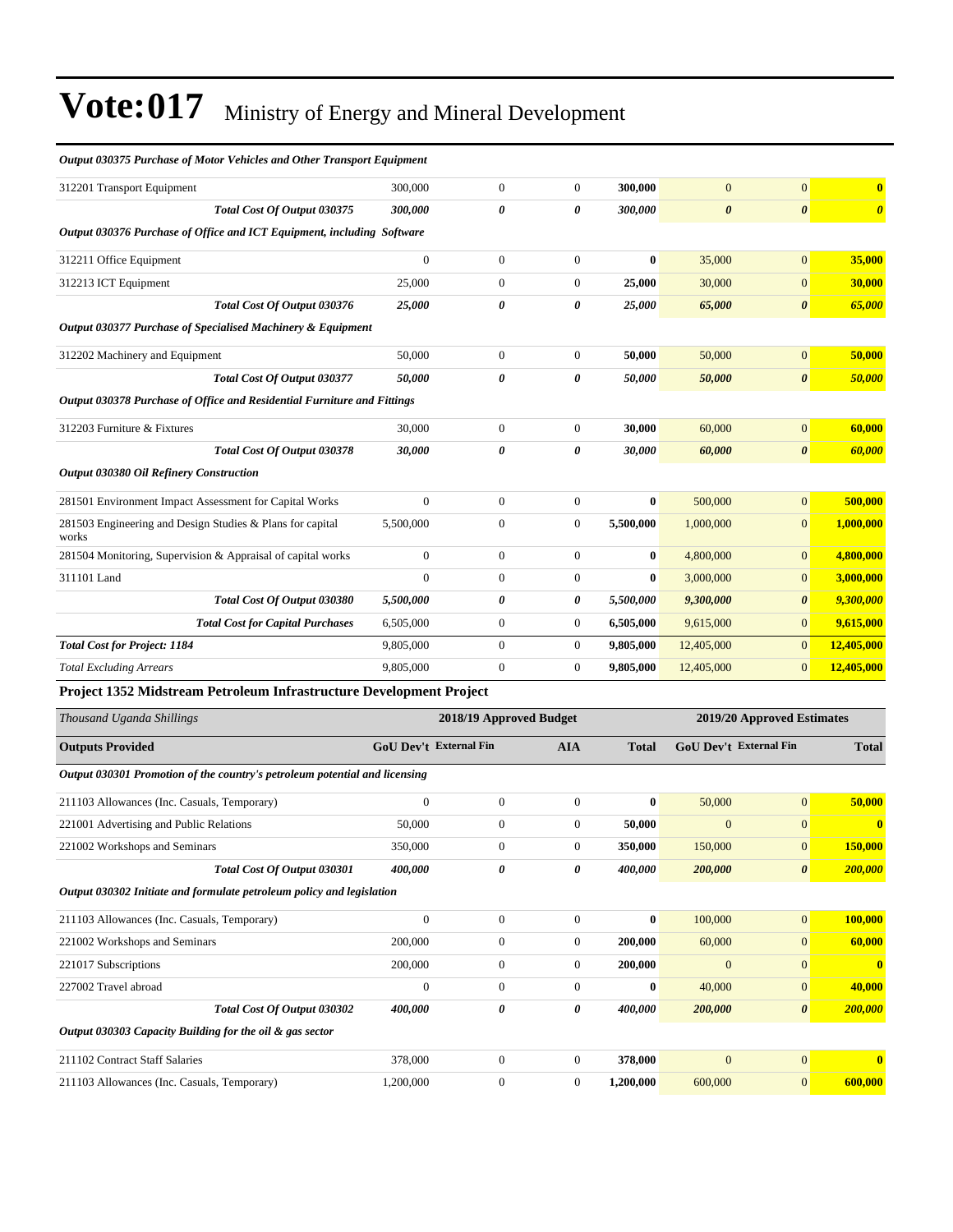# Vote:017 Ministry of Energy and Mineral Development

| | | | | | | | |
|---|---|---|---|---|---|---|---|
| ***Output 030375 Purchase of Motor Vehicles and Other Transport Equipment*** | | | | | | | |
| 312201 Transport Equipment | 300,000 | 0 | 0 | **300,000** | 0 | 0 | **0** |
| ***Total Cost Of Output 030375*** | ***300,000*** | ***0*** | ***0*** | ***300,000*** | ***0*** | ***0*** | ***0*** |
| ***Output 030376 Purchase of Office and ICT Equipment, including Software*** | | | | | | | |
| 312211 Office Equipment | 0 | 0 | 0 | **0** | 35,000 | 0 | **35,000** |
| 312213 ICT Equipment | 25,000 | 0 | 0 | **25,000** | 30,000 | 0 | **30,000** |
| ***Total Cost Of Output 030376*** | ***25,000*** | ***0*** | ***0*** | ***25,000*** | ***65,000*** | ***0*** | ***65,000*** |
| ***Output 030377 Purchase of Specialised Machinery & Equipment*** | | | | | | | |
| 312202 Machinery and Equipment | 50,000 | 0 | 0 | **50,000** | 50,000 | 0 | **50,000** |
| ***Total Cost Of Output 030377*** | ***50,000*** | ***0*** | ***0*** | ***50,000*** | ***50,000*** | ***0*** | ***50,000*** |
| ***Output 030378 Purchase of Office and Residential Furniture and Fittings*** | | | | | | | |
| 312203 Furniture & Fixtures | 30,000 | 0 | 0 | **30,000** | 60,000 | 0 | **60,000** |
| ***Total Cost Of Output 030378*** | ***30,000*** | ***0*** | ***0*** | ***30,000*** | ***60,000*** | ***0*** | ***60,000*** |
| ***Output 030380 Oil Refinery Construction*** | | | | | | | |
| 281501 Environment Impact Assessment for Capital Works | 0 | 0 | 0 | **0** | 500,000 | 0 | **500,000** |
| 281503 Engineering and Design Studies & Plans for capital works | 5,500,000 | 0 | 0 | **5,500,000** | 1,000,000 | 0 | **1,000,000** |
| 281504 Monitoring, Supervision & Appraisal of capital works | 0 | 0 | 0 | **0** | 4,800,000 | 0 | **4,800,000** |
| 311101 Land | 0 | 0 | 0 | **0** | 3,000,000 | 0 | **3,000,000** |
| ***Total Cost Of Output 030380*** | ***5,500,000*** | ***0*** | ***0*** | ***5,500,000*** | ***9,300,000*** | ***0*** | ***9,300,000*** |
| ***Total Cost for Capital Purchases*** | 6,505,000 | 0 | 0 | **6,505,000** | 9,615,000 | 0 | **9,615,000** |
| ***Total Cost for Project: 1184*** | 9,805,000 | 0 | 0 | **9,805,000** | 12,405,000 | 0 | **12,405,000** |
| *Total Excluding Arrears* | 9,805,000 | 0 | 0 | **9,805,000** | 12,405,000 | 0 | **12,405,000** |

**Project 1352 Midstream Petroleum Infrastructure Development Project**

| *Thousand Uganda Shillings* | 2018/19 Approved Budget | | | | 2019/20 Approved Estimates | | |
|---|---|---|---|---|---|---|---|
| **Outputs Provided** | **GoU Dev't** | **External Fin** | **AIA** | **Total** | **GoU Dev't** | **External Fin** | **Total** |
| ***Output 030301 Promotion of the country's petroleum potential and licensing*** | | | | | | | |
| 211103 Allowances (Inc. Casuals, Temporary) | 0 | 0 | 0 | **0** | 50,000 | 0 | **50,000** |
| 221001 Advertising and Public Relations | 50,000 | 0 | 0 | **50,000** | 0 | 0 | **0** |
| 221002 Workshops and Seminars | 350,000 | 0 | 0 | **350,000** | 150,000 | 0 | **150,000** |
| ***Total Cost Of Output 030301*** | ***400,000*** | ***0*** | ***0*** | ***400,000*** | ***200,000*** | ***0*** | ***200,000*** |
| ***Output 030302 Initiate and formulate petroleum policy and legislation*** | | | | | | | |
| 211103 Allowances (Inc. Casuals, Temporary) | 0 | 0 | 0 | **0** | 100,000 | 0 | **100,000** |
| 221002 Workshops and Seminars | 200,000 | 0 | 0 | **200,000** | 60,000 | 0 | **60,000** |
| 221017 Subscriptions | 200,000 | 0 | 0 | **200,000** | 0 | 0 | **0** |
| 227002 Travel abroad | 0 | 0 | 0 | **0** | 40,000 | 0 | **40,000** |
| ***Total Cost Of Output 030302*** | ***400,000*** | ***0*** | ***0*** | ***400,000*** | ***200,000*** | ***0*** | ***200,000*** |
| ***Output 030303 Capacity Building for the oil & gas sector*** | | | | | | | |
| 211102 Contract Staff Salaries | 378,000 | 0 | 0 | **378,000** | 0 | 0 | **0** |
| 211103 Allowances (Inc. Casuals, Temporary) | 1,200,000 | 0 | 0 | **1,200,000** | 600,000 | 0 | **600,000** |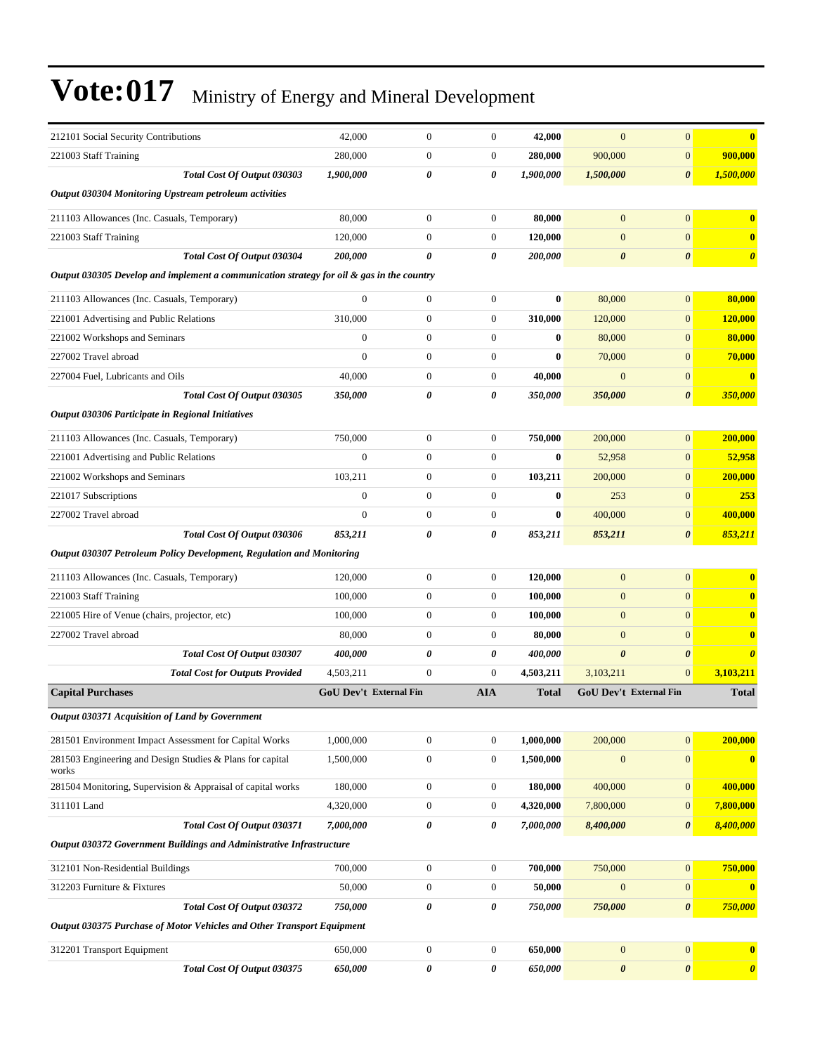# Vote:017 Ministry of Energy and Mineral Development

| | | | | | | | |
|---|---|---|---|---|---|---|---|
| 212101 Social Security Contributions | 42,000 | 0 | 0 | **42,000** | 0 | 0 | **0** |
| 221003 Staff Training | 280,000 | 0 | 0 | **280,000** | 900,000 | 0 | **900,000** |
| ***Total Cost Of Output 030303*** | ***1,900,000*** | ***0*** | ***0*** | ***1,900,000*** | ***1,500,000*** | ***0*** | ***1,500,000*** |
| ***Output 030304 Monitoring Upstream petroleum activities*** | | | | | | | |
| 211103 Allowances (Inc. Casuals, Temporary) | 80,000 | 0 | 0 | **80,000** | 0 | 0 | **0** |
| 221003 Staff Training | 120,000 | 0 | 0 | **120,000** | 0 | 0 | **0** |
| ***Total Cost Of Output 030304*** | ***200,000*** | ***0*** | ***0*** | ***200,000*** | ***0*** | ***0*** | ***0*** |
| ***Output 030305 Develop and implement a communication strategy for oil & gas in the country*** | | | | | | | |
| 211103 Allowances (Inc. Casuals, Temporary) | 0 | 0 | 0 | **0** | 80,000 | 0 | **80,000** |
| 221001 Advertising and Public Relations | 310,000 | 0 | 0 | **310,000** | 120,000 | 0 | **120,000** |
| 221002 Workshops and Seminars | 0 | 0 | 0 | **0** | 80,000 | 0 | **80,000** |
| 227002 Travel abroad | 0 | 0 | 0 | **0** | 70,000 | 0 | **70,000** |
| 227004 Fuel, Lubricants and Oils | 40,000 | 0 | 0 | **40,000** | 0 | 0 | **0** |
| ***Total Cost Of Output 030305*** | ***350,000*** | ***0*** | ***0*** | ***350,000*** | ***350,000*** | ***0*** | ***350,000*** |
| ***Output 030306 Participate in Regional Initiatives*** | | | | | | | |
| 211103 Allowances (Inc. Casuals, Temporary) | 750,000 | 0 | 0 | **750,000** | 200,000 | 0 | **200,000** |
| 221001 Advertising and Public Relations | 0 | 0 | 0 | **0** | 52,958 | 0 | **52,958** |
| 221002 Workshops and Seminars | 103,211 | 0 | 0 | **103,211** | 200,000 | 0 | **200,000** |
| 221017 Subscriptions | 0 | 0 | 0 | **0** | 253 | 0 | **253** |
| 227002 Travel abroad | 0 | 0 | 0 | **0** | 400,000 | 0 | **400,000** |
| ***Total Cost Of Output 030306*** | ***853,211*** | ***0*** | ***0*** | ***853,211*** | ***853,211*** | ***0*** | ***853,211*** |
| ***Output 030307 Petroleum Policy Development, Regulation and Monitoring*** | | | | | | | |
| 211103 Allowances (Inc. Casuals, Temporary) | 120,000 | 0 | 0 | **120,000** | 0 | 0 | **0** |
| 221003 Staff Training | 100,000 | 0 | 0 | **100,000** | 0 | 0 | **0** |
| 221005 Hire of Venue (chairs, projector, etc) | 100,000 | 0 | 0 | **100,000** | 0 | 0 | **0** |
| 227002 Travel abroad | 80,000 | 0 | 0 | **80,000** | 0 | 0 | **0** |
| ***Total Cost Of Output 030307*** | ***400,000*** | ***0*** | ***0*** | ***400,000*** | ***0*** | ***0*** | ***0*** |
| ***Total Cost for Outputs Provided*** | 4,503,211 | 0 | 0 | **4,503,211** | 3,103,211 | 0 | **3,103,211** |
| **Capital Purchases** | **GoU Dev't** | **External Fin** | **AIA** | **Total** | **GoU Dev't** | **External Fin** | **Total** |
| ***Output 030371 Acquisition of Land by Government*** | | | | | | | |
| 281501 Environment Impact Assessment for Capital Works | 1,000,000 | 0 | 0 | **1,000,000** | 200,000 | 0 | **200,000** |
| 281503 Engineering and Design Studies & Plans for capital works | 1,500,000 | 0 | 0 | **1,500,000** | 0 | 0 | **0** |
| 281504 Monitoring, Supervision & Appraisal of capital works | 180,000 | 0 | 0 | **180,000** | 400,000 | 0 | **400,000** |
| 311101 Land | 4,320,000 | 0 | 0 | **4,320,000** | 7,800,000 | 0 | **7,800,000** |
| ***Total Cost Of Output 030371*** | ***7,000,000*** | ***0*** | ***0*** | ***7,000,000*** | ***8,400,000*** | ***0*** | ***8,400,000*** |
| ***Output 030372 Government Buildings and Administrative Infrastructure*** | | | | | | | |
| 312101 Non-Residential Buildings | 700,000 | 0 | 0 | **700,000** | 750,000 | 0 | **750,000** |
| 312203 Furniture & Fixtures | 50,000 | 0 | 0 | **50,000** | 0 | 0 | **0** |
| ***Total Cost Of Output 030372*** | ***750,000*** | ***0*** | ***0*** | ***750,000*** | ***750,000*** | ***0*** | ***750,000*** |
| ***Output 030375 Purchase of Motor Vehicles and Other Transport Equipment*** | | | | | | | |
| 312201 Transport Equipment | 650,000 | 0 | 0 | **650,000** | 0 | 0 | **0** |
| ***Total Cost Of Output 030375*** | ***650,000*** | ***0*** | ***0*** | ***650,000*** | ***0*** | ***0*** | ***0*** |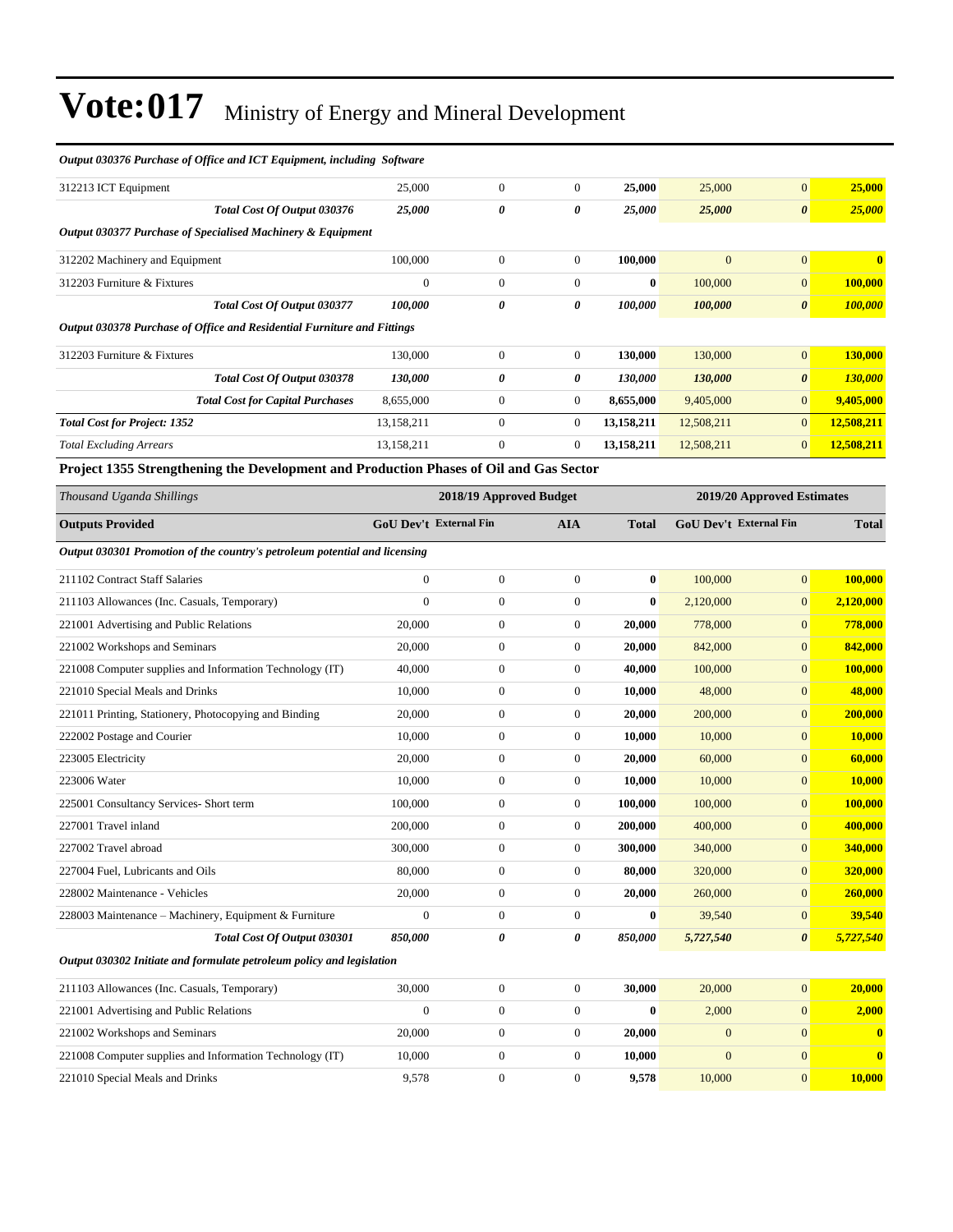# Vote:017 Ministry of Energy and Mineral Development

| | | | | | | | |
|---|---|---|---|---|---|---|---|
| ***Output 030376 Purchase of Office and ICT Equipment, including Software*** | | | | | | | |
| 312213 ICT Equipment | 25,000 | 0 | 0 | **25,000** | 25,000 | 0 | **25,000** |
| ***Total Cost Of Output 030376*** | ***25,000*** | ***0*** | ***0*** | ***25,000*** | ***25,000*** | ***0*** | ***25,000*** |
| ***Output 030377 Purchase of Specialised Machinery & Equipment*** | | | | | | | |
| 312202 Machinery and Equipment | 100,000 | 0 | 0 | **100,000** | 0 | 0 | **0** |
| 312203 Furniture & Fixtures | 0 | 0 | 0 | **0** | 100,000 | 0 | **100,000** |
| ***Total Cost Of Output 030377*** | ***100,000*** | ***0*** | ***0*** | ***100,000*** | ***100,000*** | ***0*** | ***100,000*** |
| ***Output 030378 Purchase of Office and Residential Furniture and Fittings*** | | | | | | | |
| 312203 Furniture & Fixtures | 130,000 | 0 | 0 | **130,000** | 130,000 | 0 | **130,000** |
| ***Total Cost Of Output 030378*** | ***130,000*** | ***0*** | ***0*** | ***130,000*** | ***130,000*** | ***0*** | ***130,000*** |
| ***Total Cost for Capital Purchases*** | 8,655,000 | 0 | 0 | **8,655,000** | 9,405,000 | 0 | **9,405,000** |
| ***Total Cost for Project: 1352*** | 13,158,211 | 0 | 0 | **13,158,211** | 12,508,211 | 0 | **12,508,211** |
| *Total Excluding Arrears* | 13,158,211 | 0 | 0 | **13,158,211** | 12,508,211 | 0 | **12,508,211** |

**Project 1355 Strengthening the Development and Production Phases of Oil and Gas Sector**

| *Thousand Uganda Shillings* | 2018/19 Approved Budget | | | | 2019/20 Approved Estimates | | |
|---|---|---|---|---|---|---|---|
| **Outputs Provided** | **GoU Dev't** | **External Fin** | **AIA** | **Total** | **GoU Dev't** | **External Fin** | **Total** |
| ***Output 030301 Promotion of the country's petroleum potential and licensing*** | | | | | | | |
| 211102 Contract Staff Salaries | 0 | 0 | 0 | **0** | 100,000 | 0 | **100,000** |
| 211103 Allowances (Inc. Casuals, Temporary) | 0 | 0 | 0 | **0** | 2,120,000 | 0 | **2,120,000** |
| 221001 Advertising and Public Relations | 20,000 | 0 | 0 | **20,000** | 778,000 | 0 | **778,000** |
| 221002 Workshops and Seminars | 20,000 | 0 | 0 | **20,000** | 842,000 | 0 | **842,000** |
| 221008 Computer supplies and Information Technology (IT) | 40,000 | 0 | 0 | **40,000** | 100,000 | 0 | **100,000** |
| 221010 Special Meals and Drinks | 10,000 | 0 | 0 | **10,000** | 48,000 | 0 | **48,000** |
| 221011 Printing, Stationery, Photocopying and Binding | 20,000 | 0 | 0 | **20,000** | 200,000 | 0 | **200,000** |
| 222002 Postage and Courier | 10,000 | 0 | 0 | **10,000** | 10,000 | 0 | **10,000** |
| 223005 Electricity | 20,000 | 0 | 0 | **20,000** | 60,000 | 0 | **60,000** |
| 223006 Water | 10,000 | 0 | 0 | **10,000** | 10,000 | 0 | **10,000** |
| 225001 Consultancy Services- Short term | 100,000 | 0 | 0 | **100,000** | 100,000 | 0 | **100,000** |
| 227001 Travel inland | 200,000 | 0 | 0 | **200,000** | 400,000 | 0 | **400,000** |
| 227002 Travel abroad | 300,000 | 0 | 0 | **300,000** | 340,000 | 0 | **340,000** |
| 227004 Fuel, Lubricants and Oils | 80,000 | 0 | 0 | **80,000** | 320,000 | 0 | **320,000** |
| 228002 Maintenance - Vehicles | 20,000 | 0 | 0 | **20,000** | 260,000 | 0 | **260,000** |
| 228003 Maintenance – Machinery, Equipment & Furniture | 0 | 0 | 0 | **0** | 39,540 | 0 | **39,540** |
| ***Total Cost Of Output 030301*** | ***850,000*** | ***0*** | ***0*** | ***850,000*** | ***5,727,540*** | ***0*** | ***5,727,540*** |
| ***Output 030302 Initiate and formulate petroleum policy and legislation*** | | | | | | | |
| 211103 Allowances (Inc. Casuals, Temporary) | 30,000 | 0 | 0 | **30,000** | 20,000 | 0 | **20,000** |
| 221001 Advertising and Public Relations | 0 | 0 | 0 | **0** | 2,000 | 0 | **2,000** |
| 221002 Workshops and Seminars | 20,000 | 0 | 0 | **20,000** | 0 | 0 | **0** |
| 221008 Computer supplies and Information Technology (IT) | 10,000 | 0 | 0 | **10,000** | 0 | 0 | **0** |
| 221010 Special Meals and Drinks | 9,578 | 0 | 0 | **9,578** | 10,000 | 0 | **10,000** |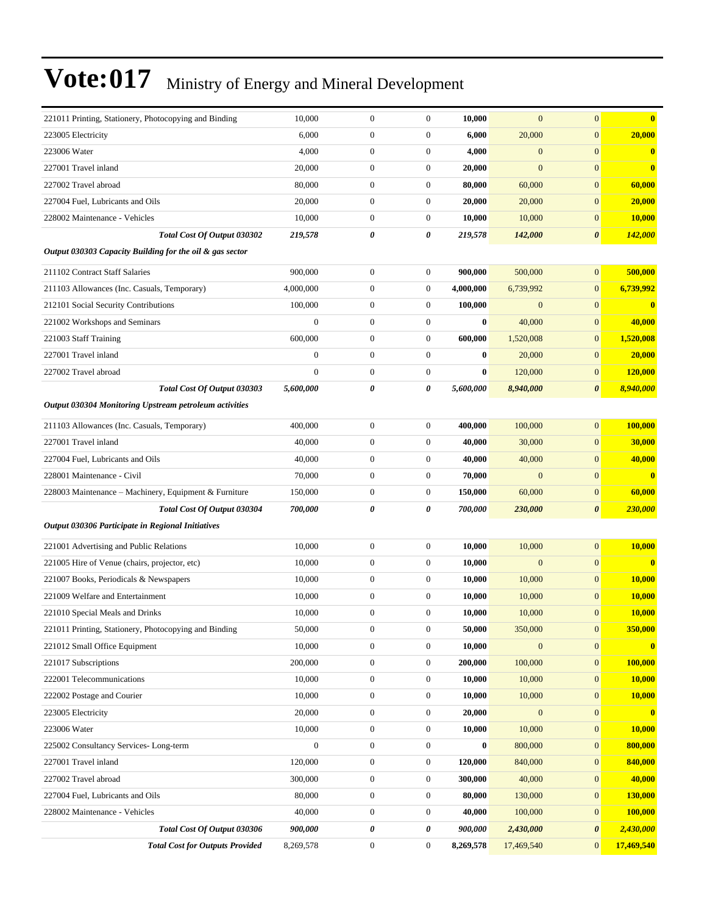# Vote:017 Ministry of Energy and Mineral Development

| | | | | | | | |
|---|---|---|---|---|---|---|---|
| 221011 Printing, Stationery, Photocopying and Binding | 10,000 | 0 | 0 | **10,000** | 0 | 0 | **0** |
| 223005 Electricity | 6,000 | 0 | 0 | **6,000** | 20,000 | 0 | **20,000** |
| 223006 Water | 4,000 | 0 | 0 | **4,000** | 0 | 0 | **0** |
| 227001 Travel inland | 20,000 | 0 | 0 | **20,000** | 0 | 0 | **0** |
| 227002 Travel abroad | 80,000 | 0 | 0 | **80,000** | 60,000 | 0 | **60,000** |
| 227004 Fuel, Lubricants and Oils | 20,000 | 0 | 0 | **20,000** | 20,000 | 0 | **20,000** |
| 228002 Maintenance - Vehicles | 10,000 | 0 | 0 | **10,000** | 10,000 | 0 | **10,000** |
| ***Total Cost Of Output 030302*** | ***219,578*** | ***0*** | ***0*** | ***219,578*** | ***142,000*** | ***0*** | ***142,000*** |
| ***Output 030303 Capacity Building for the oil & gas sector*** | | | | | | | |
| 211102 Contract Staff Salaries | 900,000 | 0 | 0 | **900,000** | 500,000 | 0 | **500,000** |
| 211103 Allowances (Inc. Casuals, Temporary) | 4,000,000 | 0 | 0 | **4,000,000** | 6,739,992 | 0 | **6,739,992** |
| 212101 Social Security Contributions | 100,000 | 0 | 0 | **100,000** | 0 | 0 | **0** |
| 221002 Workshops and Seminars | 0 | 0 | 0 | **0** | 40,000 | 0 | **40,000** |
| 221003 Staff Training | 600,000 | 0 | 0 | **600,000** | 1,520,008 | 0 | **1,520,008** |
| 227001 Travel inland | 0 | 0 | 0 | **0** | 20,000 | 0 | **20,000** |
| 227002 Travel abroad | 0 | 0 | 0 | **0** | 120,000 | 0 | **120,000** |
| ***Total Cost Of Output 030303*** | ***5,600,000*** | ***0*** | ***0*** | ***5,600,000*** | ***8,940,000*** | ***0*** | ***8,940,000*** |
| ***Output 030304 Monitoring Upstream petroleum activities*** | | | | | | | |
| 211103 Allowances (Inc. Casuals, Temporary) | 400,000 | 0 | 0 | **400,000** | 100,000 | 0 | **100,000** |
| 227001 Travel inland | 40,000 | 0 | 0 | **40,000** | 30,000 | 0 | **30,000** |
| 227004 Fuel, Lubricants and Oils | 40,000 | 0 | 0 | **40,000** | 40,000 | 0 | **40,000** |
| 228001 Maintenance - Civil | 70,000 | 0 | 0 | **70,000** | 0 | 0 | **0** |
| 228003 Maintenance – Machinery, Equipment & Furniture | 150,000 | 0 | 0 | **150,000** | 60,000 | 0 | **60,000** |
| ***Total Cost Of Output 030304*** | ***700,000*** | ***0*** | ***0*** | ***700,000*** | ***230,000*** | ***0*** | ***230,000*** |
| ***Output 030306 Participate in Regional Initiatives*** | | | | | | | |
| 221001 Advertising and Public Relations | 10,000 | 0 | 0 | **10,000** | 10,000 | 0 | **10,000** |
| 221005 Hire of Venue (chairs, projector, etc) | 10,000 | 0 | 0 | **10,000** | 0 | 0 | **0** |
| 221007 Books, Periodicals & Newspapers | 10,000 | 0 | 0 | **10,000** | 10,000 | 0 | **10,000** |
| 221009 Welfare and Entertainment | 10,000 | 0 | 0 | **10,000** | 10,000 | 0 | **10,000** |
| 221010 Special Meals and Drinks | 10,000 | 0 | 0 | **10,000** | 10,000 | 0 | **10,000** |
| 221011 Printing, Stationery, Photocopying and Binding | 50,000 | 0 | 0 | **50,000** | 350,000 | 0 | **350,000** |
| 221012 Small Office Equipment | 10,000 | 0 | 0 | **10,000** | 0 | 0 | **0** |
| 221017 Subscriptions | 200,000 | 0 | 0 | **200,000** | 100,000 | 0 | **100,000** |
| 222001 Telecommunications | 10,000 | 0 | 0 | **10,000** | 10,000 | 0 | **10,000** |
| 222002 Postage and Courier | 10,000 | 0 | 0 | **10,000** | 10,000 | 0 | **10,000** |
| 223005 Electricity | 20,000 | 0 | 0 | **20,000** | 0 | 0 | **0** |
| 223006 Water | 10,000 | 0 | 0 | **10,000** | 10,000 | 0 | **10,000** |
| 225002 Consultancy Services- Long-term | 0 | 0 | 0 | **0** | 800,000 | 0 | **800,000** |
| 227001 Travel inland | 120,000 | 0 | 0 | **120,000** | 840,000 | 0 | **840,000** |
| 227002 Travel abroad | 300,000 | 0 | 0 | **300,000** | 40,000 | 0 | **40,000** |
| 227004 Fuel, Lubricants and Oils | 80,000 | 0 | 0 | **80,000** | 130,000 | 0 | **130,000** |
| 228002 Maintenance - Vehicles | 40,000 | 0 | 0 | **40,000** | 100,000 | 0 | **100,000** |
| ***Total Cost Of Output 030306*** | ***900,000*** | ***0*** | ***0*** | ***900,000*** | ***2,430,000*** | ***0*** | ***2,430,000*** |
| ***Total Cost for Outputs Provided*** | 8,269,578 | 0 | 0 | **8,269,578** | 17,469,540 | 0 | **17,469,540** |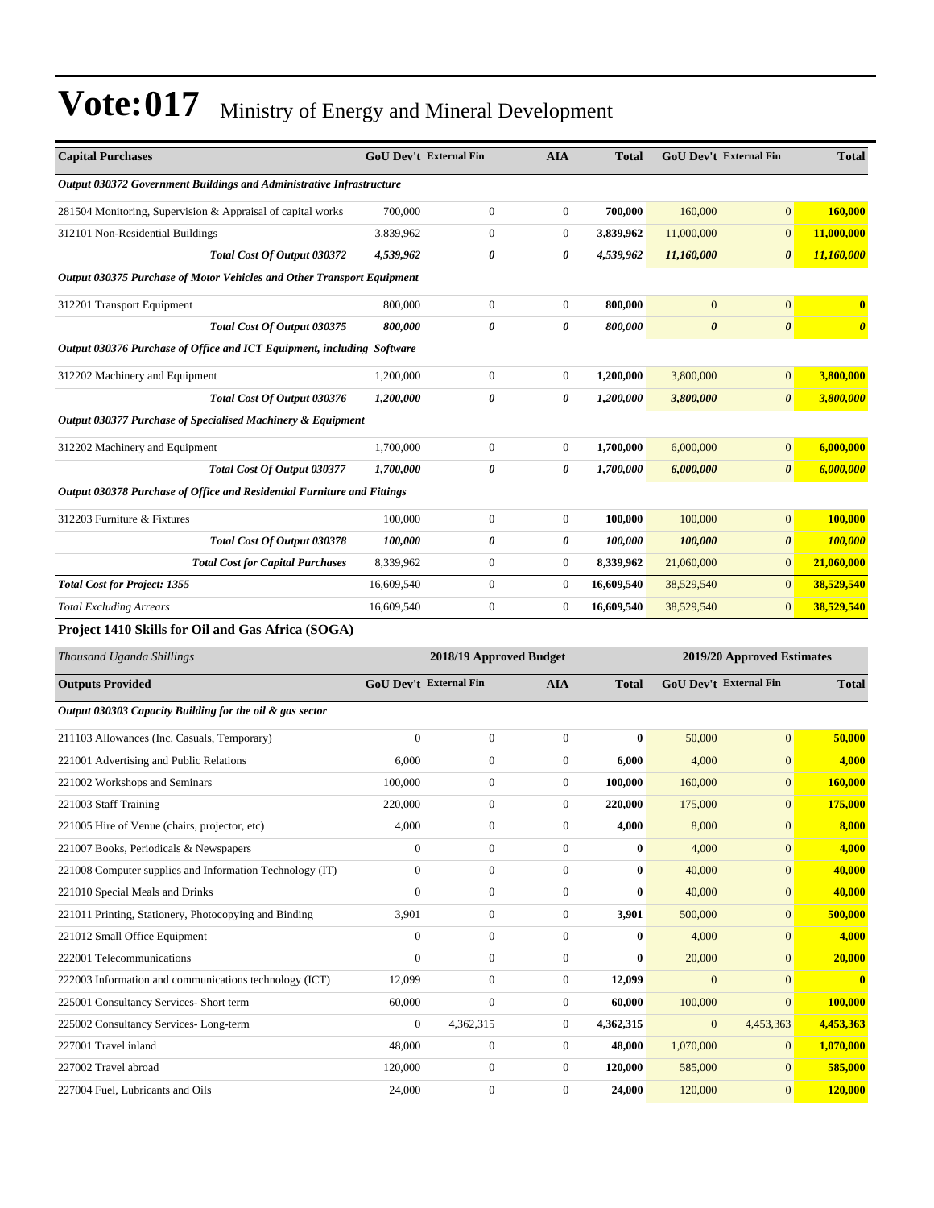# Vote:017 Ministry of Energy and Mineral Development

| Capital Purchases | GoU Dev't | External Fin | AIA | Total | GoU Dev't | External Fin | Total |
|---|---|---|---|---|---|---|---|
| *Output 030372 Government Buildings and Administrative Infrastructure* | | | | | | | |
| 281504 Monitoring, Supervision & Appraisal of capital works | 700,000 | 0 | 0 | **700,000** | 160,000 | 0 | **160,000** |
| 312101 Non-Residential Buildings | 3,839,962 | 0 | 0 | **3,839,962** | 11,000,000 | 0 | **11,000,000** |
| ***Total Cost Of Output 030372*** | ***4,539,962*** | ***0*** | ***0*** | ***4,539,962*** | ***11,160,000*** | ***0*** | ***11,160,000*** |
| *Output 030375 Purchase of Motor Vehicles and Other Transport Equipment* | | | | | | | |
| 312201 Transport Equipment | 800,000 | 0 | 0 | **800,000** | 0 | 0 | **0** |
| ***Total Cost Of Output 030375*** | ***800,000*** | ***0*** | ***0*** | ***800,000*** | ***0*** | ***0*** | ***0*** |
| *Output 030376 Purchase of Office and ICT Equipment, including Software* | | | | | | | |
| 312202 Machinery and Equipment | 1,200,000 | 0 | 0 | **1,200,000** | 3,800,000 | 0 | **3,800,000** |
| ***Total Cost Of Output 030376*** | ***1,200,000*** | ***0*** | ***0*** | ***1,200,000*** | ***3,800,000*** | ***0*** | ***3,800,000*** |
| *Output 030377 Purchase of Specialised Machinery & Equipment* | | | | | | | |
| 312202 Machinery and Equipment | 1,700,000 | 0 | 0 | **1,700,000** | 6,000,000 | 0 | **6,000,000** |
| ***Total Cost Of Output 030377*** | ***1,700,000*** | ***0*** | ***0*** | ***1,700,000*** | ***6,000,000*** | ***0*** | ***6,000,000*** |
| *Output 030378 Purchase of Office and Residential Furniture and Fittings* | | | | | | | |
| 312203 Furniture & Fixtures | 100,000 | 0 | 0 | **100,000** | 100,000 | 0 | **100,000** |
| ***Total Cost Of Output 030378*** | ***100,000*** | ***0*** | ***0*** | ***100,000*** | ***100,000*** | ***0*** | ***100,000*** |
| ***Total Cost for Capital Purchases*** | 8,339,962 | 0 | 0 | **8,339,962** | 21,060,000 | 0 | **21,060,000** |
| ***Total Cost for Project: 1355*** | 16,609,540 | 0 | 0 | **16,609,540** | 38,529,540 | 0 | **38,529,540** |
| *Total Excluding Arrears* | 16,609,540 | 0 | 0 | **16,609,540** | 38,529,540 | 0 | **38,529,540** |

**Project 1410 Skills for Oil and Gas Africa (SOGA)**

| *Thousand Uganda Shillings* | 2018/19 Approved Budget | | | | 2019/20 Approved Estimates | | |
|---|---|---|---|---|---|---|---|
| **Outputs Provided** | **GoU Dev't** | **External Fin** | **AIA** | **Total** | **GoU Dev't** | **External Fin** | **Total** |
| *Output 030303 Capacity Building for the oil & gas sector* | | | | | | | |
| 211103 Allowances (Inc. Casuals, Temporary) | 0 | 0 | 0 | **0** | 50,000 | 0 | **50,000** |
| 221001 Advertising and Public Relations | 6,000 | 0 | 0 | **6,000** | 4,000 | 0 | **4,000** |
| 221002 Workshops and Seminars | 100,000 | 0 | 0 | **100,000** | 160,000 | 0 | **160,000** |
| 221003 Staff Training | 220,000 | 0 | 0 | **220,000** | 175,000 | 0 | **175,000** |
| 221005 Hire of Venue (chairs, projector, etc) | 4,000 | 0 | 0 | **4,000** | 8,000 | 0 | **8,000** |
| 221007 Books, Periodicals & Newspapers | 0 | 0 | 0 | **0** | 4,000 | 0 | **4,000** |
| 221008 Computer supplies and Information Technology (IT) | 0 | 0 | 0 | **0** | 40,000 | 0 | **40,000** |
| 221010 Special Meals and Drinks | 0 | 0 | 0 | **0** | 40,000 | 0 | **40,000** |
| 221011 Printing, Stationery, Photocopying and Binding | 3,901 | 0 | 0 | **3,901** | 500,000 | 0 | **500,000** |
| 221012 Small Office Equipment | 0 | 0 | 0 | **0** | 4,000 | 0 | **4,000** |
| 222001 Telecommunications | 0 | 0 | 0 | **0** | 20,000 | 0 | **20,000** |
| 222003 Information and communications technology (ICT) | 12,099 | 0 | 0 | **12,099** | 0 | 0 | **0** |
| 225001 Consultancy Services- Short term | 60,000 | 0 | 0 | **60,000** | 100,000 | 0 | **100,000** |
| 225002 Consultancy Services- Long-term | 0 | 4,362,315 | 0 | **4,362,315** | 0 | 4,453,363 | **4,453,363** |
| 227001 Travel inland | 48,000 | 0 | 0 | **48,000** | 1,070,000 | 0 | **1,070,000** |
| 227002 Travel abroad | 120,000 | 0 | 0 | **120,000** | 585,000 | 0 | **585,000** |
| 227004 Fuel, Lubricants and Oils | 24,000 | 0 | 0 | **24,000** | 120,000 | 0 | **120,000** |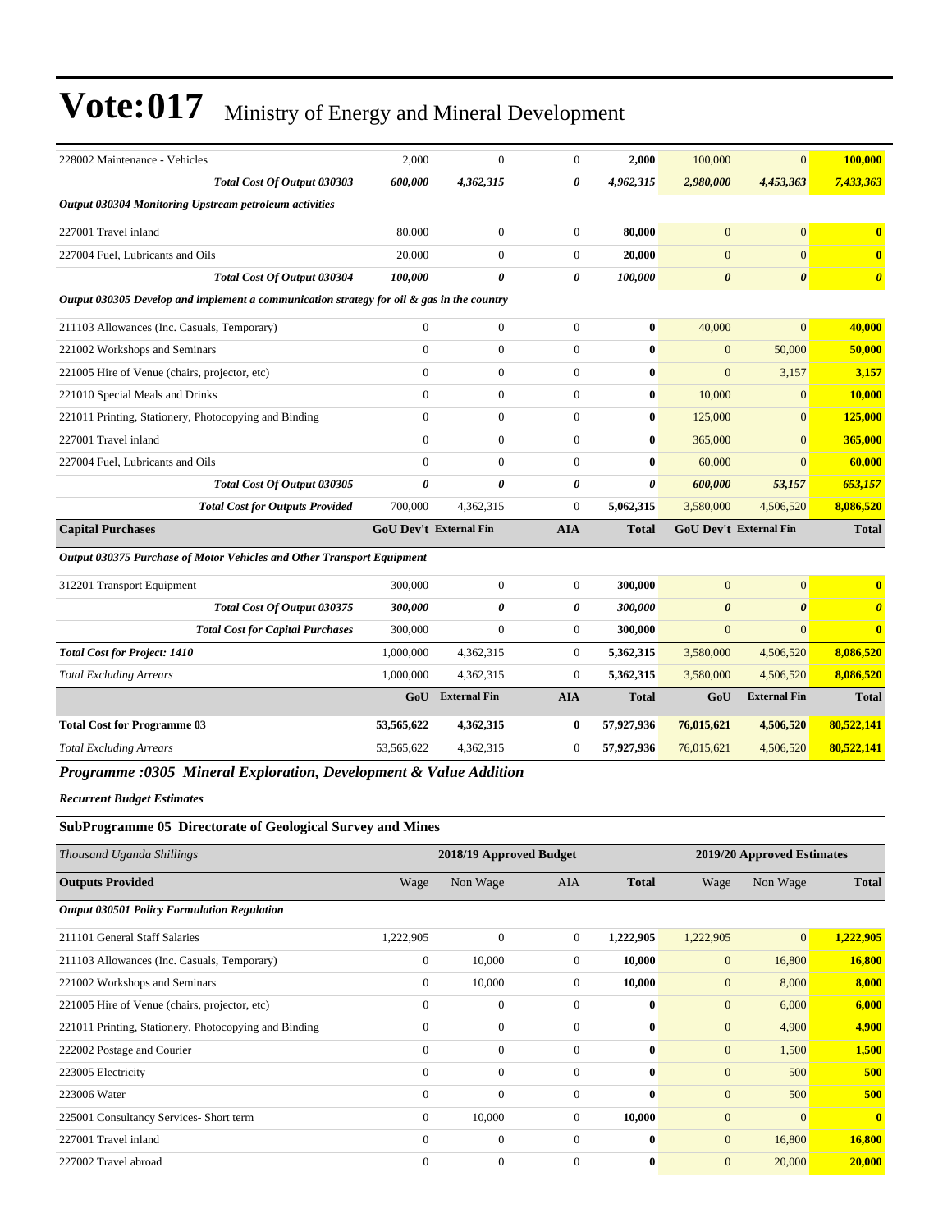| | | | | | | | |
|---|---|---|---|---|---|---|---|
| 228002 Maintenance - Vehicles | 2,000 | 0 | 0 | **2,000** | 100,000 | 0 | **100,000** |
| ***Total Cost Of Output 030303*** | ***600,000*** | ***4,362,315*** | ***0*** | ***4,962,315*** | ***2,980,000*** | ***4,453,363*** | ***7,433,363*** |
| ***Output 030304 Monitoring Upstream petroleum activities*** | | | | | | | |
| 227001 Travel inland | 80,000 | 0 | 0 | **80,000** | 0 | 0 | **0** |
| 227004 Fuel, Lubricants and Oils | 20,000 | 0 | 0 | **20,000** | 0 | 0 | **0** |
| ***Total Cost Of Output 030304*** | ***100,000*** | ***0*** | ***0*** | ***100,000*** | ***0*** | ***0*** | ***0*** |
| ***Output 030305 Develop and implement a communication strategy for oil & gas in the country*** | | | | | | | |
| 211103 Allowances (Inc. Casuals, Temporary) | 0 | 0 | 0 | **0** | 40,000 | 0 | **40,000** |
| 221002 Workshops and Seminars | 0 | 0 | 0 | **0** | 0 | 50,000 | **50,000** |
| 221005 Hire of Venue (chairs, projector, etc) | 0 | 0 | 0 | **0** | 0 | 3,157 | **3,157** |
| 221010 Special Meals and Drinks | 0 | 0 | 0 | **0** | 10,000 | 0 | **10,000** |
| 221011 Printing, Stationery, Photocopying and Binding | 0 | 0 | 0 | **0** | 125,000 | 0 | **125,000** |
| 227001 Travel inland | 0 | 0 | 0 | **0** | 365,000 | 0 | **365,000** |
| 227004 Fuel, Lubricants and Oils | 0 | 0 | 0 | **0** | 60,000 | 0 | **60,000** |
| ***Total Cost Of Output 030305*** | ***0*** | ***0*** | ***0*** | ***0*** | ***600,000*** | ***53,157*** | ***653,157*** |
| ***Total Cost for Outputs Provided*** | 700,000 | 4,362,315 | 0 | **5,062,315** | 3,580,000 | 4,506,520 | **8,086,520** |
| **Capital Purchases** | **GoU Dev't** | **External Fin** | **AIA** | **Total** | **GoU Dev't** | **External Fin** | **Total** |
| ***Output 030375 Purchase of Motor Vehicles and Other Transport Equipment*** | | | | | | | |
| 312201 Transport Equipment | 300,000 | 0 | 0 | **300,000** | 0 | 0 | **0** |
| ***Total Cost Of Output 030375*** | ***300,000*** | ***0*** | ***0*** | ***300,000*** | ***0*** | ***0*** | ***0*** |
| ***Total Cost for Capital Purchases*** | 300,000 | 0 | 0 | **300,000** | 0 | 0 | **0** |
| ***Total Cost for Project: 1410*** | 1,000,000 | 4,362,315 | 0 | **5,362,315** | 3,580,000 | 4,506,520 | **8,086,520** |
| *Total Excluding Arrears* | 1,000,000 | 4,362,315 | 0 | **5,362,315** | 3,580,000 | 4,506,520 | **8,086,520** |
| | **GoU** | **External Fin** | **AIA** | **Total** | **GoU** | **External Fin** | **Total** |
| **Total Cost for Programme 03** | **53,565,622** | **4,362,315** | **0** | **57,927,936** | **76,015,621** | **4,506,520** | **80,522,141** |
| *Total Excluding Arrears* | 53,565,622 | 4,362,315 | 0 | **57,927,936** | 76,015,621 | 4,506,520 | **80,522,141** |

## *Programme :0305 Mineral Exploration, Development & Value Addition*

***Recurrent Budget Estimates***

### SubProgramme 05 Directorate of Geological Survey and Mines

| *Thousand Uganda Shillings* | 2018/19 Approved Budget | | | | 2019/20 Approved Estimates | | |
|---|---|---|---|---|---|---|---|
| **Outputs Provided** | Wage | Non Wage | AIA | **Total** | Wage | Non Wage | **Total** |
| ***Output 030501 Policy Formulation Regulation*** | | | | | | | |
| 211101 General Staff Salaries | 1,222,905 | 0 | 0 | **1,222,905** | 1,222,905 | 0 | **1,222,905** |
| 211103 Allowances (Inc. Casuals, Temporary) | 0 | 10,000 | 0 | **10,000** | 0 | 16,800 | **16,800** |
| 221002 Workshops and Seminars | 0 | 10,000 | 0 | **10,000** | 0 | 8,000 | **8,000** |
| 221005 Hire of Venue (chairs, projector, etc) | 0 | 0 | 0 | **0** | 0 | 6,000 | **6,000** |
| 221011 Printing, Stationery, Photocopying and Binding | 0 | 0 | 0 | **0** | 0 | 4,900 | **4,900** |
| 222002 Postage and Courier | 0 | 0 | 0 | **0** | 0 | 1,500 | **1,500** |
| 223005 Electricity | 0 | 0 | 0 | **0** | 0 | 500 | **500** |
| 223006 Water | 0 | 0 | 0 | **0** | 0 | 500 | **500** |
| 225001 Consultancy Services- Short term | 0 | 10,000 | 0 | **10,000** | 0 | 0 | **0** |
| 227001 Travel inland | 0 | 0 | 0 | **0** | 0 | 16,800 | **16,800** |
| 227002 Travel abroad | 0 | 0 | 0 | **0** | 0 | 20,000 | **20,000** |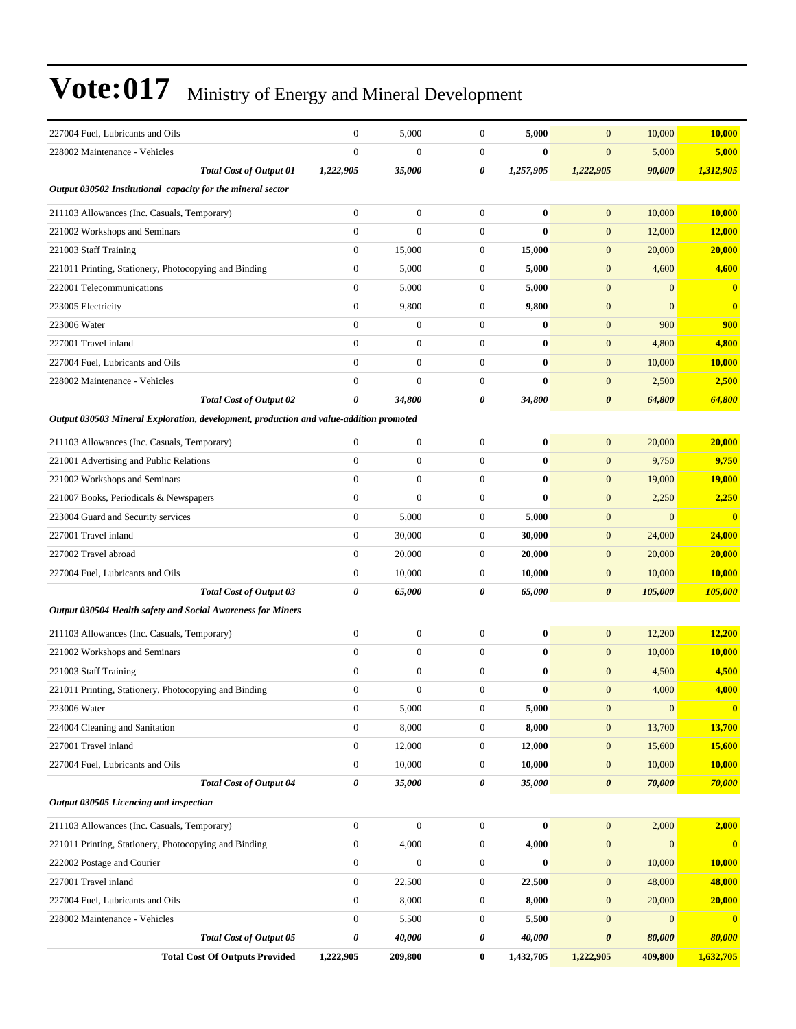# Vote:017 Ministry of Energy and Mineral Development

| | | | | | | | |
|---|---|---|---|---|---|---|---|
| 227004 Fuel, Lubricants and Oils | 0 | 5,000 | 0 | **5,000** | 0 | 10,000 | **10,000** |
| 228002 Maintenance - Vehicles | 0 | 0 | 0 | **0** | 0 | 5,000 | **5,000** |
| ***Total Cost of Output 01*** | ***1,222,905*** | ***35,000*** | ***0*** | ***1,257,905*** | ***1,222,905*** | ***90,000*** | ***1,312,905*** |
| ***Output 030502 Institutional capacity for the mineral sector*** | | | | | | | |
| 211103 Allowances (Inc. Casuals, Temporary) | 0 | 0 | 0 | **0** | 0 | 10,000 | **10,000** |
| 221002 Workshops and Seminars | 0 | 0 | 0 | **0** | 0 | 12,000 | **12,000** |
| 221003 Staff Training | 0 | 15,000 | 0 | **15,000** | 0 | 20,000 | **20,000** |
| 221011 Printing, Stationery, Photocopying and Binding | 0 | 5,000 | 0 | **5,000** | 0 | 4,600 | **4,600** |
| 222001 Telecommunications | 0 | 5,000 | 0 | **5,000** | 0 | 0 | **0** |
| 223005 Electricity | 0 | 9,800 | 0 | **9,800** | 0 | 0 | **0** |
| 223006 Water | 0 | 0 | 0 | **0** | 0 | 900 | **900** |
| 227001 Travel inland | 0 | 0 | 0 | **0** | 0 | 4,800 | **4,800** |
| 227004 Fuel, Lubricants and Oils | 0 | 0 | 0 | **0** | 0 | 10,000 | **10,000** |
| 228002 Maintenance - Vehicles | 0 | 0 | 0 | **0** | 0 | 2,500 | **2,500** |
| ***Total Cost of Output 02*** | ***0*** | ***34,800*** | ***0*** | ***34,800*** | ***0*** | ***64,800*** | ***64,800*** |
| ***Output 030503 Mineral Exploration, development, production and value-addition promoted*** | | | | | | | |
| 211103 Allowances (Inc. Casuals, Temporary) | 0 | 0 | 0 | **0** | 0 | 20,000 | **20,000** |
| 221001 Advertising and Public Relations | 0 | 0 | 0 | **0** | 0 | 9,750 | **9,750** |
| 221002 Workshops and Seminars | 0 | 0 | 0 | **0** | 0 | 19,000 | **19,000** |
| 221007 Books, Periodicals & Newspapers | 0 | 0 | 0 | **0** | 0 | 2,250 | **2,250** |
| 223004 Guard and Security services | 0 | 5,000 | 0 | **5,000** | 0 | 0 | **0** |
| 227001 Travel inland | 0 | 30,000 | 0 | **30,000** | 0 | 24,000 | **24,000** |
| 227002 Travel abroad | 0 | 20,000 | 0 | **20,000** | 0 | 20,000 | **20,000** |
| 227004 Fuel, Lubricants and Oils | 0 | 10,000 | 0 | **10,000** | 0 | 10,000 | **10,000** |
| ***Total Cost of Output 03*** | ***0*** | ***65,000*** | ***0*** | ***65,000*** | ***0*** | ***105,000*** | ***105,000*** |
| ***Output 030504 Health safety and Social Awareness for Miners*** | | | | | | | |
| 211103 Allowances (Inc. Casuals, Temporary) | 0 | 0 | 0 | **0** | 0 | 12,200 | **12,200** |
| 221002 Workshops and Seminars | 0 | 0 | 0 | **0** | 0 | 10,000 | **10,000** |
| 221003 Staff Training | 0 | 0 | 0 | **0** | 0 | 4,500 | **4,500** |
| 221011 Printing, Stationery, Photocopying and Binding | 0 | 0 | 0 | **0** | 0 | 4,000 | **4,000** |
| 223006 Water | 0 | 5,000 | 0 | **5,000** | 0 | 0 | **0** |
| 224004 Cleaning and Sanitation | 0 | 8,000 | 0 | **8,000** | 0 | 13,700 | **13,700** |
| 227001 Travel inland | 0 | 12,000 | 0 | **12,000** | 0 | 15,600 | **15,600** |
| 227004 Fuel, Lubricants and Oils | 0 | 10,000 | 0 | **10,000** | 0 | 10,000 | **10,000** |
| ***Total Cost of Output 04*** | ***0*** | ***35,000*** | ***0*** | ***35,000*** | ***0*** | ***70,000*** | ***70,000*** |
| ***Output 030505 Licencing and inspection*** | | | | | | | |
| 211103 Allowances (Inc. Casuals, Temporary) | 0 | 0 | 0 | **0** | 0 | 2,000 | **2,000** |
| 221011 Printing, Stationery, Photocopying and Binding | 0 | 4,000 | 0 | **4,000** | 0 | 0 | **0** |
| 222002 Postage and Courier | 0 | 0 | 0 | **0** | 0 | 10,000 | **10,000** |
| 227001 Travel inland | 0 | 22,500 | 0 | **22,500** | 0 | 48,000 | **48,000** |
| 227004 Fuel, Lubricants and Oils | 0 | 8,000 | 0 | **8,000** | 0 | 20,000 | **20,000** |
| 228002 Maintenance - Vehicles | 0 | 5,500 | 0 | **5,500** | 0 | 0 | **0** |
| ***Total Cost of Output 05*** | ***0*** | ***40,000*** | ***0*** | ***40,000*** | ***0*** | ***80,000*** | ***80,000*** |
| **Total Cost Of Outputs Provided** | **1,222,905** | **209,800** | **0** | **1,432,705** | **1,222,905** | **409,800** | **1,632,705** |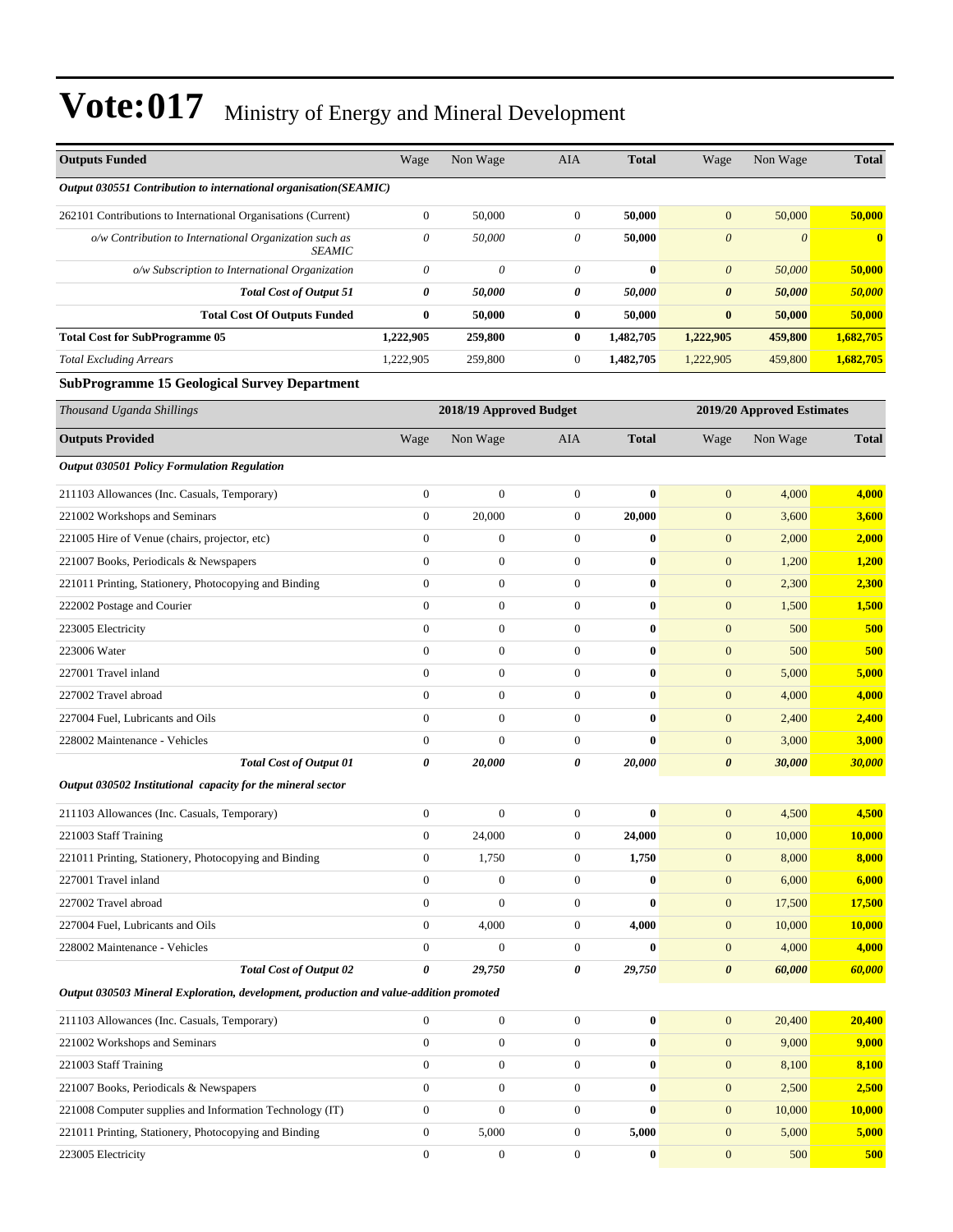# Vote:017 Ministry of Energy and Mineral Development

| Outputs Funded | Wage | Non Wage | AIA | Total | Wage | Non Wage | Total |
|---|---|---|---|---|---|---|---|
| *Output 030551 Contribution to international organisation(SEAMIC)* | | | | | | | |
| 262101 Contributions to International Organisations (Current) | 0 | 50,000 | 0 | **50,000** | 0 | 50,000 | **50,000** |
| *o/w Contribution to International Organization such as SEAMIC* | *0* | *50,000* | *0* | **50,000** | *0* | *0* | **0** |
| *o/w Subscription to International Organization* | *0* | *0* | *0* | **0** | *0* | *50,000* | **50,000** |
| ***Total Cost of Output 51*** | ***0*** | ***50,000*** | ***0*** | ***50,000*** | ***0*** | ***50,000*** | ***50,000*** |
| **Total Cost Of Outputs Funded** | **0** | **50,000** | **0** | **50,000** | **0** | **50,000** | **50,000** |
| **Total Cost for SubProgramme 05** | **1,222,905** | **259,800** | **0** | **1,482,705** | **1,222,905** | **459,800** | **1,682,705** |
| *Total Excluding Arrears* | 1,222,905 | 259,800 | 0 | **1,482,705** | 1,222,905 | 459,800 | **1,682,705** |

**SubProgramme 15 Geological Survey Department**

| *Thousand Uganda Shillings* | 2018/19 Approved Budget | | | | 2019/20 Approved Estimates | | |
|---|---|---|---|---|---|---|---|
| **Outputs Provided** | Wage | Non Wage | AIA | **Total** | Wage | Non Wage | **Total** |
| *Output 030501 Policy Formulation Regulation* | | | | | | | |
| 211103 Allowances (Inc. Casuals, Temporary) | 0 | 0 | 0 | **0** | 0 | 4,000 | **4,000** |
| 221002 Workshops and Seminars | 0 | 20,000 | 0 | **20,000** | 0 | 3,600 | **3,600** |
| 221005 Hire of Venue (chairs, projector, etc) | 0 | 0 | 0 | **0** | 0 | 2,000 | **2,000** |
| 221007 Books, Periodicals & Newspapers | 0 | 0 | 0 | **0** | 0 | 1,200 | **1,200** |
| 221011 Printing, Stationery, Photocopying and Binding | 0 | 0 | 0 | **0** | 0 | 2,300 | **2,300** |
| 222002 Postage and Courier | 0 | 0 | 0 | **0** | 0 | 1,500 | **1,500** |
| 223005 Electricity | 0 | 0 | 0 | **0** | 0 | 500 | **500** |
| 223006 Water | 0 | 0 | 0 | **0** | 0 | 500 | **500** |
| 227001 Travel inland | 0 | 0 | 0 | **0** | 0 | 5,000 | **5,000** |
| 227002 Travel abroad | 0 | 0 | 0 | **0** | 0 | 4,000 | **4,000** |
| 227004 Fuel, Lubricants and Oils | 0 | 0 | 0 | **0** | 0 | 2,400 | **2,400** |
| 228002 Maintenance - Vehicles | 0 | 0 | 0 | **0** | 0 | 3,000 | **3,000** |
| ***Total Cost of Output 01*** | ***0*** | ***20,000*** | ***0*** | ***20,000*** | ***0*** | ***30,000*** | ***30,000*** |
| *Output 030502 Institutional capacity for the mineral sector* | | | | | | | |
| 211103 Allowances (Inc. Casuals, Temporary) | 0 | 0 | 0 | **0** | 0 | 4,500 | **4,500** |
| 221003 Staff Training | 0 | 24,000 | 0 | **24,000** | 0 | 10,000 | **10,000** |
| 221011 Printing, Stationery, Photocopying and Binding | 0 | 1,750 | 0 | **1,750** | 0 | 8,000 | **8,000** |
| 227001 Travel inland | 0 | 0 | 0 | **0** | 0 | 6,000 | **6,000** |
| 227002 Travel abroad | 0 | 0 | 0 | **0** | 0 | 17,500 | **17,500** |
| 227004 Fuel, Lubricants and Oils | 0 | 4,000 | 0 | **4,000** | 0 | 10,000 | **10,000** |
| 228002 Maintenance - Vehicles | 0 | 0 | 0 | **0** | 0 | 4,000 | **4,000** |
| ***Total Cost of Output 02*** | ***0*** | ***29,750*** | ***0*** | ***29,750*** | ***0*** | ***60,000*** | ***60,000*** |
| *Output 030503 Mineral Exploration, development, production and value-addition promoted* | | | | | | | |
| 211103 Allowances (Inc. Casuals, Temporary) | 0 | 0 | 0 | **0** | 0 | 20,400 | **20,400** |
| 221002 Workshops and Seminars | 0 | 0 | 0 | **0** | 0 | 9,000 | **9,000** |
| 221003 Staff Training | 0 | 0 | 0 | **0** | 0 | 8,100 | **8,100** |
| 221007 Books, Periodicals & Newspapers | 0 | 0 | 0 | **0** | 0 | 2,500 | **2,500** |
| 221008 Computer supplies and Information Technology (IT) | 0 | 0 | 0 | **0** | 0 | 10,000 | **10,000** |
| 221011 Printing, Stationery, Photocopying and Binding | 0 | 5,000 | 0 | **5,000** | 0 | 5,000 | **5,000** |
| 223005 Electricity | 0 | 0 | 0 | **0** | 0 | 500 | **500** |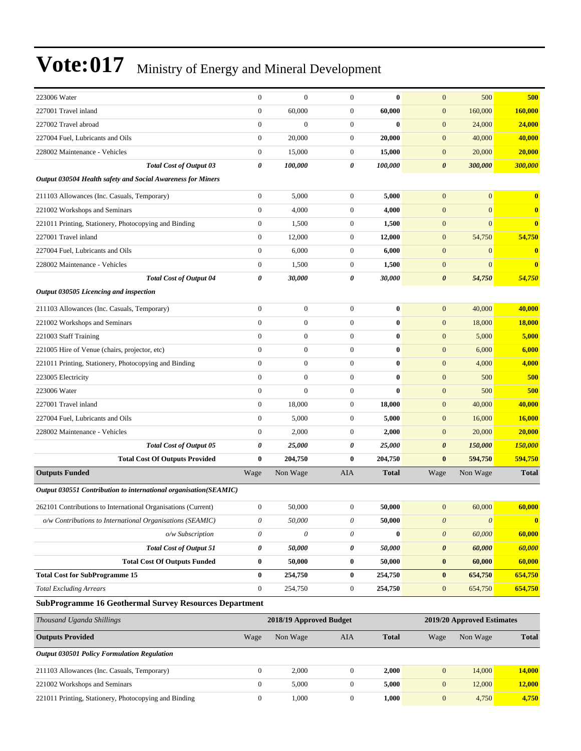| | | | | | | | |
|---|---|---|---|---|---|---|---|
| 223006 Water | 0 | 0 | 0 | **0** | 0 | 500 | **500** |
| 227001 Travel inland | 0 | 60,000 | 0 | **60,000** | 0 | 160,000 | **160,000** |
| 227002 Travel abroad | 0 | 0 | 0 | **0** | 0 | 24,000 | **24,000** |
| 227004 Fuel, Lubricants and Oils | 0 | 20,000 | 0 | **20,000** | 0 | 40,000 | **40,000** |
| 228002 Maintenance - Vehicles | 0 | 15,000 | 0 | **15,000** | 0 | 20,000 | **20,000** |
| ***Total Cost of Output 03*** | ***0*** | ***100,000*** | ***0*** | ***100,000*** | ***0*** | ***300,000*** | ***300,000*** |
| ***Output 030504 Health safety and Social Awareness for Miners*** | | | | | | | |
| 211103 Allowances (Inc. Casuals, Temporary) | 0 | 5,000 | 0 | **5,000** | 0 | 0 | **0** |
| 221002 Workshops and Seminars | 0 | 4,000 | 0 | **4,000** | 0 | 0 | **0** |
| 221011 Printing, Stationery, Photocopying and Binding | 0 | 1,500 | 0 | **1,500** | 0 | 0 | **0** |
| 227001 Travel inland | 0 | 12,000 | 0 | **12,000** | 0 | 54,750 | **54,750** |
| 227004 Fuel, Lubricants and Oils | 0 | 6,000 | 0 | **6,000** | 0 | 0 | **0** |
| 228002 Maintenance - Vehicles | 0 | 1,500 | 0 | **1,500** | 0 | 0 | **0** |
| ***Total Cost of Output 04*** | ***0*** | ***30,000*** | ***0*** | ***30,000*** | ***0*** | ***54,750*** | ***54,750*** |
| ***Output 030505 Licencing and inspection*** | | | | | | | |
| 211103 Allowances (Inc. Casuals, Temporary) | 0 | 0 | 0 | **0** | 0 | 40,000 | **40,000** |
| 221002 Workshops and Seminars | 0 | 0 | 0 | **0** | 0 | 18,000 | **18,000** |
| 221003 Staff Training | 0 | 0 | 0 | **0** | 0 | 5,000 | **5,000** |
| 221005 Hire of Venue (chairs, projector, etc) | 0 | 0 | 0 | **0** | 0 | 6,000 | **6,000** |
| 221011 Printing, Stationery, Photocopying and Binding | 0 | 0 | 0 | **0** | 0 | 4,000 | **4,000** |
| 223005 Electricity | 0 | 0 | 0 | **0** | 0 | 500 | **500** |
| 223006 Water | 0 | 0 | 0 | **0** | 0 | 500 | **500** |
| 227001 Travel inland | 0 | 18,000 | 0 | **18,000** | 0 | 40,000 | **40,000** |
| 227004 Fuel, Lubricants and Oils | 0 | 5,000 | 0 | **5,000** | 0 | 16,000 | **16,000** |
| 228002 Maintenance - Vehicles | 0 | 2,000 | 0 | **2,000** | 0 | 20,000 | **20,000** |
| ***Total Cost of Output 05*** | ***0*** | ***25,000*** | ***0*** | ***25,000*** | ***0*** | ***150,000*** | ***150,000*** |
| **Total Cost Of Outputs Provided** | **0** | **204,750** | **0** | **204,750** | **0** | **594,750** | **594,750** |
| **Outputs Funded** | Wage | Non Wage | AIA | **Total** | Wage | Non Wage | **Total** |
| ***Output 030551 Contribution to international organisation(SEAMIC)*** | | | | | | | |
| 262101 Contributions to International Organisations (Current) | 0 | 50,000 | 0 | **50,000** | 0 | 60,000 | **60,000** |
| *o/w Contributions to International Organisations (SEAMIC)* | *0* | *50,000* | *0* | **50,000** | *0* | *0* | **0** |
| *o/w Subscription* | *0* | *0* | *0* | **0** | *0* | *60,000* | **60,000** |
| ***Total Cost of Output 51*** | ***0*** | ***50,000*** | ***0*** | ***50,000*** | ***0*** | ***60,000*** | ***60,000*** |
| **Total Cost Of Outputs Funded** | **0** | **50,000** | **0** | **50,000** | **0** | **60,000** | **60,000** |
| **Total Cost for SubProgramme 15** | **0** | **254,750** | **0** | **254,750** | **0** | **654,750** | **654,750** |
| *Total Excluding Arrears* | 0 | 254,750 | 0 | **254,750** | 0 | 654,750 | **654,750** |

### SubProgramme 16 Geothermal Survey Resources Department

| *Thousand Uganda Shillings* | 2018/19 Approved Budget | | | | 2019/20 Approved Estimates | | |
|---|---|---|---|---|---|---|---|
| **Outputs Provided** | Wage | Non Wage | AIA | **Total** | Wage | Non Wage | **Total** |
| ***Output 030501 Policy Formulation Regulation*** | | | | | | | |
| 211103 Allowances (Inc. Casuals, Temporary) | 0 | 2,000 | 0 | **2,000** | 0 | 14,000 | **14,000** |
| 221002 Workshops and Seminars | 0 | 5,000 | 0 | **5,000** | 0 | 12,000 | **12,000** |
| 221011 Printing, Stationery, Photocopying and Binding | 0 | 1,000 | 0 | **1,000** | 0 | 4,750 | **4,750** |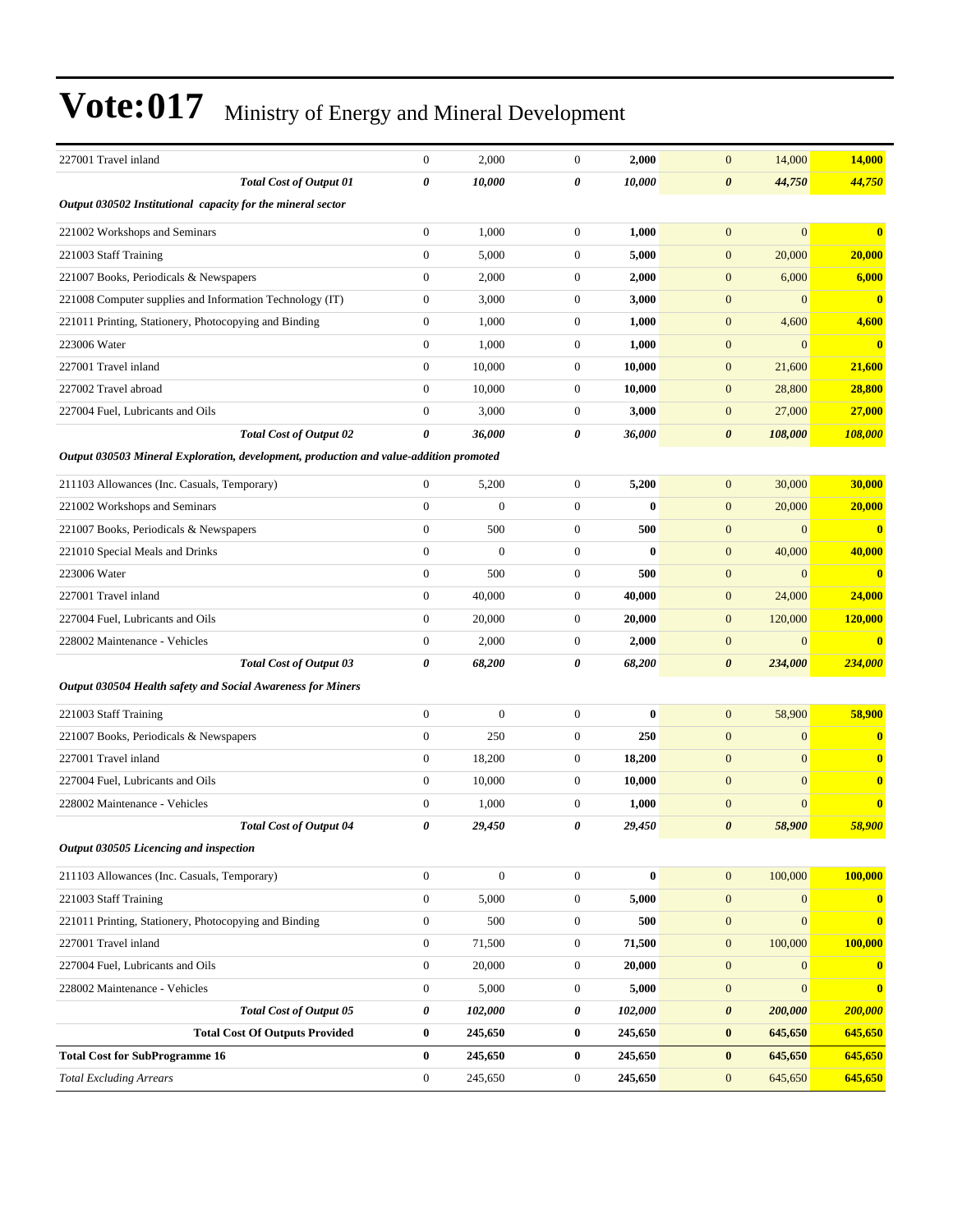| | | | | | | | |
|---|---|---|---|---|---|---|---|
| 227001 Travel inland | 0 | 2,000 | 0 | **2,000** | 0 | 14,000 | **14,000** |
| ***Total Cost of Output 01*** | ***0*** | ***10,000*** | ***0*** | ***10,000*** | ***0*** | ***44,750*** | ***44,750*** |
| ***Output 030502 Institutional capacity for the mineral sector*** | | | | | | | |
| 221002 Workshops and Seminars | 0 | 1,000 | 0 | **1,000** | 0 | 0 | **0** |
| 221003 Staff Training | 0 | 5,000 | 0 | **5,000** | 0 | 20,000 | **20,000** |
| 221007 Books, Periodicals & Newspapers | 0 | 2,000 | 0 | **2,000** | 0 | 6,000 | **6,000** |
| 221008 Computer supplies and Information Technology (IT) | 0 | 3,000 | 0 | **3,000** | 0 | 0 | **0** |
| 221011 Printing, Stationery, Photocopying and Binding | 0 | 1,000 | 0 | **1,000** | 0 | 4,600 | **4,600** |
| 223006 Water | 0 | 1,000 | 0 | **1,000** | 0 | 0 | **0** |
| 227001 Travel inland | 0 | 10,000 | 0 | **10,000** | 0 | 21,600 | **21,600** |
| 227002 Travel abroad | 0 | 10,000 | 0 | **10,000** | 0 | 28,800 | **28,800** |
| 227004 Fuel, Lubricants and Oils | 0 | 3,000 | 0 | **3,000** | 0 | 27,000 | **27,000** |
| ***Total Cost of Output 02*** | ***0*** | ***36,000*** | ***0*** | ***36,000*** | ***0*** | ***108,000*** | ***108,000*** |
| ***Output 030503 Mineral Exploration, development, production and value-addition promoted*** | | | | | | | |
| 211103 Allowances (Inc. Casuals, Temporary) | 0 | 5,200 | 0 | **5,200** | 0 | 30,000 | **30,000** |
| 221002 Workshops and Seminars | 0 | 0 | 0 | **0** | 0 | 20,000 | **20,000** |
| 221007 Books, Periodicals & Newspapers | 0 | 500 | 0 | **500** | 0 | 0 | **0** |
| 221010 Special Meals and Drinks | 0 | 0 | 0 | **0** | 0 | 40,000 | **40,000** |
| 223006 Water | 0 | 500 | 0 | **500** | 0 | 0 | **0** |
| 227001 Travel inland | 0 | 40,000 | 0 | **40,000** | 0 | 24,000 | **24,000** |
| 227004 Fuel, Lubricants and Oils | 0 | 20,000 | 0 | **20,000** | 0 | 120,000 | **120,000** |
| 228002 Maintenance - Vehicles | 0 | 2,000 | 0 | **2,000** | 0 | 0 | **0** |
| ***Total Cost of Output 03*** | ***0*** | ***68,200*** | ***0*** | ***68,200*** | ***0*** | ***234,000*** | ***234,000*** |
| ***Output 030504 Health safety and Social Awareness for Miners*** | | | | | | | |
| 221003 Staff Training | 0 | 0 | 0 | **0** | 0 | 58,900 | **58,900** |
| 221007 Books, Periodicals & Newspapers | 0 | 250 | 0 | **250** | 0 | 0 | **0** |
| 227001 Travel inland | 0 | 18,200 | 0 | **18,200** | 0 | 0 | **0** |
| 227004 Fuel, Lubricants and Oils | 0 | 10,000 | 0 | **10,000** | 0 | 0 | **0** |
| 228002 Maintenance - Vehicles | 0 | 1,000 | 0 | **1,000** | 0 | 0 | **0** |
| ***Total Cost of Output 04*** | ***0*** | ***29,450*** | ***0*** | ***29,450*** | ***0*** | ***58,900*** | ***58,900*** |
| ***Output 030505 Licencing and inspection*** | | | | | | | |
| 211103 Allowances (Inc. Casuals, Temporary) | 0 | 0 | 0 | **0** | 0 | 100,000 | **100,000** |
| 221003 Staff Training | 0 | 5,000 | 0 | **5,000** | 0 | 0 | **0** |
| 221011 Printing, Stationery, Photocopying and Binding | 0 | 500 | 0 | **500** | 0 | 0 | **0** |
| 227001 Travel inland | 0 | 71,500 | 0 | **71,500** | 0 | 100,000 | **100,000** |
| 227004 Fuel, Lubricants and Oils | 0 | 20,000 | 0 | **20,000** | 0 | 0 | **0** |
| 228002 Maintenance - Vehicles | 0 | 5,000 | 0 | **5,000** | 0 | 0 | **0** |
| ***Total Cost of Output 05*** | ***0*** | ***102,000*** | ***0*** | ***102,000*** | ***0*** | ***200,000*** | ***200,000*** |
| **Total Cost Of Outputs Provided** | **0** | **245,650** | **0** | **245,650** | **0** | **645,650** | **645,650** |
| **Total Cost for SubProgramme 16** | **0** | **245,650** | **0** | **245,650** | **0** | **645,650** | **645,650** |
| *Total Excluding Arrears* | 0 | 245,650 | 0 | **245,650** | 0 | 645,650 | **645,650** |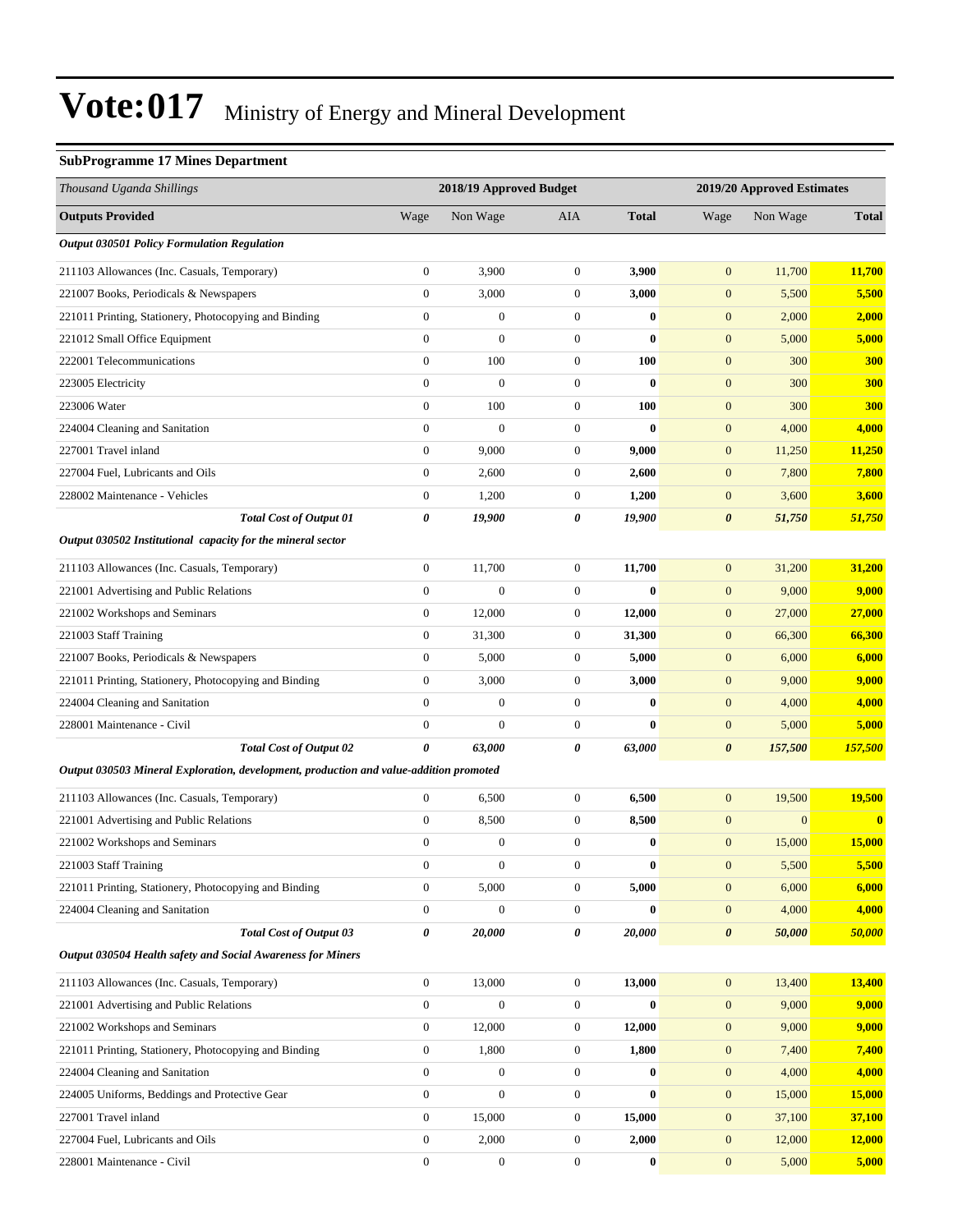# Vote:017 Ministry of Energy and Mineral Development

### SubProgramme 17 Mines Department

| *Thousand Uganda Shillings* | 2018/19 Approved Budget | | | | 2019/20 Approved Estimates | | |
|---|---|---|---|---|---|---|---|
| **Outputs Provided** | Wage | Non Wage | AIA | **Total** | Wage | Non Wage | **Total** |
| ***Output 030501 Policy Formulation Regulation*** | | | | | | | |
| 211103 Allowances (Inc. Casuals, Temporary) | 0 | 3,900 | 0 | **3,900** | 0 | 11,700 | **11,700** |
| 221007 Books, Periodicals & Newspapers | 0 | 3,000 | 0 | **3,000** | 0 | 5,500 | **5,500** |
| 221011 Printing, Stationery, Photocopying and Binding | 0 | 0 | 0 | **0** | 0 | 2,000 | **2,000** |
| 221012 Small Office Equipment | 0 | 0 | 0 | **0** | 0 | 5,000 | **5,000** |
| 222001 Telecommunications | 0 | 100 | 0 | **100** | 0 | 300 | **300** |
| 223005 Electricity | 0 | 0 | 0 | **0** | 0 | 300 | **300** |
| 223006 Water | 0 | 100 | 0 | **100** | 0 | 300 | **300** |
| 224004 Cleaning and Sanitation | 0 | 0 | 0 | **0** | 0 | 4,000 | **4,000** |
| 227001 Travel inland | 0 | 9,000 | 0 | **9,000** | 0 | 11,250 | **11,250** |
| 227004 Fuel, Lubricants and Oils | 0 | 2,600 | 0 | **2,600** | 0 | 7,800 | **7,800** |
| 228002 Maintenance - Vehicles | 0 | 1,200 | 0 | **1,200** | 0 | 3,600 | **3,600** |
| ***Total Cost of Output 01*** | ***0*** | ***19,900*** | ***0*** | ***19,900*** | ***0*** | ***51,750*** | ***51,750*** |
| ***Output 030502 Institutional capacity for the mineral sector*** | | | | | | | |
| 211103 Allowances (Inc. Casuals, Temporary) | 0 | 11,700 | 0 | **11,700** | 0 | 31,200 | **31,200** |
| 221001 Advertising and Public Relations | 0 | 0 | 0 | **0** | 0 | 9,000 | **9,000** |
| 221002 Workshops and Seminars | 0 | 12,000 | 0 | **12,000** | 0 | 27,000 | **27,000** |
| 221003 Staff Training | 0 | 31,300 | 0 | **31,300** | 0 | 66,300 | **66,300** |
| 221007 Books, Periodicals & Newspapers | 0 | 5,000 | 0 | **5,000** | 0 | 6,000 | **6,000** |
| 221011 Printing, Stationery, Photocopying and Binding | 0 | 3,000 | 0 | **3,000** | 0 | 9,000 | **9,000** |
| 224004 Cleaning and Sanitation | 0 | 0 | 0 | **0** | 0 | 4,000 | **4,000** |
| 228001 Maintenance - Civil | 0 | 0 | 0 | **0** | 0 | 5,000 | **5,000** |
| ***Total Cost of Output 02*** | ***0*** | ***63,000*** | ***0*** | ***63,000*** | ***0*** | ***157,500*** | ***157,500*** |
| ***Output 030503 Mineral Exploration, development, production and value-addition promoted*** | | | | | | | |
| 211103 Allowances (Inc. Casuals, Temporary) | 0 | 6,500 | 0 | **6,500** | 0 | 19,500 | **19,500** |
| 221001 Advertising and Public Relations | 0 | 8,500 | 0 | **8,500** | 0 | 0 | **0** |
| 221002 Workshops and Seminars | 0 | 0 | 0 | **0** | 0 | 15,000 | **15,000** |
| 221003 Staff Training | 0 | 0 | 0 | **0** | 0 | 5,500 | **5,500** |
| 221011 Printing, Stationery, Photocopying and Binding | 0 | 5,000 | 0 | **5,000** | 0 | 6,000 | **6,000** |
| 224004 Cleaning and Sanitation | 0 | 0 | 0 | **0** | 0 | 4,000 | **4,000** |
| ***Total Cost of Output 03*** | ***0*** | ***20,000*** | ***0*** | ***20,000*** | ***0*** | ***50,000*** | ***50,000*** |
| ***Output 030504 Health safety and Social Awareness for Miners*** | | | | | | | |
| 211103 Allowances (Inc. Casuals, Temporary) | 0 | 13,000 | 0 | **13,000** | 0 | 13,400 | **13,400** |
| 221001 Advertising and Public Relations | 0 | 0 | 0 | **0** | 0 | 9,000 | **9,000** |
| 221002 Workshops and Seminars | 0 | 12,000 | 0 | **12,000** | 0 | 9,000 | **9,000** |
| 221011 Printing, Stationery, Photocopying and Binding | 0 | 1,800 | 0 | **1,800** | 0 | 7,400 | **7,400** |
| 224004 Cleaning and Sanitation | 0 | 0 | 0 | **0** | 0 | 4,000 | **4,000** |
| 224005 Uniforms, Beddings and Protective Gear | 0 | 0 | 0 | **0** | 0 | 15,000 | **15,000** |
| 227001 Travel inland | 0 | 15,000 | 0 | **15,000** | 0 | 37,100 | **37,100** |
| 227004 Fuel, Lubricants and Oils | 0 | 2,000 | 0 | **2,000** | 0 | 12,000 | **12,000** |
| 228001 Maintenance - Civil | 0 | 0 | 0 | **0** | 0 | 5,000 | **5,000** |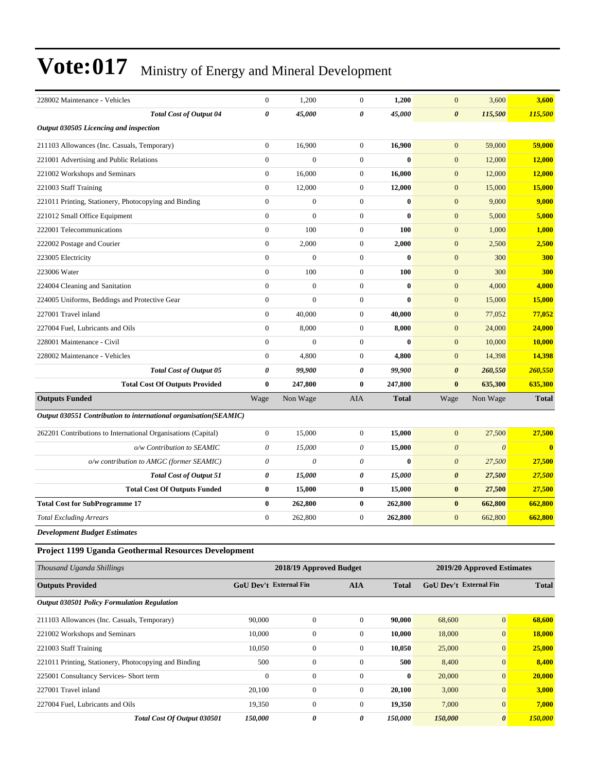| | | | | | | | |
|---|---|---|---|---|---|---|---|
| 228002 Maintenance - Vehicles | 0 | 1,200 | 0 | **1,200** | 0 | 3,600 | **3,600** |
| ***Total Cost of Output 04*** | ***0*** | ***45,000*** | ***0*** | ***45,000*** | ***0*** | ***115,500*** | ***115,500*** |
| ***Output 030505 Licencing and inspection*** | | | | | | | |
| 211103 Allowances (Inc. Casuals, Temporary) | 0 | 16,900 | 0 | **16,900** | 0 | 59,000 | **59,000** |
| 221001 Advertising and Public Relations | 0 | 0 | 0 | **0** | 0 | 12,000 | **12,000** |
| 221002 Workshops and Seminars | 0 | 16,000 | 0 | **16,000** | 0 | 12,000 | **12,000** |
| 221003 Staff Training | 0 | 12,000 | 0 | **12,000** | 0 | 15,000 | **15,000** |
| 221011 Printing, Stationery, Photocopying and Binding | 0 | 0 | 0 | **0** | 0 | 9,000 | **9,000** |
| 221012 Small Office Equipment | 0 | 0 | 0 | **0** | 0 | 5,000 | **5,000** |
| 222001 Telecommunications | 0 | 100 | 0 | **100** | 0 | 1,000 | **1,000** |
| 222002 Postage and Courier | 0 | 2,000 | 0 | **2,000** | 0 | 2,500 | **2,500** |
| 223005 Electricity | 0 | 0 | 0 | **0** | 0 | 300 | **300** |
| 223006 Water | 0 | 100 | 0 | **100** | 0 | 300 | **300** |
| 224004 Cleaning and Sanitation | 0 | 0 | 0 | **0** | 0 | 4,000 | **4,000** |
| 224005 Uniforms, Beddings and Protective Gear | 0 | 0 | 0 | **0** | 0 | 15,000 | **15,000** |
| 227001 Travel inland | 0 | 40,000 | 0 | **40,000** | 0 | 77,052 | **77,052** |
| 227004 Fuel, Lubricants and Oils | 0 | 8,000 | 0 | **8,000** | 0 | 24,000 | **24,000** |
| 228001 Maintenance - Civil | 0 | 0 | 0 | **0** | 0 | 10,000 | **10,000** |
| 228002 Maintenance - Vehicles | 0 | 4,800 | 0 | **4,800** | 0 | 14,398 | **14,398** |
| ***Total Cost of Output 05*** | ***0*** | ***99,900*** | ***0*** | ***99,900*** | ***0*** | ***260,550*** | ***260,550*** |
| **Total Cost Of Outputs Provided** | **0** | **247,800** | **0** | **247,800** | **0** | **635,300** | **635,300** |
| **Outputs Funded** | Wage | Non Wage | AIA | **Total** | Wage | Non Wage | **Total** |
| ***Output 030551 Contribution to international organisation(SEAMIC)*** | | | | | | | |
| 262201 Contributions to International Organisations (Capital) | 0 | 15,000 | 0 | **15,000** | 0 | 27,500 | **27,500** |
| *o/w Contribution to SEAMIC* | *0* | *15,000* | *0* | **15,000** | *0* | *0* | **0** |
| *o/w contribution to AMGC (former SEAMIC)* | *0* | *0* | *0* | **0** | *0* | *27,500* | **27,500** |
| ***Total Cost of Output 51*** | ***0*** | ***15,000*** | ***0*** | ***15,000*** | ***0*** | ***27,500*** | ***27,500*** |
| **Total Cost Of Outputs Funded** | **0** | **15,000** | **0** | **15,000** | **0** | **27,500** | **27,500** |
| **Total Cost for SubProgramme 17** | **0** | **262,800** | **0** | **262,800** | **0** | **662,800** | **662,800** |
| *Total Excluding Arrears* | 0 | 262,800 | 0 | **262,800** | 0 | 662,800 | **662,800** |

***Development Budget Estimates***

**Project 1199 Uganda Geothermal Resources Development**

| *Thousand Uganda Shillings* | 2018/19 Approved Budget | | | | 2019/20 Approved Estimates | | |
|---|---|---|---|---|---|---|---|
| **Outputs Provided** | **GoU Dev't** | **External Fin** | **AIA** | **Total** | **GoU Dev't** | **External Fin** | **Total** |
| ***Output 030501 Policy Formulation Regulation*** | | | | | | | |
| 211103 Allowances (Inc. Casuals, Temporary) | 90,000 | 0 | 0 | **90,000** | 68,600 | 0 | **68,600** |
| 221002 Workshops and Seminars | 10,000 | 0 | 0 | **10,000** | 18,000 | 0 | **18,000** |
| 221003 Staff Training | 10,050 | 0 | 0 | **10,050** | 25,000 | 0 | **25,000** |
| 221011 Printing, Stationery, Photocopying and Binding | 500 | 0 | 0 | **500** | 8,400 | 0 | **8,400** |
| 225001 Consultancy Services- Short term | 0 | 0 | 0 | **0** | 20,000 | 0 | **20,000** |
| 227001 Travel inland | 20,100 | 0 | 0 | **20,100** | 3,000 | 0 | **3,000** |
| 227004 Fuel, Lubricants and Oils | 19,350 | 0 | 0 | **19,350** | 7,000 | 0 | **7,000** |
| ***Total Cost Of Output 030501*** | ***150,000*** | ***0*** | ***0*** | ***150,000*** | ***150,000*** | ***0*** | ***150,000*** |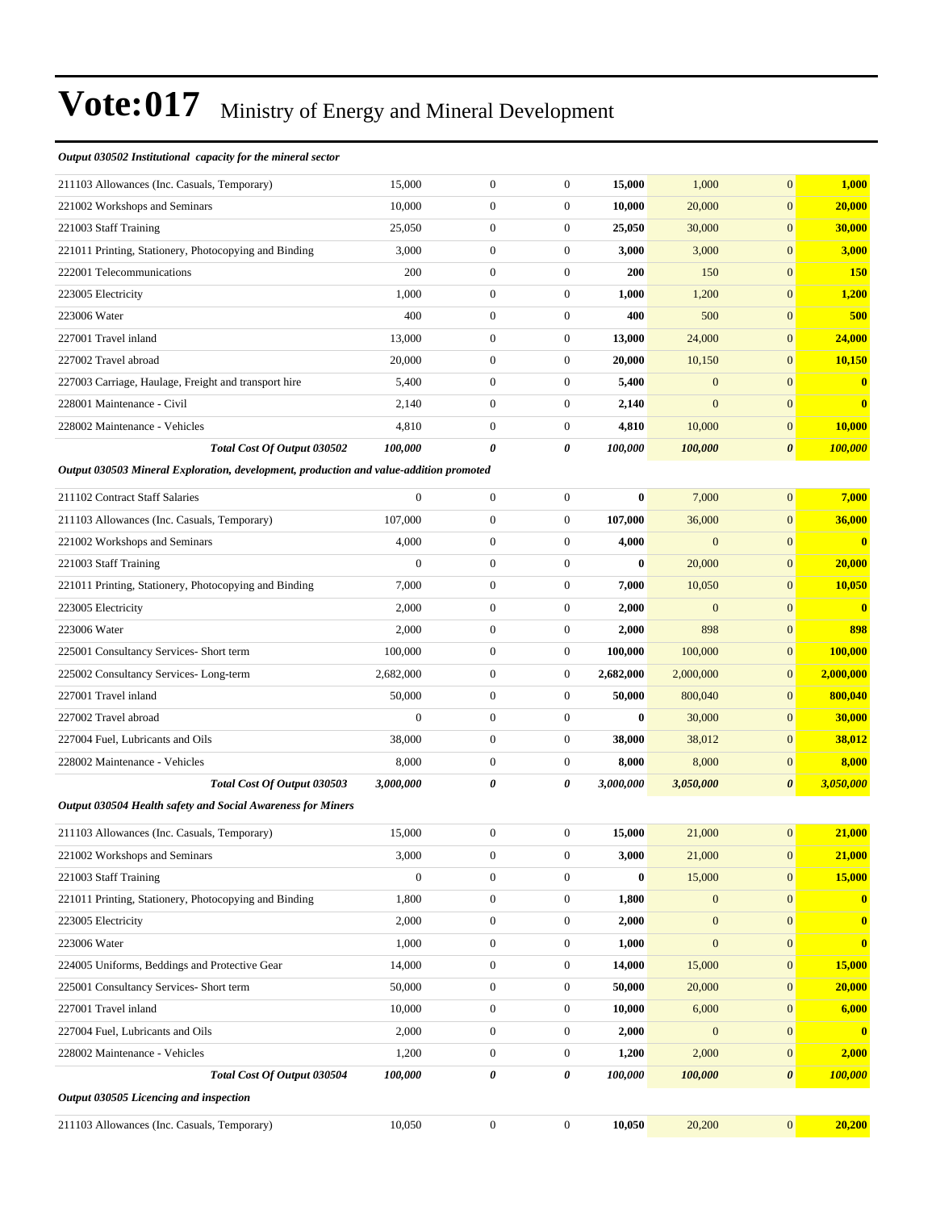# Vote:017 Ministry of Energy and Mineral Development

***Output 030502 Institutional capacity for the mineral sector***

| | | | | | | | |
|---|---|---|---|---|---|---|---|
| 211103 Allowances (Inc. Casuals, Temporary) | 15,000 | 0 | 0 | **15,000** | 1,000 | 0 | **1,000** |
| 221002 Workshops and Seminars | 10,000 | 0 | 0 | **10,000** | 20,000 | 0 | **20,000** |
| 221003 Staff Training | 25,050 | 0 | 0 | **25,050** | 30,000 | 0 | **30,000** |
| 221011 Printing, Stationery, Photocopying and Binding | 3,000 | 0 | 0 | **3,000** | 3,000 | 0 | **3,000** |
| 222001 Telecommunications | 200 | 0 | 0 | **200** | 150 | 0 | **150** |
| 223005 Electricity | 1,000 | 0 | 0 | **1,000** | 1,200 | 0 | **1,200** |
| 223006 Water | 400 | 0 | 0 | **400** | 500 | 0 | **500** |
| 227001 Travel inland | 13,000 | 0 | 0 | **13,000** | 24,000 | 0 | **24,000** |
| 227002 Travel abroad | 20,000 | 0 | 0 | **20,000** | 10,150 | 0 | **10,150** |
| 227003 Carriage, Haulage, Freight and transport hire | 5,400 | 0 | 0 | **5,400** | 0 | 0 | **0** |
| 228001 Maintenance - Civil | 2,140 | 0 | 0 | **2,140** | 0 | 0 | **0** |
| 228002 Maintenance - Vehicles | 4,810 | 0 | 0 | **4,810** | 10,000 | 0 | **10,000** |
| ***Total Cost Of Output 030502*** | ***100,000*** | ***0*** | ***0*** | ***100,000*** | ***100,000*** | ***0*** | ***100,000*** |

***Output 030503 Mineral Exploration, development, production and value-addition promoted***

| | | | | | | | |
|---|---|---|---|---|---|---|---|
| 211102 Contract Staff Salaries | 0 | 0 | 0 | **0** | 7,000 | 0 | **7,000** |
| 211103 Allowances (Inc. Casuals, Temporary) | 107,000 | 0 | 0 | **107,000** | 36,000 | 0 | **36,000** |
| 221002 Workshops and Seminars | 4,000 | 0 | 0 | **4,000** | 0 | 0 | **0** |
| 221003 Staff Training | 0 | 0 | 0 | **0** | 20,000 | 0 | **20,000** |
| 221011 Printing, Stationery, Photocopying and Binding | 7,000 | 0 | 0 | **7,000** | 10,050 | 0 | **10,050** |
| 223005 Electricity | 2,000 | 0 | 0 | **2,000** | 0 | 0 | **0** |
| 223006 Water | 2,000 | 0 | 0 | **2,000** | 898 | 0 | **898** |
| 225001 Consultancy Services- Short term | 100,000 | 0 | 0 | **100,000** | 100,000 | 0 | **100,000** |
| 225002 Consultancy Services- Long-term | 2,682,000 | 0 | 0 | **2,682,000** | 2,000,000 | 0 | **2,000,000** |
| 227001 Travel inland | 50,000 | 0 | 0 | **50,000** | 800,040 | 0 | **800,040** |
| 227002 Travel abroad | 0 | 0 | 0 | **0** | 30,000 | 0 | **30,000** |
| 227004 Fuel, Lubricants and Oils | 38,000 | 0 | 0 | **38,000** | 38,012 | 0 | **38,012** |
| 228002 Maintenance - Vehicles | 8,000 | 0 | 0 | **8,000** | 8,000 | 0 | **8,000** |
| ***Total Cost Of Output 030503*** | ***3,000,000*** | ***0*** | ***0*** | ***3,000,000*** | ***3,050,000*** | ***0*** | ***3,050,000*** |

***Output 030504 Health safety and Social Awareness for Miners***

| | | | | | | | |
|---|---|---|---|---|---|---|---|
| 211103 Allowances (Inc. Casuals, Temporary) | 15,000 | 0 | 0 | **15,000** | 21,000 | 0 | **21,000** |
| 221002 Workshops and Seminars | 3,000 | 0 | 0 | **3,000** | 21,000 | 0 | **21,000** |
| 221003 Staff Training | 0 | 0 | 0 | **0** | 15,000 | 0 | **15,000** |
| 221011 Printing, Stationery, Photocopying and Binding | 1,800 | 0 | 0 | **1,800** | 0 | 0 | **0** |
| 223005 Electricity | 2,000 | 0 | 0 | **2,000** | 0 | 0 | **0** |
| 223006 Water | 1,000 | 0 | 0 | **1,000** | 0 | 0 | **0** |
| 224005 Uniforms, Beddings and Protective Gear | 14,000 | 0 | 0 | **14,000** | 15,000 | 0 | **15,000** |
| 225001 Consultancy Services- Short term | 50,000 | 0 | 0 | **50,000** | 20,000 | 0 | **20,000** |
| 227001 Travel inland | 10,000 | 0 | 0 | **10,000** | 6,000 | 0 | **6,000** |
| 227004 Fuel, Lubricants and Oils | 2,000 | 0 | 0 | **2,000** | 0 | 0 | **0** |
| 228002 Maintenance - Vehicles | 1,200 | 0 | 0 | **1,200** | 2,000 | 0 | **2,000** |
| ***Total Cost Of Output 030504*** | ***100,000*** | ***0*** | ***0*** | ***100,000*** | ***100,000*** | ***0*** | ***100,000*** |

***Output 030505 Licencing and inspection***

| | | | | | | | |
|---|---|---|---|---|---|---|---|
| 211103 Allowances (Inc. Casuals, Temporary) | 10,050 | 0 | 0 | **10,050** | 20,200 | 0 | **20,200** |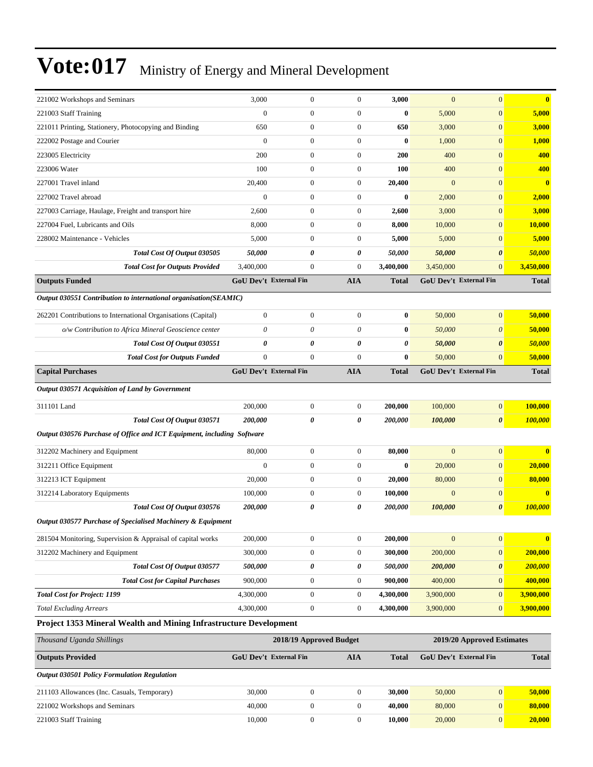# Vote:017 Ministry of Energy and Mineral Development

| | | | | | | | |
|---|---|---|---|---|---|---|---|
| 221002 Workshops and Seminars | 3,000 | 0 | 0 | **3,000** | 0 | 0 | **0** |
| 221003 Staff Training | 0 | 0 | 0 | **0** | 5,000 | 0 | **5,000** |
| 221011 Printing, Stationery, Photocopying and Binding | 650 | 0 | 0 | **650** | 3,000 | 0 | **3,000** |
| 222002 Postage and Courier | 0 | 0 | 0 | **0** | 1,000 | 0 | **1,000** |
| 223005 Electricity | 200 | 0 | 0 | **200** | 400 | 0 | **400** |
| 223006 Water | 100 | 0 | 0 | **100** | 400 | 0 | **400** |
| 227001 Travel inland | 20,400 | 0 | 0 | **20,400** | 0 | 0 | **0** |
| 227002 Travel abroad | 0 | 0 | 0 | **0** | 2,000 | 0 | **2,000** |
| 227003 Carriage, Haulage, Freight and transport hire | 2,600 | 0 | 0 | **2,600** | 3,000 | 0 | **3,000** |
| 227004 Fuel, Lubricants and Oils | 8,000 | 0 | 0 | **8,000** | 10,000 | 0 | **10,000** |
| 228002 Maintenance - Vehicles | 5,000 | 0 | 0 | **5,000** | 5,000 | 0 | **5,000** |
| ***Total Cost Of Output 030505*** | ***50,000*** | ***0*** | ***0*** | ***50,000*** | ***50,000*** | ***0*** | ***50,000*** |
| ***Total Cost for Outputs Provided*** | 3,400,000 | 0 | 0 | **3,400,000** | 3,450,000 | 0 | **3,450,000** |
| **Outputs Funded** | **GoU Dev't** | **External Fin** | **AIA** | **Total** | **GoU Dev't** | **External Fin** | **Total** |
| ***Output 030551 Contribution to international organisation(SEAMIC)*** | | | | | | | |
| 262201 Contributions to International Organisations (Capital) | 0 | 0 | 0 | **0** | 50,000 | 0 | **50,000** |
| *o/w Contribution to Africa Mineral Geoscience center* | *0* | *0* | *0* | **0** | *50,000* | *0* | **50,000** |
| ***Total Cost Of Output 030551*** | ***0*** | ***0*** | ***0*** | ***0*** | ***50,000*** | ***0*** | ***50,000*** |
| ***Total Cost for Outputs Funded*** | 0 | 0 | 0 | **0** | 50,000 | 0 | **50,000** |
| **Capital Purchases** | **GoU Dev't** | **External Fin** | **AIA** | **Total** | **GoU Dev't** | **External Fin** | **Total** |
| ***Output 030571 Acquisition of Land by Government*** | | | | | | | |
| 311101 Land | 200,000 | 0 | 0 | **200,000** | 100,000 | 0 | **100,000** |
| ***Total Cost Of Output 030571*** | ***200,000*** | ***0*** | ***0*** | ***200,000*** | ***100,000*** | ***0*** | ***100,000*** |
| ***Output 030576 Purchase of Office and ICT Equipment, including Software*** | | | | | | | |
| 312202 Machinery and Equipment | 80,000 | 0 | 0 | **80,000** | 0 | 0 | **0** |
| 312211 Office Equipment | 0 | 0 | 0 | **0** | 20,000 | 0 | **20,000** |
| 312213 ICT Equipment | 20,000 | 0 | 0 | **20,000** | 80,000 | 0 | **80,000** |
| 312214 Laboratory Equipments | 100,000 | 0 | 0 | **100,000** | 0 | 0 | **0** |
| ***Total Cost Of Output 030576*** | ***200,000*** | ***0*** | ***0*** | ***200,000*** | ***100,000*** | ***0*** | ***100,000*** |
| ***Output 030577 Purchase of Specialised Machinery & Equipment*** | | | | | | | |
| 281504 Monitoring, Supervision & Appraisal of capital works | 200,000 | 0 | 0 | **200,000** | 0 | 0 | **0** |
| 312202 Machinery and Equipment | 300,000 | 0 | 0 | **300,000** | 200,000 | 0 | **200,000** |
| ***Total Cost Of Output 030577*** | ***500,000*** | ***0*** | ***0*** | ***500,000*** | ***200,000*** | ***0*** | ***200,000*** |
| ***Total Cost for Capital Purchases*** | 900,000 | 0 | 0 | **900,000** | 400,000 | 0 | **400,000** |
| ***Total Cost for Project: 1199*** | 4,300,000 | 0 | 0 | **4,300,000** | 3,900,000 | 0 | **3,900,000** |
| *Total Excluding Arrears* | 4,300,000 | 0 | 0 | **4,300,000** | 3,900,000 | 0 | **3,900,000** |

**Project 1353 Mineral Wealth and Mining Infrastructure Development**

| *Thousand Uganda Shillings* | 2018/19 Approved Budget | | | | 2019/20 Approved Estimates | | |
|---|---|---|---|---|---|---|---|
| **Outputs Provided** | **GoU Dev't** | **External Fin** | **AIA** | **Total** | **GoU Dev't** | **External Fin** | **Total** |
| ***Output 030501 Policy Formulation Regulation*** | | | | | | | |
| 211103 Allowances (Inc. Casuals, Temporary) | 30,000 | 0 | 0 | **30,000** | 50,000 | 0 | **50,000** |
| 221002 Workshops and Seminars | 40,000 | 0 | 0 | **40,000** | 80,000 | 0 | **80,000** |
| 221003 Staff Training | 10,000 | 0 | 0 | **10,000** | 20,000 | 0 | **20,000** |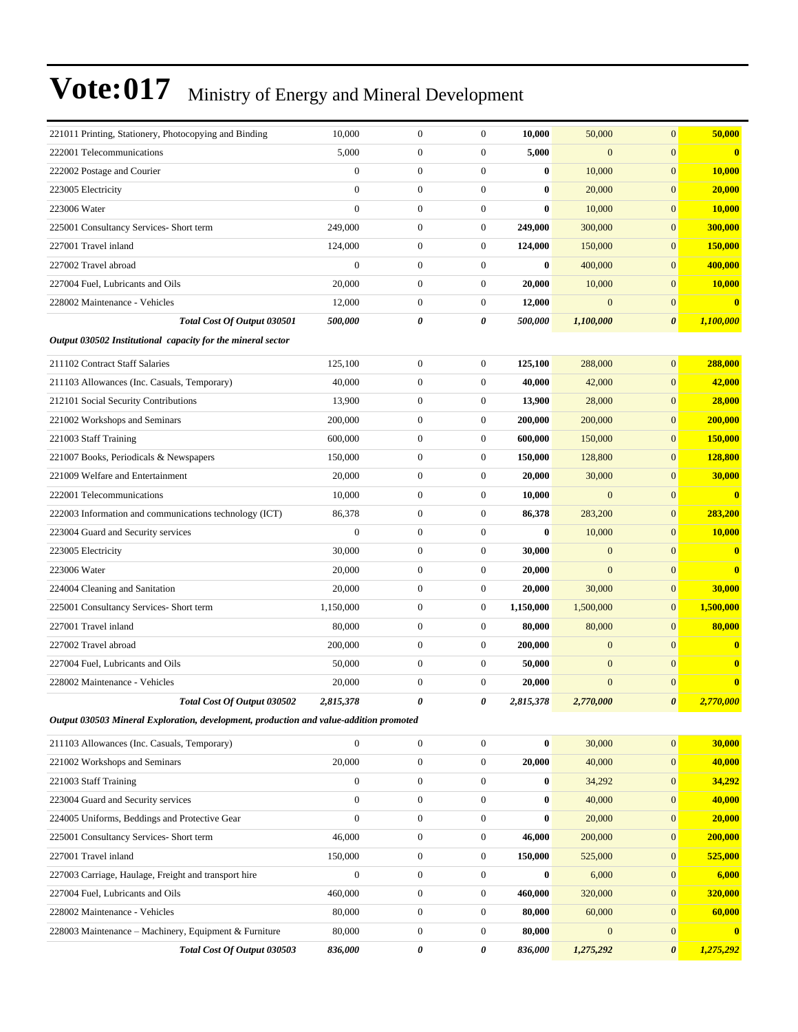# Vote:017 Ministry of Energy and Mineral Development

| | | | | | | | |
|---|---|---|---|---|---|---|---|
| 221011 Printing, Stationery, Photocopying and Binding | 10,000 | 0 | 0 | **10,000** | 50,000 | 0 | **50,000** |
| 222001 Telecommunications | 5,000 | 0 | 0 | **5,000** | 0 | 0 | **0** |
| 222002 Postage and Courier | 0 | 0 | 0 | **0** | 10,000 | 0 | **10,000** |
| 223005 Electricity | 0 | 0 | 0 | **0** | 20,000 | 0 | **20,000** |
| 223006 Water | 0 | 0 | 0 | **0** | 10,000 | 0 | **10,000** |
| 225001 Consultancy Services- Short term | 249,000 | 0 | 0 | **249,000** | 300,000 | 0 | **300,000** |
| 227001 Travel inland | 124,000 | 0 | 0 | **124,000** | 150,000 | 0 | **150,000** |
| 227002 Travel abroad | 0 | 0 | 0 | **0** | 400,000 | 0 | **400,000** |
| 227004 Fuel, Lubricants and Oils | 20,000 | 0 | 0 | **20,000** | 10,000 | 0 | **10,000** |
| 228002 Maintenance - Vehicles | 12,000 | 0 | 0 | **12,000** | 0 | 0 | **0** |
| ***Total Cost Of Output 030501*** | ***500,000*** | ***0*** | ***0*** | ***500,000*** | ***1,100,000*** | ***0*** | ***1,100,000*** |
| ***Output 030502 Institutional capacity for the mineral sector*** | | | | | | | |
| 211102 Contract Staff Salaries | 125,100 | 0 | 0 | **125,100** | 288,000 | 0 | **288,000** |
| 211103 Allowances (Inc. Casuals, Temporary) | 40,000 | 0 | 0 | **40,000** | 42,000 | 0 | **42,000** |
| 212101 Social Security Contributions | 13,900 | 0 | 0 | **13,900** | 28,000 | 0 | **28,000** |
| 221002 Workshops and Seminars | 200,000 | 0 | 0 | **200,000** | 200,000 | 0 | **200,000** |
| 221003 Staff Training | 600,000 | 0 | 0 | **600,000** | 150,000 | 0 | **150,000** |
| 221007 Books, Periodicals & Newspapers | 150,000 | 0 | 0 | **150,000** | 128,800 | 0 | **128,800** |
| 221009 Welfare and Entertainment | 20,000 | 0 | 0 | **20,000** | 30,000 | 0 | **30,000** |
| 222001 Telecommunications | 10,000 | 0 | 0 | **10,000** | 0 | 0 | **0** |
| 222003 Information and communications technology (ICT) | 86,378 | 0 | 0 | **86,378** | 283,200 | 0 | **283,200** |
| 223004 Guard and Security services | 0 | 0 | 0 | **0** | 10,000 | 0 | **10,000** |
| 223005 Electricity | 30,000 | 0 | 0 | **30,000** | 0 | 0 | **0** |
| 223006 Water | 20,000 | 0 | 0 | **20,000** | 0 | 0 | **0** |
| 224004 Cleaning and Sanitation | 20,000 | 0 | 0 | **20,000** | 30,000 | 0 | **30,000** |
| 225001 Consultancy Services- Short term | 1,150,000 | 0 | 0 | **1,150,000** | 1,500,000 | 0 | **1,500,000** |
| 227001 Travel inland | 80,000 | 0 | 0 | **80,000** | 80,000 | 0 | **80,000** |
| 227002 Travel abroad | 200,000 | 0 | 0 | **200,000** | 0 | 0 | **0** |
| 227004 Fuel, Lubricants and Oils | 50,000 | 0 | 0 | **50,000** | 0 | 0 | **0** |
| 228002 Maintenance - Vehicles | 20,000 | 0 | 0 | **20,000** | 0 | 0 | **0** |
| ***Total Cost Of Output 030502*** | ***2,815,378*** | ***0*** | ***0*** | ***2,815,378*** | ***2,770,000*** | ***0*** | ***2,770,000*** |
| ***Output 030503 Mineral Exploration, development, production and value-addition promoted*** | | | | | | | |
| 211103 Allowances (Inc. Casuals, Temporary) | 0 | 0 | 0 | **0** | 30,000 | 0 | **30,000** |
| 221002 Workshops and Seminars | 20,000 | 0 | 0 | **20,000** | 40,000 | 0 | **40,000** |
| 221003 Staff Training | 0 | 0 | 0 | **0** | 34,292 | 0 | **34,292** |
| 223004 Guard and Security services | 0 | 0 | 0 | **0** | 40,000 | 0 | **40,000** |
| 224005 Uniforms, Beddings and Protective Gear | 0 | 0 | 0 | **0** | 20,000 | 0 | **20,000** |
| 225001 Consultancy Services- Short term | 46,000 | 0 | 0 | **46,000** | 200,000 | 0 | **200,000** |
| 227001 Travel inland | 150,000 | 0 | 0 | **150,000** | 525,000 | 0 | **525,000** |
| 227003 Carriage, Haulage, Freight and transport hire | 0 | 0 | 0 | **0** | 6,000 | 0 | **6,000** |
| 227004 Fuel, Lubricants and Oils | 460,000 | 0 | 0 | **460,000** | 320,000 | 0 | **320,000** |
| 228002 Maintenance - Vehicles | 80,000 | 0 | 0 | **80,000** | 60,000 | 0 | **60,000** |
| 228003 Maintenance – Machinery, Equipment & Furniture | 80,000 | 0 | 0 | **80,000** | 0 | 0 | **0** |
| ***Total Cost Of Output 030503*** | ***836,000*** | ***0*** | ***0*** | ***836,000*** | ***1,275,292*** | ***0*** | ***1,275,292*** |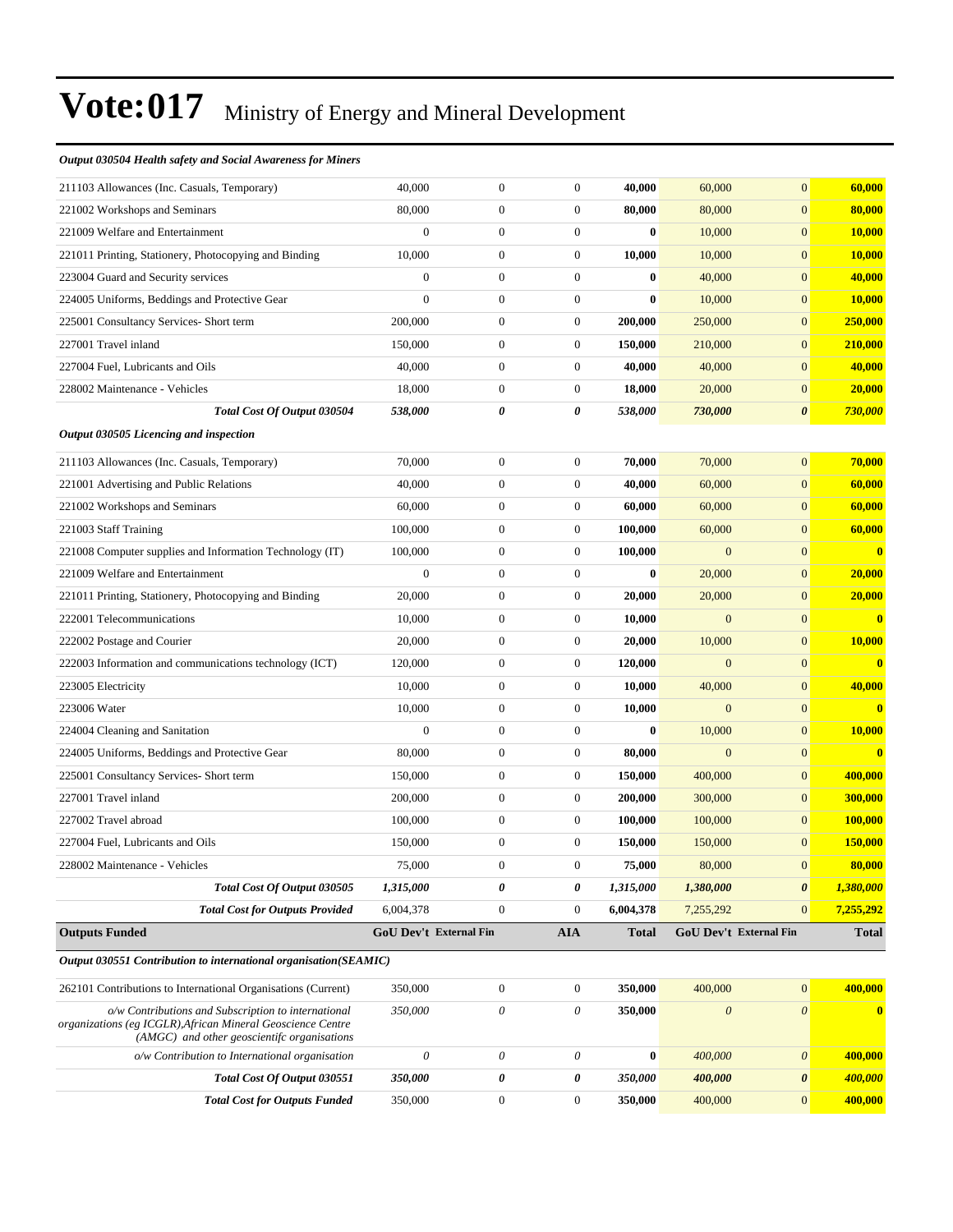# Vote:017 Ministry of Energy and Mineral Development

| | | | | | | | |
|---|---|---|---|---|---|---|---|
| ***Output 030504 Health safety and Social Awareness for Miners*** | | | | | | | |
| 211103 Allowances (Inc. Casuals, Temporary) | 40,000 | 0 | 0 | **40,000** | 60,000 | 0 | **60,000** |
| 221002 Workshops and Seminars | 80,000 | 0 | 0 | **80,000** | 80,000 | 0 | **80,000** |
| 221009 Welfare and Entertainment | 0 | 0 | 0 | **0** | 10,000 | 0 | **10,000** |
| 221011 Printing, Stationery, Photocopying and Binding | 10,000 | 0 | 0 | **10,000** | 10,000 | 0 | **10,000** |
| 223004 Guard and Security services | 0 | 0 | 0 | **0** | 40,000 | 0 | **40,000** |
| 224005 Uniforms, Beddings and Protective Gear | 0 | 0 | 0 | **0** | 10,000 | 0 | **10,000** |
| 225001 Consultancy Services- Short term | 200,000 | 0 | 0 | **200,000** | 250,000 | 0 | **250,000** |
| 227001 Travel inland | 150,000 | 0 | 0 | **150,000** | 210,000 | 0 | **210,000** |
| 227004 Fuel, Lubricants and Oils | 40,000 | 0 | 0 | **40,000** | 40,000 | 0 | **40,000** |
| 228002 Maintenance - Vehicles | 18,000 | 0 | 0 | **18,000** | 20,000 | 0 | **20,000** |
| ***Total Cost Of Output 030504*** | ***538,000*** | ***0*** | ***0*** | ***538,000*** | ***730,000*** | ***0*** | ***730,000*** |
| ***Output 030505 Licencing and inspection*** | | | | | | | |
| 211103 Allowances (Inc. Casuals, Temporary) | 70,000 | 0 | 0 | **70,000** | 70,000 | 0 | **70,000** |
| 221001 Advertising and Public Relations | 40,000 | 0 | 0 | **40,000** | 60,000 | 0 | **60,000** |
| 221002 Workshops and Seminars | 60,000 | 0 | 0 | **60,000** | 60,000 | 0 | **60,000** |
| 221003 Staff Training | 100,000 | 0 | 0 | **100,000** | 60,000 | 0 | **60,000** |
| 221008 Computer supplies and Information Technology (IT) | 100,000 | 0 | 0 | **100,000** | 0 | 0 | **0** |
| 221009 Welfare and Entertainment | 0 | 0 | 0 | **0** | 20,000 | 0 | **20,000** |
| 221011 Printing, Stationery, Photocopying and Binding | 20,000 | 0 | 0 | **20,000** | 20,000 | 0 | **20,000** |
| 222001 Telecommunications | 10,000 | 0 | 0 | **10,000** | 0 | 0 | **0** |
| 222002 Postage and Courier | 20,000 | 0 | 0 | **20,000** | 10,000 | 0 | **10,000** |
| 222003 Information and communications technology (ICT) | 120,000 | 0 | 0 | **120,000** | 0 | 0 | **0** |
| 223005 Electricity | 10,000 | 0 | 0 | **10,000** | 40,000 | 0 | **40,000** |
| 223006 Water | 10,000 | 0 | 0 | **10,000** | 0 | 0 | **0** |
| 224004 Cleaning and Sanitation | 0 | 0 | 0 | **0** | 10,000 | 0 | **10,000** |
| 224005 Uniforms, Beddings and Protective Gear | 80,000 | 0 | 0 | **80,000** | 0 | 0 | **0** |
| 225001 Consultancy Services- Short term | 150,000 | 0 | 0 | **150,000** | 400,000 | 0 | **400,000** |
| 227001 Travel inland | 200,000 | 0 | 0 | **200,000** | 300,000 | 0 | **300,000** |
| 227002 Travel abroad | 100,000 | 0 | 0 | **100,000** | 100,000 | 0 | **100,000** |
| 227004 Fuel, Lubricants and Oils | 150,000 | 0 | 0 | **150,000** | 150,000 | 0 | **150,000** |
| 228002 Maintenance - Vehicles | 75,000 | 0 | 0 | **75,000** | 80,000 | 0 | **80,000** |
| ***Total Cost Of Output 030505*** | ***1,315,000*** | ***0*** | ***0*** | ***1,315,000*** | ***1,380,000*** | ***0*** | ***1,380,000*** |
| ***Total Cost for Outputs Provided*** | 6,004,378 | 0 | 0 | **6,004,378** | 7,255,292 | 0 | **7,255,292** |
| **Outputs Funded** | **GoU Dev't** | **External Fin** | **AIA** | **Total** | **GoU Dev't** | **External Fin** | **Total** |
| ***Output 030551 Contribution to international organisation(SEAMIC)*** | | | | | | | |
| 262101 Contributions to International Organisations (Current) | 350,000 | 0 | 0 | **350,000** | 400,000 | 0 | **400,000** |
| *o/w Contributions and Subscription to international organizations (eg ICGLR),African Mineral Geoscience Centre (AMGC) and other geoscientifc organisations* | *350,000* | *0* | *0* | **350,000** | *0* | *0* | **0** |
| *o/w Contribution to International organisation* | *0* | *0* | *0* | **0** | *400,000* | *0* | **400,000** |
| ***Total Cost Of Output 030551*** | ***350,000*** | ***0*** | ***0*** | ***350,000*** | ***400,000*** | ***0*** | ***400,000*** |
| ***Total Cost for Outputs Funded*** | 350,000 | 0 | 0 | **350,000** | 400,000 | 0 | **400,000** |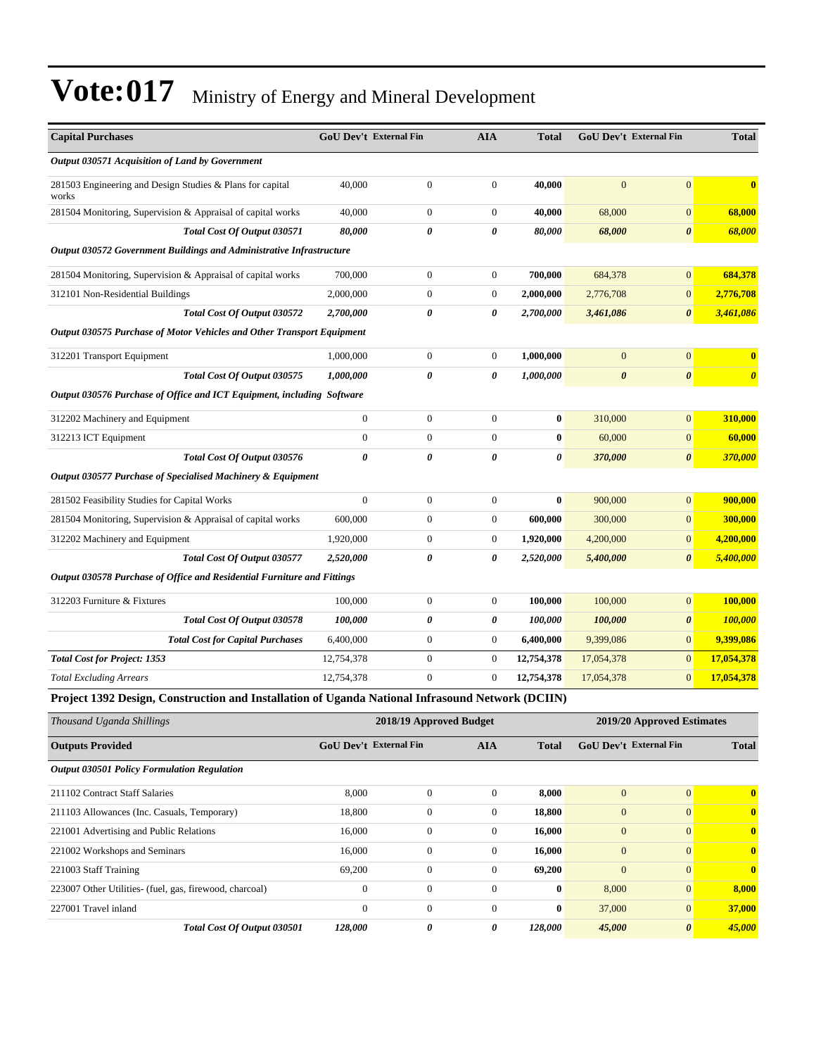# Vote:017 Ministry of Energy and Mineral Development

| Capital Purchases | GoU Dev't | External Fin | AIA | Total | GoU Dev't | External Fin | Total |
|---|---|---|---|---|---|---|---|
| *Output 030571 Acquisition of Land by Government* | | | | | | | |
| 281503 Engineering and Design Studies & Plans for capital works | 40,000 | 0 | 0 | **40,000** | 0 | 0 | **0** |
| 281504 Monitoring, Supervision & Appraisal of capital works | 40,000 | 0 | 0 | **40,000** | 68,000 | 0 | **68,000** |
| ***Total Cost Of Output 030571*** | ***80,000*** | ***0*** | ***0*** | ***80,000*** | ***68,000*** | ***0*** | ***68,000*** |
| *Output 030572 Government Buildings and Administrative Infrastructure* | | | | | | | |
| 281504 Monitoring, Supervision & Appraisal of capital works | 700,000 | 0 | 0 | **700,000** | 684,378 | 0 | **684,378** |
| 312101 Non-Residential Buildings | 2,000,000 | 0 | 0 | **2,000,000** | 2,776,708 | 0 | **2,776,708** |
| ***Total Cost Of Output 030572*** | ***2,700,000*** | ***0*** | ***0*** | ***2,700,000*** | ***3,461,086*** | ***0*** | ***3,461,086*** |
| *Output 030575 Purchase of Motor Vehicles and Other Transport Equipment* | | | | | | | |
| 312201 Transport Equipment | 1,000,000 | 0 | 0 | **1,000,000** | 0 | 0 | **0** |
| ***Total Cost Of Output 030575*** | ***1,000,000*** | ***0*** | ***0*** | ***1,000,000*** | ***0*** | ***0*** | ***0*** |
| *Output 030576 Purchase of Office and ICT Equipment, including Software* | | | | | | | |
| 312202 Machinery and Equipment | 0 | 0 | 0 | **0** | 310,000 | 0 | **310,000** |
| 312213 ICT Equipment | 0 | 0 | 0 | **0** | 60,000 | 0 | **60,000** |
| ***Total Cost Of Output 030576*** | ***0*** | ***0*** | ***0*** | ***0*** | ***370,000*** | ***0*** | ***370,000*** |
| *Output 030577 Purchase of Specialised Machinery & Equipment* | | | | | | | |
| 281502 Feasibility Studies for Capital Works | 0 | 0 | 0 | **0** | 900,000 | 0 | **900,000** |
| 281504 Monitoring, Supervision & Appraisal of capital works | 600,000 | 0 | 0 | **600,000** | 300,000 | 0 | **300,000** |
| 312202 Machinery and Equipment | 1,920,000 | 0 | 0 | **1,920,000** | 4,200,000 | 0 | **4,200,000** |
| ***Total Cost Of Output 030577*** | ***2,520,000*** | ***0*** | ***0*** | ***2,520,000*** | ***5,400,000*** | ***0*** | ***5,400,000*** |
| *Output 030578 Purchase of Office and Residential Furniture and Fittings* | | | | | | | |
| 312203 Furniture & Fixtures | 100,000 | 0 | 0 | **100,000** | 100,000 | 0 | **100,000** |
| ***Total Cost Of Output 030578*** | ***100,000*** | ***0*** | ***0*** | ***100,000*** | ***100,000*** | ***0*** | ***100,000*** |
| ***Total Cost for Capital Purchases*** | 6,400,000 | 0 | 0 | **6,400,000** | 9,399,086 | 0 | **9,399,086** |
| ***Total Cost for Project: 1353*** | 12,754,378 | 0 | 0 | **12,754,378** | 17,054,378 | 0 | **17,054,378** |
| *Total Excluding Arrears* | 12,754,378 | 0 | 0 | **12,754,378** | 17,054,378 | 0 | **17,054,378** |

**Project 1392 Design, Construction and Installation of Uganda National Infrasound Network (DCIIN)**

| *Thousand Uganda Shillings* | 2018/19 Approved Budget | | | | 2019/20 Approved Estimates | | |
|---|---|---|---|---|---|---|---|
| **Outputs Provided** | **GoU Dev't** | **External Fin** | **AIA** | **Total** | **GoU Dev't** | **External Fin** | **Total** |
| ***Output 030501 Policy Formulation Regulation*** | | | | | | | |
| 211102 Contract Staff Salaries | 8,000 | 0 | 0 | **8,000** | 0 | 0 | **0** |
| 211103 Allowances (Inc. Casuals, Temporary) | 18,800 | 0 | 0 | **18,800** | 0 | 0 | **0** |
| 221001 Advertising and Public Relations | 16,000 | 0 | 0 | **16,000** | 0 | 0 | **0** |
| 221002 Workshops and Seminars | 16,000 | 0 | 0 | **16,000** | 0 | 0 | **0** |
| 221003 Staff Training | 69,200 | 0 | 0 | **69,200** | 0 | 0 | **0** |
| 223007 Other Utilities- (fuel, gas, firewood, charcoal) | 0 | 0 | 0 | **0** | 8,000 | 0 | **8,000** |
| 227001 Travel inland | 0 | 0 | 0 | **0** | 37,000 | 0 | **37,000** |
| ***Total Cost Of Output 030501*** | ***128,000*** | ***0*** | ***0*** | ***128,000*** | ***45,000*** | ***0*** | ***45,000*** |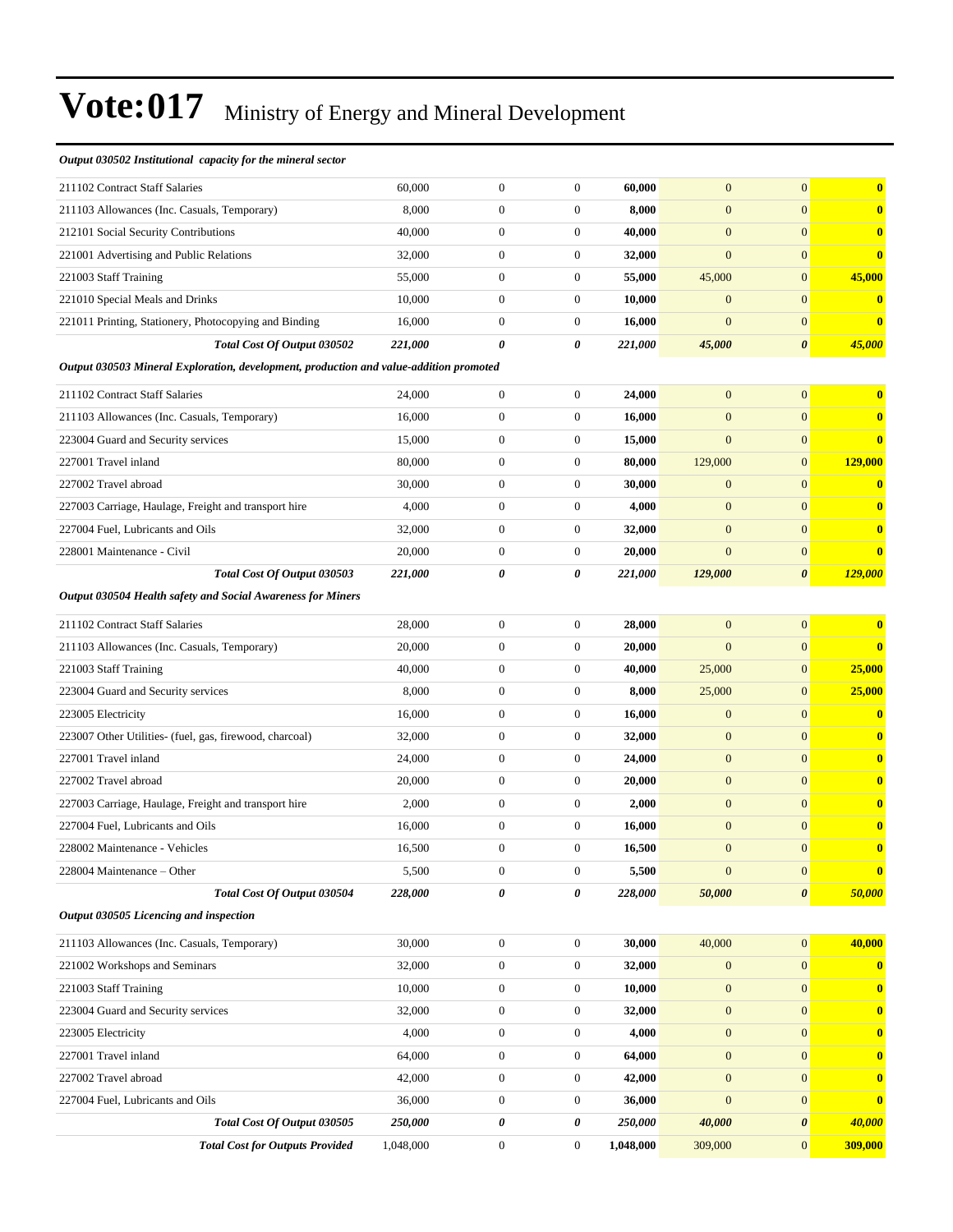# Vote:017 Ministry of Energy and Mineral Development

| | | | | | | | |
|---|---|---|---|---|---|---|---|
| ***Output 030502 Institutional capacity for the mineral sector*** | | | | | | | |
| 211102 Contract Staff Salaries | 60,000 | 0 | 0 | **60,000** | 0 | 0 | **0** |
| 211103 Allowances (Inc. Casuals, Temporary) | 8,000 | 0 | 0 | **8,000** | 0 | 0 | **0** |
| 212101 Social Security Contributions | 40,000 | 0 | 0 | **40,000** | 0 | 0 | **0** |
| 221001 Advertising and Public Relations | 32,000 | 0 | 0 | **32,000** | 0 | 0 | **0** |
| 221003 Staff Training | 55,000 | 0 | 0 | **55,000** | 45,000 | 0 | **45,000** |
| 221010 Special Meals and Drinks | 10,000 | 0 | 0 | **10,000** | 0 | 0 | **0** |
| 221011 Printing, Stationery, Photocopying and Binding | 16,000 | 0 | 0 | **16,000** | 0 | 0 | **0** |
| ***Total Cost Of Output 030502*** | ***221,000*** | ***0*** | ***0*** | ***221,000*** | ***45,000*** | ***0*** | ***45,000*** |
| ***Output 030503 Mineral Exploration, development, production and value-addition promoted*** | | | | | | | |
| 211102 Contract Staff Salaries | 24,000 | 0 | 0 | **24,000** | 0 | 0 | **0** |
| 211103 Allowances (Inc. Casuals, Temporary) | 16,000 | 0 | 0 | **16,000** | 0 | 0 | **0** |
| 223004 Guard and Security services | 15,000 | 0 | 0 | **15,000** | 0 | 0 | **0** |
| 227001 Travel inland | 80,000 | 0 | 0 | **80,000** | 129,000 | 0 | **129,000** |
| 227002 Travel abroad | 30,000 | 0 | 0 | **30,000** | 0 | 0 | **0** |
| 227003 Carriage, Haulage, Freight and transport hire | 4,000 | 0 | 0 | **4,000** | 0 | 0 | **0** |
| 227004 Fuel, Lubricants and Oils | 32,000 | 0 | 0 | **32,000** | 0 | 0 | **0** |
| 228001 Maintenance - Civil | 20,000 | 0 | 0 | **20,000** | 0 | 0 | **0** |
| ***Total Cost Of Output 030503*** | ***221,000*** | ***0*** | ***0*** | ***221,000*** | ***129,000*** | ***0*** | ***129,000*** |
| ***Output 030504 Health safety and Social Awareness for Miners*** | | | | | | | |
| 211102 Contract Staff Salaries | 28,000 | 0 | 0 | **28,000** | 0 | 0 | **0** |
| 211103 Allowances (Inc. Casuals, Temporary) | 20,000 | 0 | 0 | **20,000** | 0 | 0 | **0** |
| 221003 Staff Training | 40,000 | 0 | 0 | **40,000** | 25,000 | 0 | **25,000** |
| 223004 Guard and Security services | 8,000 | 0 | 0 | **8,000** | 25,000 | 0 | **25,000** |
| 223005 Electricity | 16,000 | 0 | 0 | **16,000** | 0 | 0 | **0** |
| 223007 Other Utilities- (fuel, gas, firewood, charcoal) | 32,000 | 0 | 0 | **32,000** | 0 | 0 | **0** |
| 227001 Travel inland | 24,000 | 0 | 0 | **24,000** | 0 | 0 | **0** |
| 227002 Travel abroad | 20,000 | 0 | 0 | **20,000** | 0 | 0 | **0** |
| 227003 Carriage, Haulage, Freight and transport hire | 2,000 | 0 | 0 | **2,000** | 0 | 0 | **0** |
| 227004 Fuel, Lubricants and Oils | 16,000 | 0 | 0 | **16,000** | 0 | 0 | **0** |
| 228002 Maintenance - Vehicles | 16,500 | 0 | 0 | **16,500** | 0 | 0 | **0** |
| 228004 Maintenance – Other | 5,500 | 0 | 0 | **5,500** | 0 | 0 | **0** |
| ***Total Cost Of Output 030504*** | ***228,000*** | ***0*** | ***0*** | ***228,000*** | ***50,000*** | ***0*** | ***50,000*** |
| ***Output 030505 Licencing and inspection*** | | | | | | | |
| 211103 Allowances (Inc. Casuals, Temporary) | 30,000 | 0 | 0 | **30,000** | 40,000 | 0 | **40,000** |
| 221002 Workshops and Seminars | 32,000 | 0 | 0 | **32,000** | 0 | 0 | **0** |
| 221003 Staff Training | 10,000 | 0 | 0 | **10,000** | 0 | 0 | **0** |
| 223004 Guard and Security services | 32,000 | 0 | 0 | **32,000** | 0 | 0 | **0** |
| 223005 Electricity | 4,000 | 0 | 0 | **4,000** | 0 | 0 | **0** |
| 227001 Travel inland | 64,000 | 0 | 0 | **64,000** | 0 | 0 | **0** |
| 227002 Travel abroad | 42,000 | 0 | 0 | **42,000** | 0 | 0 | **0** |
| 227004 Fuel, Lubricants and Oils | 36,000 | 0 | 0 | **36,000** | 0 | 0 | **0** |
| ***Total Cost Of Output 030505*** | ***250,000*** | ***0*** | ***0*** | ***250,000*** | ***40,000*** | ***0*** | ***40,000*** |
| ***Total Cost for Outputs Provided*** | 1,048,000 | 0 | 0 | **1,048,000** | 309,000 | 0 | **309,000** |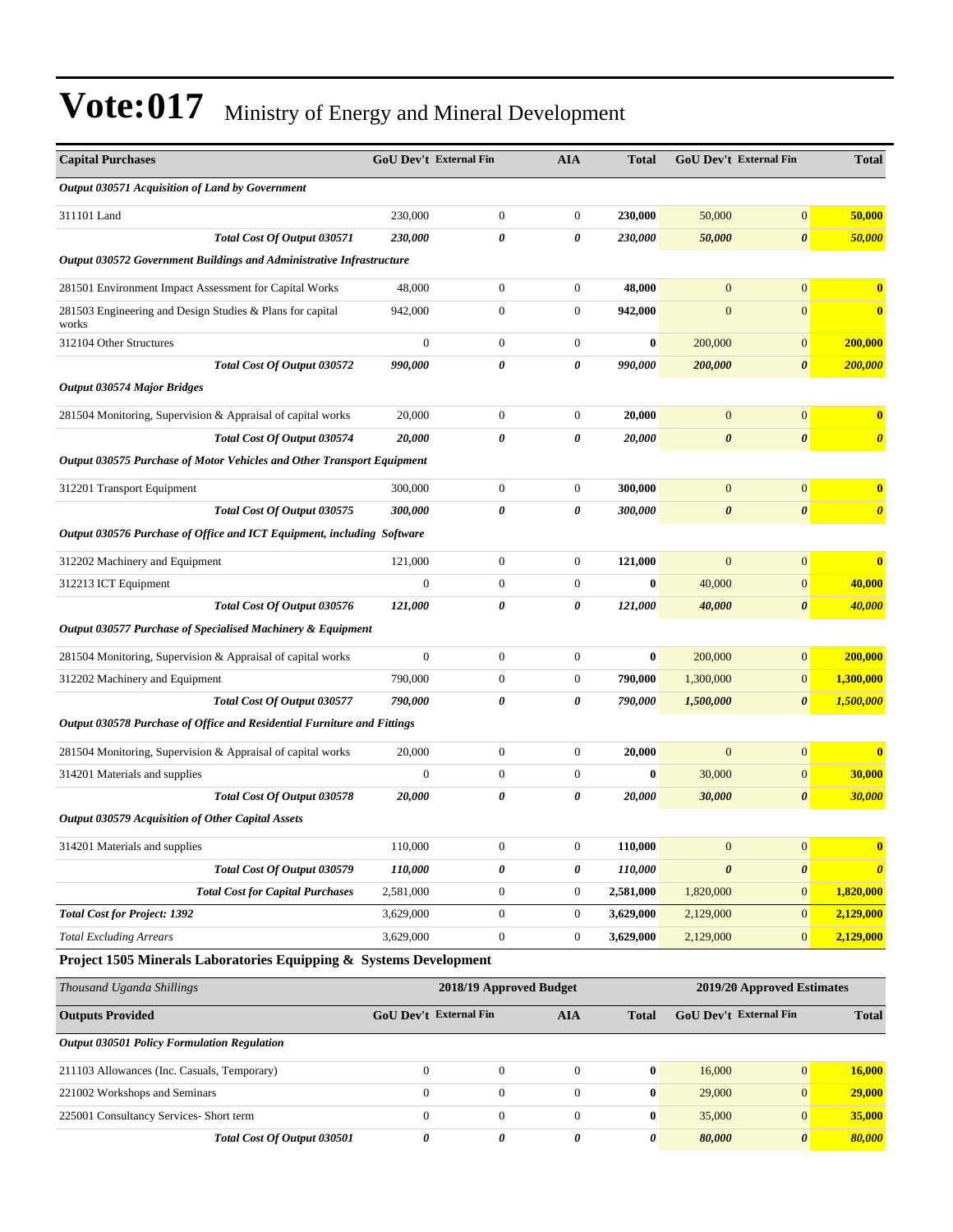# Vote:017 Ministry of Energy and Mineral Development

| Capital Purchases | GoU Dev't | External Fin | AIA | Total | GoU Dev't | External Fin | Total |
|---|---|---|---|---|---|---|---|
| ***Output 030571 Acquisition of Land by Government*** | | | | | | | |
| 311101 Land | 230,000 | 0 | 0 | **230,000** | 50,000 | 0 | **50,000** |
| ***Total Cost Of Output 030571*** | ***230,000*** | ***0*** | ***0*** | ***230,000*** | ***50,000*** | ***0*** | ***50,000*** |
| ***Output 030572 Government Buildings and Administrative Infrastructure*** | | | | | | | |
| 281501 Environment Impact Assessment for Capital Works | 48,000 | 0 | 0 | **48,000** | 0 | 0 | **0** |
| 281503 Engineering and Design Studies & Plans for capital works | 942,000 | 0 | 0 | **942,000** | 0 | 0 | **0** |
| 312104 Other Structures | 0 | 0 | 0 | **0** | 200,000 | 0 | **200,000** |
| ***Total Cost Of Output 030572*** | ***990,000*** | ***0*** | ***0*** | ***990,000*** | ***200,000*** | ***0*** | ***200,000*** |
| ***Output 030574 Major Bridges*** | | | | | | | |
| 281504 Monitoring, Supervision & Appraisal of capital works | 20,000 | 0 | 0 | **20,000** | 0 | 0 | **0** |
| ***Total Cost Of Output 030574*** | ***20,000*** | ***0*** | ***0*** | ***20,000*** | ***0*** | ***0*** | ***0*** |
| ***Output 030575 Purchase of Motor Vehicles and Other Transport Equipment*** | | | | | | | |
| 312201 Transport Equipment | 300,000 | 0 | 0 | **300,000** | 0 | 0 | **0** |
| ***Total Cost Of Output 030575*** | ***300,000*** | ***0*** | ***0*** | ***300,000*** | ***0*** | ***0*** | ***0*** |
| ***Output 030576 Purchase of Office and ICT Equipment, including Software*** | | | | | | | |
| 312202 Machinery and Equipment | 121,000 | 0 | 0 | **121,000** | 0 | 0 | **0** |
| 312213 ICT Equipment | 0 | 0 | 0 | **0** | 40,000 | 0 | **40,000** |
| ***Total Cost Of Output 030576*** | ***121,000*** | ***0*** | ***0*** | ***121,000*** | ***40,000*** | ***0*** | ***40,000*** |
| ***Output 030577 Purchase of Specialised Machinery & Equipment*** | | | | | | | |
| 281504 Monitoring, Supervision & Appraisal of capital works | 0 | 0 | 0 | **0** | 200,000 | 0 | **200,000** |
| 312202 Machinery and Equipment | 790,000 | 0 | 0 | **790,000** | 1,300,000 | 0 | **1,300,000** |
| ***Total Cost Of Output 030577*** | ***790,000*** | ***0*** | ***0*** | ***790,000*** | ***1,500,000*** | ***0*** | ***1,500,000*** |
| ***Output 030578 Purchase of Office and Residential Furniture and Fittings*** | | | | | | | |
| 281504 Monitoring, Supervision & Appraisal of capital works | 20,000 | 0 | 0 | **20,000** | 0 | 0 | **0** |
| 314201 Materials and supplies | 0 | 0 | 0 | **0** | 30,000 | 0 | **30,000** |
| ***Total Cost Of Output 030578*** | ***20,000*** | ***0*** | ***0*** | ***20,000*** | ***30,000*** | ***0*** | ***30,000*** |
| ***Output 030579 Acquisition of Other Capital Assets*** | | | | | | | |
| 314201 Materials and supplies | 110,000 | 0 | 0 | **110,000** | 0 | 0 | **0** |
| ***Total Cost Of Output 030579*** | ***110,000*** | ***0*** | ***0*** | ***110,000*** | ***0*** | ***0*** | ***0*** |
| ***Total Cost for Capital Purchases*** | 2,581,000 | 0 | 0 | **2,581,000** | 1,820,000 | 0 | **1,820,000** |
| ***Total Cost for Project: 1392*** | 3,629,000 | 0 | 0 | **3,629,000** | 2,129,000 | 0 | **2,129,000** |
| *Total Excluding Arrears* | 3,629,000 | 0 | 0 | **3,629,000** | 2,129,000 | 0 | **2,129,000** |

### Project 1505 Minerals Laboratories Equipping & Systems Development

| *Thousand Uganda Shillings* | 2018/19 Approved Budget | | | | 2019/20 Approved Estimates | | |
|---|---|---|---|---|---|---|---|
| **Outputs Provided** | **GoU Dev't** | **External Fin** | **AIA** | **Total** | **GoU Dev't** | **External Fin** | **Total** |
| ***Output 030501 Policy Formulation Regulation*** | | | | | | | |
| 211103 Allowances (Inc. Casuals, Temporary) | 0 | 0 | 0 | **0** | 16,000 | 0 | **16,000** |
| 221002 Workshops and Seminars | 0 | 0 | 0 | **0** | 29,000 | 0 | **29,000** |
| 225001 Consultancy Services- Short term | 0 | 0 | 0 | **0** | 35,000 | 0 | **35,000** |
| ***Total Cost Of Output 030501*** | ***0*** | ***0*** | ***0*** | ***0*** | ***80,000*** | ***0*** | ***80,000*** |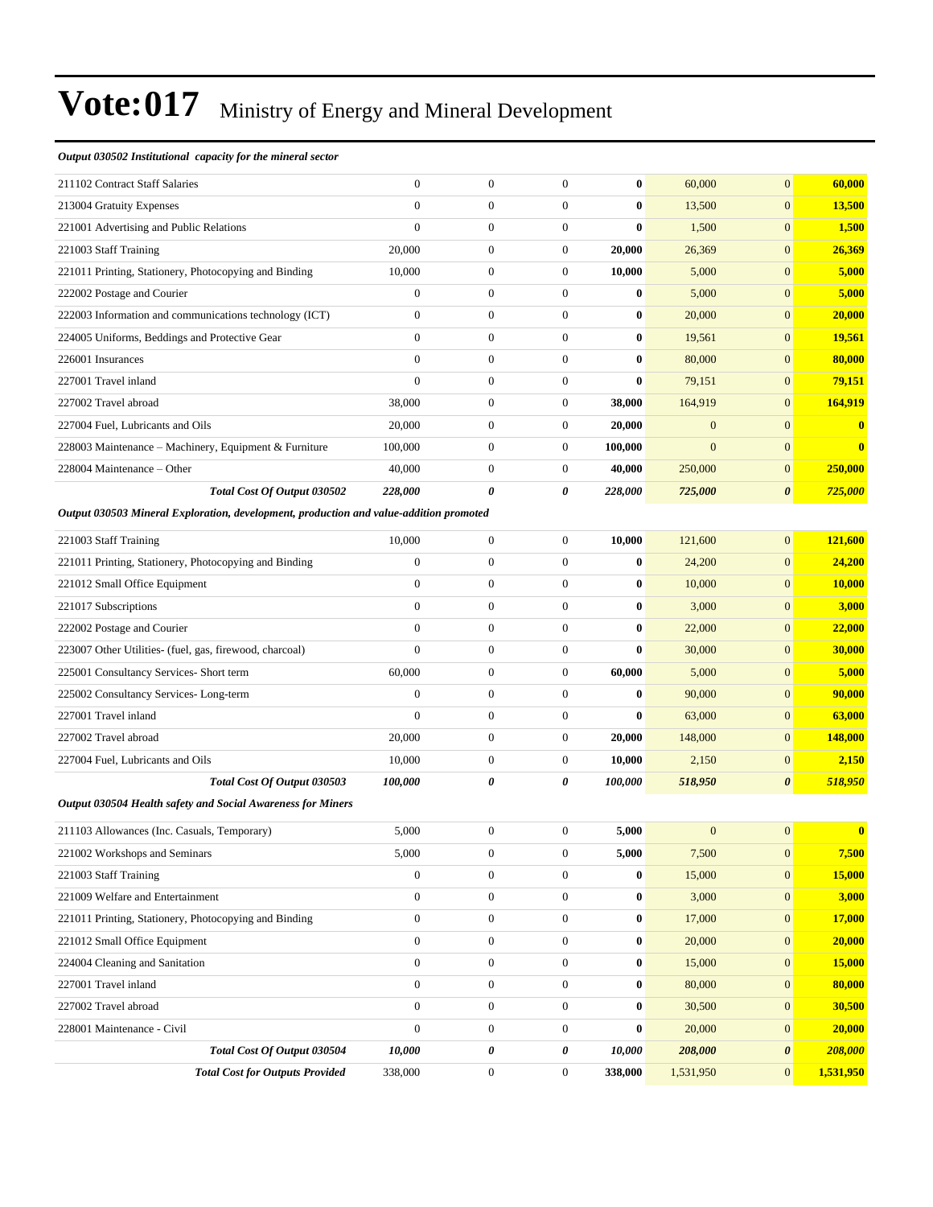# Vote:017 Ministry of Energy and Mineral Development

| | | | | | | | |
|---|---|---|---|---|---|---|---|
| ***Output 030502 Institutional capacity for the mineral sector*** | | | | | | | |
| 211102 Contract Staff Salaries | 0 | 0 | 0 | **0** | 60,000 | 0 | **60,000** |
| 213004 Gratuity Expenses | 0 | 0 | 0 | **0** | 13,500 | 0 | **13,500** |
| 221001 Advertising and Public Relations | 0 | 0 | 0 | **0** | 1,500 | 0 | **1,500** |
| 221003 Staff Training | 20,000 | 0 | 0 | **20,000** | 26,369 | 0 | **26,369** |
| 221011 Printing, Stationery, Photocopying and Binding | 10,000 | 0 | 0 | **10,000** | 5,000 | 0 | **5,000** |
| 222002 Postage and Courier | 0 | 0 | 0 | **0** | 5,000 | 0 | **5,000** |
| 222003 Information and communications technology (ICT) | 0 | 0 | 0 | **0** | 20,000 | 0 | **20,000** |
| 224005 Uniforms, Beddings and Protective Gear | 0 | 0 | 0 | **0** | 19,561 | 0 | **19,561** |
| 226001 Insurances | 0 | 0 | 0 | **0** | 80,000 | 0 | **80,000** |
| 227001 Travel inland | 0 | 0 | 0 | **0** | 79,151 | 0 | **79,151** |
| 227002 Travel abroad | 38,000 | 0 | 0 | **38,000** | 164,919 | 0 | **164,919** |
| 227004 Fuel, Lubricants and Oils | 20,000 | 0 | 0 | **20,000** | 0 | 0 | **0** |
| 228003 Maintenance – Machinery, Equipment & Furniture | 100,000 | 0 | 0 | **100,000** | 0 | 0 | **0** |
| 228004 Maintenance – Other | 40,000 | 0 | 0 | **40,000** | 250,000 | 0 | **250,000** |
| ***Total Cost Of Output 030502*** | ***228,000*** | ***0*** | ***0*** | ***228,000*** | ***725,000*** | ***0*** | ***725,000*** |
| ***Output 030503 Mineral Exploration, development, production and value-addition promoted*** | | | | | | | |
| 221003 Staff Training | 10,000 | 0 | 0 | **10,000** | 121,600 | 0 | **121,600** |
| 221011 Printing, Stationery, Photocopying and Binding | 0 | 0 | 0 | **0** | 24,200 | 0 | **24,200** |
| 221012 Small Office Equipment | 0 | 0 | 0 | **0** | 10,000 | 0 | **10,000** |
| 221017 Subscriptions | 0 | 0 | 0 | **0** | 3,000 | 0 | **3,000** |
| 222002 Postage and Courier | 0 | 0 | 0 | **0** | 22,000 | 0 | **22,000** |
| 223007 Other Utilities- (fuel, gas, firewood, charcoal) | 0 | 0 | 0 | **0** | 30,000 | 0 | **30,000** |
| 225001 Consultancy Services- Short term | 60,000 | 0 | 0 | **60,000** | 5,000 | 0 | **5,000** |
| 225002 Consultancy Services- Long-term | 0 | 0 | 0 | **0** | 90,000 | 0 | **90,000** |
| 227001 Travel inland | 0 | 0 | 0 | **0** | 63,000 | 0 | **63,000** |
| 227002 Travel abroad | 20,000 | 0 | 0 | **20,000** | 148,000 | 0 | **148,000** |
| 227004 Fuel, Lubricants and Oils | 10,000 | 0 | 0 | **10,000** | 2,150 | 0 | **2,150** |
| ***Total Cost Of Output 030503*** | ***100,000*** | ***0*** | ***0*** | ***100,000*** | ***518,950*** | ***0*** | ***518,950*** |
| ***Output 030504 Health safety and Social Awareness for Miners*** | | | | | | | |
| 211103 Allowances (Inc. Casuals, Temporary) | 5,000 | 0 | 0 | **5,000** | 0 | 0 | **0** |
| 221002 Workshops and Seminars | 5,000 | 0 | 0 | **5,000** | 7,500 | 0 | **7,500** |
| 221003 Staff Training | 0 | 0 | 0 | **0** | 15,000 | 0 | **15,000** |
| 221009 Welfare and Entertainment | 0 | 0 | 0 | **0** | 3,000 | 0 | **3,000** |
| 221011 Printing, Stationery, Photocopying and Binding | 0 | 0 | 0 | **0** | 17,000 | 0 | **17,000** |
| 221012 Small Office Equipment | 0 | 0 | 0 | **0** | 20,000 | 0 | **20,000** |
| 224004 Cleaning and Sanitation | 0 | 0 | 0 | **0** | 15,000 | 0 | **15,000** |
| 227001 Travel inland | 0 | 0 | 0 | **0** | 80,000 | 0 | **80,000** |
| 227002 Travel abroad | 0 | 0 | 0 | **0** | 30,500 | 0 | **30,500** |
| 228001 Maintenance - Civil | 0 | 0 | 0 | **0** | 20,000 | 0 | **20,000** |
| ***Total Cost Of Output 030504*** | ***10,000*** | ***0*** | ***0*** | ***10,000*** | ***208,000*** | ***0*** | ***208,000*** |
| ***Total Cost for Outputs Provided*** | 338,000 | 0 | 0 | **338,000** | 1,531,950 | 0 | **1,531,950** |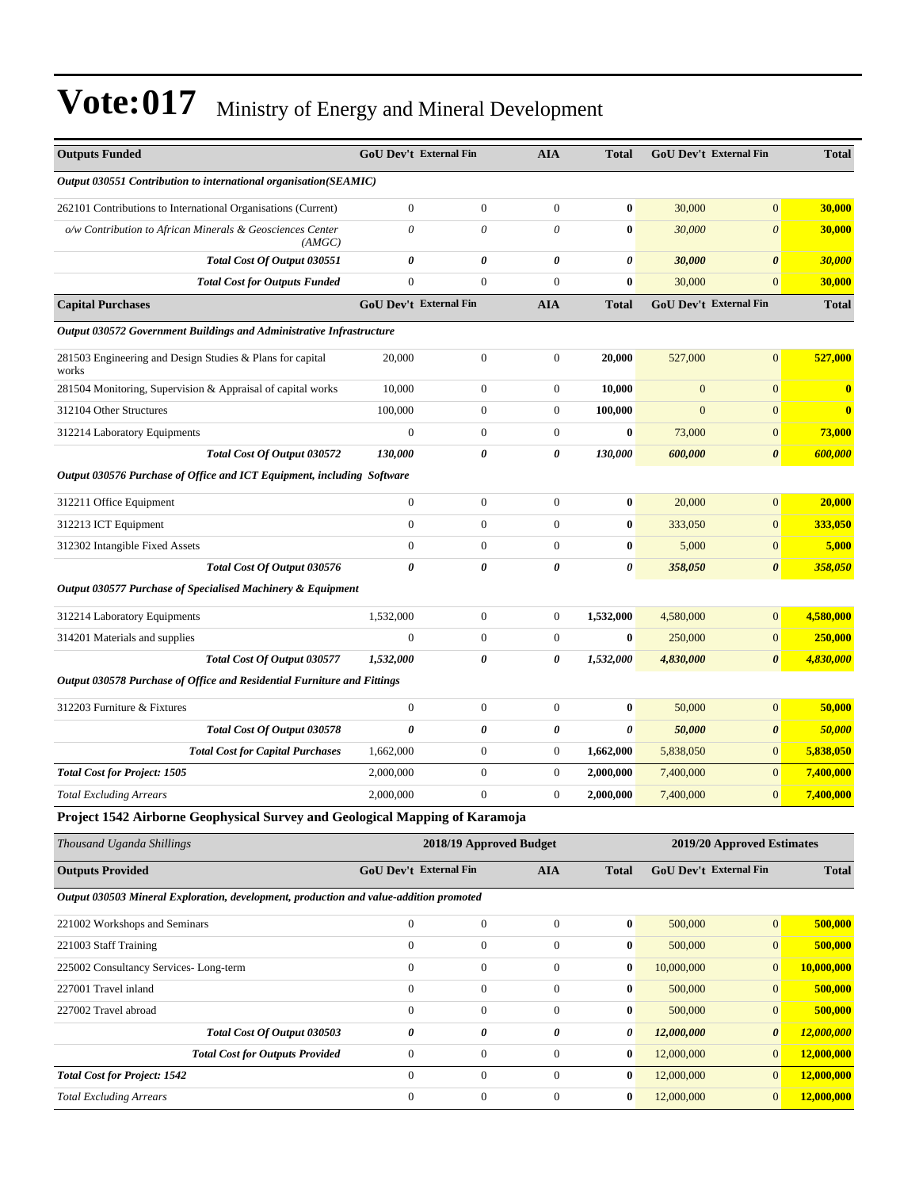# Vote:017 Ministry of Energy and Mineral Development

| Outputs Funded | GoU Dev't | External Fin | AIA | Total | GoU Dev't | External Fin | Total |
|---|---|---|---|---|---|---|---|
| ***Output 030551 Contribution to international organisation(SEAMIC)*** | | | | | | | |
| 262101 Contributions to International Organisations (Current) | 0 | 0 | 0 | **0** | 30,000 | 0 | **30,000** |
| *o/w Contribution to African Minerals & Geosciences Center (AMGC)* | *0* | *0* | *0* | **0** | *30,000* | *0* | **30,000** |
| ***Total Cost Of Output 030551*** | ***0*** | ***0*** | ***0*** | ***0*** | ***30,000*** | ***0*** | ***30,000*** |
| ***Total Cost for Outputs Funded*** | 0 | 0 | 0 | **0** | 30,000 | 0 | **30,000** |
| **Capital Purchases** | **GoU Dev't** | **External Fin** | **AIA** | **Total** | **GoU Dev't** | **External Fin** | **Total** |
| ***Output 030572 Government Buildings and Administrative Infrastructure*** | | | | | | | |
| 281503 Engineering and Design Studies & Plans for capital works | 20,000 | 0 | 0 | **20,000** | 527,000 | 0 | **527,000** |
| 281504 Monitoring, Supervision & Appraisal of capital works | 10,000 | 0 | 0 | **10,000** | 0 | 0 | **0** |
| 312104 Other Structures | 100,000 | 0 | 0 | **100,000** | 0 | 0 | **0** |
| 312214 Laboratory Equipments | 0 | 0 | 0 | **0** | 73,000 | 0 | **73,000** |
| ***Total Cost Of Output 030572*** | ***130,000*** | ***0*** | ***0*** | ***130,000*** | ***600,000*** | ***0*** | ***600,000*** |
| ***Output 030576 Purchase of Office and ICT Equipment, including Software*** | | | | | | | |
| 312211 Office Equipment | 0 | 0 | 0 | **0** | 20,000 | 0 | **20,000** |
| 312213 ICT Equipment | 0 | 0 | 0 | **0** | 333,050 | 0 | **333,050** |
| 312302 Intangible Fixed Assets | 0 | 0 | 0 | **0** | 5,000 | 0 | **5,000** |
| ***Total Cost Of Output 030576*** | ***0*** | ***0*** | ***0*** | ***0*** | ***358,050*** | ***0*** | ***358,050*** |
| ***Output 030577 Purchase of Specialised Machinery & Equipment*** | | | | | | | |
| 312214 Laboratory Equipments | 1,532,000 | 0 | 0 | **1,532,000** | 4,580,000 | 0 | **4,580,000** |
| 314201 Materials and supplies | 0 | 0 | 0 | **0** | 250,000 | 0 | **250,000** |
| ***Total Cost Of Output 030577*** | ***1,532,000*** | ***0*** | ***0*** | ***1,532,000*** | ***4,830,000*** | ***0*** | ***4,830,000*** |
| ***Output 030578 Purchase of Office and Residential Furniture and Fittings*** | | | | | | | |
| 312203 Furniture & Fixtures | 0 | 0 | 0 | **0** | 50,000 | 0 | **50,000** |
| ***Total Cost Of Output 030578*** | ***0*** | ***0*** | ***0*** | ***0*** | ***50,000*** | ***0*** | ***50,000*** |
| ***Total Cost for Capital Purchases*** | 1,662,000 | 0 | 0 | **1,662,000** | 5,838,050 | 0 | **5,838,050** |
| ***Total Cost for Project: 1505*** | 2,000,000 | 0 | 0 | **2,000,000** | 7,400,000 | 0 | **7,400,000** |
| *Total Excluding Arrears* | 2,000,000 | 0 | 0 | **2,000,000** | 7,400,000 | 0 | **7,400,000** |

### Project 1542 Airborne Geophysical Survey and Geological Mapping of Karamoja

| *Thousand Uganda Shillings* | 2018/19 Approved Budget | | | | 2019/20 Approved Estimates | | |
|---|---|---|---|---|---|---|---|
| **Outputs Provided** | **GoU Dev't** | **External Fin** | **AIA** | **Total** | **GoU Dev't** | **External Fin** | **Total** |
| ***Output 030503 Mineral Exploration, development, production and value-addition promoted*** | | | | | | | |
| 221002 Workshops and Seminars | 0 | 0 | 0 | **0** | 500,000 | 0 | **500,000** |
| 221003 Staff Training | 0 | 0 | 0 | **0** | 500,000 | 0 | **500,000** |
| 225002 Consultancy Services- Long-term | 0 | 0 | 0 | **0** | 10,000,000 | 0 | **10,000,000** |
| 227001 Travel inland | 0 | 0 | 0 | **0** | 500,000 | 0 | **500,000** |
| 227002 Travel abroad | 0 | 0 | 0 | **0** | 500,000 | 0 | **500,000** |
| ***Total Cost Of Output 030503*** | ***0*** | ***0*** | ***0*** | ***0*** | ***12,000,000*** | ***0*** | ***12,000,000*** |
| ***Total Cost for Outputs Provided*** | 0 | 0 | 0 | **0** | 12,000,000 | 0 | **12,000,000** |
| ***Total Cost for Project: 1542*** | 0 | 0 | 0 | **0** | 12,000,000 | 0 | **12,000,000** |
| *Total Excluding Arrears* | 0 | 0 | 0 | **0** | 12,000,000 | 0 | **12,000,000** |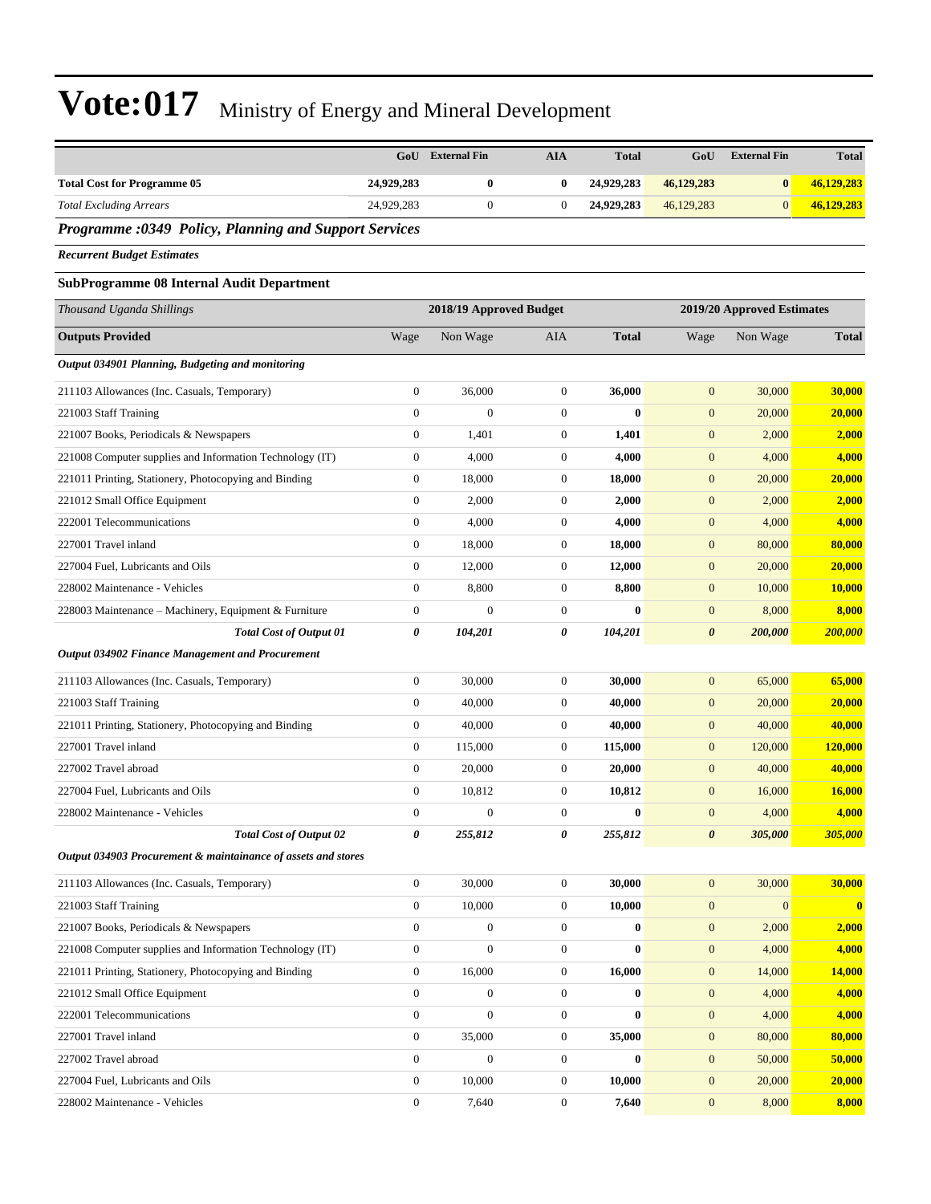# Vote:017 Ministry of Energy and Mineral Development

| | GoU | External Fin | AIA | Total | GoU | External Fin | Total |
|---|---|---|---|---|---|---|---|
| **Total Cost for Programme 05** | **24,929,283** | **0** | **0** | **24,929,283** | **46,129,283** | **0** | **46,129,283** |
| *Total Excluding Arrears* | 24,929,283 | 0 | 0 | **24,929,283** | 46,129,283 | 0 | **46,129,283** |

### *Programme :0349 Policy, Planning and Support Services*

***Recurrent Budget Estimates***

#### SubProgramme 08 Internal Audit Department

| *Thousand Uganda Shillings* | 2018/19 Approved Budget | | | | 2019/20 Approved Estimates | | |
|---|---|---|---|---|---|---|---|
| **Outputs Provided** | Wage | Non Wage | AIA | **Total** | Wage | Non Wage | **Total** |
| ***Output 034901 Planning, Budgeting and monitoring*** | | | | | | | |
| 211103 Allowances (Inc. Casuals, Temporary) | 0 | 36,000 | 0 | **36,000** | 0 | 30,000 | **30,000** |
| 221003 Staff Training | 0 | 0 | 0 | **0** | 0 | 20,000 | **20,000** |
| 221007 Books, Periodicals & Newspapers | 0 | 1,401 | 0 | **1,401** | 0 | 2,000 | **2,000** |
| 221008 Computer supplies and Information Technology (IT) | 0 | 4,000 | 0 | **4,000** | 0 | 4,000 | **4,000** |
| 221011 Printing, Stationery, Photocopying and Binding | 0 | 18,000 | 0 | **18,000** | 0 | 20,000 | **20,000** |
| 221012 Small Office Equipment | 0 | 2,000 | 0 | **2,000** | 0 | 2,000 | **2,000** |
| 222001 Telecommunications | 0 | 4,000 | 0 | **4,000** | 0 | 4,000 | **4,000** |
| 227001 Travel inland | 0 | 18,000 | 0 | **18,000** | 0 | 80,000 | **80,000** |
| 227004 Fuel, Lubricants and Oils | 0 | 12,000 | 0 | **12,000** | 0 | 20,000 | **20,000** |
| 228002 Maintenance - Vehicles | 0 | 8,800 | 0 | **8,800** | 0 | 10,000 | **10,000** |
| 228003 Maintenance – Machinery, Equipment & Furniture | 0 | 0 | 0 | **0** | 0 | 8,000 | **8,000** |
| ***Total Cost of Output 01*** | ***0*** | ***104,201*** | ***0*** | ***104,201*** | ***0*** | ***200,000*** | ***200,000*** |
| ***Output 034902 Finance Management and Procurement*** | | | | | | | |
| 211103 Allowances (Inc. Casuals, Temporary) | 0 | 30,000 | 0 | **30,000** | 0 | 65,000 | **65,000** |
| 221003 Staff Training | 0 | 40,000 | 0 | **40,000** | 0 | 20,000 | **20,000** |
| 221011 Printing, Stationery, Photocopying and Binding | 0 | 40,000 | 0 | **40,000** | 0 | 40,000 | **40,000** |
| 227001 Travel inland | 0 | 115,000 | 0 | **115,000** | 0 | 120,000 | **120,000** |
| 227002 Travel abroad | 0 | 20,000 | 0 | **20,000** | 0 | 40,000 | **40,000** |
| 227004 Fuel, Lubricants and Oils | 0 | 10,812 | 0 | **10,812** | 0 | 16,000 | **16,000** |
| 228002 Maintenance - Vehicles | 0 | 0 | 0 | **0** | 0 | 4,000 | **4,000** |
| ***Total Cost of Output 02*** | ***0*** | ***255,812*** | ***0*** | ***255,812*** | ***0*** | ***305,000*** | ***305,000*** |
| ***Output 034903 Procurement & maintainance of assets and stores*** | | | | | | | |
| 211103 Allowances (Inc. Casuals, Temporary) | 0 | 30,000 | 0 | **30,000** | 0 | 30,000 | **30,000** |
| 221003 Staff Training | 0 | 10,000 | 0 | **10,000** | 0 | 0 | **0** |
| 221007 Books, Periodicals & Newspapers | 0 | 0 | 0 | **0** | 0 | 2,000 | **2,000** |
| 221008 Computer supplies and Information Technology (IT) | 0 | 0 | 0 | **0** | 0 | 4,000 | **4,000** |
| 221011 Printing, Stationery, Photocopying and Binding | 0 | 16,000 | 0 | **16,000** | 0 | 14,000 | **14,000** |
| 221012 Small Office Equipment | 0 | 0 | 0 | **0** | 0 | 4,000 | **4,000** |
| 222001 Telecommunications | 0 | 0 | 0 | **0** | 0 | 4,000 | **4,000** |
| 227001 Travel inland | 0 | 35,000 | 0 | **35,000** | 0 | 80,000 | **80,000** |
| 227002 Travel abroad | 0 | 0 | 0 | **0** | 0 | 50,000 | **50,000** |
| 227004 Fuel, Lubricants and Oils | 0 | 10,000 | 0 | **10,000** | 0 | 20,000 | **20,000** |
| 228002 Maintenance - Vehicles | 0 | 7,640 | 0 | **7,640** | 0 | 8,000 | **8,000** |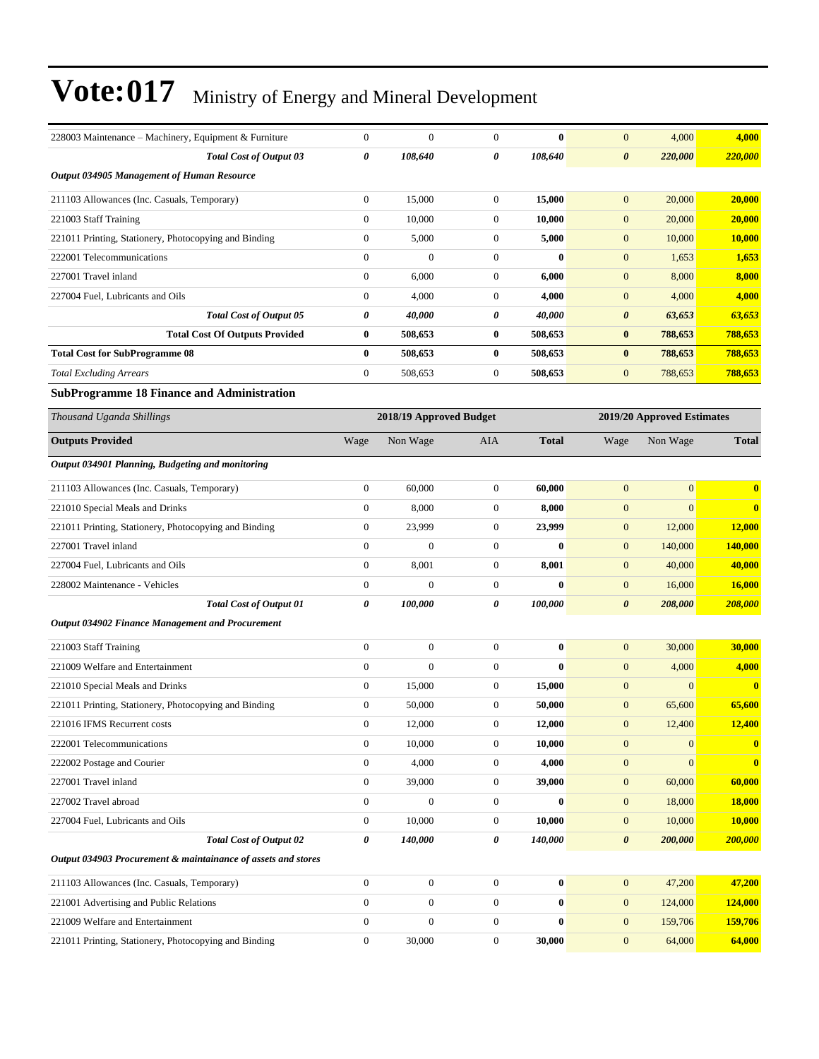# Vote:017 Ministry of Energy and Mineral Development

| | | | | | | | |
|---|---|---|---|---|---|---|---|
| 228003 Maintenance – Machinery, Equipment & Furniture | 0 | 0 | 0 | **0** | 0 | 4,000 | **4,000** |
| ***Total Cost of Output 03*** | ***0*** | ***108,640*** | ***0*** | ***108,640*** | ***0*** | ***220,000*** | ***220,000*** |
| ***Output 034905 Management of Human Resource*** | | | | | | | |
| 211103 Allowances (Inc. Casuals, Temporary) | 0 | 15,000 | 0 | **15,000** | 0 | 20,000 | **20,000** |
| 221003 Staff Training | 0 | 10,000 | 0 | **10,000** | 0 | 20,000 | **20,000** |
| 221011 Printing, Stationery, Photocopying and Binding | 0 | 5,000 | 0 | **5,000** | 0 | 10,000 | **10,000** |
| 222001 Telecommunications | 0 | 0 | 0 | **0** | 0 | 1,653 | **1,653** |
| 227001 Travel inland | 0 | 6,000 | 0 | **6,000** | 0 | 8,000 | **8,000** |
| 227004 Fuel, Lubricants and Oils | 0 | 4,000 | 0 | **4,000** | 0 | 4,000 | **4,000** |
| ***Total Cost of Output 05*** | ***0*** | ***40,000*** | ***0*** | ***40,000*** | ***0*** | ***63,653*** | ***63,653*** |
| **Total Cost Of Outputs Provided** | **0** | **508,653** | **0** | **508,653** | **0** | **788,653** | **788,653** |
| **Total Cost for SubProgramme 08** | **0** | **508,653** | **0** | **508,653** | **0** | **788,653** | **788,653** |
| *Total Excluding Arrears* | 0 | 508,653 | 0 | 508,653 | 0 | 788,653 | **788,653** |

### SubProgramme 18 Finance and Administration

| *Thousand Uganda Shillings* | 2018/19 Approved Budget | | | | 2019/20 Approved Estimates | | |
|---|---|---|---|---|---|---|---|
| **Outputs Provided** | Wage | Non Wage | AIA | **Total** | Wage | Non Wage | **Total** |
| ***Output 034901 Planning, Budgeting and monitoring*** | | | | | | | |
| 211103 Allowances (Inc. Casuals, Temporary) | 0 | 60,000 | 0 | **60,000** | 0 | 0 | **0** |
| 221010 Special Meals and Drinks | 0 | 8,000 | 0 | **8,000** | 0 | 0 | **0** |
| 221011 Printing, Stationery, Photocopying and Binding | 0 | 23,999 | 0 | **23,999** | 0 | 12,000 | **12,000** |
| 227001 Travel inland | 0 | 0 | 0 | **0** | 0 | 140,000 | **140,000** |
| 227004 Fuel, Lubricants and Oils | 0 | 8,001 | 0 | **8,001** | 0 | 40,000 | **40,000** |
| 228002 Maintenance - Vehicles | 0 | 0 | 0 | **0** | 0 | 16,000 | **16,000** |
| ***Total Cost of Output 01*** | ***0*** | ***100,000*** | ***0*** | ***100,000*** | ***0*** | ***208,000*** | ***208,000*** |
| ***Output 034902 Finance Management and Procurement*** | | | | | | | |
| 221003 Staff Training | 0 | 0 | 0 | **0** | 0 | 30,000 | **30,000** |
| 221009 Welfare and Entertainment | 0 | 0 | 0 | **0** | 0 | 4,000 | **4,000** |
| 221010 Special Meals and Drinks | 0 | 15,000 | 0 | **15,000** | 0 | 0 | **0** |
| 221011 Printing, Stationery, Photocopying and Binding | 0 | 50,000 | 0 | **50,000** | 0 | 65,600 | **65,600** |
| 221016 IFMS Recurrent costs | 0 | 12,000 | 0 | **12,000** | 0 | 12,400 | **12,400** |
| 222001 Telecommunications | 0 | 10,000 | 0 | **10,000** | 0 | 0 | **0** |
| 222002 Postage and Courier | 0 | 4,000 | 0 | **4,000** | 0 | 0 | **0** |
| 227001 Travel inland | 0 | 39,000 | 0 | **39,000** | 0 | 60,000 | **60,000** |
| 227002 Travel abroad | 0 | 0 | 0 | **0** | 0 | 18,000 | **18,000** |
| 227004 Fuel, Lubricants and Oils | 0 | 10,000 | 0 | **10,000** | 0 | 10,000 | **10,000** |
| ***Total Cost of Output 02*** | ***0*** | ***140,000*** | ***0*** | ***140,000*** | ***0*** | ***200,000*** | ***200,000*** |
| ***Output 034903 Procurement & maintainance of assets and stores*** | | | | | | | |
| 211103 Allowances (Inc. Casuals, Temporary) | 0 | 0 | 0 | **0** | 0 | 47,200 | **47,200** |
| 221001 Advertising and Public Relations | 0 | 0 | 0 | **0** | 0 | 124,000 | **124,000** |
| 221009 Welfare and Entertainment | 0 | 0 | 0 | **0** | 0 | 159,706 | **159,706** |
| 221011 Printing, Stationery, Photocopying and Binding | 0 | 30,000 | 0 | **30,000** | 0 | 64,000 | **64,000** |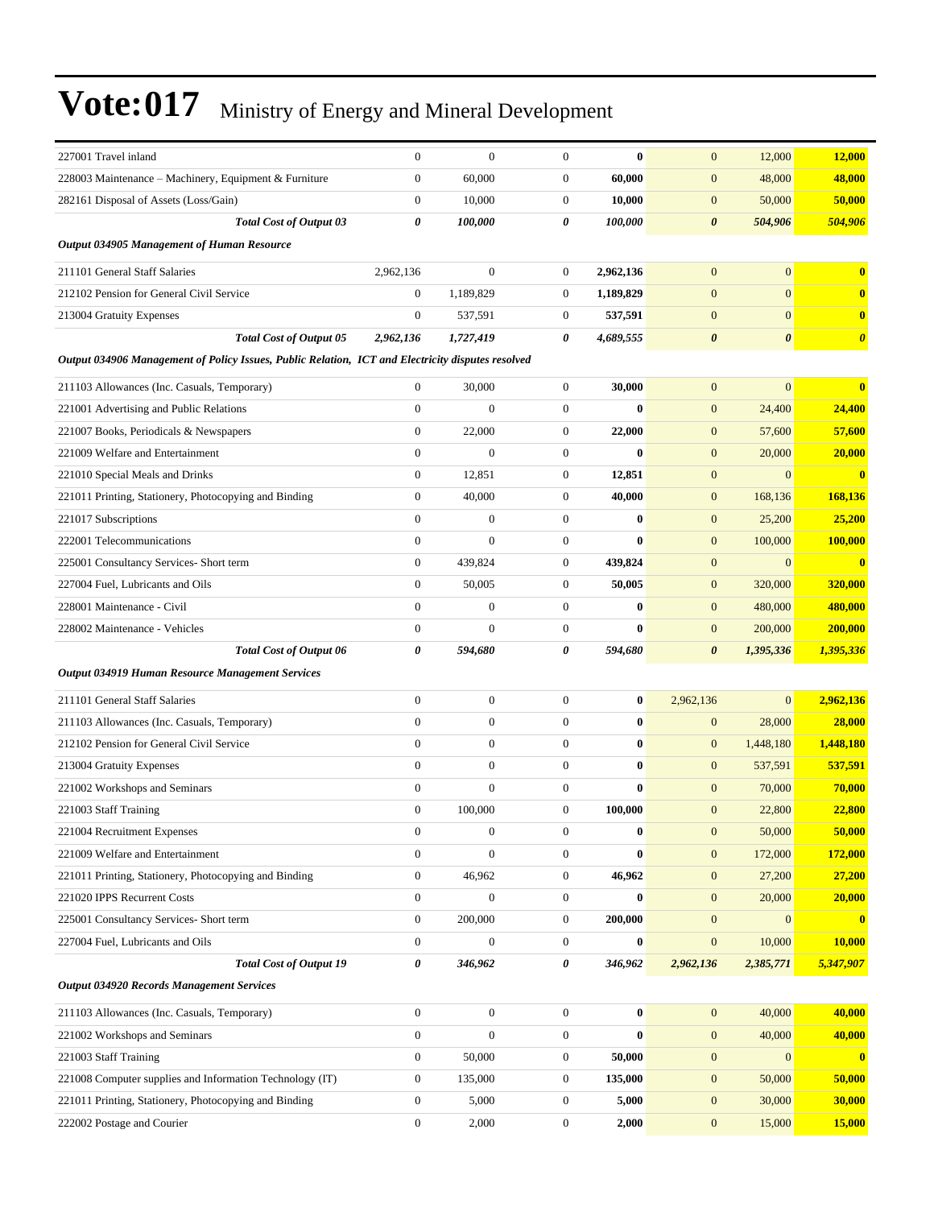# Vote:017 Ministry of Energy and Mineral Development

| | | | | | | | |
|---|---|---|---|---|---|---|---|
| 227001 Travel inland | 0 | 0 | 0 | **0** | 0 | 12,000 | **12,000** |
| 228003 Maintenance – Machinery, Equipment & Furniture | 0 | 60,000 | 0 | **60,000** | 0 | 48,000 | **48,000** |
| 282161 Disposal of Assets (Loss/Gain) | 0 | 10,000 | 0 | **10,000** | 0 | 50,000 | **50,000** |
| ***Total Cost of Output 03*** | ***0*** | ***100,000*** | ***0*** | ***100,000*** | ***0*** | ***504,906*** | ***504,906*** |
| ***Output 034905 Management of Human Resource*** | | | | | | | |
| 211101 General Staff Salaries | 2,962,136 | 0 | 0 | **2,962,136** | 0 | 0 | **0** |
| 212102 Pension for General Civil Service | 0 | 1,189,829 | 0 | **1,189,829** | 0 | 0 | **0** |
| 213004 Gratuity Expenses | 0 | 537,591 | 0 | **537,591** | 0 | 0 | **0** |
| ***Total Cost of Output 05*** | ***2,962,136*** | ***1,727,419*** | ***0*** | ***4,689,555*** | ***0*** | ***0*** | ***0*** |
| ***Output 034906 Management of Policy Issues, Public Relation, ICT and Electricity disputes resolved*** | | | | | | | |
| 211103 Allowances (Inc. Casuals, Temporary) | 0 | 30,000 | 0 | **30,000** | 0 | 0 | **0** |
| 221001 Advertising and Public Relations | 0 | 0 | 0 | **0** | 0 | 24,400 | **24,400** |
| 221007 Books, Periodicals & Newspapers | 0 | 22,000 | 0 | **22,000** | 0 | 57,600 | **57,600** |
| 221009 Welfare and Entertainment | 0 | 0 | 0 | **0** | 0 | 20,000 | **20,000** |
| 221010 Special Meals and Drinks | 0 | 12,851 | 0 | **12,851** | 0 | 0 | **0** |
| 221011 Printing, Stationery, Photocopying and Binding | 0 | 40,000 | 0 | **40,000** | 0 | 168,136 | **168,136** |
| 221017 Subscriptions | 0 | 0 | 0 | **0** | 0 | 25,200 | **25,200** |
| 222001 Telecommunications | 0 | 0 | 0 | **0** | 0 | 100,000 | **100,000** |
| 225001 Consultancy Services- Short term | 0 | 439,824 | 0 | **439,824** | 0 | 0 | **0** |
| 227004 Fuel, Lubricants and Oils | 0 | 50,005 | 0 | **50,005** | 0 | 320,000 | **320,000** |
| 228001 Maintenance - Civil | 0 | 0 | 0 | **0** | 0 | 480,000 | **480,000** |
| 228002 Maintenance - Vehicles | 0 | 0 | 0 | **0** | 0 | 200,000 | **200,000** |
| ***Total Cost of Output 06*** | ***0*** | ***594,680*** | ***0*** | ***594,680*** | ***0*** | ***1,395,336*** | ***1,395,336*** |
| ***Output 034919 Human Resource Management Services*** | | | | | | | |
| 211101 General Staff Salaries | 0 | 0 | 0 | **0** | 2,962,136 | 0 | **2,962,136** |
| 211103 Allowances (Inc. Casuals, Temporary) | 0 | 0 | 0 | **0** | 0 | 28,000 | **28,000** |
| 212102 Pension for General Civil Service | 0 | 0 | 0 | **0** | 0 | 1,448,180 | **1,448,180** |
| 213004 Gratuity Expenses | 0 | 0 | 0 | **0** | 0 | 537,591 | **537,591** |
| 221002 Workshops and Seminars | 0 | 0 | 0 | **0** | 0 | 70,000 | **70,000** |
| 221003 Staff Training | 0 | 100,000 | 0 | **100,000** | 0 | 22,800 | **22,800** |
| 221004 Recruitment Expenses | 0 | 0 | 0 | **0** | 0 | 50,000 | **50,000** |
| 221009 Welfare and Entertainment | 0 | 0 | 0 | **0** | 0 | 172,000 | **172,000** |
| 221011 Printing, Stationery, Photocopying and Binding | 0 | 46,962 | 0 | **46,962** | 0 | 27,200 | **27,200** |
| 221020 IPPS Recurrent Costs | 0 | 0 | 0 | **0** | 0 | 20,000 | **20,000** |
| 225001 Consultancy Services- Short term | 0 | 200,000 | 0 | **200,000** | 0 | 0 | **0** |
| 227004 Fuel, Lubricants and Oils | 0 | 0 | 0 | **0** | 0 | 10,000 | **10,000** |
| ***Total Cost of Output 19*** | ***0*** | ***346,962*** | ***0*** | ***346,962*** | ***2,962,136*** | ***2,385,771*** | ***5,347,907*** |
| ***Output 034920 Records Management Services*** | | | | | | | |
| 211103 Allowances (Inc. Casuals, Temporary) | 0 | 0 | 0 | **0** | 0 | 40,000 | **40,000** |
| 221002 Workshops and Seminars | 0 | 0 | 0 | **0** | 0 | 40,000 | **40,000** |
| 221003 Staff Training | 0 | 50,000 | 0 | **50,000** | 0 | 0 | **0** |
| 221008 Computer supplies and Information Technology (IT) | 0 | 135,000 | 0 | **135,000** | 0 | 50,000 | **50,000** |
| 221011 Printing, Stationery, Photocopying and Binding | 0 | 5,000 | 0 | **5,000** | 0 | 30,000 | **30,000** |
| 222002 Postage and Courier | 0 | 2,000 | 0 | **2,000** | 0 | 15,000 | **15,000** |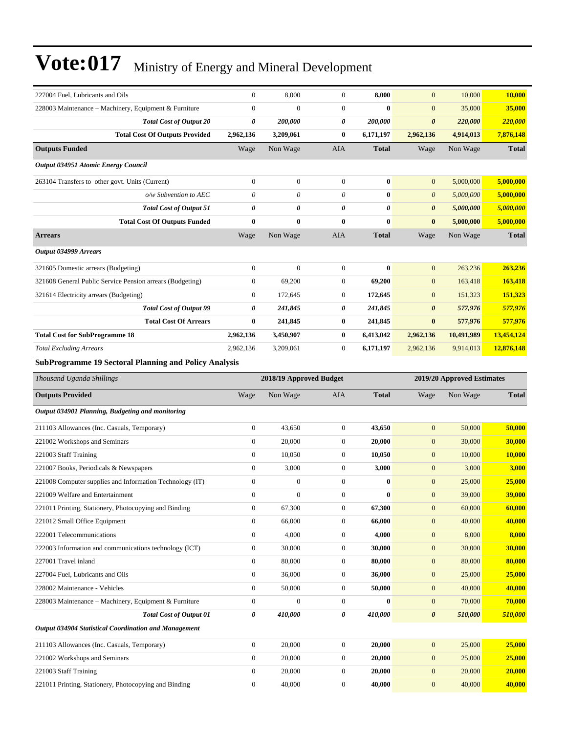| | | | | | | | |
|---|---|---|---|---|---|---|---|
| 227004 Fuel, Lubricants and Oils | 0 | 8,000 | 0 | **8,000** | 0 | 10,000 | **10,000** |
| 228003 Maintenance – Machinery, Equipment & Furniture | 0 | 0 | 0 | **0** | 0 | 35,000 | **35,000** |
| ***Total Cost of Output 20*** | ***0*** | ***200,000*** | ***0*** | ***200,000*** | ***0*** | ***220,000*** | ***220,000*** |
| **Total Cost Of Outputs Provided** | **2,962,136** | **3,209,061** | **0** | **6,171,197** | **2,962,136** | **4,914,013** | **7,876,148** |
| **Outputs Funded** | Wage | Non Wage | AIA | **Total** | Wage | Non Wage | **Total** |
| ***Output 034951 Atomic Energy Council*** | | | | | | | |
| 263104 Transfers to other govt. Units (Current) | 0 | 0 | 0 | **0** | 0 | 5,000,000 | **5,000,000** |
| *o/w Subvention to AEC* | *0* | *0* | *0* | **0** | *0* | *5,000,000* | ***5,000,000*** |
| ***Total Cost of Output 51*** | ***0*** | ***0*** | ***0*** | ***0*** | ***0*** | ***5,000,000*** | ***5,000,000*** |
| **Total Cost Of Outputs Funded** | **0** | **0** | **0** | **0** | **0** | **5,000,000** | **5,000,000** |
| **Arrears** | Wage | Non Wage | AIA | **Total** | Wage | Non Wage | **Total** |
| ***Output 034999 Arrears*** | | | | | | | |
| 321605 Domestic arrears (Budgeting) | 0 | 0 | 0 | **0** | 0 | 263,236 | **263,236** |
| 321608 General Public Service Pension arrears (Budgeting) | 0 | 69,200 | 0 | **69,200** | 0 | 163,418 | **163,418** |
| 321614 Electricity arrears (Budgeting) | 0 | 172,645 | 0 | **172,645** | 0 | 151,323 | **151,323** |
| ***Total Cost of Output 99*** | ***0*** | ***241,845*** | ***0*** | ***241,845*** | ***0*** | ***577,976*** | ***577,976*** |
| **Total Cost Of Arrears** | **0** | **241,845** | **0** | **241,845** | **0** | **577,976** | **577,976** |
| **Total Cost for SubProgramme 18** | **2,962,136** | **3,450,907** | **0** | **6,413,042** | **2,962,136** | **10,491,989** | **13,454,124** |
| *Total Excluding Arrears* | 2,962,136 | 3,209,061 | 0 | **6,171,197** | 2,962,136 | 9,914,013 | **12,876,148** |

**SubProgramme 19 Sectoral Planning and Policy Analysis**

| *Thousand Uganda Shillings* | 2018/19 Approved Budget | | | | 2019/20 Approved Estimates | | |
|---|---|---|---|---|---|---|---|
| **Outputs Provided** | Wage | Non Wage | AIA | **Total** | Wage | Non Wage | **Total** |
| ***Output 034901 Planning, Budgeting and monitoring*** | | | | | | | |
| 211103 Allowances (Inc. Casuals, Temporary) | 0 | 43,650 | 0 | **43,650** | 0 | 50,000 | **50,000** |
| 221002 Workshops and Seminars | 0 | 20,000 | 0 | **20,000** | 0 | 30,000 | **30,000** |
| 221003 Staff Training | 0 | 10,050 | 0 | **10,050** | 0 | 10,000 | **10,000** |
| 221007 Books, Periodicals & Newspapers | 0 | 3,000 | 0 | **3,000** | 0 | 3,000 | **3,000** |
| 221008 Computer supplies and Information Technology (IT) | 0 | 0 | 0 | **0** | 0 | 25,000 | **25,000** |
| 221009 Welfare and Entertainment | 0 | 0 | 0 | **0** | 0 | 39,000 | **39,000** |
| 221011 Printing, Stationery, Photocopying and Binding | 0 | 67,300 | 0 | **67,300** | 0 | 60,000 | **60,000** |
| 221012 Small Office Equipment | 0 | 66,000 | 0 | **66,000** | 0 | 40,000 | **40,000** |
| 222001 Telecommunications | 0 | 4,000 | 0 | **4,000** | 0 | 8,000 | **8,000** |
| 222003 Information and communications technology (ICT) | 0 | 30,000 | 0 | **30,000** | 0 | 30,000 | **30,000** |
| 227001 Travel inland | 0 | 80,000 | 0 | **80,000** | 0 | 80,000 | **80,000** |
| 227004 Fuel, Lubricants and Oils | 0 | 36,000 | 0 | **36,000** | 0 | 25,000 | **25,000** |
| 228002 Maintenance - Vehicles | 0 | 50,000 | 0 | **50,000** | 0 | 40,000 | **40,000** |
| 228003 Maintenance – Machinery, Equipment & Furniture | 0 | 0 | 0 | **0** | 0 | 70,000 | **70,000** |
| ***Total Cost of Output 01*** | ***0*** | ***410,000*** | ***0*** | ***410,000*** | ***0*** | ***510,000*** | ***510,000*** |
| ***Output 034904 Statistical Coordination and Management*** | | | | | | | |
| 211103 Allowances (Inc. Casuals, Temporary) | 0 | 20,000 | 0 | **20,000** | 0 | 25,000 | **25,000** |
| 221002 Workshops and Seminars | 0 | 20,000 | 0 | **20,000** | 0 | 25,000 | **25,000** |
| 221003 Staff Training | 0 | 20,000 | 0 | **20,000** | 0 | 20,000 | **20,000** |
| 221011 Printing, Stationery, Photocopying and Binding | 0 | 40,000 | 0 | **40,000** | 0 | 40,000 | **40,000** |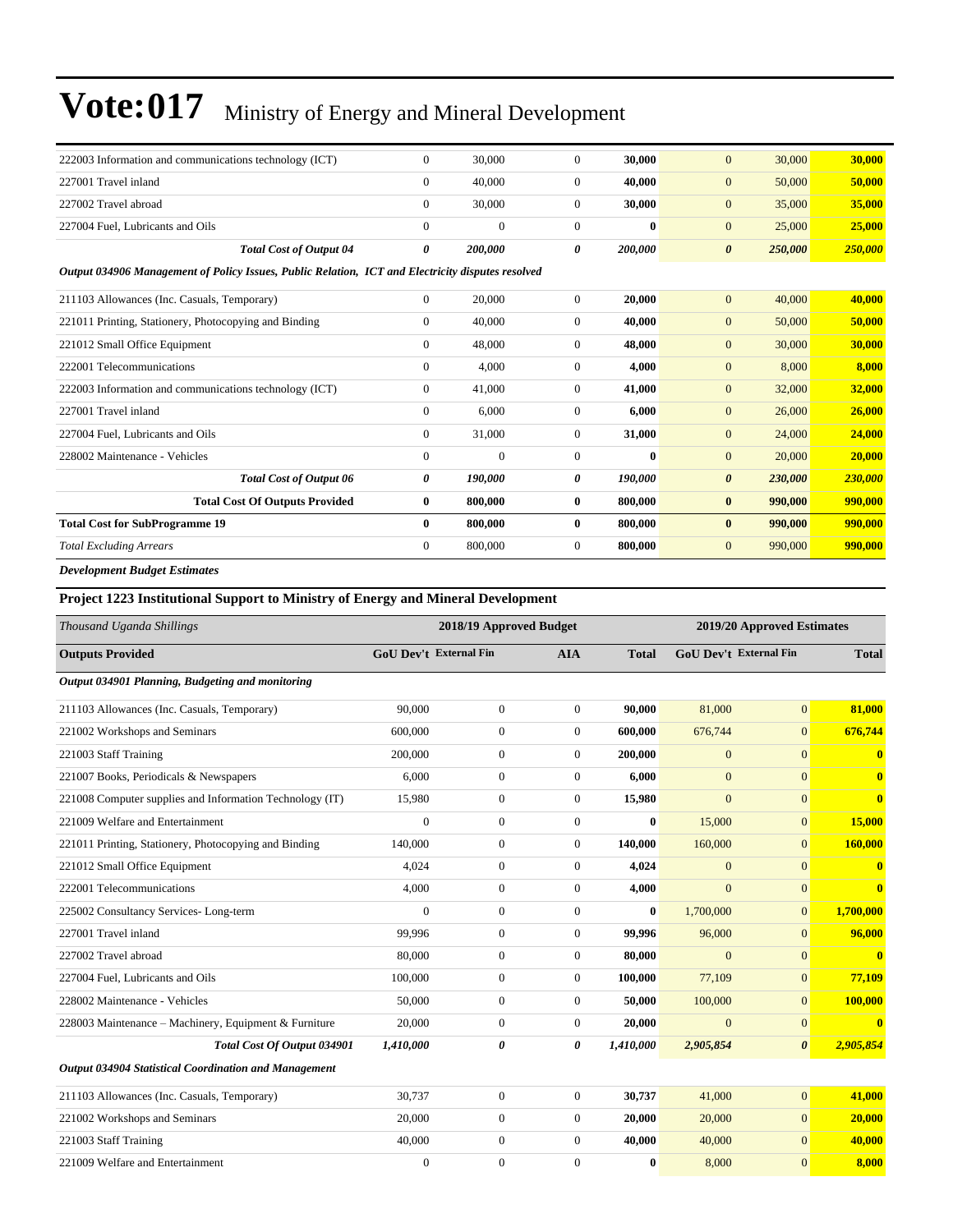# Vote:017 Ministry of Energy and Mineral Development

| | | | | | | | |
|---|---|---|---|---|---|---|---|
| 222003 Information and communications technology (ICT) | 0 | 30,000 | 0 | **30,000** | 0 | 30,000 | **30,000** |
| 227001 Travel inland | 0 | 40,000 | 0 | **40,000** | 0 | 50,000 | **50,000** |
| 227002 Travel abroad | 0 | 30,000 | 0 | **30,000** | 0 | 35,000 | **35,000** |
| 227004 Fuel, Lubricants and Oils | 0 | 0 | 0 | **0** | 0 | 25,000 | **25,000** |
| ***Total Cost of Output 04*** | ***0*** | ***200,000*** | ***0*** | ***200,000*** | ***0*** | ***250,000*** | ***250,000*** |
| ***Output 034906 Management of Policy Issues, Public Relation, ICT and Electricity disputes resolved*** | | | | | | | |
| 211103 Allowances (Inc. Casuals, Temporary) | 0 | 20,000 | 0 | **20,000** | 0 | 40,000 | **40,000** |
| 221011 Printing, Stationery, Photocopying and Binding | 0 | 40,000 | 0 | **40,000** | 0 | 50,000 | **50,000** |
| 221012 Small Office Equipment | 0 | 48,000 | 0 | **48,000** | 0 | 30,000 | **30,000** |
| 222001 Telecommunications | 0 | 4,000 | 0 | **4,000** | 0 | 8,000 | **8,000** |
| 222003 Information and communications technology (ICT) | 0 | 41,000 | 0 | **41,000** | 0 | 32,000 | **32,000** |
| 227001 Travel inland | 0 | 6,000 | 0 | **6,000** | 0 | 26,000 | **26,000** |
| 227004 Fuel, Lubricants and Oils | 0 | 31,000 | 0 | **31,000** | 0 | 24,000 | **24,000** |
| 228002 Maintenance - Vehicles | 0 | 0 | 0 | **0** | 0 | 20,000 | **20,000** |
| ***Total Cost of Output 06*** | ***0*** | ***190,000*** | ***0*** | ***190,000*** | ***0*** | ***230,000*** | ***230,000*** |
| **Total Cost Of Outputs Provided** | **0** | **800,000** | **0** | **800,000** | **0** | **990,000** | **990,000** |
| **Total Cost for SubProgramme 19** | **0** | **800,000** | **0** | **800,000** | **0** | **990,000** | **990,000** |
| *Total Excluding Arrears* | 0 | 800,000 | 0 | **800,000** | 0 | 990,000 | **990,000** |

***Development Budget Estimates***

**Project 1223 Institutional Support to Ministry of Energy and Mineral Development**

| *Thousand Uganda Shillings* | 2018/19 Approved Budget | | | | 2019/20 Approved Estimates | | |
|---|---|---|---|---|---|---|---|
| **Outputs Provided** | **GoU Dev't** | **External Fin** | **AIA** | **Total** | **GoU Dev't** | **External Fin** | **Total** |
| ***Output 034901 Planning, Budgeting and monitoring*** | | | | | | | |
| 211103 Allowances (Inc. Casuals, Temporary) | 90,000 | 0 | 0 | **90,000** | 81,000 | 0 | **81,000** |
| 221002 Workshops and Seminars | 600,000 | 0 | 0 | **600,000** | 676,744 | 0 | **676,744** |
| 221003 Staff Training | 200,000 | 0 | 0 | **200,000** | 0 | 0 | **0** |
| 221007 Books, Periodicals & Newspapers | 6,000 | 0 | 0 | **6,000** | 0 | 0 | **0** |
| 221008 Computer supplies and Information Technology (IT) | 15,980 | 0 | 0 | **15,980** | 0 | 0 | **0** |
| 221009 Welfare and Entertainment | 0 | 0 | 0 | **0** | 15,000 | 0 | **15,000** |
| 221011 Printing, Stationery, Photocopying and Binding | 140,000 | 0 | 0 | **140,000** | 160,000 | 0 | **160,000** |
| 221012 Small Office Equipment | 4,024 | 0 | 0 | **4,024** | 0 | 0 | **0** |
| 222001 Telecommunications | 4,000 | 0 | 0 | **4,000** | 0 | 0 | **0** |
| 225002 Consultancy Services- Long-term | 0 | 0 | 0 | **0** | 1,700,000 | 0 | **1,700,000** |
| 227001 Travel inland | 99,996 | 0 | 0 | **99,996** | 96,000 | 0 | **96,000** |
| 227002 Travel abroad | 80,000 | 0 | 0 | **80,000** | 0 | 0 | **0** |
| 227004 Fuel, Lubricants and Oils | 100,000 | 0 | 0 | **100,000** | 77,109 | 0 | **77,109** |
| 228002 Maintenance - Vehicles | 50,000 | 0 | 0 | **50,000** | 100,000 | 0 | **100,000** |
| 228003 Maintenance – Machinery, Equipment & Furniture | 20,000 | 0 | 0 | **20,000** | 0 | 0 | **0** |
| ***Total Cost Of Output 034901*** | ***1,410,000*** | ***0*** | ***0*** | ***1,410,000*** | ***2,905,854*** | ***0*** | ***2,905,854*** |
| ***Output 034904 Statistical Coordination and Management*** | | | | | | | |
| 211103 Allowances (Inc. Casuals, Temporary) | 30,737 | 0 | 0 | **30,737** | 41,000 | 0 | **41,000** |
| 221002 Workshops and Seminars | 20,000 | 0 | 0 | **20,000** | 20,000 | 0 | **20,000** |
| 221003 Staff Training | 40,000 | 0 | 0 | **40,000** | 40,000 | 0 | **40,000** |
| 221009 Welfare and Entertainment | 0 | 0 | 0 | **0** | 8,000 | 0 | **8,000** |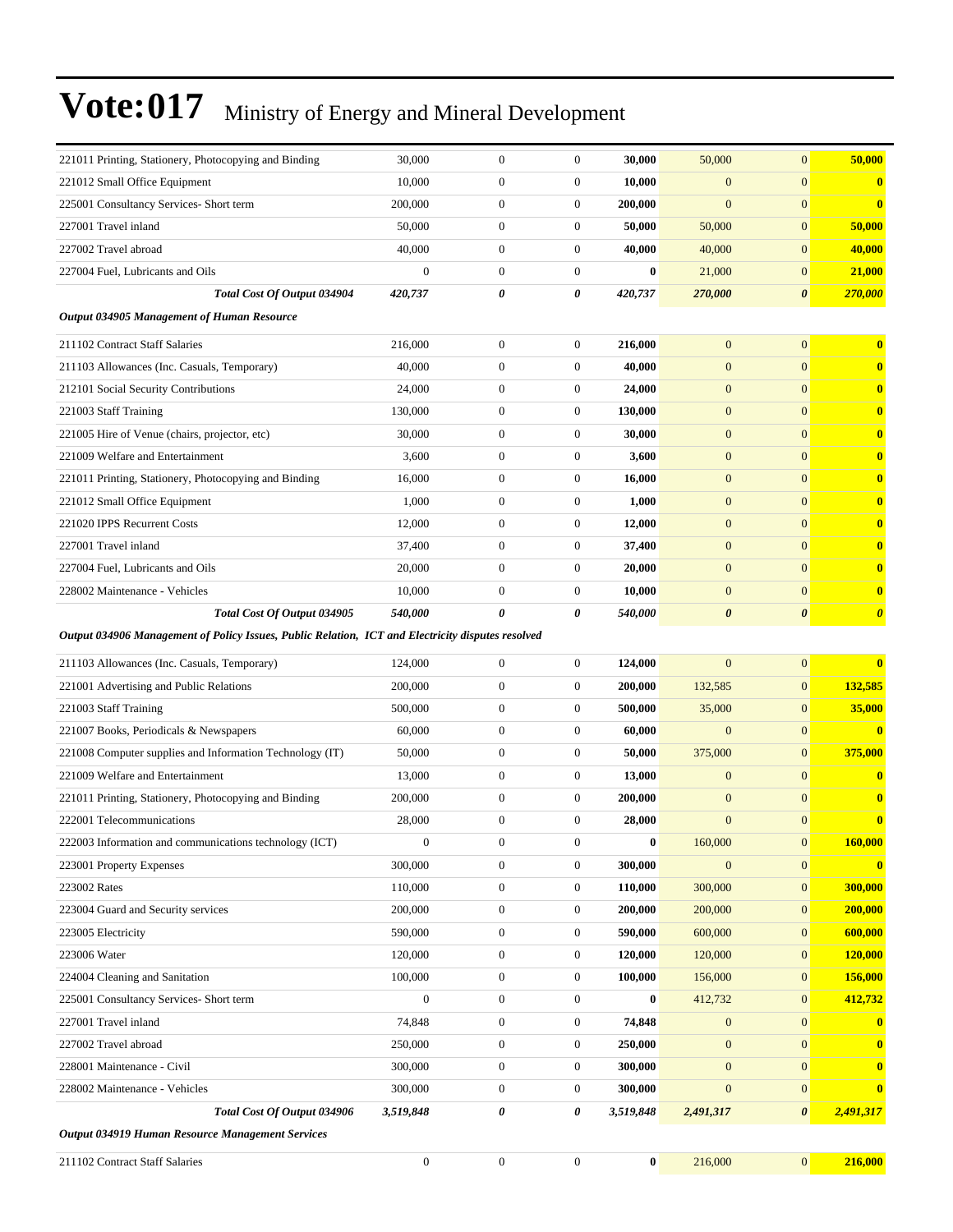# Vote:017 Ministry of Energy and Mineral Development

| | | | | | | | |
|---|---|---|---|---|---|---|---|
| 221011 Printing, Stationery, Photocopying and Binding | 30,000 | 0 | 0 | **30,000** | 50,000 | 0 | **50,000** |
| 221012 Small Office Equipment | 10,000 | 0 | 0 | **10,000** | 0 | 0 | **0** |
| 225001 Consultancy Services- Short term | 200,000 | 0 | 0 | **200,000** | 0 | 0 | **0** |
| 227001 Travel inland | 50,000 | 0 | 0 | **50,000** | 50,000 | 0 | **50,000** |
| 227002 Travel abroad | 40,000 | 0 | 0 | **40,000** | 40,000 | 0 | **40,000** |
| 227004 Fuel, Lubricants and Oils | 0 | 0 | 0 | **0** | 21,000 | 0 | **21,000** |
| ***Total Cost Of Output 034904*** | ***420,737*** | ***0*** | ***0*** | ***420,737*** | ***270,000*** | ***0*** | ***270,000*** |
| ***Output 034905 Management of Human Resource*** | | | | | | | |
| 211102 Contract Staff Salaries | 216,000 | 0 | 0 | **216,000** | 0 | 0 | **0** |
| 211103 Allowances (Inc. Casuals, Temporary) | 40,000 | 0 | 0 | **40,000** | 0 | 0 | **0** |
| 212101 Social Security Contributions | 24,000 | 0 | 0 | **24,000** | 0 | 0 | **0** |
| 221003 Staff Training | 130,000 | 0 | 0 | **130,000** | 0 | 0 | **0** |
| 221005 Hire of Venue (chairs, projector, etc) | 30,000 | 0 | 0 | **30,000** | 0 | 0 | **0** |
| 221009 Welfare and Entertainment | 3,600 | 0 | 0 | **3,600** | 0 | 0 | **0** |
| 221011 Printing, Stationery, Photocopying and Binding | 16,000 | 0 | 0 | **16,000** | 0 | 0 | **0** |
| 221012 Small Office Equipment | 1,000 | 0 | 0 | **1,000** | 0 | 0 | **0** |
| 221020 IPPS Recurrent Costs | 12,000 | 0 | 0 | **12,000** | 0 | 0 | **0** |
| 227001 Travel inland | 37,400 | 0 | 0 | **37,400** | 0 | 0 | **0** |
| 227004 Fuel, Lubricants and Oils | 20,000 | 0 | 0 | **20,000** | 0 | 0 | **0** |
| 228002 Maintenance - Vehicles | 10,000 | 0 | 0 | **10,000** | 0 | 0 | **0** |
| ***Total Cost Of Output 034905*** | ***540,000*** | ***0*** | ***0*** | ***540,000*** | ***0*** | ***0*** | ***0*** |
| ***Output 034906 Management of Policy Issues, Public Relation, ICT and Electricity disputes resolved*** | | | | | | | |
| 211103 Allowances (Inc. Casuals, Temporary) | 124,000 | 0 | 0 | **124,000** | 0 | 0 | **0** |
| 221001 Advertising and Public Relations | 200,000 | 0 | 0 | **200,000** | 132,585 | 0 | **132,585** |
| 221003 Staff Training | 500,000 | 0 | 0 | **500,000** | 35,000 | 0 | **35,000** |
| 221007 Books, Periodicals & Newspapers | 60,000 | 0 | 0 | **60,000** | 0 | 0 | **0** |
| 221008 Computer supplies and Information Technology (IT) | 50,000 | 0 | 0 | **50,000** | 375,000 | 0 | **375,000** |
| 221009 Welfare and Entertainment | 13,000 | 0 | 0 | **13,000** | 0 | 0 | **0** |
| 221011 Printing, Stationery, Photocopying and Binding | 200,000 | 0 | 0 | **200,000** | 0 | 0 | **0** |
| 222001 Telecommunications | 28,000 | 0 | 0 | **28,000** | 0 | 0 | **0** |
| 222003 Information and communications technology (ICT) | 0 | 0 | 0 | **0** | 160,000 | 0 | **160,000** |
| 223001 Property Expenses | 300,000 | 0 | 0 | **300,000** | 0 | 0 | **0** |
| 223002 Rates | 110,000 | 0 | 0 | **110,000** | 300,000 | 0 | **300,000** |
| 223004 Guard and Security services | 200,000 | 0 | 0 | **200,000** | 200,000 | 0 | **200,000** |
| 223005 Electricity | 590,000 | 0 | 0 | **590,000** | 600,000 | 0 | **600,000** |
| 223006 Water | 120,000 | 0 | 0 | **120,000** | 120,000 | 0 | **120,000** |
| 224004 Cleaning and Sanitation | 100,000 | 0 | 0 | **100,000** | 156,000 | 0 | **156,000** |
| 225001 Consultancy Services- Short term | 0 | 0 | 0 | **0** | 412,732 | 0 | **412,732** |
| 227001 Travel inland | 74,848 | 0 | 0 | **74,848** | 0 | 0 | **0** |
| 227002 Travel abroad | 250,000 | 0 | 0 | **250,000** | 0 | 0 | **0** |
| 228001 Maintenance - Civil | 300,000 | 0 | 0 | **300,000** | 0 | 0 | **0** |
| 228002 Maintenance - Vehicles | 300,000 | 0 | 0 | **300,000** | 0 | 0 | **0** |
| ***Total Cost Of Output 034906*** | ***3,519,848*** | ***0*** | ***0*** | ***3,519,848*** | ***2,491,317*** | ***0*** | ***2,491,317*** |
| ***Output 034919 Human Resource Management Services*** | | | | | | | |
| 211102 Contract Staff Salaries | 0 | 0 | 0 | **0** | 216,000 | 0 | **216,000** |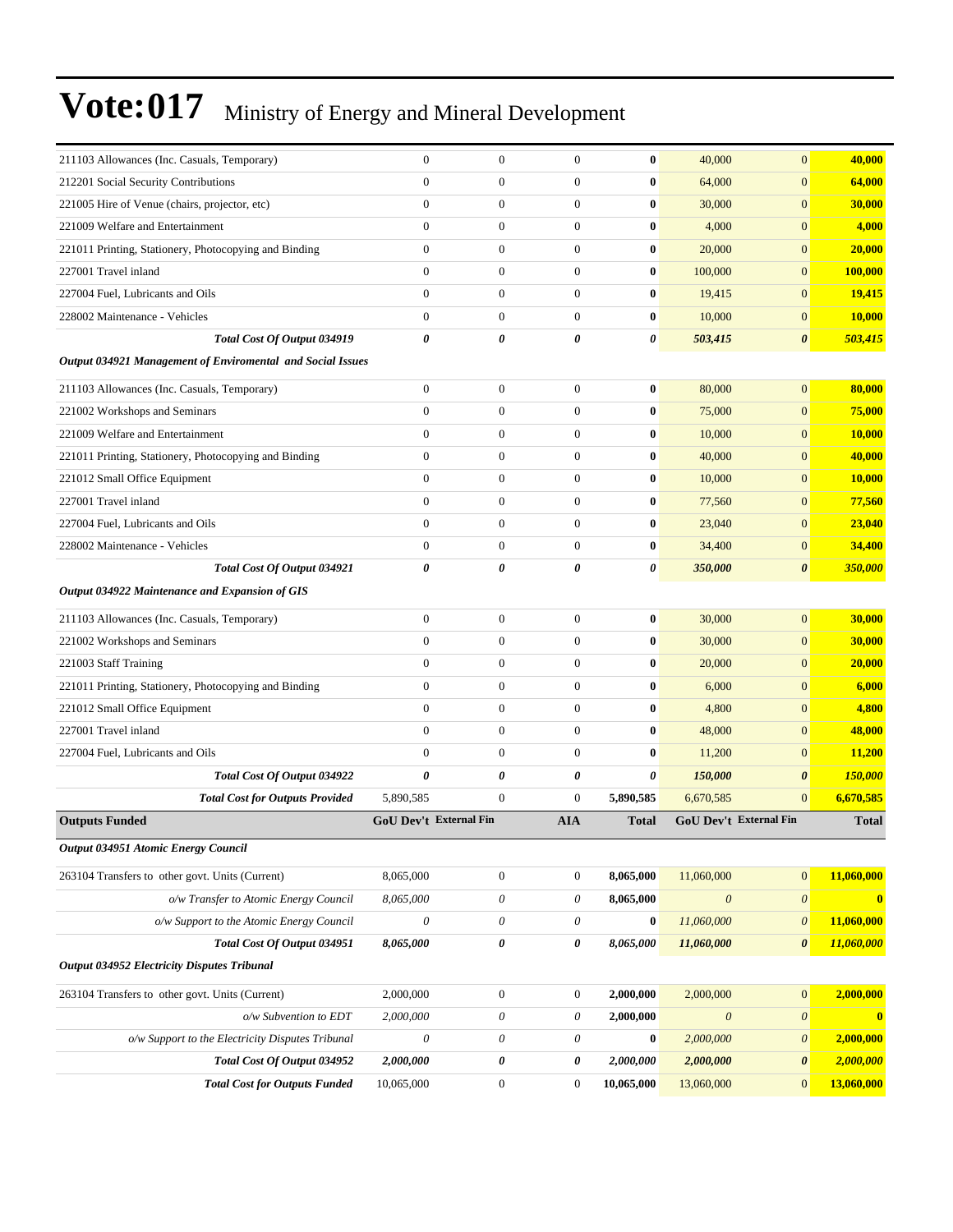| | | | | | | | |
|---|---|---|---|---|---|---|---|
| 211103 Allowances (Inc. Casuals, Temporary) | 0 | 0 | 0 | **0** | 40,000 | 0 | **40,000** |
| 212201 Social Security Contributions | 0 | 0 | 0 | **0** | 64,000 | 0 | **64,000** |
| 221005 Hire of Venue (chairs, projector, etc) | 0 | 0 | 0 | **0** | 30,000 | 0 | **30,000** |
| 221009 Welfare and Entertainment | 0 | 0 | 0 | **0** | 4,000 | 0 | **4,000** |
| 221011 Printing, Stationery, Photocopying and Binding | 0 | 0 | 0 | **0** | 20,000 | 0 | **20,000** |
| 227001 Travel inland | 0 | 0 | 0 | **0** | 100,000 | 0 | **100,000** |
| 227004 Fuel, Lubricants and Oils | 0 | 0 | 0 | **0** | 19,415 | 0 | **19,415** |
| 228002 Maintenance - Vehicles | 0 | 0 | 0 | **0** | 10,000 | 0 | **10,000** |
| ***Total Cost Of Output 034919*** | ***0*** | ***0*** | ***0*** | ***0*** | ***503,415*** | ***0*** | ***503,415*** |
| ***Output 034921 Management of Enviromental and Social Issues*** | | | | | | | |
| 211103 Allowances (Inc. Casuals, Temporary) | 0 | 0 | 0 | **0** | 80,000 | 0 | **80,000** |
| 221002 Workshops and Seminars | 0 | 0 | 0 | **0** | 75,000 | 0 | **75,000** |
| 221009 Welfare and Entertainment | 0 | 0 | 0 | **0** | 10,000 | 0 | **10,000** |
| 221011 Printing, Stationery, Photocopying and Binding | 0 | 0 | 0 | **0** | 40,000 | 0 | **40,000** |
| 221012 Small Office Equipment | 0 | 0 | 0 | **0** | 10,000 | 0 | **10,000** |
| 227001 Travel inland | 0 | 0 | 0 | **0** | 77,560 | 0 | **77,560** |
| 227004 Fuel, Lubricants and Oils | 0 | 0 | 0 | **0** | 23,040 | 0 | **23,040** |
| 228002 Maintenance - Vehicles | 0 | 0 | 0 | **0** | 34,400 | 0 | **34,400** |
| ***Total Cost Of Output 034921*** | ***0*** | ***0*** | ***0*** | ***0*** | ***350,000*** | ***0*** | ***350,000*** |
| ***Output 034922 Maintenance and Expansion of GIS*** | | | | | | | |
| 211103 Allowances (Inc. Casuals, Temporary) | 0 | 0 | 0 | **0** | 30,000 | 0 | **30,000** |
| 221002 Workshops and Seminars | 0 | 0 | 0 | **0** | 30,000 | 0 | **30,000** |
| 221003 Staff Training | 0 | 0 | 0 | **0** | 20,000 | 0 | **20,000** |
| 221011 Printing, Stationery, Photocopying and Binding | 0 | 0 | 0 | **0** | 6,000 | 0 | **6,000** |
| 221012 Small Office Equipment | 0 | 0 | 0 | **0** | 4,800 | 0 | **4,800** |
| 227001 Travel inland | 0 | 0 | 0 | **0** | 48,000 | 0 | **48,000** |
| 227004 Fuel, Lubricants and Oils | 0 | 0 | 0 | **0** | 11,200 | 0 | **11,200** |
| ***Total Cost Of Output 034922*** | ***0*** | ***0*** | ***0*** | ***0*** | ***150,000*** | ***0*** | ***150,000*** |
| ***Total Cost for Outputs Provided*** | 5,890,585 | 0 | 0 | **5,890,585** | 6,670,585 | 0 | **6,670,585** |
| **Outputs Funded** | **GoU Dev't** | **External Fin** | **AIA** | **Total** | **GoU Dev't** | **External Fin** | **Total** |
| ***Output 034951 Atomic Energy Council*** | | | | | | | |
| 263104 Transfers to other govt. Units (Current) | 8,065,000 | 0 | 0 | **8,065,000** | 11,060,000 | 0 | **11,060,000** |
| *o/w Transfer to Atomic Energy Council* | *8,065,000* | *0* | *0* | **8,065,000** | *0* | *0* | **0** |
| *o/w Support to the Atomic Energy Council* | *0* | *0* | *0* | **0** | *11,060,000* | *0* | **11,060,000** |
| ***Total Cost Of Output 034951*** | ***8,065,000*** | ***0*** | ***0*** | ***8,065,000*** | ***11,060,000*** | ***0*** | ***11,060,000*** |
| ***Output 034952 Electricity Disputes Tribunal*** | | | | | | | |
| 263104 Transfers to other govt. Units (Current) | 2,000,000 | 0 | 0 | **2,000,000** | 2,000,000 | 0 | **2,000,000** |
| *o/w Subvention to EDT* | *2,000,000* | *0* | *0* | **2,000,000** | *0* | *0* | **0** |
| *o/w Support to the Electricity Disputes Tribunal* | *0* | *0* | *0* | **0** | *2,000,000* | *0* | **2,000,000** |
| ***Total Cost Of Output 034952*** | ***2,000,000*** | ***0*** | ***0*** | ***2,000,000*** | ***2,000,000*** | ***0*** | ***2,000,000*** |
| ***Total Cost for Outputs Funded*** | 10,065,000 | 0 | 0 | **10,065,000** | 13,060,000 | 0 | **13,060,000** |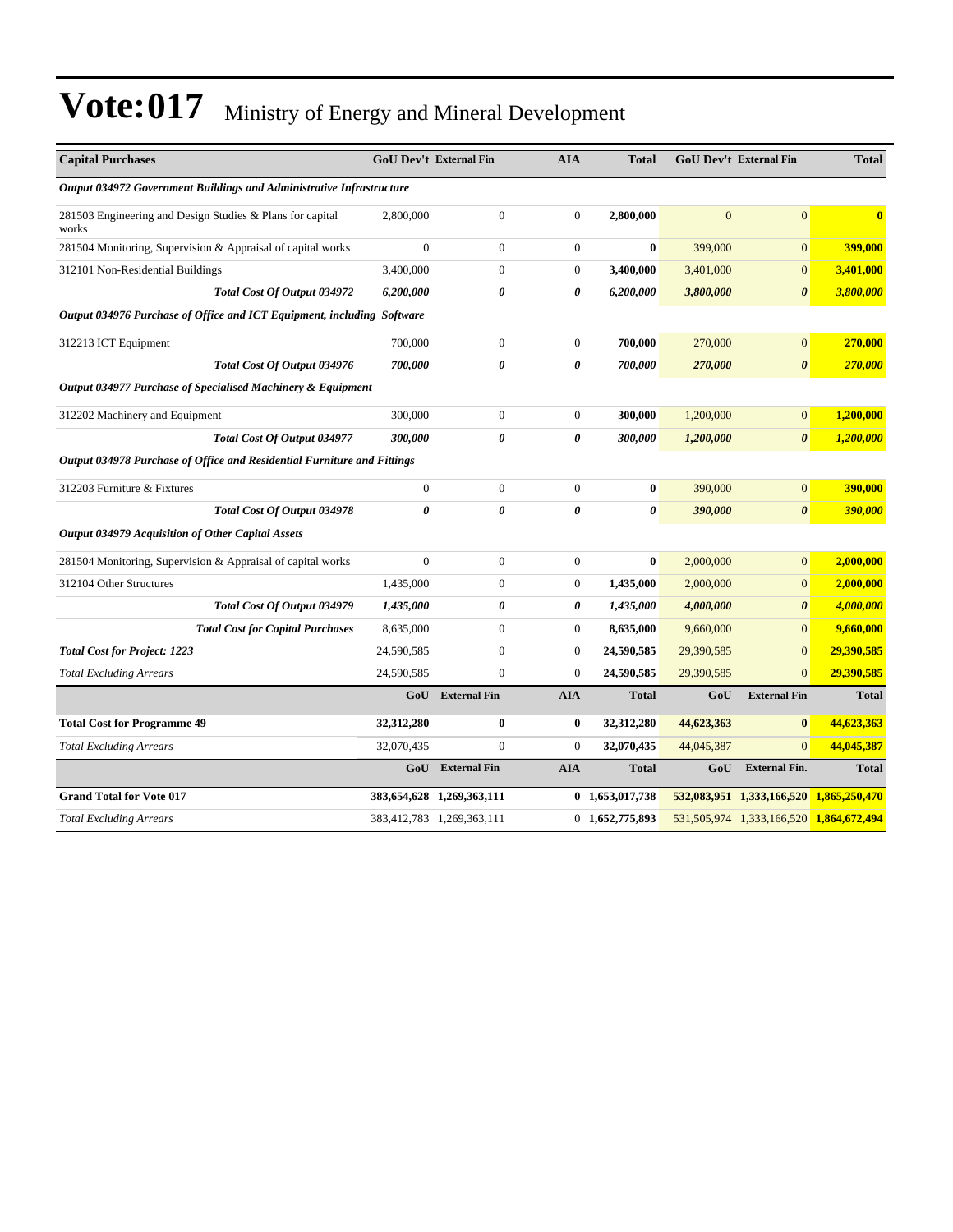# Vote:017 Ministry of Energy and Mineral Development

| Capital Purchases | GoU Dev't | External Fin | AIA | Total | GoU Dev't | External Fin | Total |
|---|---|---|---|---|---|---|---|
| ***Output 034972 Government Buildings and Administrative Infrastructure*** | | | | | | | |
| 281503 Engineering and Design Studies & Plans for capital works | 2,800,000 | 0 | 0 | **2,800,000** | 0 | 0 | **0** |
| 281504 Monitoring, Supervision & Appraisal of capital works | 0 | 0 | 0 | **0** | 399,000 | 0 | **399,000** |
| 312101 Non-Residential Buildings | 3,400,000 | 0 | 0 | **3,400,000** | 3,401,000 | 0 | **3,401,000** |
| ***Total Cost Of Output 034972*** | ***6,200,000*** | ***0*** | ***0*** | ***6,200,000*** | ***3,800,000*** | ***0*** | ***3,800,000*** |
| ***Output 034976 Purchase of Office and ICT Equipment, including Software*** | | | | | | | |
| 312213 ICT Equipment | 700,000 | 0 | 0 | **700,000** | 270,000 | 0 | **270,000** |
| ***Total Cost Of Output 034976*** | ***700,000*** | ***0*** | ***0*** | ***700,000*** | ***270,000*** | ***0*** | ***270,000*** |
| ***Output 034977 Purchase of Specialised Machinery & Equipment*** | | | | | | | |
| 312202 Machinery and Equipment | 300,000 | 0 | 0 | **300,000** | 1,200,000 | 0 | **1,200,000** |
| ***Total Cost Of Output 034977*** | ***300,000*** | ***0*** | ***0*** | ***300,000*** | ***1,200,000*** | ***0*** | ***1,200,000*** |
| ***Output 034978 Purchase of Office and Residential Furniture and Fittings*** | | | | | | | |
| 312203 Furniture & Fixtures | 0 | 0 | 0 | **0** | 390,000 | 0 | **390,000** |
| ***Total Cost Of Output 034978*** | ***0*** | ***0*** | ***0*** | ***0*** | ***390,000*** | ***0*** | ***390,000*** |
| ***Output 034979 Acquisition of Other Capital Assets*** | | | | | | | |
| 281504 Monitoring, Supervision & Appraisal of capital works | 0 | 0 | 0 | **0** | 2,000,000 | 0 | **2,000,000** |
| 312104 Other Structures | 1,435,000 | 0 | 0 | **1,435,000** | 2,000,000 | 0 | **2,000,000** |
| ***Total Cost Of Output 034979*** | ***1,435,000*** | ***0*** | ***0*** | ***1,435,000*** | ***4,000,000*** | ***0*** | ***4,000,000*** |
| ***Total Cost for Capital Purchases*** | 8,635,000 | 0 | 0 | **8,635,000** | 9,660,000 | 0 | **9,660,000** |
| ***Total Cost for Project: 1223*** | 24,590,585 | 0 | 0 | **24,590,585** | 29,390,585 | 0 | **29,390,585** |
| *Total Excluding Arrears* | 24,590,585 | 0 | 0 | **24,590,585** | 29,390,585 | 0 | **29,390,585** |
| | **GoU** | **External Fin** | **AIA** | **Total** | **GoU** | **External Fin** | **Total** |
| **Total Cost for Programme 49** | **32,312,280** | **0** | **0** | **32,312,280** | **44,623,363** | **0** | **44,623,363** |
| *Total Excluding Arrears* | 32,070,435 | 0 | 0 | **32,070,435** | 44,045,387 | 0 | **44,045,387** |
| | **GoU** | **External Fin** | **AIA** | **Total** | **GoU** | **External Fin.** | **Total** |
| **Grand Total for Vote 017** | **383,654,628** | **1,269,363,111** | **0** | **1,653,017,738** | **532,083,951** | **1,333,166,520** | **1,865,250,470** |
| *Total Excluding Arrears* | 383,412,783 | 1,269,363,111 | 0 | **1,652,775,893** | 531,505,974 | 1,333,166,520 | **1,864,672,494** |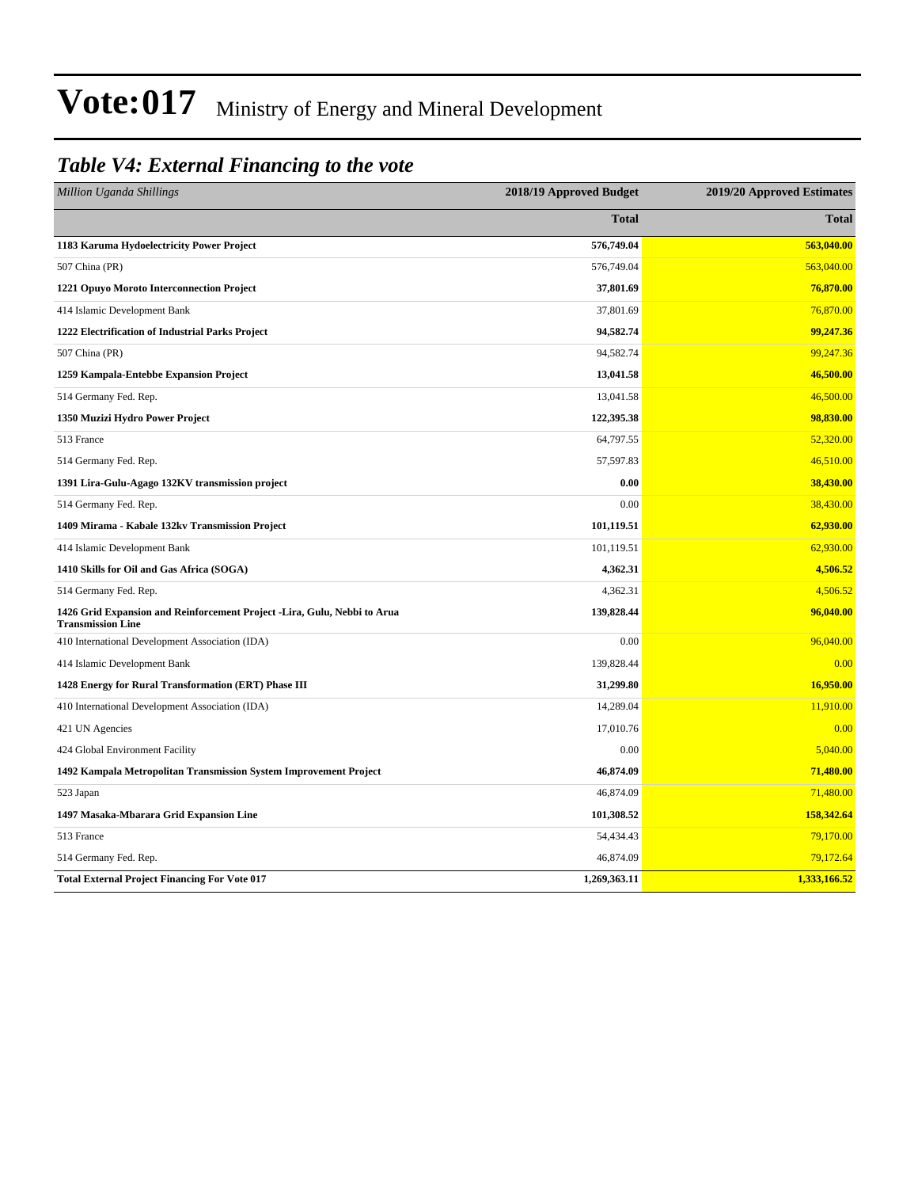# Vote:017 Ministry of Energy and Mineral Development

## *Table V4: External Financing to the vote*

| *Million Uganda Shillings* | 2018/19 Approved Budget | 2019/20 Approved Estimates |
|---|---|---|
| | **Total** | **Total** |
| **1183 Karuma Hydoelectricity Power Project** | **576,749.04** | **563,040.00** |
| 507 China (PR) | 576,749.04 | 563,040.00 |
| **1221 Opuyo Moroto Interconnection Project** | **37,801.69** | **76,870.00** |
| 414 Islamic Development Bank | 37,801.69 | 76,870.00 |
| **1222 Electrification of Industrial Parks Project** | **94,582.74** | **99,247.36** |
| 507 China (PR) | 94,582.74 | 99,247.36 |
| **1259 Kampala-Entebbe Expansion Project** | **13,041.58** | **46,500.00** |
| 514 Germany Fed. Rep. | 13,041.58 | 46,500.00 |
| **1350 Muzizi Hydro Power Project** | **122,395.38** | **98,830.00** |
| 513 France | 64,797.55 | 52,320.00 |
| 514 Germany Fed. Rep. | 57,597.83 | 46,510.00 |
| **1391 Lira-Gulu-Agago 132KV transmission project** | **0.00** | **38,430.00** |
| 514 Germany Fed. Rep. | 0.00 | 38,430.00 |
| **1409 Mirama - Kabale 132kv Transmission Project** | **101,119.51** | **62,930.00** |
| 414 Islamic Development Bank | 101,119.51 | 62,930.00 |
| **1410 Skills for Oil and Gas Africa (SOGA)** | **4,362.31** | **4,506.52** |
| 514 Germany Fed. Rep. | 4,362.31 | 4,506.52 |
| **1426 Grid Expansion and Reinforcement Project -Lira, Gulu, Nebbi to Arua Transmission Line** | **139,828.44** | **96,040.00** |
| 410 International Development Association (IDA) | 0.00 | 96,040.00 |
| 414 Islamic Development Bank | 139,828.44 | 0.00 |
| **1428 Energy for Rural Transformation (ERT) Phase III** | **31,299.80** | **16,950.00** |
| 410 International Development Association (IDA) | 14,289.04 | 11,910.00 |
| 421 UN Agencies | 17,010.76 | 0.00 |
| 424 Global Environment Facility | 0.00 | 5,040.00 |
| **1492 Kampala Metropolitan Transmission System Improvement Project** | **46,874.09** | **71,480.00** |
| 523 Japan | 46,874.09 | 71,480.00 |
| **1497 Masaka-Mbarara Grid Expansion Line** | **101,308.52** | **158,342.64** |
| 513 France | 54,434.43 | 79,170.00 |
| 514 Germany Fed. Rep. | 46,874.09 | 79,172.64 |
| **Total External Project Financing For Vote 017** | **1,269,363.11** | **1,333,166.52** |